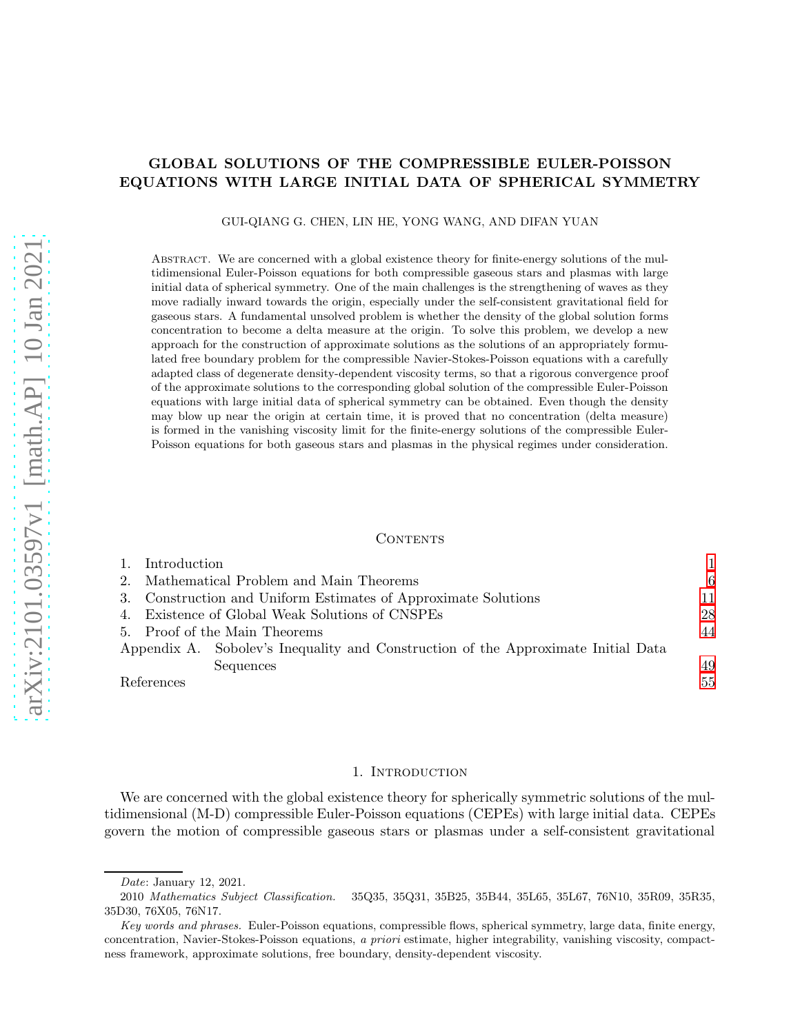# GLOBAL SOLUTIONS OF THE COMPRESSIBLE EULER-POISSON EQUATIONS WITH LARGE INITIAL DATA OF SPHERICAL SYMMETRY

GUI-QIANG G. CHEN, LIN HE, YONG WANG, AND DIFAN YUAN

Abstract. We are concerned with a global existence theory for finite-energy solutions of the multidimensional Euler-Poisson equations for both compressible gaseous stars and plasmas with large initial data of spherical symmetry. One of the main challenges is the strengthening of waves as they move radially inward towards the origin, especially under the self-consistent gravitational field for gaseous stars. A fundamental unsolved problem is whether the density of the global solution forms concentration to become a delta measure at the origin. To solve this problem, we develop a new approach for the construction of approximate solutions as the solutions of an appropriately formulated free boundary problem for the compressible Navier-Stokes-Poisson equations with a carefully adapted class of degenerate density-dependent viscosity terms, so that a rigorous convergence proof of the approximate solutions to the corresponding global solution of the compressible Euler-Poisson equations with large initial data of spherical symmetry can be obtained. Even though the density may blow up near the origin at certain time, it is proved that no concentration (delta measure) is formed in the vanishing viscosity limit for the finite-energy solutions of the compressible Euler-Poisson equations for both gaseous stars and plasmas in the physical regimes under consideration.

## Contents

1. Introduction 1
2. Mathematical Problem and Main Theorems 6
3. Construction and Uniform Estimates of Approximate Solutions 11
4. Existence of Global Weak Solutions of CNSPEs 28
5. Proof of the Main Theorems 44

Appendix A. Sobolev's Inequality and Construction of the Approximate Initial Data Sequences 49

References 55

## 1. Introduction

We are concerned with the global existence theory for spherically symmetric solutions of the multidimensional (M-D) compressible Euler-Poisson equations (CEPEs) with large initial data. CEPEs govern the motion of compressible gaseous stars or plasmas under a self-consistent gravitational

---

*Date*: January 12, 2021.

2010 *Mathematics Subject Classification.* 35Q35, 35Q31, 35B25, 35B44, 35L65, 35L67, 76N10, 35R09, 35R35, 35D30, 76X05, 76N17.

*Key words and phrases.* Euler-Poisson equations, compressible flows, spherical symmetry, large data, finite energy, concentration, Navier-Stokes-Poisson equations, *a priori* estimate, higher integrability, vanishing viscosity, compactness framework, approximate solutions, free boundary, density-dependent viscosity.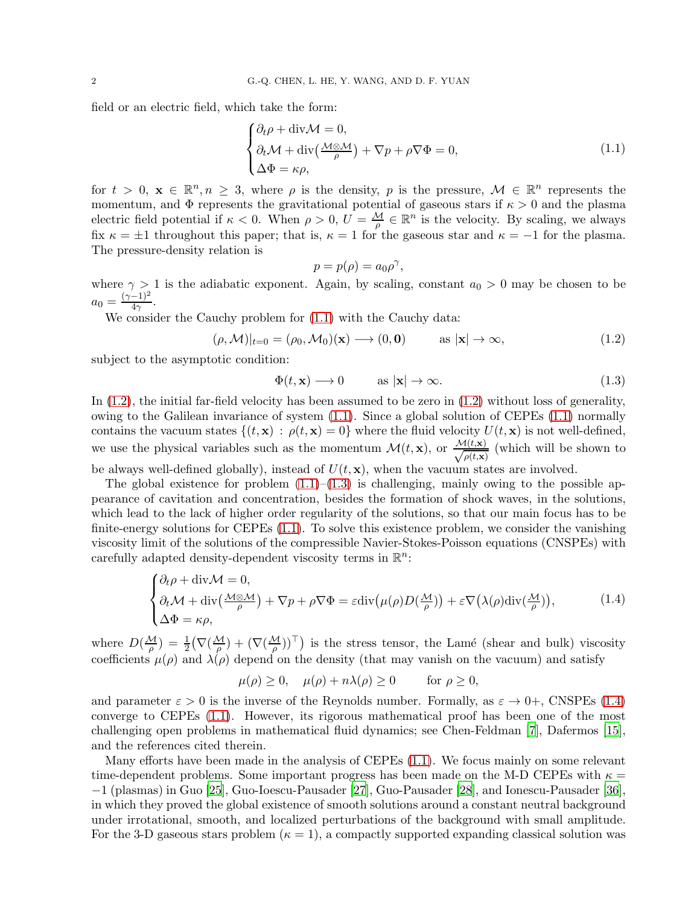field or an electric field, which take the form:

$$
\begin{cases}
\partial_t \rho + \operatorname{div}\mathcal{M} = 0, \\
\partial_t \mathcal{M} + \operatorname{div}\big(\frac{\mathcal{M}\otimes\mathcal{M}}{\rho}\big) + \nabla p + \rho \nabla \Phi = 0, \\
\Delta \Phi = \kappa \rho,
\end{cases}
\tag{1.1}
$$

for $t > 0$, $\mathbf{x} \in \mathbb{R}^n, n \geq 3$, where $\rho$ is the density, $p$ is the pressure, $\mathcal{M} \in \mathbb{R}^n$ represents the momentum, and $\Phi$ represents the gravitational potential of gaseous stars if $\kappa > 0$ and the plasma electric field potential if $\kappa < 0$. When $\rho > 0$, $U = \frac{\mathcal{M}}{\rho} \in \mathbb{R}^n$ is the velocity. By scaling, we always fix $\kappa = \pm 1$ throughout this paper; that is, $\kappa = 1$ for the gaseous star and $\kappa = -1$ for the plasma. The pressure-density relation is

$$
p = p(\rho) = a_0 \rho^\gamma,
$$

where $\gamma > 1$ is the adiabatic exponent. Again, by scaling, constant $a_0 > 0$ may be chosen to be $a_0 = \frac{(\gamma-1)^2}{4\gamma}$.

We consider the Cauchy problem for (1.1) with the Cauchy data:

$$
(\rho, \mathcal{M})|_{t=0} = (\rho_0, \mathcal{M}_0)(\mathbf{x}) \longrightarrow (0, \mathbf{0}) \qquad \text{as } |\mathbf{x}| \to \infty,
\tag{1.2}
$$

subject to the asymptotic condition:

$$
\Phi(t, \mathbf{x}) \longrightarrow 0 \qquad \text{as } |\mathbf{x}| \to \infty.
\tag{1.3}
$$

In (1.2), the initial far-field velocity has been assumed to be zero in (1.2) without loss of generality, owing to the Galilean invariance of system (1.1). Since a global solution of CEPEs (1.1) normally contains the vacuum states $\{(t, \mathbf{x}) : \rho(t, \mathbf{x}) = 0\}$ where the fluid velocity $U(t, \mathbf{x})$ is not well-defined, we use the physical variables such as the momentum $\mathcal{M}(t, \mathbf{x})$, or $\frac{\mathcal{M}(t,\mathbf{x})}{\sqrt{\rho(t,\mathbf{x})}}$ (which will be shown to be always well-defined globally), instead of $U(t, \mathbf{x})$, when the vacuum states are involved.

The global existence for problem (1.1)–(1.3) is challenging, mainly owing to the possible appearance of cavitation and concentration, besides the formation of shock waves, in the solutions, which lead to the lack of higher order regularity of the solutions, so that our main focus has to be finite-energy solutions for CEPEs (1.1). To solve this existence problem, we consider the vanishing viscosity limit of the solutions of the compressible Navier-Stokes-Poisson equations (CNSPEs) with carefully adapted density-dependent viscosity terms in $\mathbb{R}^n$:

$$
\begin{cases}
\partial_t \rho + \operatorname{div}\mathcal{M} = 0, \\
\partial_t \mathcal{M} + \operatorname{div}\big(\frac{\mathcal{M}\otimes\mathcal{M}}{\rho}\big) + \nabla p + \rho \nabla \Phi = \varepsilon \operatorname{div}\big(\mu(\rho) D(\frac{\mathcal{M}}{\rho})\big) + \varepsilon \nabla\big(\lambda(\rho) \operatorname{div}(\frac{\mathcal{M}}{\rho})\big), \\
\Delta \Phi = \kappa \rho,
\end{cases}
\tag{1.4}
$$

where $D(\frac{\mathcal{M}}{\rho}) = \frac{1}{2}\big(\nabla(\frac{\mathcal{M}}{\rho}) + (\nabla(\frac{\mathcal{M}}{\rho}))^\top\big)$ is the stress tensor, the Lamé (shear and bulk) viscosity coefficients $\mu(\rho)$ and $\lambda(\rho)$ depend on the density (that may vanish on the vacuum) and satisfy

$$
\mu(\rho) \geq 0, \quad \mu(\rho) + n\lambda(\rho) \geq 0 \qquad \text{for } \rho \geq 0,
$$

and parameter $\varepsilon > 0$ is the inverse of the Reynolds number. Formally, as $\varepsilon \to 0+$, CNSPEs (1.4) converge to CEPEs (1.1). However, its rigorous mathematical proof has been one of the most challenging open problems in mathematical fluid dynamics; see Chen-Feldman [7], Dafermos [15], and the references cited therein.

Many efforts have been made in the analysis of CEPEs (1.1). We focus mainly on some relevant time-dependent problems. Some important progress has been made on the M-D CEPEs with $\kappa = -1$ (plasmas) in Guo [25], Guo-Ioescu-Pausader [27], Guo-Pausader [28], and Ionescu-Pausader [36], in which they proved the global existence of smooth solutions around a constant neutral background under irrotational, smooth, and localized perturbations of the background with small amplitude. For the 3-D gaseous stars problem ($\kappa = 1$), a compactly supported expanding classical solution was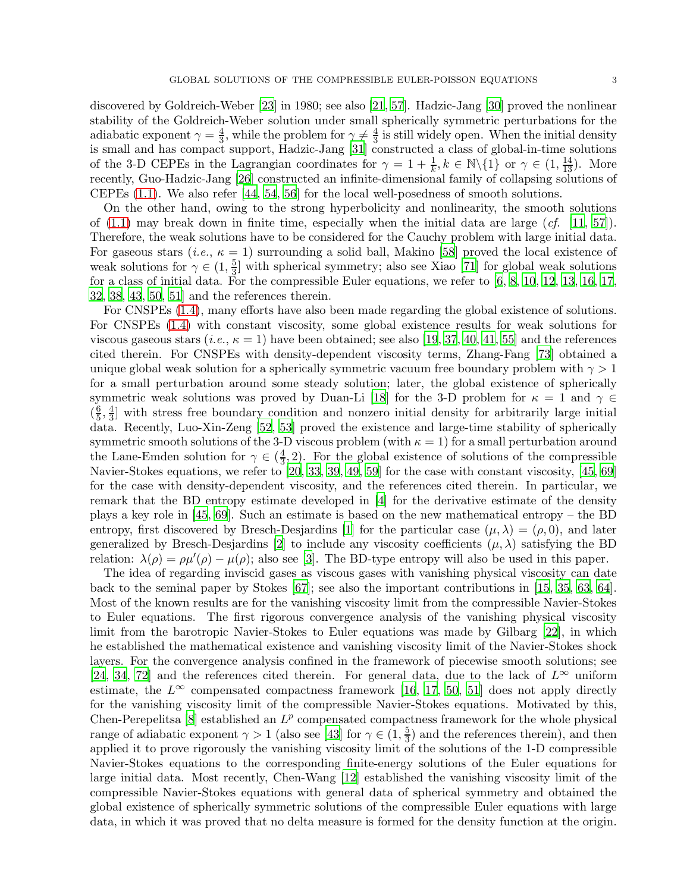discovered by Goldreich-Weber [23] in 1980; see also [21, 57]. Hadzic-Jang [30] proved the nonlinear stability of the Goldreich-Weber solution under small spherically symmetric perturbations for the adiabatic exponent $\gamma = \frac{4}{3}$, while the problem for $\gamma \neq \frac{4}{3}$ is still widely open. When the initial density is small and has compact support, Hadzic-Jang [31] constructed a class of global-in-time solutions of the 3-D CEPEs in the Lagrangian coordinates for $\gamma = 1 + \frac{1}{k}, k \in \mathbb{N}\backslash\{1\}$ or $\gamma \in (1, \frac{14}{13})$. More recently, Guo-Hadzic-Jang [26] constructed an infinite-dimensional family of collapsing solutions of CEPEs (1.1). We also refer [44, 54, 56] for the local well-posedness of smooth solutions.

On the other hand, owing to the strong hyperbolicity and nonlinearity, the smooth solutions of (1.1) may break down in finite time, especially when the initial data are large (*cf.* [11, 57]). Therefore, the weak solutions have to be considered for the Cauchy problem with large initial data. For gaseous stars (*i.e.*, $\kappa = 1$) surrounding a solid ball, Makino [58] proved the local existence of weak solutions for $\gamma \in (1, \frac{5}{3}]$ with spherical symmetry; also see Xiao [71] for global weak solutions for a class of initial data. For the compressible Euler equations, we refer to [6, 8, 10, 12, 13, 16, 17, 32, 38, 43, 50, 51] and the references therein.

For CNSPEs (1.4), many efforts have also been made regarding the global existence of solutions. For CNSPEs (1.4) with constant viscosity, some global existence results for weak solutions for viscous gaseous stars (*i.e.*, $\kappa = 1$) have been obtained; see also [19, 37, 40, 41, 55] and the references cited therein. For CNSPEs with density-dependent viscosity terms, Zhang-Fang [73] obtained a unique global weak solution for a spherically symmetric vacuum free boundary problem with $\gamma > 1$ for a small perturbation around some steady solution; later, the global existence of spherically symmetric weak solutions was proved by Duan-Li [18] for the 3-D problem for $\kappa = 1$ and $\gamma \in (\frac{6}{5}, \frac{4}{3}]$ with stress free boundary condition and nonzero initial density for arbitrarily large initial data. Recently, Luo-Xin-Zeng [52, 53] proved the existence and large-time stability of spherically symmetric smooth solutions of the 3-D viscous problem (with $\kappa = 1$) for a small perturbation around the Lane-Emden solution for $\gamma \in (\frac{4}{3}, 2)$. For the global existence of solutions of the compressible Navier-Stokes equations, we refer to [20, 33, 39, 49, 59] for the case with constant viscosity, [45, 69] for the case with density-dependent viscosity, and the references cited therein. In particular, we remark that the BD entropy estimate developed in [4] for the derivative estimate of the density plays a key role in [45, 69]. Such an estimate is based on the new mathematical entropy – the BD entropy, first discovered by Bresch-Desjardins [1] for the particular case $(\mu, \lambda) = (\rho, 0)$, and later generalized by Bresch-Desjardins [2] to include any viscosity coefficients $(\mu, \lambda)$ satisfying the BD relation: $\lambda(\rho) = \rho\mu'(\rho) - \mu(\rho)$; also see [3]. The BD-type entropy will also be used in this paper.

The idea of regarding inviscid gases as viscous gases with vanishing physical viscosity can date back to the seminal paper by Stokes [67]; see also the important contributions in [15, 35, 63, 64]. Most of the known results are for the vanishing viscosity limit from the compressible Navier-Stokes to Euler equations. The first rigorous convergence analysis of the vanishing physical viscosity limit from the barotropic Navier-Stokes to Euler equations was made by Gilbarg [22], in which he established the mathematical existence and vanishing viscosity limit of the Navier-Stokes shock layers. For the convergence analysis confined in the framework of piecewise smooth solutions; see [24, 34, 72] and the references cited therein. For general data, due to the lack of $L^\infty$ uniform estimate, the $L^\infty$ compensated compactness framework [16, 17, 50, 51] does not apply directly for the vanishing viscosity limit of the compressible Navier-Stokes equations. Motivated by this, Chen-Perepelitsa [8] established an $L^p$ compensated compactness framework for the whole physical range of adiabatic exponent $\gamma > 1$ (also see [43] for $\gamma \in (1, \frac{5}{3})$ and the references therein), and then applied it to prove rigorously the vanishing viscosity limit of the solutions of the 1-D compressible Navier-Stokes equations to the corresponding finite-energy solutions of the Euler equations for large initial data. Most recently, Chen-Wang [12] established the vanishing viscosity limit of the compressible Navier-Stokes equations with general data of spherical symmetry and obtained the global existence of spherically symmetric solutions of the compressible Euler equations with large data, in which it was proved that no delta measure is formed for the density function at the origin.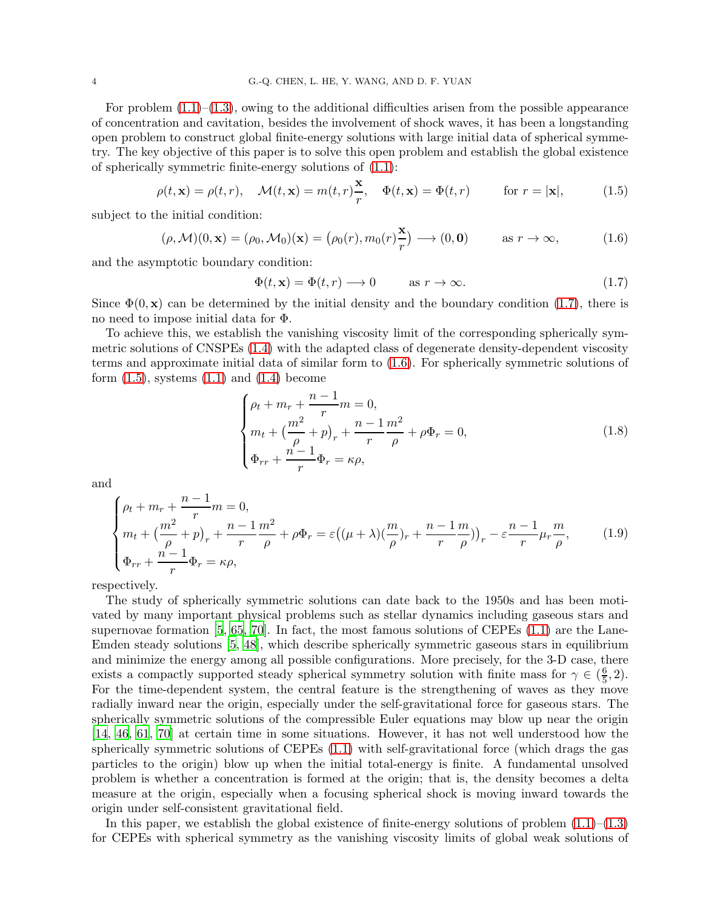For problem (1.1)–(1.3), owing to the additional difficulties arisen from the possible appearance of concentration and cavitation, besides the involvement of shock waves, it has been a longstanding open problem to construct global finite-energy solutions with large initial data of spherical symmetry. The key objective of this paper is to solve this open problem and establish the global existence of spherically symmetric finite-energy solutions of (1.1):

$$\rho(t,\mathbf{x}) = \rho(t,r), \quad \mathcal{M}(t,\mathbf{x}) = m(t,r)\frac{\mathbf{x}}{r}, \quad \Phi(t,\mathbf{x}) = \Phi(t,r) \qquad \text{for } r = |\mathbf{x}|, \tag{1.5}$$

subject to the initial condition:

$$(\rho, \mathcal{M})(0,\mathbf{x}) = (\rho_0, \mathcal{M}_0)(\mathbf{x}) = \big(\rho_0(r), m_0(r)\frac{\mathbf{x}}{r}\big) \longrightarrow (0,\mathbf{0}) \qquad \text{as } r \to \infty, \tag{1.6}$$

and the asymptotic boundary condition:

$$\Phi(t,\mathbf{x}) = \Phi(t,r) \longrightarrow 0 \qquad \text{as } r \to \infty. \tag{1.7}$$

Since $\Phi(0,\mathbf{x})$ can be determined by the initial density and the boundary condition (1.7), there is no need to impose initial data for $\Phi$.

To achieve this, we establish the vanishing viscosity limit of the corresponding spherically symmetric solutions of CNSPEs (1.4) with the adapted class of degenerate density-dependent viscosity terms and approximate initial data of similar form to (1.6). For spherically symmetric solutions of form (1.5), systems (1.1) and (1.4) become

$$\begin{cases} \rho_t + m_r + \dfrac{n-1}{r}m = 0, \\ m_t + \big(\dfrac{m^2}{\rho} + p\big)_r + \dfrac{n-1}{r}\dfrac{m^2}{\rho} + \rho\Phi_r = 0, \\ \Phi_{rr} + \dfrac{n-1}{r}\Phi_r = \kappa\rho, \end{cases} \tag{1.8}$$

and

$$\begin{cases} \rho_t + m_r + \dfrac{n-1}{r}m = 0, \\ m_t + \big(\dfrac{m^2}{\rho} + p\big)_r + \dfrac{n-1}{r}\dfrac{m^2}{\rho} + \rho\Phi_r = \varepsilon\big((\mu+\lambda)(\dfrac{m}{\rho})_r + \dfrac{n-1}{r}\dfrac{m}{\rho})\big)_r - \varepsilon\dfrac{n-1}{r}\mu_r\dfrac{m}{\rho}, \\ \Phi_{rr} + \dfrac{n-1}{r}\Phi_r = \kappa\rho, \end{cases} \tag{1.9}$$

respectively.

The study of spherically symmetric solutions can date back to the 1950s and has been motivated by many important physical problems such as stellar dynamics including gaseous stars and supernovae formation [5, 65, 70]. In fact, the most famous solutions of CEPEs (1.1) are the Lane-Emden steady solutions [5, 48], which describe spherically symmetric gaseous stars in equilibrium and minimize the energy among all possible configurations. More precisely, for the 3-D case, there exists a compactly supported steady spherical symmetry solution with finite mass for $\gamma \in (\frac{6}{5}, 2)$. For the time-dependent system, the central feature is the strengthening of waves as they move radially inward near the origin, especially under the self-gravitational force for gaseous stars. The spherically symmetric solutions of the compressible Euler equations may blow up near the origin [14, 46, 61, 70] at certain time in some situations. However, it has not well understood how the spherically symmetric solutions of CEPEs (1.1) with self-gravitational force (which drags the gas particles to the origin) blow up when the initial total-energy is finite. A fundamental unsolved problem is whether a concentration is formed at the origin; that is, the density becomes a delta measure at the origin, especially when a focusing spherical shock is moving inward towards the origin under self-consistent gravitational field.

In this paper, we establish the global existence of finite-energy solutions of problem (1.1)–(1.3) for CEPEs with spherical symmetry as the vanishing viscosity limits of global weak solutions of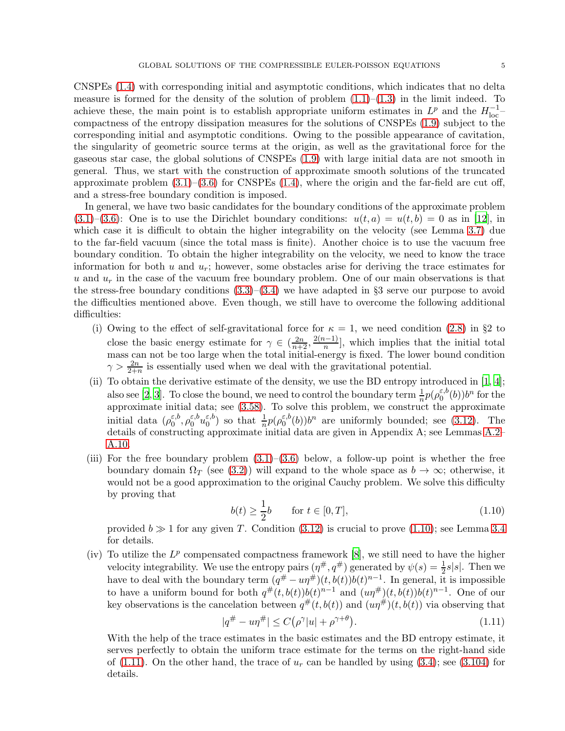CNSPEs (1.4) with corresponding initial and asymptotic conditions, which indicates that no delta measure is formed for the density of the solution of problem (1.1)–(1.3) in the limit indeed. To achieve these, the main point is to establish appropriate uniform estimates in $L^p$ and the $H^{-1}_{\rm loc}$–compactness of the entropy dissipation measures for the solutions of CNSPEs (1.9) subject to the corresponding initial and asymptotic conditions. Owing to the possible appearance of cavitation, the singularity of geometric source terms at the origin, as well as the gravitational force for the gaseous star case, the global solutions of CNSPEs (1.9) with large initial data are not smooth in general. Thus, we start with the construction of approximate smooth solutions of the truncated approximate problem (3.1)–(3.6) for CNSPEs (1.4), where the origin and the far-field are cut off, and a stress-free boundary condition is imposed.

In general, we have two basic candidates for the boundary conditions of the approximate problem (3.1)–(3.6): One is to use the Dirichlet boundary conditions: $u(t,a) = u(t,b) = 0$ as in [12], in which case it is difficult to obtain the higher integrability on the velocity (see Lemma 3.7) due to the far-field vacuum (since the total mass is finite). Another choice is to use the vacuum free boundary condition. To obtain the higher integrability on the velocity, we need to know the trace information for both $u$ and $u_r$; however, some obstacles arise for deriving the trace estimates for $u$ and $u_r$ in the case of the vacuum free boundary problem. One of our main observations is that the stress-free boundary conditions (3.3)–(3.4) we have adapted in §3 serve our purpose to avoid the difficulties mentioned above. Even though, we still have to overcome the following additional difficulties:

(i) Owing to the effect of self-gravitational force for $\kappa = 1$, we need condition (2.8) in §2 to close the basic energy estimate for $\gamma \in (\frac{2n}{n+2}, \frac{2(n-1)}{n}]$, which implies that the initial total mass can not be too large when the total initial-energy is fixed. The lower bound condition $\gamma > \frac{2n}{2+n}$ is essentially used when we deal with the gravitational potential.

(ii) To obtain the derivative estimate of the density, we use the BD entropy introduced in [1, 4]; also see [2, 3]. To close the bound, we need to control the boundary term $\frac{1}{n}p(\rho_0^{\varepsilon,b}(b))b^n$ for the approximate initial data; see (3.58). To solve this problem, we construct the approximate initial data $(\rho_0^{\varepsilon,b}, \rho_0^{\varepsilon,b}u_0^{\varepsilon,b})$ so that $\frac{1}{n}p(\rho_0^{\varepsilon,b}(b))b^n$ are uniformly bounded; see (3.12). The details of constructing approximate initial data are given in Appendix A; see Lemmas A.2–A.10.

(iii) For the free boundary problem (3.1)–(3.6) below, a follow-up point is whether the free boundary domain $\Omega_T$ (see (3.2)) will expand to the whole space as $b \to \infty$; otherwise, it would not be a good approximation to the original Cauchy problem. We solve this difficulty by proving that

$$b(t) \geq \frac{1}{2}b \qquad \text{for } t \in [0,T], \tag{1.10}$$

provided $b \gg 1$ for any given $T$. Condition (3.12) is crucial to prove (1.10); see Lemma 3.4 for details.

(iv) To utilize the $L^p$ compensated compactness framework [8], we still need to have the higher velocity integrability. We use the entropy pairs $(\eta^\#, q^\#)$ generated by $\psi(s) = \frac{1}{2}s|s|$. Then we have to deal with the boundary term $(q^\# - u\eta^\#)(t, b(t))b(t)^{n-1}$. In general, it is impossible to have a uniform bound for both $q^\#(t,b(t))b(t)^{n-1}$ and $(u\eta^\#)(t,b(t))b(t)^{n-1}$. One of our key observations is the cancelation between $q^\#(t,b(t))$ and $(u\eta^\#)(t,b(t))$ via observing that

$$|q^\# - u\eta^\#| \leq C\big(\rho^\gamma |u| + \rho^{\gamma+\theta}\big). \tag{1.11}$$

With the help of the trace estimates in the basic estimates and the BD entropy estimate, it serves perfectly to obtain the uniform trace estimate for the terms on the right-hand side of (1.11). On the other hand, the trace of $u_r$ can be handled by using (3.4); see (3.104) for details.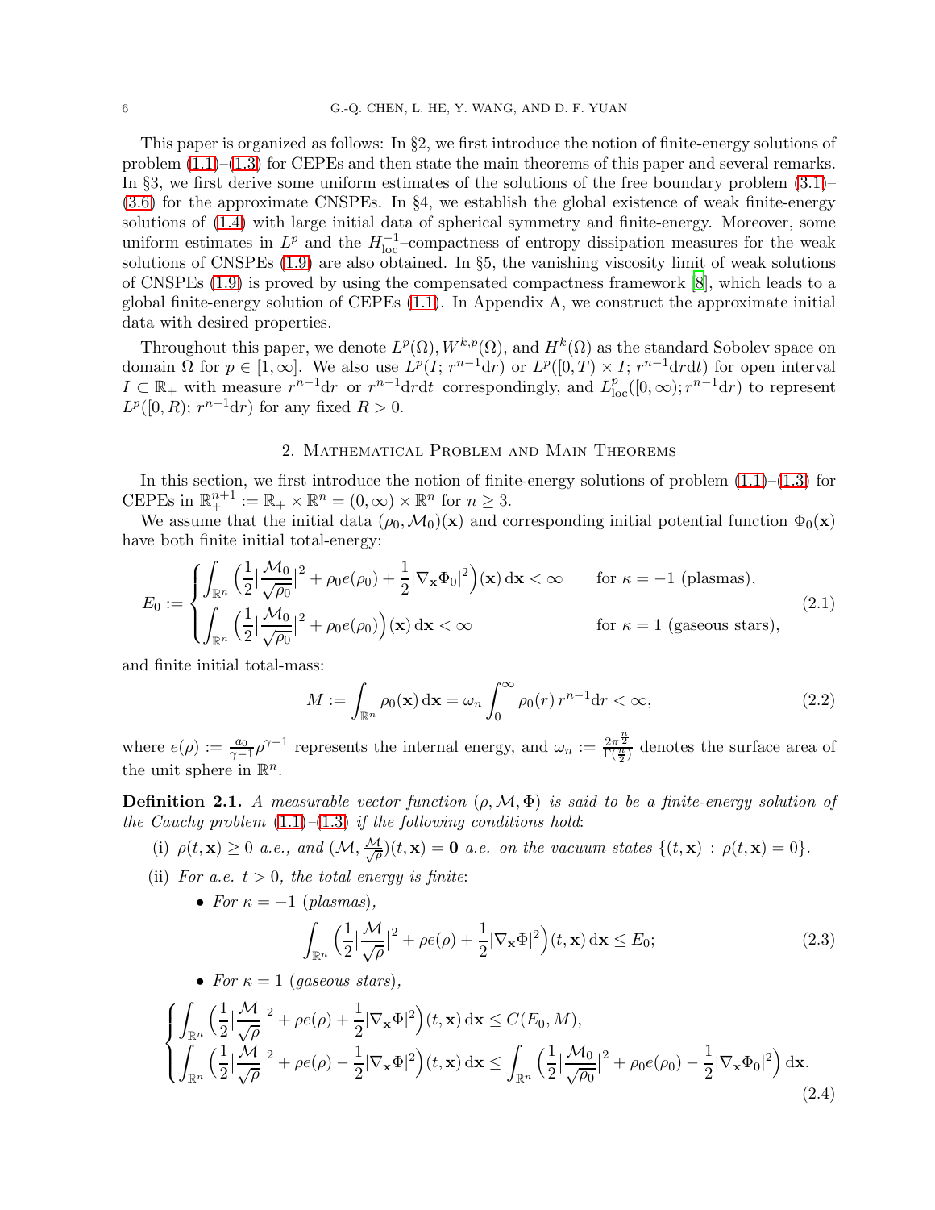This paper is organized as follows: In §2, we first introduce the notion of finite-energy solutions of problem (1.1)–(1.3) for CEPEs and then state the main theorems of this paper and several remarks. In §3, we first derive some uniform estimates of the solutions of the free boundary problem (3.1)–(3.6) for the approximate CNSPEs. In §4, we establish the global existence of weak finite-energy solutions of (1.4) with large initial data of spherical symmetry and finite-energy. Moreover, some uniform estimates in $L^p$ and the $H^{-1}_{\rm loc}$–compactness of entropy dissipation measures for the weak solutions of CNSPEs (1.9) are also obtained. In §5, the vanishing viscosity limit of weak solutions of CNSPEs (1.9) is proved by using the compensated compactness framework [8], which leads to a global finite-energy solution of CEPEs (1.1). In Appendix A, we construct the approximate initial data with desired properties.

Throughout this paper, we denote $L^p(\Omega), W^{k,p}(\Omega)$, and $H^k(\Omega)$ as the standard Sobolev space on domain $\Omega$ for $p \in [1,\infty]$. We also use $L^p(I;\, r^{n-1}{\rm d}r)$ or $L^p([0,T)\times I;\, r^{n-1}{\rm d}r{\rm d}t)$ for open interval $I \subset \mathbb{R}_+$ with measure $r^{n-1}{\rm d}r$ or $r^{n-1}{\rm d}r{\rm d}t$ correspondingly, and $L^p_{\rm loc}([0,\infty); r^{n-1}{\rm d}r)$ to represent $L^p([0,R);\, r^{n-1}{\rm d}r)$ for any fixed $R>0$.

## 2. Mathematical Problem and Main Theorems

In this section, we first introduce the notion of finite-energy solutions of problem (1.1)–(1.3) for CEPEs in $\mathbb{R}^{n+1}_+ := \mathbb{R}_+ \times \mathbb{R}^n = (0,\infty)\times\mathbb{R}^n$ for $n \geq 3$.

We assume that the initial data $(\rho_0, \mathcal{M}_0)(\mathbf{x})$ and corresponding initial potential function $\Phi_0(\mathbf{x})$ have both finite initial total-energy:

$$
E_0 := \begin{cases} \displaystyle\int_{\mathbb{R}^n} \Big(\frac{1}{2}\Big|\frac{\mathcal{M}_0}{\sqrt{\rho_0}}\Big|^2 + \rho_0 e(\rho_0) + \frac{1}{2}|\nabla_{\mathbf{x}}\Phi_0|^2\Big)(\mathbf{x})\,{\rm d}\mathbf{x} < \infty & \text{for } \kappa=-1 \text{ (plasmas)},\\[2mm] \displaystyle\int_{\mathbb{R}^n} \Big(\frac{1}{2}\Big|\frac{\mathcal{M}_0}{\sqrt{\rho_0}}\Big|^2 + \rho_0 e(\rho_0)\Big)(\mathbf{x})\,{\rm d}\mathbf{x} < \infty & \text{for } \kappa=1 \text{ (gaseous stars)}, \end{cases} \tag{2.1}
$$

and finite initial total-mass:

$$
M := \int_{\mathbb{R}^n} \rho_0(\mathbf{x})\,{\rm d}\mathbf{x} = \omega_n \int_0^\infty \rho_0(r)\, r^{n-1}{\rm d}r < \infty, \tag{2.2}
$$

where $e(\rho) := \frac{a_0}{\gamma-1}\rho^{\gamma-1}$ represents the internal energy, and $\omega_n := \frac{2\pi^{\frac{n}{2}}}{\Gamma(\frac{n}{2})}$ denotes the surface area of the unit sphere in $\mathbb{R}^n$.

**Definition 2.1.** *A measurable vector function $(\rho, \mathcal{M}, \Phi)$ is said to be a finite-energy solution of the Cauchy problem (1.1)–(1.3) if the following conditions hold*:

(i) $\rho(t,\mathbf{x}) \geq 0$ *a.e., and* $(\mathcal{M}, \frac{\mathcal{M}}{\sqrt{\rho}})(t,\mathbf{x}) = \mathbf{0}$ *a.e. on the vacuum states* $\{(t,\mathbf{x}) : \rho(t,\mathbf{x})=0\}$.

(ii) *For a.e. $t>0$, the total energy is finite*:

- *For $\kappa=-1$ (plasmas),*

$$
\int_{\mathbb{R}^n} \Big(\frac{1}{2}\Big|\frac{\mathcal{M}}{\sqrt{\rho}}\Big|^2 + \rho e(\rho) + \frac{1}{2}|\nabla_{\mathbf{x}}\Phi|^2\Big)(t,\mathbf{x})\,{\rm d}\mathbf{x} \leq E_0; \tag{2.3}
$$

- *For $\kappa=1$ (gaseous stars),*

$$
\begin{cases} \displaystyle\int_{\mathbb{R}^n} \Big(\frac{1}{2}\Big|\frac{\mathcal{M}}{\sqrt{\rho}}\Big|^2 + \rho e(\rho) + \frac{1}{2}|\nabla_{\mathbf{x}}\Phi|^2\Big)(t,\mathbf{x})\,{\rm d}\mathbf{x} \leq C(E_0, M),\\[2mm] \displaystyle\int_{\mathbb{R}^n} \Big(\frac{1}{2}\Big|\frac{\mathcal{M}}{\sqrt{\rho}}\Big|^2 + \rho e(\rho) - \frac{1}{2}|\nabla_{\mathbf{x}}\Phi|^2\Big)(t,\mathbf{x})\,{\rm d}\mathbf{x} \leq \int_{\mathbb{R}^n} \Big(\frac{1}{2}\Big|\frac{\mathcal{M}_0}{\sqrt{\rho_0}}\Big|^2 + \rho_0 e(\rho_0) - \frac{1}{2}|\nabla_{\mathbf{x}}\Phi_0|^2\Big)\,{\rm d}\mathbf{x}. \end{cases} \tag{2.4}
$$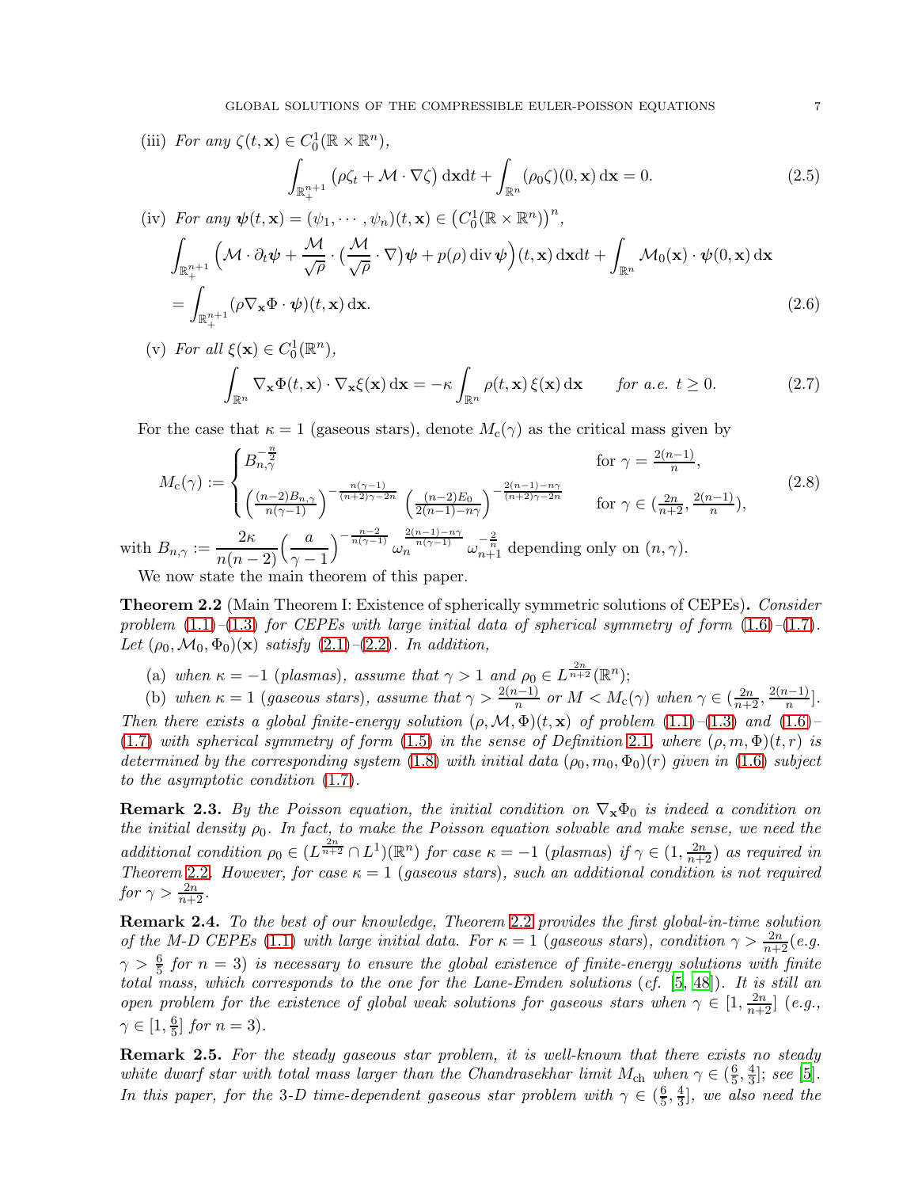(iii) *For any* $\zeta(t,\mathbf{x}) \in C_0^1(\mathbb{R}\times\mathbb{R}^n)$,

$$\int_{\mathbb{R}^{n+1}_+} \big(\rho\zeta_t + \mathcal{M}\cdot\nabla\zeta\big)\,\mathrm{d}\mathbf{x}\mathrm{d}t + \int_{\mathbb{R}^n} (\rho_0\zeta)(0,\mathbf{x})\,\mathrm{d}\mathbf{x} = 0. \tag{2.5}$$

(iv) *For any* $\boldsymbol{\psi}(t,\mathbf{x}) = (\psi_1,\cdots,\psi_n)(t,\mathbf{x}) \in \big(C_0^1(\mathbb{R}\times\mathbb{R}^n)\big)^n$,

$$\begin{aligned}
&\int_{\mathbb{R}^{n+1}_+} \Big(\mathcal{M}\cdot\partial_t\boldsymbol{\psi} + \frac{\mathcal{M}}{\sqrt{\rho}}\cdot\big(\frac{\mathcal{M}}{\sqrt{\rho}}\cdot\nabla\big)\boldsymbol{\psi} + p(\rho)\,\mathrm{div}\,\boldsymbol{\psi}\Big)(t,\mathbf{x})\,\mathrm{d}\mathbf{x}\mathrm{d}t + \int_{\mathbb{R}^n} \mathcal{M}_0(\mathbf{x})\cdot\boldsymbol{\psi}(0,\mathbf{x})\,\mathrm{d}\mathbf{x}\\
&= \int_{\mathbb{R}^{n+1}_+} (\rho\nabla_{\mathbf{x}}\Phi\cdot\boldsymbol{\psi})(t,\mathbf{x})\,\mathrm{d}\mathbf{x}.
\end{aligned} \tag{2.6}$$

(v) *For all* $\xi(\mathbf{x}) \in C_0^1(\mathbb{R}^n)$,

$$\int_{\mathbb{R}^n} \nabla_{\mathbf{x}}\Phi(t,\mathbf{x})\cdot\nabla_{\mathbf{x}}\xi(\mathbf{x})\,\mathrm{d}\mathbf{x} = -\kappa\int_{\mathbb{R}^n}\rho(t,\mathbf{x})\,\xi(\mathbf{x})\,\mathrm{d}\mathbf{x} \qquad \textit{for a.e. } t\ge 0. \tag{2.7}$$

For the case that $\kappa = 1$ (gaseous stars), denote $M_{\mathrm{c}}(\gamma)$ as the critical mass given by

$$M_{\mathrm{c}}(\gamma) := \begin{cases} B_{n,\gamma}^{-\frac{n}{2}} & \text{for } \gamma = \frac{2(n-1)}{n},\\[2mm] \Big(\frac{(n-2)B_{n,\gamma}}{n(\gamma-1)}\Big)^{-\frac{n(\gamma-1)}{(n+2)\gamma-2n}}\Big(\frac{(n-2)E_0}{2(n-1)-n\gamma}\Big)^{-\frac{2(n-1)-n\gamma}{(n+2)\gamma-2n}} & \text{for } \gamma\in(\frac{2n}{n+2},\frac{2(n-1)}{n}), \end{cases} \tag{2.8}$$

with $B_{n,\gamma} := \dfrac{2\kappa}{n(n-2)}\Big(\dfrac{a}{\gamma-1}\Big)^{-\frac{n-2}{n(\gamma-1)}}\,\omega_n^{\frac{2(n-1)-n\gamma}{n(\gamma-1)}}\,\omega_{n+1}^{-\frac{2}{n}}$ depending only on $(n,\gamma)$.

We now state the main theorem of this paper.

**Theorem 2.2** (Main Theorem I: Existence of spherically symmetric solutions of CEPEs)**.** *Consider problem (1.1)–(1.3) for CEPEs with large initial data of spherical symmetry of form (1.6)–(1.7). Let $(\rho_0,\mathcal{M}_0,\Phi_0)(\mathbf{x})$ satisfy (2.1)–(2.2). In addition,*

(a) *when $\kappa=-1$ (plasmas), assume that $\gamma>1$ and $\rho_0\in L^{\frac{2n}{n+2}}(\mathbb{R}^n)$;*

(b) *when $\kappa=1$ (gaseous stars), assume that $\gamma>\frac{2(n-1)}{n}$ or $M<M_{\mathrm{c}}(\gamma)$ when $\gamma\in(\frac{2n}{n+2},\frac{2(n-1)}{n}]$.*

*Then there exists a global finite-energy solution $(\rho,\mathcal{M},\Phi)(t,\mathbf{x})$ of problem (1.1)–(1.3) and (1.6)–(1.7) with spherical symmetry of form (1.5) in the sense of Definition 2.1, where $(\rho,m,\Phi)(t,r)$ is determined by the corresponding system (1.8) with initial data $(\rho_0,m_0,\Phi_0)(r)$ given in (1.6) subject to the asymptotic condition (1.7).*

**Remark 2.3.** *By the Poisson equation, the initial condition on $\nabla_{\mathbf{x}}\Phi_0$ is indeed a condition on the initial density $\rho_0$. In fact, to make the Poisson equation solvable and make sense, we need the additional condition $\rho_0\in(L^{\frac{2n}{n+2}}\cap L^1)(\mathbb{R}^n)$ for case $\kappa=-1$ (plasmas) if $\gamma\in(1,\frac{2n}{n+2})$ as required in Theorem 2.2. However, for case $\kappa=1$ (gaseous stars), such an additional condition is not required for $\gamma>\frac{2n}{n+2}$.*

**Remark 2.4.** *To the best of our knowledge, Theorem 2.2 provides the first global-in-time solution of the M-D CEPEs (1.1) with large initial data. For $\kappa=1$ (gaseous stars), condition $\gamma>\frac{2n}{n+2}$(e.g. $\gamma>\frac{6}{5}$ for $n=3$) is necessary to ensure the global existence of finite-energy solutions with finite total mass, which corresponds to the one for the Lane-Emden solutions (cf. [5, 48]). It is still an open problem for the existence of global weak solutions for gaseous stars when $\gamma\in[1,\frac{2n}{n+2}]$ (e.g., $\gamma\in[1,\frac{6}{5}]$ for $n=3$).*

**Remark 2.5.** *For the steady gaseous star problem, it is well-known that there exists no steady white dwarf star with total mass larger than the Chandrasekhar limit $M_{\mathrm{ch}}$ when $\gamma\in(\frac{6}{5},\frac{4}{3}]$; see [5]. In this paper, for the 3-D time-dependent gaseous star problem with $\gamma\in(\frac{6}{5},\frac{4}{3}]$, we also need the*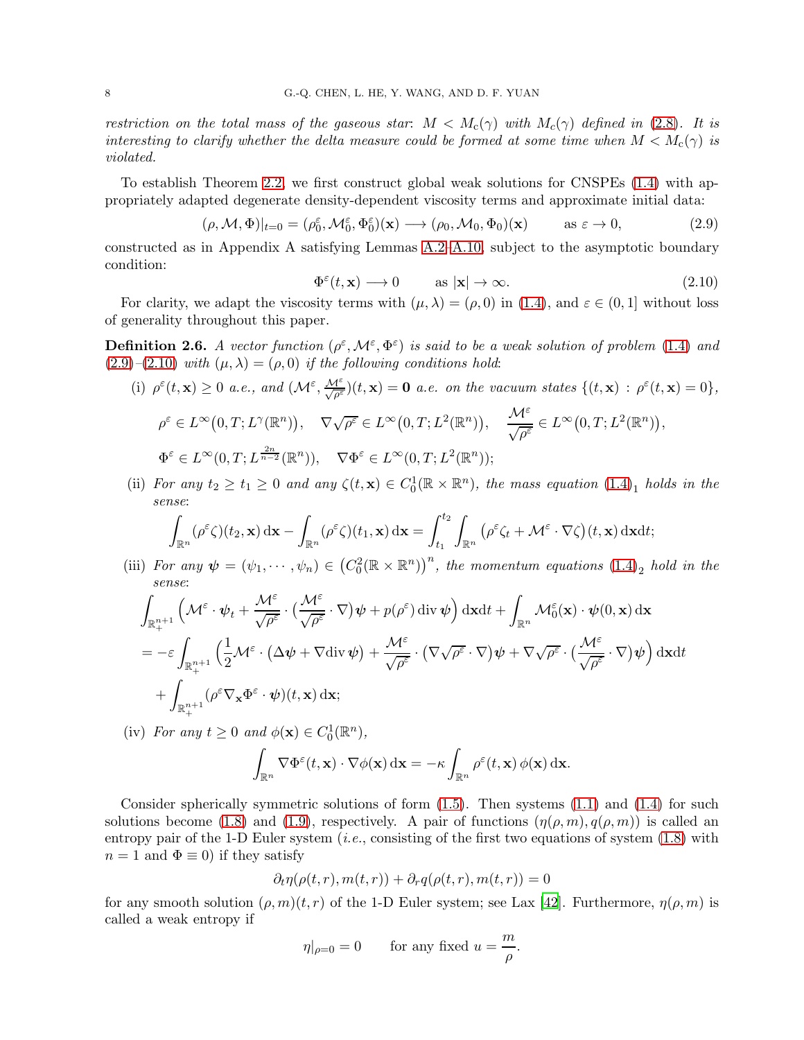*restriction on the total mass of the gaseous star*: $M < M_c(\gamma)$ *with* $M_c(\gamma)$ *defined in* (2.8)*. It is interesting to clarify whether the delta measure could be formed at some time when* $M < M_c(\gamma)$ *is violated.*

To establish Theorem 2.2, we first construct global weak solutions for CNSPEs (1.4) with appropriately adapted degenerate density-dependent viscosity terms and approximate initial data:

$$(\rho, \mathcal{M}, \Phi)|_{t=0} = (\rho_0^\varepsilon, \mathcal{M}_0^\varepsilon, \Phi_0^\varepsilon)(\mathbf{x}) \longrightarrow (\rho_0, \mathcal{M}_0, \Phi_0)(\mathbf{x}) \qquad \text{as } \varepsilon \to 0, \tag{2.9}$$

constructed as in Appendix A satisfying Lemmas A.2–A.10, subject to the asymptotic boundary condition:

$$\Phi^\varepsilon(t, \mathbf{x}) \longrightarrow 0 \qquad \text{as } |\mathbf{x}| \to \infty. \tag{2.10}$$

For clarity, we adapt the viscosity terms with $(\mu, \lambda) = (\rho, 0)$ in (1.4), and $\varepsilon \in (0, 1]$ without loss of generality throughout this paper.

**Definition 2.6.** *A vector function* $(\rho^\varepsilon, \mathcal{M}^\varepsilon, \Phi^\varepsilon)$ *is said to be a weak solution of problem* (1.4) *and* (2.9)–(2.10) *with* $(\mu, \lambda) = (\rho, 0)$ *if the following conditions hold*:

(i) $\rho^\varepsilon(t, \mathbf{x}) \geq 0$ *a.e., and* $(\mathcal{M}^\varepsilon, \frac{\mathcal{M}^\varepsilon}{\sqrt{\rho^\varepsilon}})(t, \mathbf{x}) = \mathbf{0}$ *a.e. on the vacuum states* $\{(t, \mathbf{x}) : \rho^\varepsilon(t, \mathbf{x}) = 0\}$,

$$\rho^\varepsilon \in L^\infty\big(0, T; L^\gamma(\mathbb{R}^n)\big), \quad \nabla\sqrt{\rho^\varepsilon} \in L^\infty\big(0, T; L^2(\mathbb{R}^n)\big), \quad \frac{\mathcal{M}^\varepsilon}{\sqrt{\rho^\varepsilon}} \in L^\infty\big(0, T; L^2(\mathbb{R}^n)\big),$$

$$\Phi^\varepsilon \in L^\infty(0, T; L^{\frac{2n}{n-2}}(\mathbb{R}^n)), \quad \nabla\Phi^\varepsilon \in L^\infty(0, T; L^2(\mathbb{R}^n));$$

(ii) *For any* $t_2 \geq t_1 \geq 0$ *and any* $\zeta(t, \mathbf{x}) \in C_0^1(\mathbb{R} \times \mathbb{R}^n)$*, the mass equation* $(1.4)_1$ *holds in the sense*:

$$\int_{\mathbb{R}^n} (\rho^\varepsilon \zeta)(t_2, \mathbf{x})\, \mathrm{d}\mathbf{x} - \int_{\mathbb{R}^n} (\rho^\varepsilon \zeta)(t_1, \mathbf{x})\, \mathrm{d}\mathbf{x} = \int_{t_1}^{t_2} \int_{\mathbb{R}^n} \big(\rho^\varepsilon \zeta_t + \mathcal{M}^\varepsilon \cdot \nabla\zeta\big)(t, \mathbf{x})\, \mathrm{d}\mathbf{x}\mathrm{d}t;$$

(iii) *For any* $\boldsymbol{\psi} = (\psi_1, \cdots, \psi_n) \in \big(C_0^2(\mathbb{R} \times \mathbb{R}^n)\big)^n$*, the momentum equations* $(1.4)_2$ *hold in the sense*:

$$\begin{aligned}
&\int_{\mathbb{R}_+^{n+1}} \Big(\mathcal{M}^\varepsilon \cdot \boldsymbol{\psi}_t + \frac{\mathcal{M}^\varepsilon}{\sqrt{\rho^\varepsilon}} \cdot \big(\frac{\mathcal{M}^\varepsilon}{\sqrt{\rho^\varepsilon}} \cdot \nabla\big)\boldsymbol{\psi} + p(\rho^\varepsilon)\,\mathrm{div}\,\boldsymbol{\psi}\Big)\, \mathrm{d}\mathbf{x}\mathrm{d}t + \int_{\mathbb{R}^n} \mathcal{M}_0^\varepsilon(\mathbf{x}) \cdot \boldsymbol{\psi}(0, \mathbf{x})\, \mathrm{d}\mathbf{x} \\
&= -\varepsilon \int_{\mathbb{R}_+^{n+1}} \Big(\frac{1}{2}\mathcal{M}^\varepsilon \cdot \big(\Delta\boldsymbol{\psi} + \nabla\mathrm{div}\,\boldsymbol{\psi}\big) + \frac{\mathcal{M}^\varepsilon}{\sqrt{\rho^\varepsilon}} \cdot \big(\nabla\sqrt{\rho^\varepsilon} \cdot \nabla\big)\boldsymbol{\psi} + \nabla\sqrt{\rho^\varepsilon} \cdot \big(\frac{\mathcal{M}^\varepsilon}{\sqrt{\rho^\varepsilon}} \cdot \nabla\big)\boldsymbol{\psi}\Big)\, \mathrm{d}\mathbf{x}\mathrm{d}t \\
&\quad + \int_{\mathbb{R}_+^{n+1}} (\rho^\varepsilon \nabla_{\mathbf{x}}\Phi^\varepsilon \cdot \boldsymbol{\psi})(t, \mathbf{x})\, \mathrm{d}\mathbf{x};
\end{aligned}$$

(iv) *For any* $t \geq 0$ *and* $\phi(\mathbf{x}) \in C_0^1(\mathbb{R}^n)$,

$$\int_{\mathbb{R}^n} \nabla\Phi^\varepsilon(t, \mathbf{x}) \cdot \nabla\phi(\mathbf{x})\, \mathrm{d}\mathbf{x} = -\kappa \int_{\mathbb{R}^n} \rho^\varepsilon(t, \mathbf{x})\, \phi(\mathbf{x})\, \mathrm{d}\mathbf{x}.$$

Consider spherically symmetric solutions of form (1.5). Then systems (1.1) and (1.4) for such solutions become (1.8) and (1.9), respectively. A pair of functions $(\eta(\rho, m), q(\rho, m))$ is called an entropy pair of the 1-D Euler system (*i.e.*, consisting of the first two equations of system (1.8) with $n = 1$ and $\Phi \equiv 0$) if they satisfy

$$\partial_t \eta(\rho(t, r), m(t, r)) + \partial_r q(\rho(t, r), m(t, r)) = 0$$

for any smooth solution $(\rho, m)(t, r)$ of the 1-D Euler system; see Lax [42]. Furthermore, $\eta(\rho, m)$ is called a weak entropy if

$$\eta|_{\rho=0} = 0 \qquad \text{for any fixed } u = \frac{m}{\rho}.$$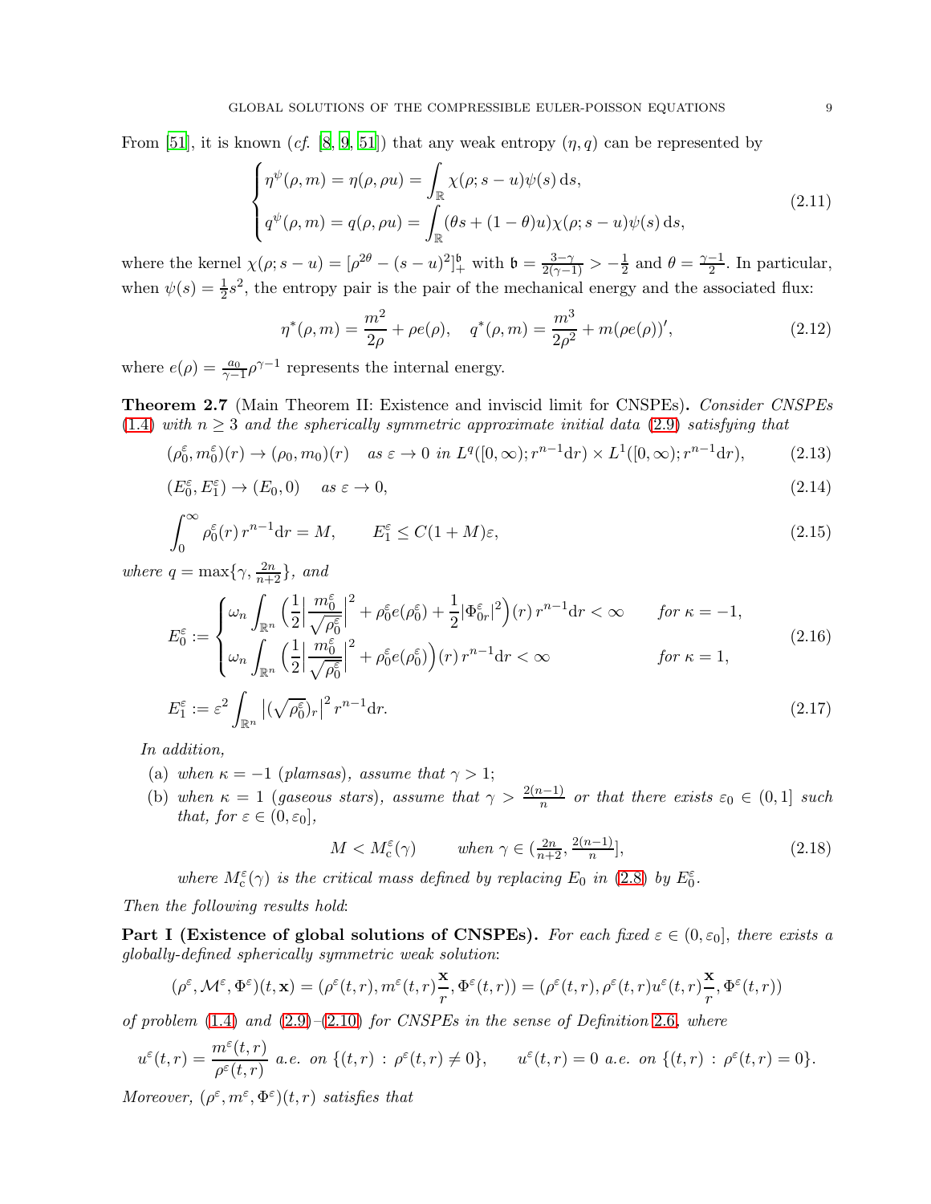From [51], it is known (*cf.* [8, 9, 51]) that any weak entropy $(\eta, q)$ can be represented by

$$
\begin{cases}
\eta^{\psi}(\rho, m) = \eta(\rho, \rho u) = \displaystyle\int_{\mathbb{R}} \chi(\rho; s-u)\psi(s)\,\mathrm{d}s, \\
q^{\psi}(\rho, m) = q(\rho, \rho u) = \displaystyle\int_{\mathbb{R}} (\theta s + (1-\theta)u)\chi(\rho; s-u)\psi(s)\,\mathrm{d}s,
\end{cases}
\tag{2.11}
$$

where the kernel $\chi(\rho; s-u) = [\rho^{2\theta} - (s-u)^2]_+^{\mathfrak{b}}$ with $\mathfrak{b} = \frac{3-\gamma}{2(\gamma-1)} > -\frac{1}{2}$ and $\theta = \frac{\gamma-1}{2}$. In particular, when $\psi(s) = \frac{1}{2}s^2$, the entropy pair is the pair of the mechanical energy and the associated flux:

$$
\eta^*(\rho, m) = \frac{m^2}{2\rho} + \rho e(\rho), \quad q^*(\rho, m) = \frac{m^3}{2\rho^2} + m(\rho e(\rho))', \tag{2.12}
$$

where $e(\rho) = \frac{a_0}{\gamma-1}\rho^{\gamma-1}$ represents the internal energy.

**Theorem 2.7** (Main Theorem II: Existence and inviscid limit for CNSPEs)**.** *Consider CNSPEs (1.4) with $n \geq 3$ and the spherically symmetric approximate initial data (2.9) satisfying that*

$$
(\rho_0^\varepsilon, m_0^\varepsilon)(r) \to (\rho_0, m_0)(r) \quad \text{as } \varepsilon \to 0 \text{ in } L^q([0,\infty); r^{n-1}\mathrm{d}r) \times L^1([0,\infty); r^{n-1}\mathrm{d}r), \tag{2.13}
$$

$$
(E_0^\varepsilon, E_1^\varepsilon) \to (E_0, 0) \quad \text{as } \varepsilon \to 0, \tag{2.14}
$$

$$
\int_0^\infty \rho_0^\varepsilon(r)\, r^{n-1}\mathrm{d}r = M, \qquad E_1^\varepsilon \leq C(1+M)\varepsilon, \tag{2.15}
$$

*where $q = \max\{\gamma, \frac{2n}{n+2}\}$, and*

$$
E_0^\varepsilon :=
\begin{cases}
\omega_n \displaystyle\int_{\mathbb{R}^n} \Big(\frac{1}{2}\Big|\frac{m_0^\varepsilon}{\sqrt{\rho_0^\varepsilon}}\Big|^2 + \rho_0^\varepsilon e(\rho_0^\varepsilon) + \frac{1}{2}|\Phi_{0r}^\varepsilon|^2\Big)(r)\, r^{n-1}\mathrm{d}r < \infty & \text{for } \kappa = -1, \\
\omega_n \displaystyle\int_{\mathbb{R}^n} \Big(\frac{1}{2}\Big|\frac{m_0^\varepsilon}{\sqrt{\rho_0^\varepsilon}}\Big|^2 + \rho_0^\varepsilon e(\rho_0^\varepsilon)\Big)(r)\, r^{n-1}\mathrm{d}r < \infty & \text{for } \kappa = 1,
\end{cases}
\tag{2.16}
$$

$$
E_1^\varepsilon := \varepsilon^2 \int_{\mathbb{R}^n} \big|(\sqrt{\rho_0^\varepsilon})_r\big|^2\, r^{n-1}\mathrm{d}r. \tag{2.17}
$$

*In addition,*

(a) *when $\kappa = -1$ (plamsas), assume that $\gamma > 1$;*

(b) *when $\kappa = 1$ (gaseous stars), assume that $\gamma > \frac{2(n-1)}{n}$ or that there exists $\varepsilon_0 \in (0,1]$ such that, for $\varepsilon \in (0, \varepsilon_0]$,*

$$
M < M_{\mathrm{c}}^\varepsilon(\gamma) \qquad \text{when } \gamma \in (\tfrac{2n}{n+2}, \tfrac{2(n-1)}{n}], \tag{2.18}
$$

*where $M_{\mathrm{c}}^\varepsilon(\gamma)$ is the critical mass defined by replacing $E_0$ in (2.8) by $E_0^\varepsilon$.*

*Then the following results hold*:

**Part I (Existence of global solutions of CNSPEs).** *For each fixed $\varepsilon \in (0, \varepsilon_0]$, there exists a globally-defined spherically symmetric weak solution*:

$$
(\rho^\varepsilon, \mathcal{M}^\varepsilon, \Phi^\varepsilon)(t, \mathbf{x}) = (\rho^\varepsilon(t,r), m^\varepsilon(t,r)\frac{\mathbf{x}}{r}, \Phi^\varepsilon(t,r)) = (\rho^\varepsilon(t,r), \rho^\varepsilon(t,r)u^\varepsilon(t,r)\frac{\mathbf{x}}{r}, \Phi^\varepsilon(t,r))
$$

*of problem (1.4) and (2.9)–(2.10) for CNSPEs in the sense of Definition 2.6, where*

$$
u^\varepsilon(t,r) = \frac{m^\varepsilon(t,r)}{\rho^\varepsilon(t,r)} \text{ a.e. on } \{(t,r) : \rho^\varepsilon(t,r) \neq 0\}, \qquad u^\varepsilon(t,r) = 0 \text{ a.e. on } \{(t,r) : \rho^\varepsilon(t,r) = 0\}.
$$

*Moreover, $(\rho^\varepsilon, m^\varepsilon, \Phi^\varepsilon)(t,r)$ satisfies that*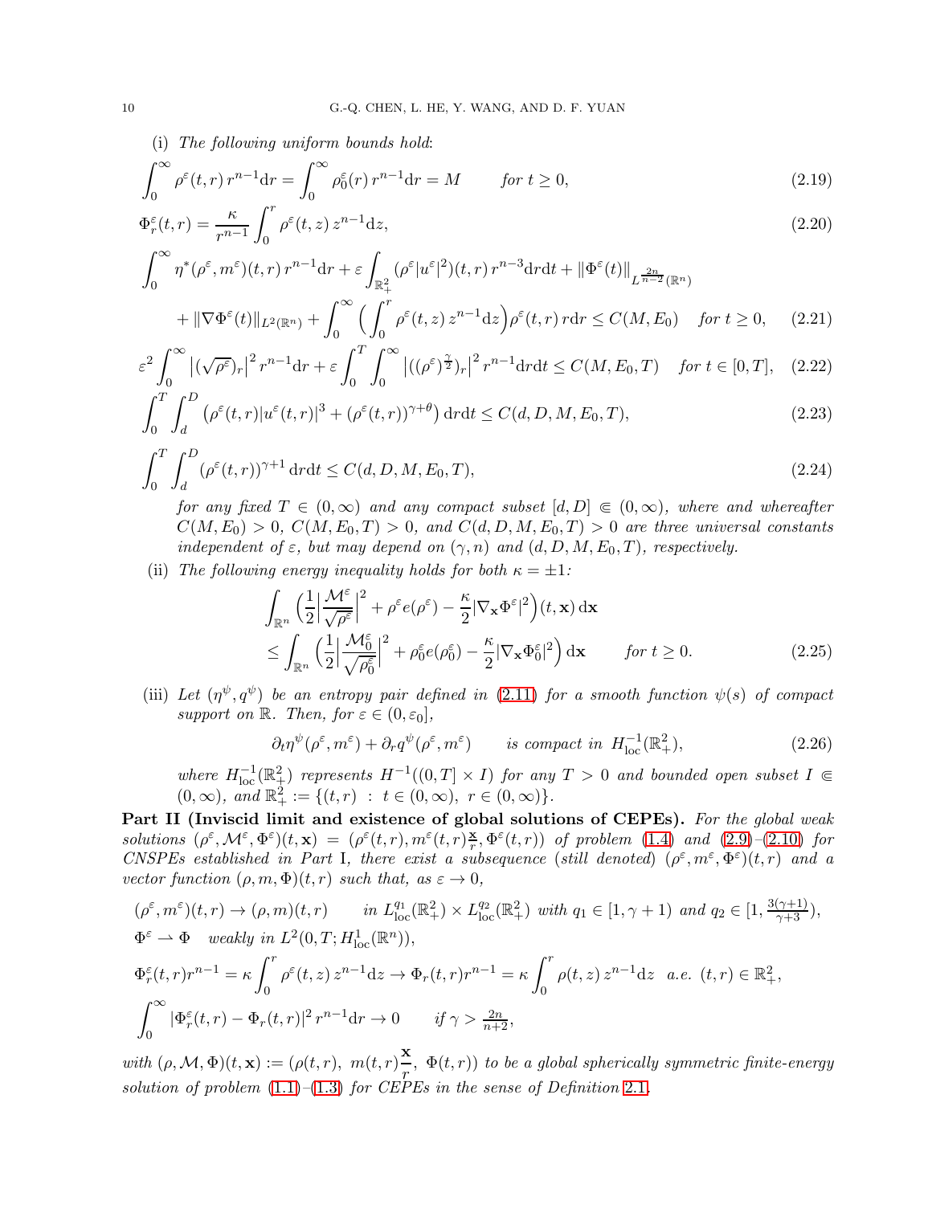(i) *The following uniform bounds hold*:

$$
\int_0^\infty \rho^\varepsilon(t,r)\, r^{n-1}\mathrm{d}r = \int_0^\infty \rho_0^\varepsilon(r)\, r^{n-1}\mathrm{d}r = M \qquad \text{for } t \geq 0, \tag{2.19}
$$

$$
\Phi_r^\varepsilon(t,r) = \frac{\kappa}{r^{n-1}} \int_0^r \rho^\varepsilon(t,z)\, z^{n-1}\mathrm{d}z, \tag{2.20}
$$

$$
\begin{aligned}
&\int_0^\infty \eta^*(\rho^\varepsilon, m^\varepsilon)(t,r)\, r^{n-1}\mathrm{d}r + \varepsilon \int_{\mathbb{R}_+^2} (\rho^\varepsilon |u^\varepsilon|^2)(t,r)\, r^{n-3}\mathrm{d}r\mathrm{d}t + \|\Phi^\varepsilon(t)\|_{L^{\frac{2n}{n-2}}(\mathbb{R}^n)} \\
&\quad + \|\nabla \Phi^\varepsilon(t)\|_{L^2(\mathbb{R}^n)} + \int_0^\infty \Big( \int_0^r \rho^\varepsilon(t,z)\, z^{n-1}\mathrm{d}z \Big) \rho^\varepsilon(t,r)\, r\mathrm{d}r \leq C(M, E_0) \quad \text{for } t \geq 0,
\end{aligned} \tag{2.21}
$$

$$
\varepsilon^2 \int_0^\infty \big| (\sqrt{\rho^\varepsilon})_r \big|^2 r^{n-1}\mathrm{d}r + \varepsilon \int_0^T \int_0^\infty \big| ((\rho^\varepsilon)^{\frac{\gamma}{2}})_r \big|^2 r^{n-1}\mathrm{d}r\mathrm{d}t \leq C(M, E_0, T) \quad \text{for } t \in [0,T], \tag{2.22}
$$

$$
\int_0^T \int_d^D \big( \rho^\varepsilon(t,r) |u^\varepsilon(t,r)|^3 + (\rho^\varepsilon(t,r))^{\gamma+\theta} \big)\, \mathrm{d}r\mathrm{d}t \leq C(d, D, M, E_0, T), \tag{2.23}
$$

$$
\int_0^T \int_d^D (\rho^\varepsilon(t,r))^{\gamma+1}\, \mathrm{d}r\mathrm{d}t \leq C(d, D, M, E_0, T), \tag{2.24}
$$

*for any fixed $T \in (0,\infty)$ and any compact subset $[d,D] \Subset (0,\infty)$, where and whereafter $C(M,E_0) > 0$, $C(M,E_0,T) > 0$, and $C(d,D,M,E_0,T) > 0$ are three universal constants independent of $\varepsilon$, but may depend on $(\gamma, n)$ and $(d,D,M,E_0,T)$, respectively.*

(ii) *The following energy inequality holds for both $\kappa = \pm 1$:*

$$
\begin{aligned}
&\int_{\mathbb{R}^n} \Big( \frac{1}{2} \Big| \frac{\mathcal{M}^\varepsilon}{\sqrt{\rho^\varepsilon}} \Big|^2 + \rho^\varepsilon e(\rho^\varepsilon) - \frac{\kappa}{2} |\nabla_{\mathbf{x}} \Phi^\varepsilon|^2 \Big)(t,\mathbf{x})\, \mathrm{d}\mathbf{x} \\
&\leq \int_{\mathbb{R}^n} \Big( \frac{1}{2} \Big| \frac{\mathcal{M}_0^\varepsilon}{\sqrt{\rho_0^\varepsilon}} \Big|^2 + \rho_0^\varepsilon e(\rho_0^\varepsilon) - \frac{\kappa}{2} |\nabla_{\mathbf{x}} \Phi_0^\varepsilon|^2 \Big)\, \mathrm{d}\mathbf{x} \qquad \text{for } t \geq 0.
\end{aligned} \tag{2.25}
$$

(iii) *Let $(\eta^\psi, q^\psi)$ be an entropy pair defined in (2.11) for a smooth function $\psi(s)$ of compact support on $\mathbb{R}$. Then, for $\varepsilon \in (0, \varepsilon_0]$,*

$$
\partial_t \eta^\psi(\rho^\varepsilon, m^\varepsilon) + \partial_r q^\psi(\rho^\varepsilon, m^\varepsilon) \qquad \text{is compact in } H^{-1}_{\mathrm{loc}}(\mathbb{R}_+^2), \tag{2.26}
$$

*where $H^{-1}_{\mathrm{loc}}(\mathbb{R}_+^2)$ represents $H^{-1}((0,T] \times I)$ for any $T > 0$ and bounded open subset $I \Subset (0,\infty)$, and $\mathbb{R}_+^2 := \{(t,r) \,:\, t \in (0,\infty),\ r \in (0,\infty)\}$.*

**Part II (Inviscid limit and existence of global solutions of CEPEs).** *For the global weak solutions $(\rho^\varepsilon, \mathcal{M}^\varepsilon, \Phi^\varepsilon)(t,\mathbf{x}) = (\rho^\varepsilon(t,r), m^\varepsilon(t,r)\frac{\mathbf{x}}{r}, \Phi^\varepsilon(t,r))$ of problem (1.4) and (2.9)–(2.10) for CNSPEs established in Part I, there exist a subsequence (still denoted) $(\rho^\varepsilon, m^\varepsilon, \Phi^\varepsilon)(t,r)$ and a vector function $(\rho, m, \Phi)(t,r)$ such that, as $\varepsilon \to 0$,*

$$
\begin{aligned}
&(\rho^\varepsilon, m^\varepsilon)(t,r) \to (\rho, m)(t,r) \qquad \text{in } L^{q_1}_{\mathrm{loc}}(\mathbb{R}_+^2) \times L^{q_2}_{\mathrm{loc}}(\mathbb{R}_+^2) \text{ with } q_1 \in [1, \gamma+1) \text{ and } q_2 \in [1, \tfrac{3(\gamma+1)}{\gamma+3}), \\
&\Phi^\varepsilon \rightharpoonup \Phi \quad \text{weakly in } L^2(0,T; H^1_{\mathrm{loc}}(\mathbb{R}^n)), \\
&\Phi_r^\varepsilon(t,r) r^{n-1} = \kappa \int_0^r \rho^\varepsilon(t,z)\, z^{n-1}\mathrm{d}z \to \Phi_r(t,r) r^{n-1} = \kappa \int_0^r \rho(t,z)\, z^{n-1}\mathrm{d}z \quad \text{a.e. } (t,r) \in \mathbb{R}_+^2, \\
&\int_0^\infty |\Phi_r^\varepsilon(t,r) - \Phi_r(t,r)|^2\, r^{n-1}\mathrm{d}r \to 0 \qquad \text{if } \gamma > \tfrac{2n}{n+2},
\end{aligned}
$$

*with $(\rho, \mathcal{M}, \Phi)(t,\mathbf{x}) := (\rho(t,r),\ m(t,r)\dfrac{\mathbf{x}}{r},\ \Phi(t,r))$ to be a global spherically symmetric finite-energy solution of problem (1.1)–(1.3) for CEPEs in the sense of Definition 2.1.*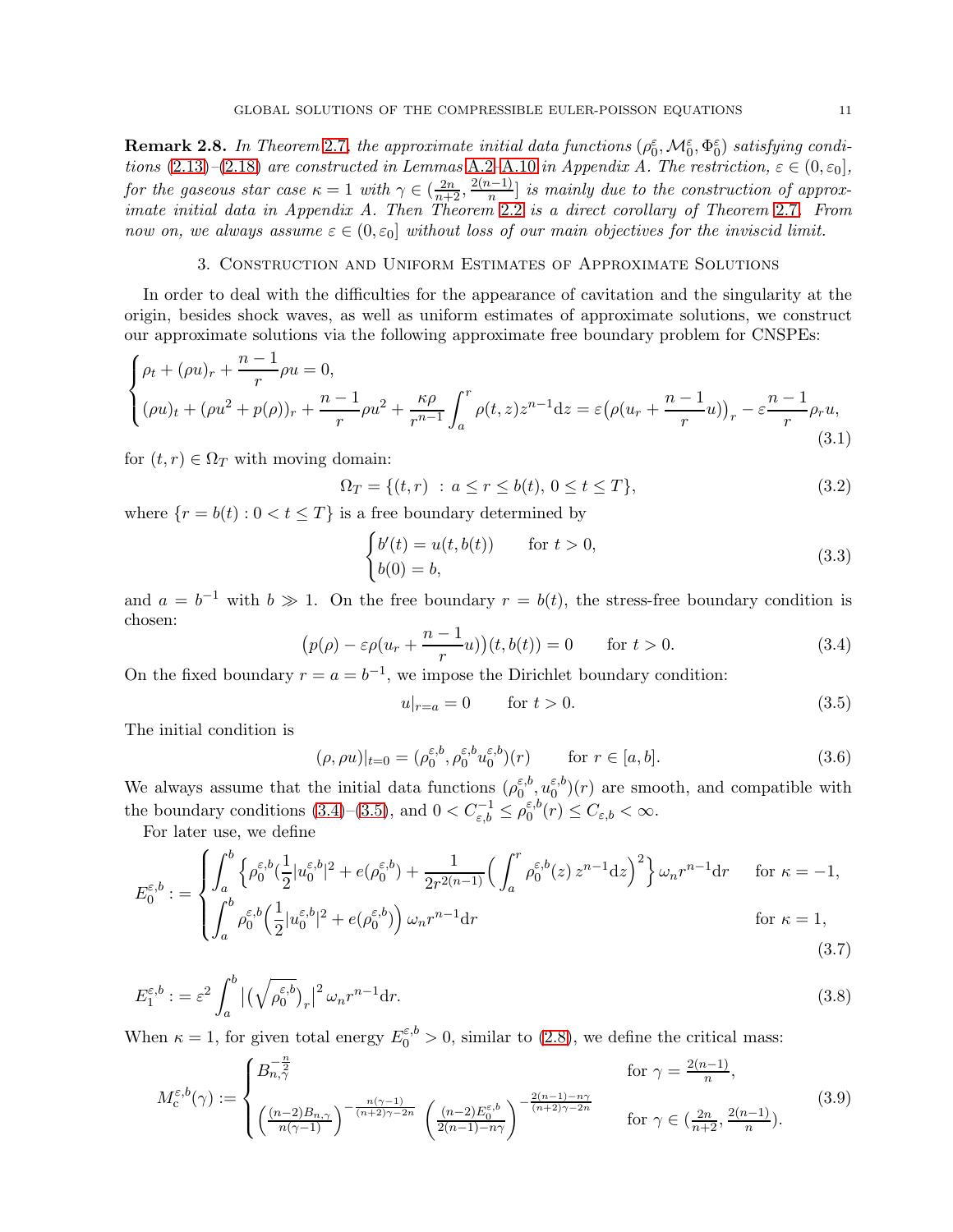**Remark 2.8.** *In Theorem 2.7, the approximate initial data functions $(\rho_0^\varepsilon, \mathcal{M}_0^\varepsilon, \Phi_0^\varepsilon)$ satisfying conditions (2.13)–(2.18) are constructed in Lemmas A.2–A.10 in Appendix A. The restriction, $\varepsilon \in (0, \varepsilon_0]$, for the gaseous star case $\kappa = 1$ with $\gamma \in (\frac{2n}{n+2}, \frac{2(n-1)}{n}]$ is mainly due to the construction of approximate initial data in Appendix A. Then Theorem 2.2 is a direct corollary of Theorem 2.7. From now on, we always assume $\varepsilon \in (0, \varepsilon_0]$ without loss of our main objectives for the inviscid limit.*

## 3. Construction and Uniform Estimates of Approximate Solutions

In order to deal with the difficulties for the appearance of cavitation and the singularity at the origin, besides shock waves, as well as uniform estimates of approximate solutions, we construct our approximate solutions via the following approximate free boundary problem for CNSPEs:

$$
\begin{cases}
\rho_t + (\rho u)_r + \dfrac{n-1}{r}\rho u = 0, \\
(\rho u)_t + (\rho u^2 + p(\rho))_r + \dfrac{n-1}{r}\rho u^2 + \dfrac{\kappa \rho}{r^{n-1}} \displaystyle\int_a^r \rho(t,z) z^{n-1} \mathrm{d}z = \varepsilon \big(\rho(u_r + \frac{n-1}{r}u)\big)_r - \varepsilon \frac{n-1}{r}\rho_r u,
\end{cases}
\tag{3.1}
$$

for $(t, r) \in \Omega_T$ with moving domain:

$$
\Omega_T = \{(t,r) \ : \ a \le r \le b(t), \ 0 \le t \le T\}, \tag{3.2}
$$

where $\{r = b(t) : 0 < t \le T\}$ is a free boundary determined by

$$
\begin{cases}
b'(t) = u(t, b(t)) & \text{for } t > 0, \\
b(0) = b,
\end{cases}
\tag{3.3}
$$

and $a = b^{-1}$ with $b \gg 1$. On the free boundary $r = b(t)$, the stress-free boundary condition is chosen:

$$
\big(p(\rho) - \varepsilon \rho (u_r + \frac{n-1}{r}u)\big)(t, b(t)) = 0 \qquad \text{for } t > 0. \tag{3.4}
$$

On the fixed boundary $r = a = b^{-1}$, we impose the Dirichlet boundary condition:

$$
u|_{r=a} = 0 \qquad \text{for } t > 0. \tag{3.5}
$$

The initial condition is

$$
(\rho, \rho u)|_{t=0} = (\rho_0^{\varepsilon,b}, \rho_0^{\varepsilon,b} u_0^{\varepsilon,b})(r) \qquad \text{for } r \in [a, b]. \tag{3.6}
$$

We always assume that the initial data functions $(\rho_0^{\varepsilon,b}, u_0^{\varepsilon,b})(r)$ are smooth, and compatible with the boundary conditions (3.4)–(3.5), and $0 < C_{\varepsilon,b}^{-1} \le \rho_0^{\varepsilon,b}(r) \le C_{\varepsilon,b} < \infty$.

For later use, we define

$$
E_0^{\varepsilon,b} :=
\begin{cases}
\displaystyle\int_a^b \Big\{ \rho_0^{\varepsilon,b} (\frac{1}{2}|u_0^{\varepsilon,b}|^2 + e(\rho_0^{\varepsilon,b}) + \frac{1}{2r^{2(n-1)}} \Big( \int_a^r \rho_0^{\varepsilon,b}(z)\, z^{n-1} \mathrm{d}z \Big)^2 \Big\} \, \omega_n r^{n-1} \mathrm{d}r & \text{for } \kappa = -1, \\
\displaystyle\int_a^b \rho_0^{\varepsilon,b} \Big( \frac{1}{2}|u_0^{\varepsilon,b}|^2 + e(\rho_0^{\varepsilon,b}) \Big) \, \omega_n r^{n-1} \mathrm{d}r & \text{for } \kappa = 1,
\end{cases}
\tag{3.7}
$$

$$
E_1^{\varepsilon,b} := \varepsilon^2 \int_a^b \big| \big(\sqrt{\rho_0^{\varepsilon,b}}\big)_r \big|^2 \, \omega_n r^{n-1} \mathrm{d}r. \tag{3.8}
$$

When $\kappa = 1$, for given total energy $E_0^{\varepsilon,b} > 0$, similar to (2.8), we define the critical mass:

$$
M_{\mathrm{c}}^{\varepsilon,b}(\gamma) :=
\begin{cases}
B_{n,\gamma}^{-\frac{n}{2}} & \text{for } \gamma = \frac{2(n-1)}{n}, \\
\Big( \frac{(n-2)B_{n,\gamma}}{n(\gamma-1)} \Big)^{-\frac{n(\gamma-1)}{(n+2)\gamma - 2n}} \ \Big( \frac{(n-2)E_0^{\varepsilon,b}}{2(n-1) - n\gamma} \Big)^{-\frac{2(n-1)-n\gamma}{(n+2)\gamma - 2n}} & \text{for } \gamma \in (\frac{2n}{n+2}, \frac{2(n-1)}{n}).
\end{cases}
\tag{3.9}
$$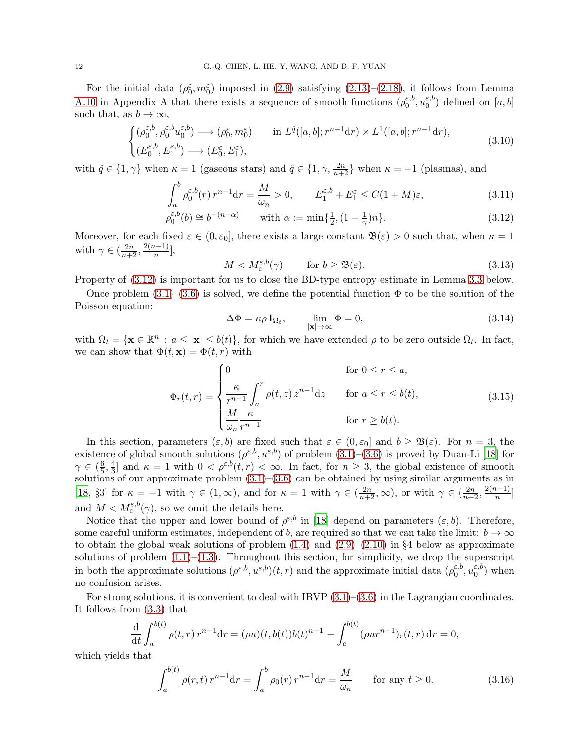For the initial data $(\rho_0^\varepsilon, m_0^\varepsilon)$ imposed in (2.9) satisfying (2.13)–(2.18), it follows from Lemma A.10 in Appendix A that there exists a sequence of smooth functions $(\rho_0^{\varepsilon,b}, u_0^{\varepsilon,b})$ defined on $[a,b]$ such that, as $b \to \infty$,

$$
\begin{cases}
(\rho_0^{\varepsilon,b}, \rho_0^{\varepsilon,b} u_0^{\varepsilon,b}) \longrightarrow (\rho_0^\varepsilon, m_0^\varepsilon) & \text{in } L^{\hat{q}}([a,b]; r^{n-1}\mathrm{d}r) \times L^1([a,b]; r^{n-1}\mathrm{d}r), \\
(E_0^{\varepsilon,b}, E_1^{\varepsilon,b}) \longrightarrow (E_0^\varepsilon, E_1^\varepsilon),
\end{cases}
\tag{3.10}
$$

with $\hat{q} \in \{1, \gamma\}$ when $\kappa = 1$ (gaseous stars) and $\hat{q} \in \{1, \gamma, \frac{2n}{n+2}\}$ when $\kappa = -1$ (plasmas), and

$$
\int_a^b \rho_0^{\varepsilon,b}(r)\, r^{n-1} \mathrm{d}r = \frac{M}{\omega_n} > 0, \qquad E_1^{\varepsilon,b} + E_1^\varepsilon \leq C(1+M)\varepsilon, \tag{3.11}
$$

$$
\rho_0^{\varepsilon,b}(b) \cong b^{-(n-\alpha)} \qquad \text{with } \alpha := \min\{\tfrac{1}{2}, (1-\tfrac{1}{\gamma})n\}. \tag{3.12}
$$

Moreover, for each fixed $\varepsilon \in (0, \varepsilon_0]$, there exists a large constant $\mathfrak{B}(\varepsilon) > 0$ such that, when $\kappa = 1$ with $\gamma \in (\frac{2n}{n+2}, \frac{2(n-1)}{n}]$,

$$
M < M_{\mathrm{c}}^{\varepsilon,b}(\gamma) \qquad \text{for } b \geq \mathfrak{B}(\varepsilon). \tag{3.13}
$$

Property of (3.12) is important for us to close the BD-type entropy estimate in Lemma 3.3 below.

Once problem (3.1)–(3.6) is solved, we define the potential function $\Phi$ to be the solution of the Poisson equation:

$$
\Delta \Phi = \kappa \rho \mathbf{I}_{\Omega_t}, \qquad \lim_{|\mathbf{x}| \to \infty} \Phi = 0, \tag{3.14}
$$

with $\Omega_t = \{\mathbf{x} \in \mathbb{R}^n : a \leq |\mathbf{x}| \leq b(t)\}$, for which we have extended $\rho$ to be zero outside $\Omega_t$. In fact, we can show that $\Phi(t, \mathbf{x}) = \Phi(t, r)$ with

$$
\Phi_r(t,r) = \begin{cases}
0 & \text{for } 0 \leq r \leq a, \\
\dfrac{\kappa}{r^{n-1}} \displaystyle\int_a^r \rho(t,z)\, z^{n-1} \mathrm{d}z & \text{for } a \leq r \leq b(t), \\
\dfrac{M}{\omega_n} \dfrac{\kappa}{r^{n-1}} & \text{for } r \geq b(t).
\end{cases}
\tag{3.15}
$$

In this section, parameters $(\varepsilon, b)$ are fixed such that $\varepsilon \in (0, \varepsilon_0]$ and $b \geq \mathfrak{B}(\varepsilon)$. For $n = 3$, the existence of global smooth solutions $(\rho^{\varepsilon,b}, u^{\varepsilon,b})$ of problem (3.1)–(3.6) is proved by Duan-Li [18] for $\gamma \in (\frac{6}{5}, \frac{4}{3}]$ and $\kappa = 1$ with $0 < \rho^{\varepsilon,b}(t,r) < \infty$. In fact, for $n \geq 3$, the global existence of smooth solutions of our approximate problem (3.1)–(3.6) can be obtained by using similar arguments as in [18, §3] for $\kappa = -1$ with $\gamma \in (1, \infty)$, and for $\kappa = 1$ with $\gamma \in (\frac{2n}{n+2}, \infty)$, or with $\gamma \in (\frac{2n}{n+2}, \frac{2(n-1)}{n}]$ and $M < M_{\mathrm{c}}^{\varepsilon,b}(\gamma)$, so we omit the details here.

Notice that the upper and lower bound of $\rho^{\varepsilon,b}$ in [18] depend on parameters $(\varepsilon, b)$. Therefore, some careful uniform estimates, independent of $b$, are required so that we can take the limit: $b \to \infty$ to obtain the global weak solutions of problem (1.4) and (2.9)–(2.10) in §4 below as approximate solutions of problem (1.1)–(1.3). Throughout this section, for simplicity, we drop the superscript in both the approximate solutions $(\rho^{\varepsilon,b}, u^{\varepsilon,b})(t,r)$ and the approximate initial data $(\rho_0^{\varepsilon,b}, u_0^{\varepsilon,b})$ when no confusion arises.

For strong solutions, it is convenient to deal with IBVP (3.1)–(3.6) in the Lagrangian coordinates. It follows from (3.3) that

$$
\frac{\mathrm{d}}{\mathrm{d}t} \int_a^{b(t)} \rho(t,r)\, r^{n-1} \mathrm{d}r = (\rho u)(t, b(t)) b(t)^{n-1} - \int_a^{b(t)} (\rho u r^{n-1})_r(t,r)\, \mathrm{d}r = 0,
$$

which yields that

$$
\int_a^{b(t)} \rho(r,t)\, r^{n-1} \mathrm{d}r = \int_a^b \rho_0(r)\, r^{n-1} \mathrm{d}r = \frac{M}{\omega_n} \qquad \text{for any } t \geq 0. \tag{3.16}
$$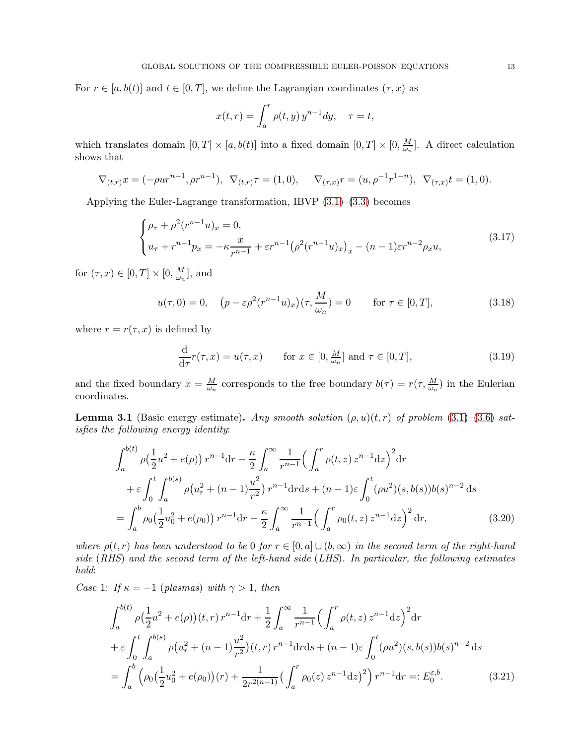For $r \in [a, b(t)]$ and $t \in [0, T]$, we define the Lagrangian coordinates $(\tau, x)$ as

$$x(t,r) = \int_a^r \rho(t,y)\, y^{n-1} dy, \quad \tau = t,$$

which translates domain $[0,T] \times [a, b(t)]$ into a fixed domain $[0,T] \times [0, \frac{M}{\omega_n}]$. A direct calculation shows that

$$\nabla_{(t,r)} x = (-\rho u r^{n-1}, \rho r^{n-1}),\ \ \nabla_{(t,r)}\tau = (1,0), \quad \nabla_{(\tau,x)} r = (u, \rho^{-1} r^{1-n}),\ \ \nabla_{(\tau,x)} t = (1,0).$$

Applying the Euler-Lagrange transformation, IBVP (3.1)–(3.3) becomes

$$\begin{cases} \rho_\tau + \rho^2 (r^{n-1}u)_x = 0, \\ u_\tau + r^{n-1} p_x = -\kappa \dfrac{x}{r^{n-1}} + \varepsilon r^{n-1}\big(\rho^2 (r^{n-1}u)_x\big)_x - (n-1)\varepsilon r^{n-2}\rho_x u, \end{cases} \tag{3.17}$$

for $(\tau, x) \in [0,T] \times [0, \frac{M}{\omega_n}]$, and

$$u(\tau, 0) = 0, \quad \big(p - \varepsilon \rho^2 (r^{n-1}u)_x\big)(\tau, \frac{M}{\omega_n}) = 0 \qquad \text{for } \tau \in [0,T], \tag{3.18}$$

where $r = r(\tau, x)$ is defined by

$$\frac{\mathrm{d}}{\mathrm{d}\tau} r(\tau, x) = u(\tau, x) \qquad \text{for } x \in [0, \tfrac{M}{\omega_n}] \text{ and } \tau \in [0,T], \tag{3.19}$$

and the fixed boundary $x = \frac{M}{\omega_n}$ corresponds to the free boundary $b(\tau) = r(\tau, \frac{M}{\omega_n})$ in the Eulerian coordinates.

**Lemma 3.1** (Basic energy estimate)**.** *Any smooth solution $(\rho, u)(t,r)$ of problem (3.1)–(3.6) satisfies the following energy identity*:

$$\begin{aligned} &\int_a^{b(t)} \rho\big(\frac12 u^2 + e(\rho)\big)\, r^{n-1} \mathrm{d}r - \frac{\kappa}{2}\int_a^\infty \frac{1}{r^{n-1}}\Big(\int_a^r \rho(t,z)\, z^{n-1}\mathrm{d}z\Big)^2 \mathrm{d}r \\ &\quad + \varepsilon \int_0^t \int_a^{b(s)} \rho\big(u_r^2 + (n-1)\frac{u^2}{r^2}\big)\, r^{n-1}\mathrm{d}r\mathrm{d}s + (n-1)\varepsilon \int_0^t (\rho u^2)(s, b(s)) b(s)^{n-2}\,\mathrm{d}s \\ &= \int_a^b \rho_0\big(\frac12 u_0^2 + e(\rho_0)\big)\, r^{n-1}\mathrm{d}r - \frac{\kappa}{2}\int_a^\infty \frac{1}{r^{n-1}}\Big(\int_a^r \rho_0(t,z)\, z^{n-1}\mathrm{d}z\Big)^2 \mathrm{d}r, \end{aligned} \tag{3.20}$$

*where $\rho(t,r)$ has been understood to be $0$ for $r \in [0,a] \cup (b, \infty)$ in the second term of the right-hand side* (*RHS*) *and the second term of the left-hand side* (*LHS*)*. In particular, the following estimates hold*:

*Case* 1: *If $\kappa = -1$ (plasmas) with $\gamma > 1$, then*

$$\begin{aligned} &\int_a^{b(t)} \rho\big(\frac12 u^2 + e(\rho)\big)(t,r)\, r^{n-1} \mathrm{d}r + \frac12 \int_a^\infty \frac{1}{r^{n-1}}\Big(\int_a^r \rho(t,z)\, z^{n-1}\mathrm{d}z\Big)^2 \mathrm{d}r \\ &+ \varepsilon \int_0^t \int_a^{b(s)} \rho\big(u_r^2 + (n-1)\frac{u^2}{r^2}\big)(t,r)\, r^{n-1}\mathrm{d}r\mathrm{d}s + (n-1)\varepsilon \int_0^t (\rho u^2)(s, b(s)) b(s)^{n-2}\,\mathrm{d}s \\ &= \int_a^b \Big(\rho_0\big(\frac12 u_0^2 + e(\rho_0)\big)(r) + \frac{1}{2r^{2(n-1)}}\big(\int_a^r \rho_0(z)\, z^{n-1}\mathrm{d}z\big)^2\Big)\, r^{n-1}\mathrm{d}r =: E_0^{\varepsilon,b}. \end{aligned} \tag{3.21}$$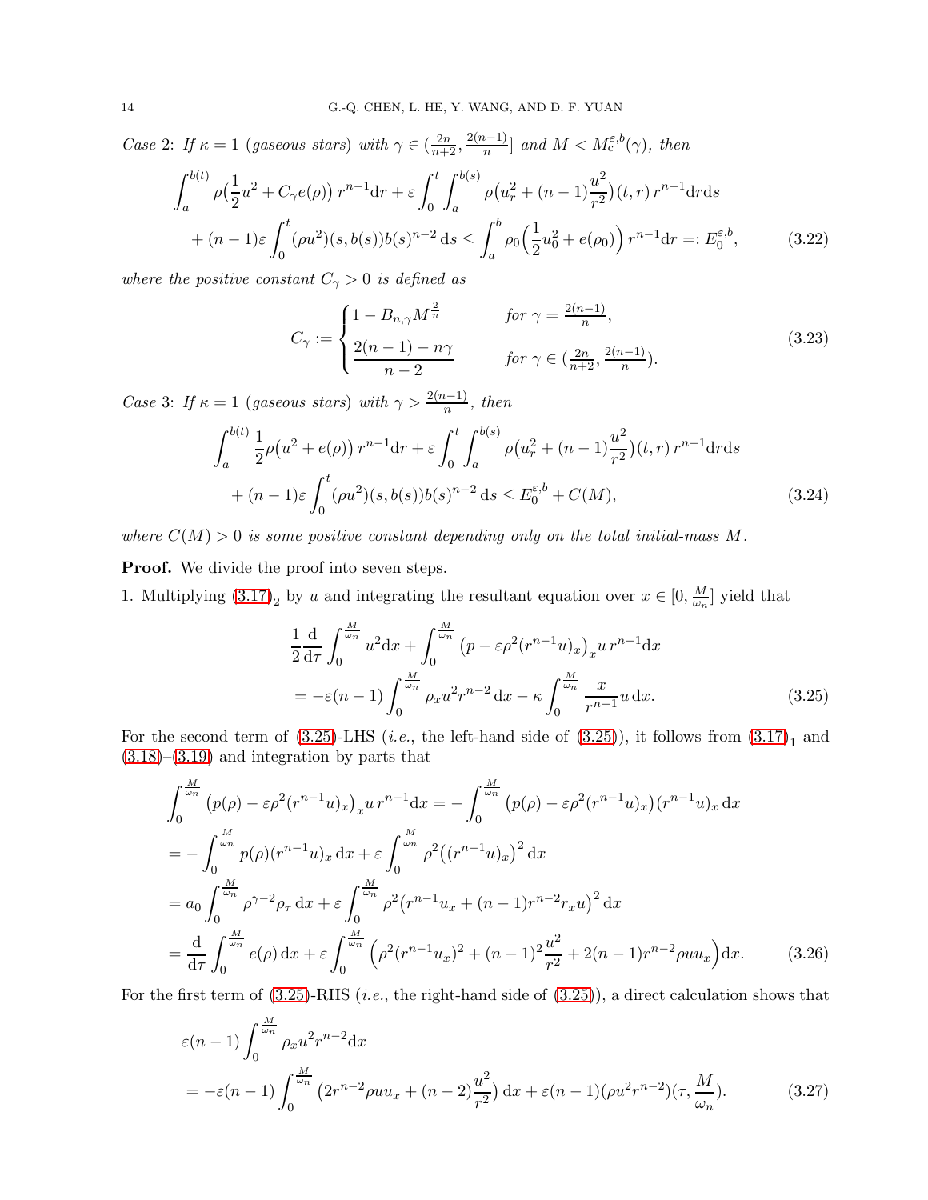*Case 2*: *If $\kappa = 1$ (gaseous stars) with $\gamma \in (\frac{2n}{n+2}, \frac{2(n-1)}{n}]$ and $M < M_{\rm c}^{\varepsilon,b}(\gamma)$, then*

$$
\begin{aligned}
&\int_a^{b(t)} \rho\big(\frac{1}{2}u^2 + C_\gamma e(\rho)\big)\, r^{n-1}{\rm d}r + \varepsilon \int_0^t \int_a^{b(s)} \rho\big(u_r^2 + (n-1)\frac{u^2}{r^2}\big)(t,r)\, r^{n-1}{\rm d}r{\rm d}s \\
&\quad + (n-1)\varepsilon \int_0^t (\rho u^2)(s,b(s)) b(s)^{n-2}\,{\rm d}s \le \int_a^b \rho_0\Big(\frac{1}{2}u_0^2 + e(\rho_0)\Big)\, r^{n-1}{\rm d}r =: E_0^{\varepsilon,b},
\end{aligned}
\tag{3.22}
$$

*where the positive constant $C_\gamma > 0$ is defined as*

$$
C_\gamma := \begin{cases} 1 - B_{n,\gamma} M^{\frac{2}{n}} & \text{for } \gamma = \frac{2(n-1)}{n}, \\[2mm] \dfrac{2(n-1) - n\gamma}{n-2} & \text{for } \gamma \in (\frac{2n}{n+2}, \frac{2(n-1)}{n}). \end{cases}
\tag{3.23}
$$

*Case 3*: *If $\kappa = 1$ (gaseous stars) with $\gamma > \frac{2(n-1)}{n}$, then*

$$
\begin{aligned}
&\int_a^{b(t)} \frac{1}{2}\rho\big(u^2 + e(\rho)\big)\, r^{n-1}{\rm d}r + \varepsilon \int_0^t \int_a^{b(s)} \rho\big(u_r^2 + (n-1)\frac{u^2}{r^2}\big)(t,r)\, r^{n-1}{\rm d}r{\rm d}s \\
&\quad + (n-1)\varepsilon \int_0^t (\rho u^2)(s,b(s)) b(s)^{n-2}\,{\rm d}s \le E_0^{\varepsilon,b} + C(M),
\end{aligned}
\tag{3.24}
$$

*where $C(M) > 0$ is some positive constant depending only on the total initial-mass $M$.*

**Proof.** We divide the proof into seven steps.

1. Multiplying $(3.17)_2$ by $u$ and integrating the resultant equation over $x \in [0, \frac{M}{\omega_n}]$ yield that

$$
\begin{aligned}
&\frac{1}{2}\frac{\rm d}{{\rm d}\tau} \int_0^{\frac{M}{\omega_n}} u^2 {\rm d}x + \int_0^{\frac{M}{\omega_n}} \big(p - \varepsilon \rho^2 (r^{n-1}u)_x\big)_x u\, r^{n-1}{\rm d}x \\
&= -\varepsilon(n-1) \int_0^{\frac{M}{\omega_n}} \rho_x u^2 r^{n-2}\,{\rm d}x - \kappa \int_0^{\frac{M}{\omega_n}} \frac{x}{r^{n-1}} u\,{\rm d}x.
\end{aligned}
\tag{3.25}
$$

For the second term of (3.25)-LHS (*i.e.*, the left-hand side of (3.25)), it follows from $(3.17)_1$ and (3.18)–(3.19) and integration by parts that

$$
\begin{aligned}
&\int_0^{\frac{M}{\omega_n}} \big(p(\rho) - \varepsilon \rho^2 (r^{n-1}u)_x\big)_x u\, r^{n-1}{\rm d}x = -\int_0^{\frac{M}{\omega_n}} \big(p(\rho) - \varepsilon\rho^2 (r^{n-1}u)_x\big)(r^{n-1}u)_x\,{\rm d}x \\
&= -\int_0^{\frac{M}{\omega_n}} p(\rho)(r^{n-1}u)_x\,{\rm d}x + \varepsilon \int_0^{\frac{M}{\omega_n}} \rho^2 \big((r^{n-1}u)_x\big)^2\,{\rm d}x \\
&= a_0 \int_0^{\frac{M}{\omega_n}} \rho^{\gamma-2}\rho_\tau\,{\rm d}x + \varepsilon \int_0^{\frac{M}{\omega_n}} \rho^2 \big(r^{n-1}u_x + (n-1)r^{n-2}r_x u\big)^2\,{\rm d}x \\
&= \frac{\rm d}{{\rm d}\tau} \int_0^{\frac{M}{\omega_n}} e(\rho)\,{\rm d}x + \varepsilon \int_0^{\frac{M}{\omega_n}} \Big(\rho^2 (r^{n-1}u_x)^2 + (n-1)^2\frac{u^2}{r^2} + 2(n-1)r^{n-2}\rho u u_x\Big){\rm d}x.
\end{aligned}
\tag{3.26}
$$

For the first term of (3.25)-RHS (*i.e.*, the right-hand side of (3.25)), a direct calculation shows that

$$
\begin{aligned}
&\varepsilon(n-1)\int_0^{\frac{M}{\omega_n}} \rho_x u^2 r^{n-2}{\rm d}x \\
&= -\varepsilon(n-1)\int_0^{\frac{M}{\omega_n}} \big(2r^{n-2}\rho u u_x + (n-2)\frac{u^2}{r^2}\big)\,{\rm d}x + \varepsilon(n-1)(\rho u^2 r^{n-2})(\tau, \frac{M}{\omega_n}).
\end{aligned}
\tag{3.27}
$$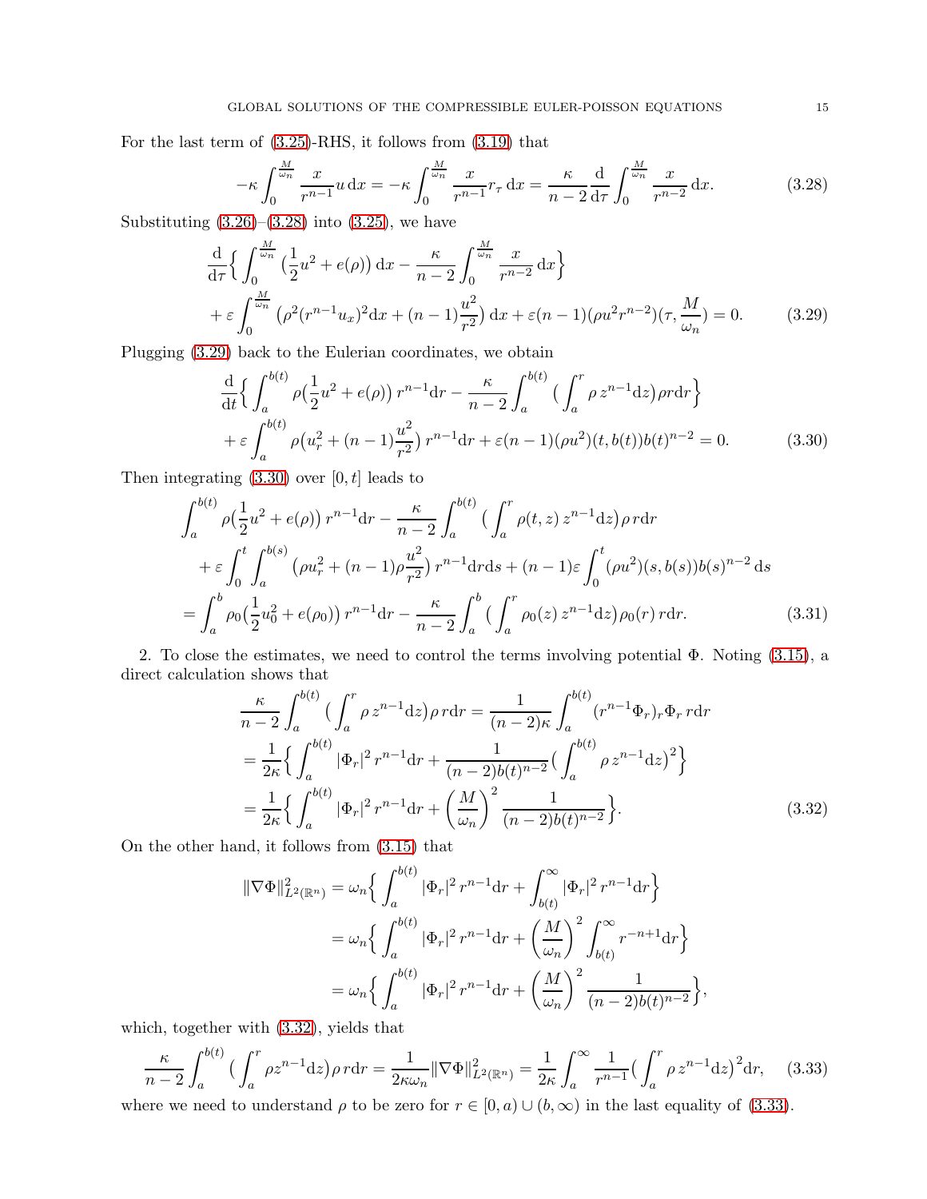For the last term of (3.25)-RHS, it follows from (3.19) that

$$-\kappa\int_0^{\frac{M}{\omega_n}}\frac{x}{r^{n-1}}u\,\mathrm{d}x=-\kappa\int_0^{\frac{M}{\omega_n}}\frac{x}{r^{n-1}}r_\tau\,\mathrm{d}x=\frac{\kappa}{n-2}\frac{\mathrm{d}}{\mathrm{d}\tau}\int_0^{\frac{M}{\omega_n}}\frac{x}{r^{n-2}}\,\mathrm{d}x. \tag{3.28}$$

Substituting (3.26)–(3.28) into (3.25), we have

$$\begin{aligned}
&\frac{\mathrm{d}}{\mathrm{d}\tau}\Big\{\int_0^{\frac{M}{\omega_n}}\big(\frac{1}{2}u^2+e(\rho)\big)\,\mathrm{d}x-\frac{\kappa}{n-2}\int_0^{\frac{M}{\omega_n}}\frac{x}{r^{n-2}}\,\mathrm{d}x\Big\}\\
&+\varepsilon\int_0^{\frac{M}{\omega_n}}\big(\rho^2(r^{n-1}u_x)^2\mathrm{d}x+(n-1)\frac{u^2}{r^2}\big)\,\mathrm{d}x+\varepsilon(n-1)(\rho u^2r^{n-2})(\tau,\frac{M}{\omega_n})=0.
\end{aligned}\tag{3.29}$$

Plugging (3.29) back to the Eulerian coordinates, we obtain

$$\begin{aligned}
&\frac{\mathrm{d}}{\mathrm{d}t}\Big\{\int_a^{b(t)}\rho\big(\frac{1}{2}u^2+e(\rho)\big)\,r^{n-1}\mathrm{d}r-\frac{\kappa}{n-2}\int_a^{b(t)}\big(\int_a^r\rho\,z^{n-1}\mathrm{d}z\big)\rho r\mathrm{d}r\Big\}\\
&+\varepsilon\int_a^{b(t)}\rho\big(u_r^2+(n-1)\frac{u^2}{r^2}\big)\,r^{n-1}\mathrm{d}r+\varepsilon(n-1)(\rho u^2)(t,b(t))b(t)^{n-2}=0.
\end{aligned}\tag{3.30}$$

Then integrating (3.30) over $[0,t]$ leads to

$$\begin{aligned}
&\int_a^{b(t)}\rho\big(\frac{1}{2}u^2+e(\rho)\big)\,r^{n-1}\mathrm{d}r-\frac{\kappa}{n-2}\int_a^{b(t)}\big(\int_a^r\rho(t,z)\,z^{n-1}\mathrm{d}z\big)\rho\,r\mathrm{d}r\\
&\quad+\varepsilon\int_0^t\int_a^{b(s)}\big(\rho u_r^2+(n-1)\rho\frac{u^2}{r^2}\big)\,r^{n-1}\mathrm{d}r\mathrm{d}s+(n-1)\varepsilon\int_0^t(\rho u^2)(s,b(s))b(s)^{n-2}\,\mathrm{d}s\\
&=\int_a^b\rho_0\big(\frac{1}{2}u_0^2+e(\rho_0)\big)\,r^{n-1}\mathrm{d}r-\frac{\kappa}{n-2}\int_a^b\big(\int_a^r\rho_0(z)\,z^{n-1}\mathrm{d}z\big)\rho_0(r)\,r\mathrm{d}r.
\end{aligned}\tag{3.31}$$

2. To close the estimates, we need to control the terms involving potential $\Phi$. Noting (3.15), a direct calculation shows that

$$\begin{aligned}
&\frac{\kappa}{n-2}\int_a^{b(t)}\big(\int_a^r\rho\,z^{n-1}\mathrm{d}z\big)\rho\,r\mathrm{d}r=\frac{1}{(n-2)\kappa}\int_a^{b(t)}(r^{n-1}\Phi_r)_r\Phi_r\,r\mathrm{d}r\\
&=\frac{1}{2\kappa}\Big\{\int_a^{b(t)}|\Phi_r|^2\,r^{n-1}\mathrm{d}r+\frac{1}{(n-2)b(t)^{n-2}}\big(\int_a^{b(t)}\rho\,z^{n-1}\mathrm{d}z\big)^2\Big\}\\
&=\frac{1}{2\kappa}\Big\{\int_a^{b(t)}|\Phi_r|^2\,r^{n-1}\mathrm{d}r+\Big(\frac{M}{\omega_n}\Big)^2\frac{1}{(n-2)b(t)^{n-2}}\Big\}.
\end{aligned}\tag{3.32}$$

On the other hand, it follows from (3.15) that

$$\begin{aligned}
\|\nabla\Phi\|_{L^2(\mathbb{R}^n)}^2&=\omega_n\Big\{\int_a^{b(t)}|\Phi_r|^2\,r^{n-1}\mathrm{d}r+\int_{b(t)}^\infty|\Phi_r|^2\,r^{n-1}\mathrm{d}r\Big\}\\
&=\omega_n\Big\{\int_a^{b(t)}|\Phi_r|^2\,r^{n-1}\mathrm{d}r+\Big(\frac{M}{\omega_n}\Big)^2\int_{b(t)}^\infty r^{-n+1}\mathrm{d}r\Big\}\\
&=\omega_n\Big\{\int_a^{b(t)}|\Phi_r|^2\,r^{n-1}\mathrm{d}r+\Big(\frac{M}{\omega_n}\Big)^2\frac{1}{(n-2)b(t)^{n-2}}\Big\},
\end{aligned}$$

which, together with (3.32), yields that

$$\frac{\kappa}{n-2}\int_a^{b(t)}\big(\int_a^r\rho z^{n-1}\mathrm{d}z\big)\rho\,r\mathrm{d}r=\frac{1}{2\kappa\omega_n}\|\nabla\Phi\|_{L^2(\mathbb{R}^n)}^2=\frac{1}{2\kappa}\int_a^\infty\frac{1}{r^{n-1}}\big(\int_a^r\rho\,z^{n-1}\mathrm{d}z\big)^2\mathrm{d}r,\tag{3.33}$$

where we need to understand $\rho$ to be zero for $r\in[0,a)\cup(b,\infty)$ in the last equality of (3.33).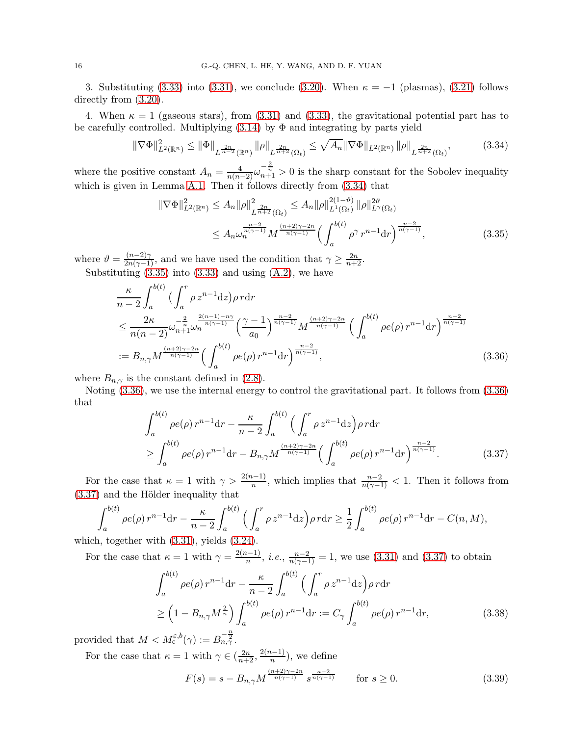3. Substituting (3.33) into (3.31), we conclude (3.20). When $\kappa = -1$ (plasmas), (3.21) follows directly from (3.20).

4. When $\kappa = 1$ (gaseous stars), from (3.31) and (3.33), the gravitational potential part has to be carefully controlled. Multiplying (3.14) by $\Phi$ and integrating by parts yield

$$\|\nabla\Phi\|^2_{L^2(\mathbb{R}^n)} \le \|\Phi\|_{L^{\frac{2n}{n-2}}(\mathbb{R}^n)} \|\rho\|_{L^{\frac{2n}{n+2}}(\Omega_t)} \le \sqrt{A_n}\|\nabla\Phi\|_{L^2(\mathbb{R}^n)} \|\rho\|_{L^{\frac{2n}{n+2}}(\Omega_t)}, \tag{3.34}$$

where the positive constant $A_n = \frac{4}{n(n-2)}\omega_{n+1}^{-\frac{2}{n}} > 0$ is the sharp constant for the Sobolev inequality which is given in Lemma A.1. Then it follows directly from (3.34) that

$$\begin{aligned}
\|\nabla\Phi\|^2_{L^2(\mathbb{R}^n)} &\le A_n\|\rho\|^2_{L^{\frac{2n}{n+2}}(\Omega_t)} \le A_n\|\rho\|^{2(1-\vartheta)}_{L^1(\Omega_t)} \|\rho\|^{2\vartheta}_{L^\gamma(\Omega_t)} \\
&\le A_n\omega_n^{\frac{n-2}{n(\gamma-1)}} M^{\frac{(n+2)\gamma-2n}{n(\gamma-1)}} \Big(\int_a^{b(t)} \rho^\gamma\, r^{n-1}\mathrm{d}r\Big)^{\frac{n-2}{n(\gamma-1)}},
\end{aligned} \tag{3.35}$$

where $\vartheta = \frac{(n-2)\gamma}{2n(\gamma-1)}$, and we have used the condition that $\gamma \ge \frac{2n}{n+2}$.

Substituting (3.35) into (3.33) and using (A.2), we have

$$\begin{aligned}
&\frac{\kappa}{n-2}\int_a^{b(t)} \big(\int_a^r \rho\, z^{n-1}\mathrm{d}z\big)\rho\, r\mathrm{d}r \\
&\le \frac{2\kappa}{n(n-2)}\omega_{n+1}^{-\frac{2}{n}}\omega_n^{\frac{2(n-1)-n\gamma}{n(\gamma-1)}} \Big(\frac{\gamma-1}{a_0}\Big)^{\frac{n-2}{n(\gamma-1)}} M^{\frac{(n+2)\gamma-2n}{n(\gamma-1)}} \Big(\int_a^{b(t)} \rho e(\rho)\, r^{n-1}\mathrm{d}r\Big)^{\frac{n-2}{n(\gamma-1)}} \\
&:= B_{n,\gamma} M^{\frac{(n+2)\gamma-2n}{n(\gamma-1)}} \Big(\int_a^{b(t)} \rho e(\rho)\, r^{n-1}\mathrm{d}r\Big)^{\frac{n-2}{n(\gamma-1)}},
\end{aligned} \tag{3.36}$$

where $B_{n,\gamma}$ is the constant defined in (2.8).

Noting (3.36), we use the internal energy to control the gravitational part. It follows from (3.36) that

$$\begin{aligned}
&\int_a^{b(t)} \rho e(\rho)\, r^{n-1}\mathrm{d}r - \frac{\kappa}{n-2}\int_a^{b(t)} \Big(\int_a^r \rho\, z^{n-1}\mathrm{d}z\Big)\rho\, r\mathrm{d}r \\
&\ge \int_a^{b(t)} \rho e(\rho)\, r^{n-1}\mathrm{d}r - B_{n,\gamma} M^{\frac{(n+2)\gamma-2n}{n(\gamma-1)}} \Big(\int_a^{b(t)} \rho e(\rho)\, r^{n-1}\mathrm{d}r\Big)^{\frac{n-2}{n(\gamma-1)}}.
\end{aligned} \tag{3.37}$$

For the case that $\kappa = 1$ with $\gamma > \frac{2(n-1)}{n}$, which implies that $\frac{n-2}{n(\gamma-1)} < 1$. Then it follows from (3.37) and the Hölder inequality that

$$\int_a^{b(t)} \rho e(\rho)\, r^{n-1}\mathrm{d}r - \frac{\kappa}{n-2}\int_a^{b(t)} \Big(\int_a^r \rho\, z^{n-1}\mathrm{d}z\Big)\rho\, r\mathrm{d}r \ge \frac{1}{2}\int_a^{b(t)} \rho e(\rho)\, r^{n-1}\mathrm{d}r - C(n,M),$$

which, together with (3.31), yields (3.24).

For the case that $\kappa = 1$ with $\gamma = \frac{2(n-1)}{n}$, *i.e.*, $\frac{n-2}{n(\gamma-1)} = 1$, we use (3.31) and (3.37) to obtain

$$\begin{aligned}
&\int_a^{b(t)} \rho e(\rho)\, r^{n-1}\mathrm{d}r - \frac{\kappa}{n-2}\int_a^{b(t)} \Big(\int_a^r \rho\, z^{n-1}\mathrm{d}z\Big)\rho\, r\mathrm{d}r \\
&\ge \Big(1 - B_{n,\gamma}M^{\frac{2}{n}}\Big)\int_a^{b(t)} \rho e(\rho)\, r^{n-1}\mathrm{d}r := C_\gamma \int_a^{b(t)} \rho e(\rho)\, r^{n-1}\mathrm{d}r,
\end{aligned} \tag{3.38}$$

provided that $M < M_c^{\varepsilon,b}(\gamma) := B_{n,\gamma}^{-\frac{n}{2}}$.

For the case that $\kappa = 1$ with $\gamma \in (\frac{2n}{n+2}, \frac{2(n-1)}{n})$, we define

$$F(s) = s - B_{n,\gamma} M^{\frac{(n+2)\gamma-2n}{n(\gamma-1)}} s^{\frac{n-2}{n(\gamma-1)}} \qquad \text{for } s \ge 0. \tag{3.39}$$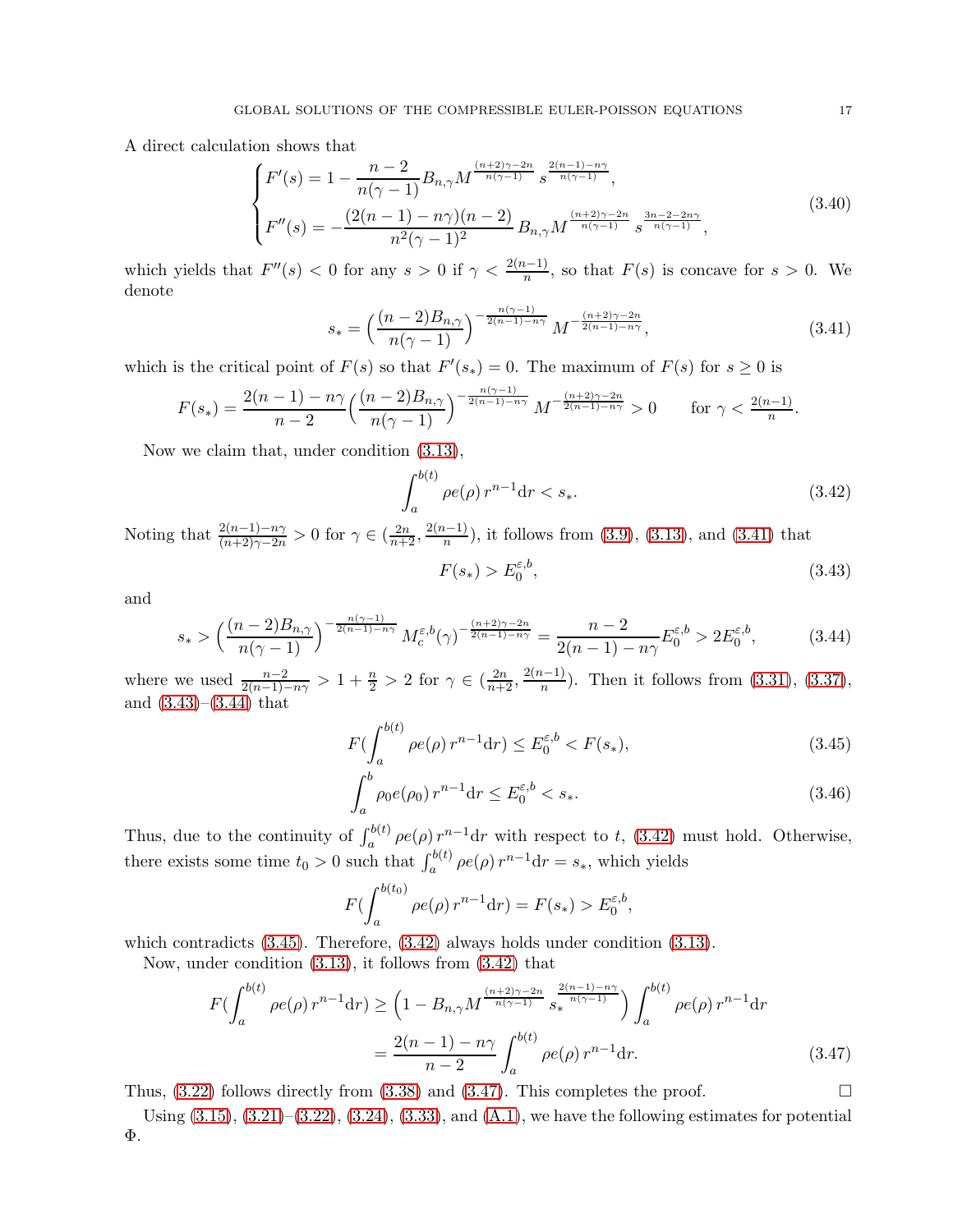A direct calculation shows that

$$
\begin{cases}
F'(s) = 1 - \dfrac{n-2}{n(\gamma-1)} B_{n,\gamma} M^{\frac{(n+2)\gamma-2n}{n(\gamma-1)}}\, s^{\frac{2(n-1)-n\gamma}{n(\gamma-1)}}, \\[2mm]
F''(s) = -\dfrac{(2(n-1)-n\gamma)(n-2)}{n^2(\gamma-1)^2}\, B_{n,\gamma} M^{\frac{(n+2)\gamma-2n}{n(\gamma-1)}}\, s^{\frac{3n-2-2n\gamma}{n(\gamma-1)}},
\end{cases}
\tag{3.40}
$$

which yields that $F''(s) < 0$ for any $s > 0$ if $\gamma < \frac{2(n-1)}{n}$, so that $F(s)$ is concave for $s > 0$. We denote

$$
s_* = \Big(\frac{(n-2)B_{n,\gamma}}{n(\gamma-1)}\Big)^{-\frac{n(\gamma-1)}{2(n-1)-n\gamma}} M^{-\frac{(n+2)\gamma-2n}{2(n-1)-n\gamma}},
\tag{3.41}
$$

which is the critical point of $F(s)$ so that $F'(s_*) = 0$. The maximum of $F(s)$ for $s \geq 0$ is

$$
F(s_*) = \frac{2(n-1)-n\gamma}{n-2}\Big(\frac{(n-2)B_{n,\gamma}}{n(\gamma-1)}\Big)^{-\frac{n(\gamma-1)}{2(n-1)-n\gamma}} M^{-\frac{(n+2)\gamma-2n}{2(n-1)-n\gamma}} > 0 \qquad \text{for } \gamma < \tfrac{2(n-1)}{n}.
$$

Now we claim that, under condition (3.13),

$$
\int_a^{b(t)} \rho e(\rho)\, r^{n-1}\mathrm{d}r < s_*.
\tag{3.42}
$$

Noting that $\frac{2(n-1)-n\gamma}{(n+2)\gamma-2n} > 0$ for $\gamma \in (\frac{2n}{n+2}, \frac{2(n-1)}{n})$, it follows from (3.9), (3.13), and (3.41) that

$$
F(s_*) > E_0^{\varepsilon,b},
\tag{3.43}
$$

and

$$
s_* > \Big(\frac{(n-2)B_{n,\gamma}}{n(\gamma-1)}\Big)^{-\frac{n(\gamma-1)}{2(n-1)-n\gamma}} M_c^{\varepsilon,b}(\gamma)^{-\frac{(n+2)\gamma-2n}{2(n-1)-n\gamma}} = \frac{n-2}{2(n-1)-n\gamma} E_0^{\varepsilon,b} > 2E_0^{\varepsilon,b},
\tag{3.44}
$$

where we used $\frac{n-2}{2(n-1)-n\gamma} > 1 + \frac{n}{2} > 2$ for $\gamma \in (\frac{2n}{n+2}, \frac{2(n-1)}{n})$. Then it follows from (3.31), (3.37), and (3.43)–(3.44) that

$$
F(\int_a^{b(t)} \rho e(\rho)\, r^{n-1}\mathrm{d}r) \leq E_0^{\varepsilon,b} < F(s_*),
\tag{3.45}
$$

$$
\int_a^{b} \rho_0 e(\rho_0)\, r^{n-1}\mathrm{d}r \leq E_0^{\varepsilon,b} < s_*.
\tag{3.46}
$$

Thus, due to the continuity of $\int_a^{b(t)} \rho e(\rho)\, r^{n-1}\mathrm{d}r$ with respect to $t$, (3.42) must hold. Otherwise, there exists some time $t_0 > 0$ such that $\int_a^{b(t)} \rho e(\rho)\, r^{n-1}\mathrm{d}r = s_*$, which yields

$$
F(\int_a^{b(t_0)} \rho e(\rho)\, r^{n-1}\mathrm{d}r) = F(s_*) > E_0^{\varepsilon,b},
$$

which contradicts (3.45). Therefore, (3.42) always holds under condition (3.13).

Now, under condition (3.13), it follows from (3.42) that

$$
\begin{aligned}
F(\int_a^{b(t)} \rho e(\rho)\, r^{n-1}\mathrm{d}r) &\geq \Big(1 - B_{n,\gamma} M^{\frac{(n+2)\gamma-2n}{n(\gamma-1)}}\, s_*^{\frac{2(n-1)-n\gamma}{n(\gamma-1)}}\Big) \int_a^{b(t)} \rho e(\rho)\, r^{n-1}\mathrm{d}r \\
&= \frac{2(n-1)-n\gamma}{n-2} \int_a^{b(t)} \rho e(\rho)\, r^{n-1}\mathrm{d}r.
\end{aligned}
\tag{3.47}
$$

Thus, (3.22) follows directly from (3.38) and (3.47). This completes the proof. $\square$

Using (3.15), (3.21)–(3.22), (3.24), (3.33), and (A.1), we have the following estimates for potential $\Phi$.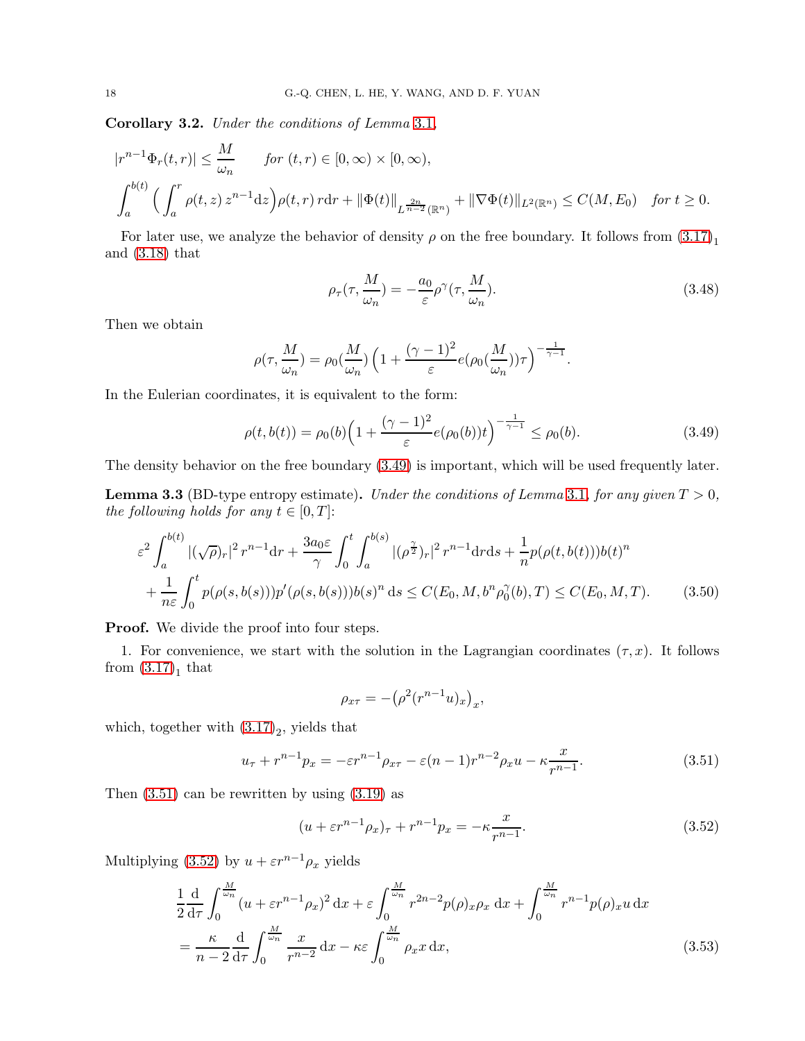**Corollary 3.2.** *Under the conditions of Lemma 3.1,*

$$|r^{n-1}\Phi_r(t,r)| \le \frac{M}{\omega_n} \qquad \textit{for } (t,r)\in[0,\infty)\times[0,\infty),$$

$$\int_a^{b(t)} \Big(\int_a^r \rho(t,z)\,z^{n-1}\mathrm{d}z\Big)\rho(t,r)\,r\mathrm{d}r + \|\Phi(t)\|_{L^{\frac{2n}{n-2}}(\mathbb{R}^n)} + \|\nabla\Phi(t)\|_{L^2(\mathbb{R}^n)} \le C(M,E_0) \quad \textit{for } t\ge 0.$$

For later use, we analyze the behavior of density $\rho$ on the free boundary. It follows from $(3.17)_1$ and (3.18) that

$$\rho_\tau(\tau,\frac{M}{\omega_n}) = -\frac{a_0}{\varepsilon}\rho^\gamma(\tau,\frac{M}{\omega_n}). \tag{3.48}$$

Then we obtain

$$\rho(\tau,\frac{M}{\omega_n}) = \rho_0(\frac{M}{\omega_n})\Big(1+\frac{(\gamma-1)^2}{\varepsilon}e(\rho_0(\frac{M}{\omega_n}))\tau\Big)^{-\frac{1}{\gamma-1}}.$$

In the Eulerian coordinates, it is equivalent to the form:

$$\rho(t,b(t)) = \rho_0(b)\Big(1+\frac{(\gamma-1)^2}{\varepsilon}e(\rho_0(b))t\Big)^{-\frac{1}{\gamma-1}} \le \rho_0(b). \tag{3.49}$$

The density behavior on the free boundary (3.49) is important, which will be used frequently later.

**Lemma 3.3** (BD-type entropy estimate)**.** *Under the conditions of Lemma 3.1, for any given $T>0$, the following holds for any $t\in[0,T]$:*

$$\begin{aligned}
&\varepsilon^2\int_a^{b(t)} |(\sqrt{\rho})_r|^2\, r^{n-1}\mathrm{d}r + \frac{3a_0\varepsilon}{\gamma}\int_0^t\int_a^{b(s)} |(\rho^{\frac{\gamma}{2}})_r|^2\, r^{n-1}\mathrm{d}r\mathrm{d}s + \frac{1}{n}p(\rho(t,b(t)))b(t)^n \\
&\quad + \frac{1}{n\varepsilon}\int_0^t p(\rho(s,b(s)))p'(\rho(s,b(s)))b(s)^n\,\mathrm{d}s \le C(E_0,M,b^n\rho_0^\gamma(b),T) \le C(E_0,M,T).
\end{aligned} \tag{3.50}$$

**Proof.** We divide the proof into four steps.

1. For convenience, we start with the solution in the Lagrangian coordinates $(\tau,x)$. It follows from $(3.17)_1$ that

$$\rho_{x\tau} = -\big(\rho^2(r^{n-1}u)_x\big)_x,$$

which, together with $(3.17)_2$, yields that

$$u_\tau + r^{n-1}p_x = -\varepsilon r^{n-1}\rho_{x\tau} - \varepsilon(n-1)r^{n-2}\rho_x u - \kappa\frac{x}{r^{n-1}}. \tag{3.51}$$

Then (3.51) can be rewritten by using (3.19) as

$$(u+\varepsilon r^{n-1}\rho_x)_\tau + r^{n-1}p_x = -\kappa\frac{x}{r^{n-1}}. \tag{3.52}$$

Multiplying (3.52) by $u+\varepsilon r^{n-1}\rho_x$ yields

$$\begin{aligned}
&\frac{1}{2}\frac{\mathrm{d}}{\mathrm{d}\tau}\int_0^{\frac{M}{\omega_n}} (u+\varepsilon r^{n-1}\rho_x)^2\,\mathrm{d}x + \varepsilon\int_0^{\frac{M}{\omega_n}} r^{2n-2}p(\rho)_x\rho_x\,\mathrm{d}x + \int_0^{\frac{M}{\omega_n}} r^{n-1}p(\rho)_x u\,\mathrm{d}x \\
&= \frac{\kappa}{n-2}\frac{\mathrm{d}}{\mathrm{d}\tau}\int_0^{\frac{M}{\omega_n}} \frac{x}{r^{n-2}}\,\mathrm{d}x - \kappa\varepsilon\int_0^{\frac{M}{\omega_n}} \rho_x x\,\mathrm{d}x,
\end{aligned} \tag{3.53}$$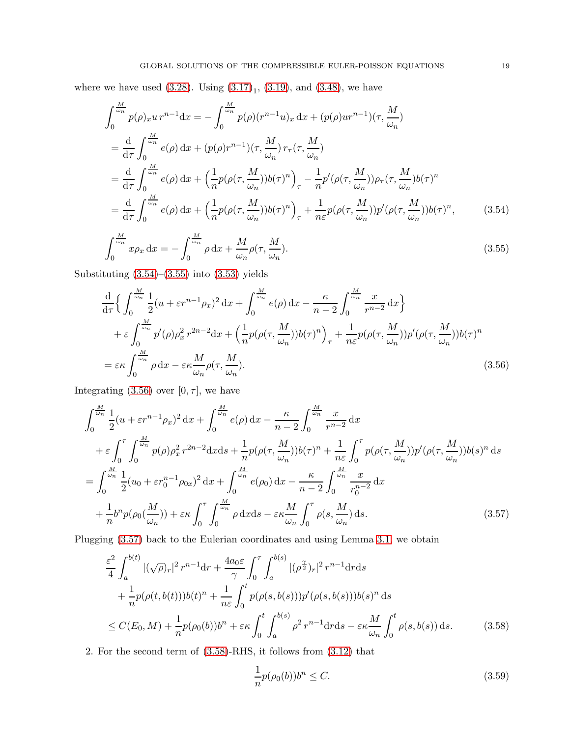where we have used (3.28). Using $(3.17)_1$, (3.19), and (3.48), we have

$$
\begin{aligned}
&\int_0^{\frac{M}{\omega_n}} p(\rho)_x u\, r^{n-1}\mathrm{d}x = -\int_0^{\frac{M}{\omega_n}} p(\rho)(r^{n-1}u)_x\,\mathrm{d}x + (p(\rho)ur^{n-1})(\tau,\frac{M}{\omega_n})\\
&= \frac{\mathrm{d}}{\mathrm{d}\tau}\int_0^{\frac{M}{\omega_n}} e(\rho)\,\mathrm{d}x + (p(\rho)r^{n-1})(\tau,\frac{M}{\omega_n})\, r_\tau(\tau,\frac{M}{\omega_n})\\
&= \frac{\mathrm{d}}{\mathrm{d}\tau}\int_0^{\frac{M}{\omega_n}} e(\rho)\,\mathrm{d}x + \Big(\frac{1}{n}p(\rho(\tau,\frac{M}{\omega_n}))b(\tau)^n\Big)_\tau - \frac{1}{n}p'(\rho(\tau,\frac{M}{\omega_n}))\rho_\tau(\tau,\frac{M}{\omega_n})b(\tau)^n\\
&= \frac{\mathrm{d}}{\mathrm{d}\tau}\int_0^{\frac{M}{\omega_n}} e(\rho)\,\mathrm{d}x + \Big(\frac{1}{n}p(\rho(\tau,\frac{M}{\omega_n}))b(\tau)^n\Big)_\tau + \frac{1}{n\varepsilon}p(\rho(\tau,\frac{M}{\omega_n}))p'(\rho(\tau,\frac{M}{\omega_n}))b(\tau)^n,
\end{aligned}
\tag{3.54}
$$

$$
\int_0^{\frac{M}{\omega_n}} x\rho_x\,\mathrm{d}x = -\int_0^{\frac{M}{\omega_n}} \rho\,\mathrm{d}x + \frac{M}{\omega_n}\rho(\tau,\frac{M}{\omega_n}). \tag{3.55}
$$

Substituting (3.54)–(3.55) into (3.53) yields

$$
\begin{aligned}
&\frac{\mathrm{d}}{\mathrm{d}\tau}\Big\{\int_0^{\frac{M}{\omega_n}} \frac{1}{2}(u+\varepsilon r^{n-1}\rho_x)^2\,\mathrm{d}x + \int_0^{\frac{M}{\omega_n}} e(\rho)\,\mathrm{d}x - \frac{\kappa}{n-2}\int_0^{\frac{M}{\omega_n}}\frac{x}{r^{n-2}}\,\mathrm{d}x\Big\}\\
&\quad + \varepsilon\int_0^{\frac{M}{\omega_n}} p'(\rho)\rho_x^2\, r^{2n-2}\mathrm{d}x + \Big(\frac{1}{n}p(\rho(\tau,\frac{M}{\omega_n}))b(\tau)^n\Big)_\tau + \frac{1}{n\varepsilon}p(\rho(\tau,\frac{M}{\omega_n}))p'(\rho(\tau,\frac{M}{\omega_n}))b(\tau)^n\\
&= \varepsilon\kappa\int_0^{\frac{M}{\omega_n}}\rho\,\mathrm{d}x - \varepsilon\kappa\frac{M}{\omega_n}\rho(\tau,\frac{M}{\omega_n}).
\end{aligned}
\tag{3.56}
$$

Integrating (3.56) over $[0,\tau]$, we have

$$
\begin{aligned}
&\int_0^{\frac{M}{\omega_n}} \frac{1}{2}(u+\varepsilon r^{n-1}\rho_x)^2\,\mathrm{d}x + \int_0^{\frac{M}{\omega_n}} e(\rho)\,\mathrm{d}x - \frac{\kappa}{n-2}\int_0^{\frac{M}{\omega_n}}\frac{x}{r^{n-2}}\,\mathrm{d}x\\
&\quad + \varepsilon\int_0^\tau\int_0^{\frac{M}{\omega_n}} p(\rho)\rho_x^2\, r^{2n-2}\mathrm{d}x\mathrm{d}s + \frac{1}{n}p(\rho(\tau,\frac{M}{\omega_n}))b(\tau)^n + \frac{1}{n\varepsilon}\int_0^\tau p(\rho(\tau,\frac{M}{\omega_n}))p'(\rho(\tau,\frac{M}{\omega_n}))b(s)^n\,\mathrm{d}s\\
&= \int_0^{\frac{M}{\omega_n}} \frac{1}{2}(u_0+\varepsilon r_0^{n-1}\rho_{0x})^2\,\mathrm{d}x + \int_0^{\frac{M}{\omega_n}} e(\rho_0)\,\mathrm{d}x - \frac{\kappa}{n-2}\int_0^{\frac{M}{\omega_n}}\frac{x}{r_0^{n-2}}\,\mathrm{d}x\\
&\quad + \frac{1}{n}b^n p(\rho_0(\frac{M}{\omega_n})) + \varepsilon\kappa\int_0^\tau\int_0^{\frac{M}{\omega_n}}\rho\,\mathrm{d}x\mathrm{d}s - \varepsilon\kappa\frac{M}{\omega_n}\int_0^\tau\rho(s,\frac{M}{\omega_n})\,\mathrm{d}s.
\end{aligned}
\tag{3.57}
$$

Plugging (3.57) back to the Eulerian coordinates and using Lemma 3.1, we obtain

$$
\begin{aligned}
&\frac{\varepsilon^2}{4}\int_a^{b(t)} |(\sqrt{\rho})_r|^2\, r^{n-1}\mathrm{d}r + \frac{4a_0\varepsilon}{\gamma}\int_0^\tau\int_a^{b(s)} |(\rho^{\frac{\gamma}{2}})_r|^2\, r^{n-1}\mathrm{d}r\mathrm{d}s\\
&\quad + \frac{1}{n}p(\rho(t,b(t)))b(t)^n + \frac{1}{n\varepsilon}\int_0^t p(\rho(s,b(s)))p'(\rho(s,b(s)))b(s)^n\,\mathrm{d}s\\
&\le C(E_0,M) + \frac{1}{n}p(\rho_0(b))b^n + \varepsilon\kappa\int_0^t\int_a^{b(s)}\rho^2\, r^{n-1}\mathrm{d}r\mathrm{d}s - \varepsilon\kappa\frac{M}{\omega_n}\int_0^t\rho(s,b(s))\,\mathrm{d}s.
\end{aligned}
\tag{3.58}
$$

2. For the second term of (3.58)-RHS, it follows from (3.12) that

$$
\frac{1}{n}p(\rho_0(b))b^n \le C. \tag{3.59}
$$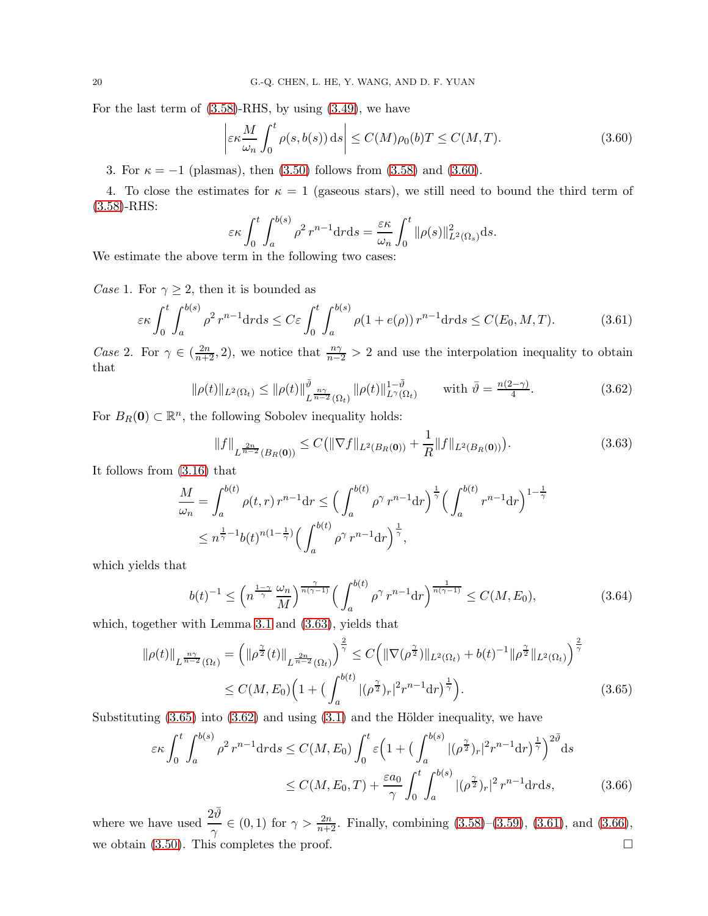For the last term of (3.58)-RHS, by using (3.49), we have

$$\left|\varepsilon\kappa \frac{M}{\omega_n}\int_0^t \rho(s,b(s))\,\mathrm{d}s\right| \le C(M)\rho_0(b)T \le C(M,T). \tag{3.60}$$

3. For $\kappa=-1$ (plasmas), then (3.50) follows from (3.58) and (3.60).

4. To close the estimates for $\kappa=1$ (gaseous stars), we still need to bound the third term of (3.58)-RHS:

$$\varepsilon\kappa\int_0^t\int_a^{b(s)}\rho^2\, r^{n-1}\mathrm{d}r\mathrm{d}s = \frac{\varepsilon\kappa}{\omega_n}\int_0^t \|\rho(s)\|^2_{L^2(\Omega_s)}\mathrm{d}s.$$

We estimate the above term in the following two cases:

*Case* 1. For $\gamma\ge 2$, then it is bounded as

$$\varepsilon\kappa\int_0^t\int_a^{b(s)}\rho^2\, r^{n-1}\mathrm{d}r\mathrm{d}s \le C\varepsilon\int_0^t\int_a^{b(s)}\rho(1+e(\rho))\, r^{n-1}\mathrm{d}r\mathrm{d}s \le C(E_0,M,T). \tag{3.61}$$

*Case* 2. For $\gamma\in(\frac{2n}{n+2},2)$, we notice that $\frac{n\gamma}{n-2}>2$ and use the interpolation inequality to obtain that

$$\|\rho(t)\|_{L^2(\Omega_t)} \le \|\rho(t)\|^{\bar\vartheta}_{L^{\frac{n\gamma}{n-2}}(\Omega_t)}\,\|\rho(t)\|^{1-\bar\vartheta}_{L^\gamma(\Omega_t)} \qquad \text{with } \bar\vartheta=\tfrac{n(2-\gamma)}{4}. \tag{3.62}$$

For $B_R(\mathbf{0})\subset\mathbb{R}^n$, the following Sobolev inequality holds:

$$\|f\|_{L^{\frac{2n}{n-2}}(B_R(\mathbf{0}))} \le C\big(\|\nabla f\|_{L^2(B_R(\mathbf{0}))}+\frac{1}{R}\|f\|_{L^2(B_R(\mathbf{0}))}\big). \tag{3.63}$$

It follows from (3.16) that

$$\begin{aligned}
\frac{M}{\omega_n} &= \int_a^{b(t)}\rho(t,r)\, r^{n-1}\mathrm{d}r \le \Big(\int_a^{b(t)}\rho^\gamma\, r^{n-1}\mathrm{d}r\Big)^{\frac{1}{\gamma}}\Big(\int_a^{b(t)} r^{n-1}\mathrm{d}r\Big)^{1-\frac{1}{\gamma}}\\
&\le n^{\frac{1}{\gamma}-1}b(t)^{n(1-\frac{1}{\gamma})}\Big(\int_a^{b(t)}\rho^\gamma\, r^{n-1}\mathrm{d}r\Big)^{\frac{1}{\gamma}},
\end{aligned}$$

which yields that

$$b(t)^{-1} \le \Big(n^{\frac{1-\gamma}{\gamma}}\,\frac{\omega_n}{M}\Big)^{\frac{\gamma}{n(\gamma-1)}}\Big(\int_a^{b(t)}\rho^\gamma\, r^{n-1}\mathrm{d}r\Big)^{\frac{1}{n(\gamma-1)}} \le C(M,E_0), \tag{3.64}$$

which, together with Lemma 3.1 and (3.63), yields that

$$\begin{aligned}
\|\rho(t)\|_{L^{\frac{n\gamma}{n-2}}(\Omega_t)} &= \Big(\|\rho^{\frac{\gamma}{2}}(t)\|_{L^{\frac{2n}{n-2}}(\Omega_t)}\Big)^{\frac{2}{\gamma}} \le C\Big(\|\nabla(\rho^{\frac{\gamma}{2}})\|_{L^2(\Omega_t)}+b(t)^{-1}\|\rho^{\frac{\gamma}{2}}\|_{L^2(\Omega_t)}\Big)^{\frac{2}{\gamma}}\\
&\le C(M,E_0)\Big(1+\big(\int_a^{b(t)}|(\rho^{\frac{\gamma}{2}})_r|^2 r^{n-1}\mathrm{d}r\big)^{\frac{1}{\gamma}}\Big).
\end{aligned} \tag{3.65}$$

Substituting (3.65) into (3.62) and using (3.1) and the Hölder inequality, we have

$$\begin{aligned}
\varepsilon\kappa\int_0^t\int_a^{b(s)}\rho^2\, r^{n-1}\mathrm{d}r\mathrm{d}s &\le C(M,E_0)\int_0^t\varepsilon\Big(1+\big(\int_a^{b(s)}|(\rho^{\frac{\gamma}{2}})_r|^2 r^{n-1}\mathrm{d}r\big)^{\frac{1}{\gamma}}\Big)^{2\bar\vartheta}\mathrm{d}s\\
&\le C(M,E_0,T)+\frac{\varepsilon a_0}{\gamma}\int_0^t\int_a^{b(s)}|(\rho^{\frac{\gamma}{2}})_r|^2\, r^{n-1}\mathrm{d}r\mathrm{d}s,
\end{aligned} \tag{3.66}$$

where we have used $\dfrac{2\bar\vartheta}{\gamma}\in(0,1)$ for $\gamma>\frac{2n}{n+2}$. Finally, combining (3.58)–(3.59), (3.61), and (3.66), we obtain (3.50). This completes the proof. $\square$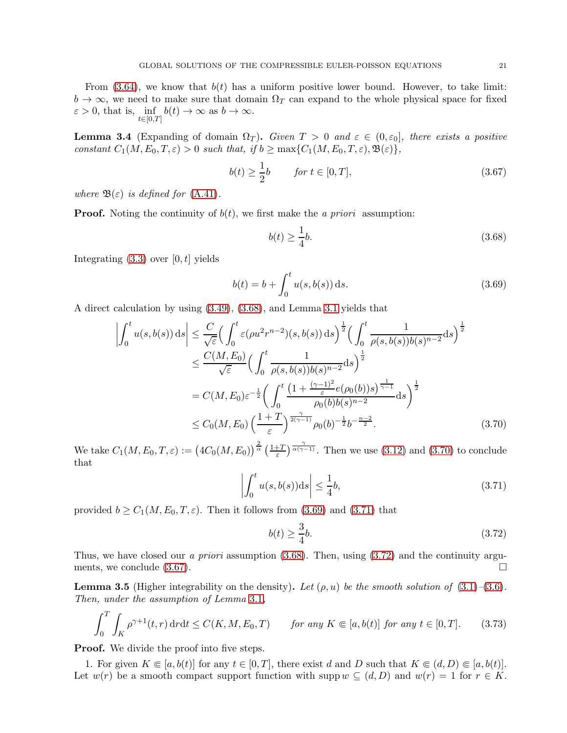From (3.64), we know that $b(t)$ has a uniform positive lower bound. However, to take limit: $b \to \infty$, we need to make sure that domain $\Omega_T$ can expand to the whole physical space for fixed $\varepsilon > 0$, that is, $\inf\limits_{t\in[0,T]} b(t) \to \infty$ as $b \to \infty$.

**Lemma 3.4** (Expanding of domain $\Omega_T$)**.** *Given $T > 0$ and $\varepsilon \in (0, \varepsilon_0]$, there exists a positive constant $C_1(M, E_0, T, \varepsilon) > 0$ such that, if $b \geq \max\{C_1(M, E_0, T, \varepsilon), \mathfrak{B}(\varepsilon)\}$,*

$$b(t) \geq \frac{1}{2} b \qquad \text{for } t \in [0, T], \tag{3.67}$$

*where $\mathfrak{B}(\varepsilon)$ is defined for (A.41).*

**Proof.** Noting the continuity of $b(t)$, we first make the *a priori* assumption:

$$b(t) \geq \frac{1}{4} b. \tag{3.68}$$

Integrating (3.3) over $[0, t]$ yields

$$b(t) = b + \int_0^t u(s, b(s))\,\mathrm{d}s. \tag{3.69}$$

A direct calculation by using (3.49), (3.68), and Lemma 3.1 yields that

$$\begin{aligned}
\Big|\int_0^t u(s, b(s))\,\mathrm{d}s\Big| &\leq \frac{C}{\sqrt{\varepsilon}}\Big(\int_0^t \varepsilon(\rho u^2 r^{n-2})(s, b(s))\,\mathrm{d}s\Big)^{\frac{1}{2}}\Big(\int_0^t \frac{1}{\rho(s, b(s)) b(s)^{n-2}}\mathrm{d}s\Big)^{\frac{1}{2}} \\
&\leq \frac{C(M, E_0)}{\sqrt{\varepsilon}}\Big(\int_0^t \frac{1}{\rho(s, b(s)) b(s)^{n-2}}\mathrm{d}s\Big)^{\frac{1}{2}} \\
&= C(M, E_0)\varepsilon^{-\frac{1}{2}}\bigg(\int_0^t \frac{\big(1 + \frac{(\gamma-1)^2}{\varepsilon} e(\rho_0(b)) s\big)^{\frac{1}{\gamma-1}}}{\rho_0(b) b(s)^{n-2}}\mathrm{d}s\bigg)^{\frac{1}{2}} \\
&\leq C_0(M, E_0)\Big(\frac{1+T}{\varepsilon}\Big)^{\frac{\gamma}{2(\gamma-1)}} \rho_0(b)^{-\frac{1}{2}} b^{-\frac{n-2}{2}}.
\end{aligned} \tag{3.70}$$

We take $C_1(M, E_0, T, \varepsilon) := \big(4C_0(M, E_0)\big)^{\frac{2}{\alpha}}\big(\frac{1+T}{\varepsilon}\big)^{\frac{\gamma}{\alpha(\gamma-1)}}$. Then we use (3.12) and (3.70) to conclude that

$$\Big|\int_0^t u(s, b(s))\mathrm{d}s\Big| \leq \frac{1}{4} b, \tag{3.71}$$

provided $b \geq C_1(M, E_0, T, \varepsilon)$. Then it follows from (3.69) and (3.71) that

$$b(t) \geq \frac{3}{4} b. \tag{3.72}$$

Thus, we have closed our *a priori* assumption (3.68). Then, using (3.72) and the continuity arguments, we conclude (3.67). □

**Lemma 3.5** (Higher integrability on the density)**.** *Let $(\rho, u)$ be the smooth solution of (3.1)–(3.6). Then, under the assumption of Lemma 3.1,*

$$\int_0^T \int_K \rho^{\gamma+1}(t, r)\,\mathrm{d}r\mathrm{d}t \leq C(K, M, E_0, T) \qquad \text{for any } K \Subset [a, b(t)] \text{ for any } t \in [0, T]. \tag{3.73}$$

**Proof.** We divide the proof into five steps.

1. For given $K \Subset [a, b(t)]$ for any $t \in [0, T]$, there exist $d$ and $D$ such that $K \Subset (d, D) \Subset [a, b(t)]$. Let $w(r)$ be a smooth compact support function with $\operatorname{supp} w \subseteq (d, D)$ and $w(r) = 1$ for $r \in K$.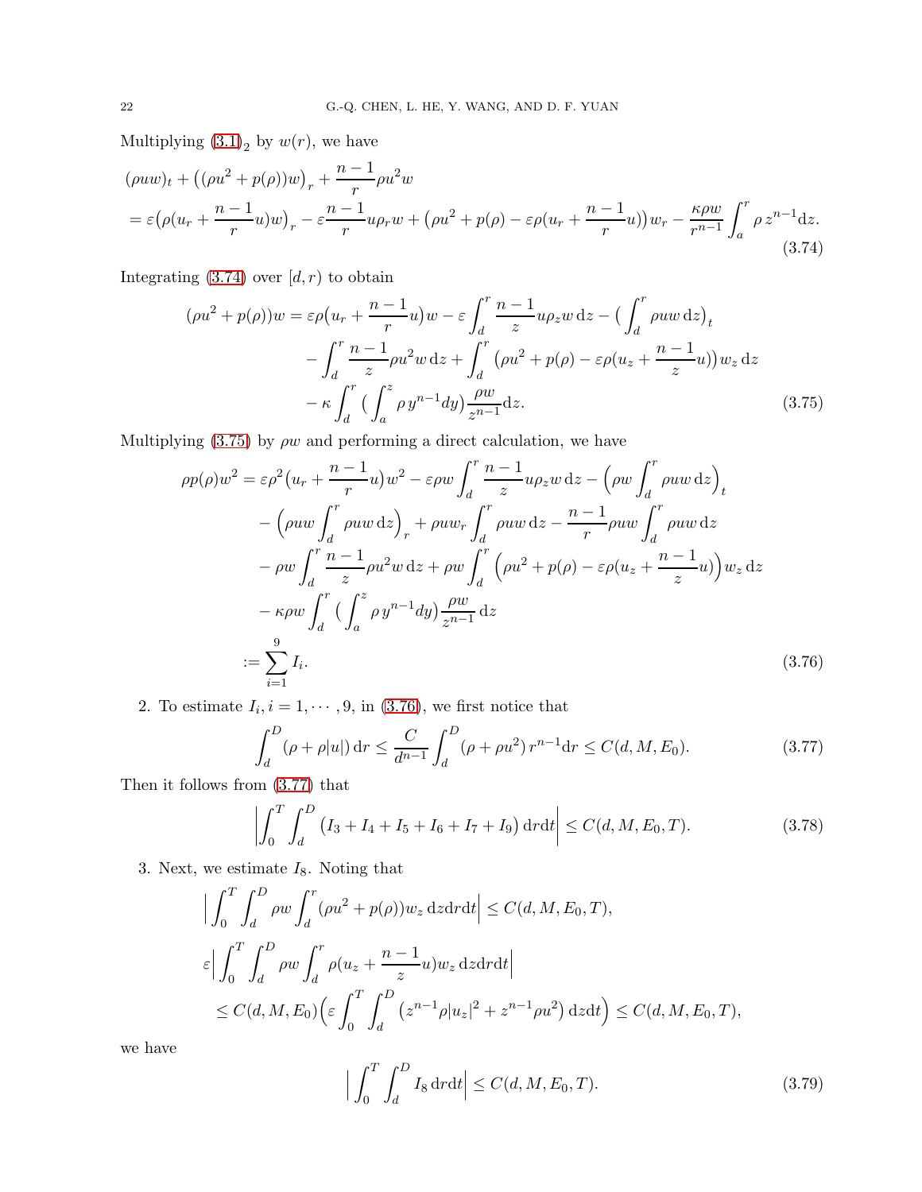Multiplying (3.1)$_2$ by $w(r)$, we have

$$
\begin{aligned}
&(\rho u w)_t + \big((\rho u^2 + p(\rho))w\big)_r + \frac{n-1}{r}\rho u^2 w \\
&= \varepsilon\big(\rho(u_r + \frac{n-1}{r}u)w\big)_r - \varepsilon\frac{n-1}{r}u\rho_r w + \big(\rho u^2 + p(\rho) - \varepsilon\rho(u_r + \frac{n-1}{r}u)\big)w_r - \frac{\kappa\rho w}{r^{n-1}}\int_a^r \rho\, z^{n-1}\mathrm{d}z.
\end{aligned}
\tag{3.74}
$$

Integrating (3.74) over $[d,r)$ to obtain

$$
\begin{aligned}
(\rho u^2 + p(\rho))w =& \,\varepsilon\rho\big(u_r + \frac{n-1}{r}u\big)w - \varepsilon\int_d^r \frac{n-1}{z}u\rho_z w\,\mathrm{d}z - \big(\int_d^r \rho u w\,\mathrm{d}z\big)_t \\
&- \int_d^r \frac{n-1}{z}\rho u^2 w\,\mathrm{d}z + \int_d^r \big(\rho u^2 + p(\rho) - \varepsilon\rho(u_z + \frac{n-1}{z}u)\big)w_z\,\mathrm{d}z \\
&- \kappa\int_d^r \big(\int_a^z \rho\, y^{n-1}dy\big)\frac{\rho w}{z^{n-1}}\mathrm{d}z.
\end{aligned}
\tag{3.75}
$$

Multiplying (3.75) by $\rho w$ and performing a direct calculation, we have

$$
\begin{aligned}
\rho p(\rho)w^2 =& \,\varepsilon\rho^2\big(u_r + \frac{n-1}{r}u\big)w^2 - \varepsilon\rho w\int_d^r \frac{n-1}{z}u\rho_z w\,\mathrm{d}z - \Big(\rho w\int_d^r \rho u w\,\mathrm{d}z\Big)_t \\
&- \Big(\rho u w\int_d^r \rho u w\,\mathrm{d}z\Big)_r + \rho u w_r\int_d^r \rho u w\,\mathrm{d}z - \frac{n-1}{r}\rho u w\int_d^r \rho u w\,\mathrm{d}z \\
&- \rho w\int_d^r \frac{n-1}{z}\rho u^2 w\,\mathrm{d}z + \rho w\int_d^r \Big(\rho u^2 + p(\rho) - \varepsilon\rho(u_z + \frac{n-1}{z}u)\Big)w_z\,\mathrm{d}z \\
&- \kappa\rho w\int_d^r \big(\int_a^z \rho\, y^{n-1}dy\big)\frac{\rho w}{z^{n-1}}\,\mathrm{d}z \\
:=& \sum_{i=1}^{9} I_i.
\end{aligned}
\tag{3.76}
$$

2. To estimate $I_i, i = 1,\cdots,9$, in (3.76), we first notice that

$$
\int_d^D (\rho + \rho|u|)\,\mathrm{d}r \le \frac{C}{d^{n-1}}\int_d^D (\rho + \rho u^2)\, r^{n-1}\mathrm{d}r \le C(d, M, E_0).
\tag{3.77}
$$

Then it follows from (3.77) that

$$
\Big|\int_0^T\int_d^D \big(I_3 + I_4 + I_5 + I_6 + I_7 + I_9\big)\,\mathrm{d}r\mathrm{d}t\Big| \le C(d, M, E_0, T).
\tag{3.78}
$$

3. Next, we estimate $I_8$. Noting that

$$
\begin{aligned}
&\Big|\int_0^T\int_d^D \rho w\int_d^r (\rho u^2 + p(\rho))w_z\,\mathrm{d}z\mathrm{d}r\mathrm{d}t\Big| \le C(d, M, E_0, T), \\
&\varepsilon\Big|\int_0^T\int_d^D \rho w\int_d^r \rho(u_z + \frac{n-1}{z}u)w_z\,\mathrm{d}z\mathrm{d}r\mathrm{d}t\Big| \\
&\quad \le C(d, M, E_0)\Big(\varepsilon\int_0^T\int_d^D \big(z^{n-1}\rho|u_z|^2 + z^{n-1}\rho u^2\big)\,\mathrm{d}z\mathrm{d}t\Big) \le C(d, M, E_0, T),
\end{aligned}
$$

we have

$$
\Big|\int_0^T\int_d^D I_8\,\mathrm{d}r\mathrm{d}t\Big| \le C(d, M, E_0, T).
\tag{3.79}
$$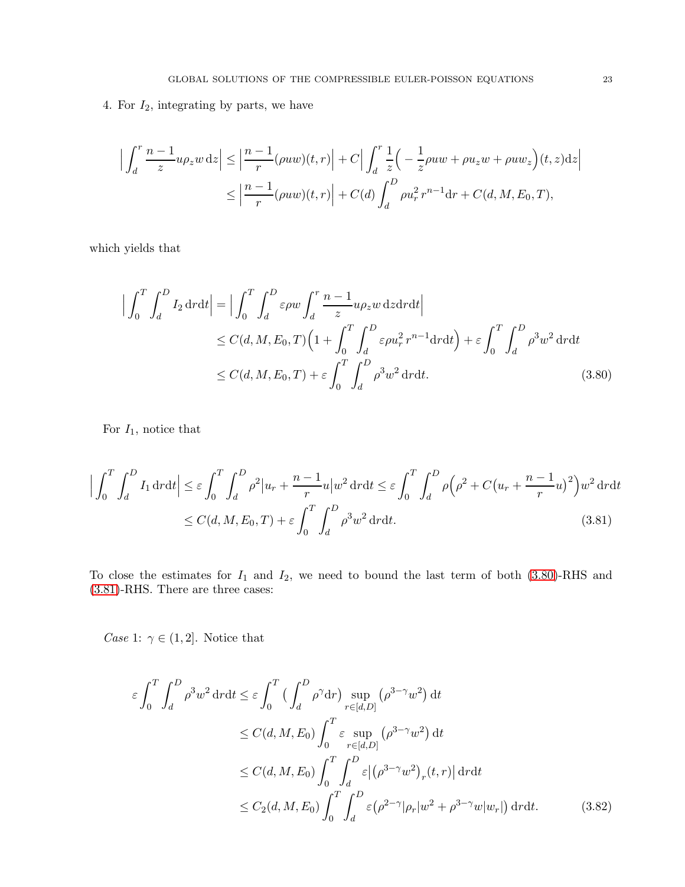4. For $I_2$, integrating by parts, we have

$$
\begin{aligned}
\Big|\int_d^r \frac{n-1}{z}u\rho_z w\,\mathrm{d}z\Big| &\le \Big|\frac{n-1}{r}(\rho u w)(t,r)\Big| + C\Big|\int_d^r \frac{1}{z}\Big(-\frac{1}{z}\rho u w + \rho u_z w + \rho u w_z\Big)(t,z)\mathrm{d}z\Big| \\
&\le \Big|\frac{n-1}{r}(\rho u w)(t,r)\Big| + C(d)\int_d^D \rho u_r^2\, r^{n-1}\mathrm{d}r + C(d,M,E_0,T),
\end{aligned}
$$

which yields that

$$
\begin{aligned}
\Big|\int_0^T\int_d^D I_2\,\mathrm{d}r\mathrm{d}t\Big| &= \Big|\int_0^T\int_d^D \varepsilon\rho w\int_d^r \frac{n-1}{z}u\rho_z w\,\mathrm{d}z\mathrm{d}r\mathrm{d}t\Big| \\
&\le C(d,M,E_0,T)\Big(1+\int_0^T\int_d^D \varepsilon\rho u_r^2\, r^{n-1}\mathrm{d}r\mathrm{d}t\Big) + \varepsilon\int_0^T\int_d^D \rho^3 w^2\,\mathrm{d}r\mathrm{d}t \\
&\le C(d,M,E_0,T) + \varepsilon\int_0^T\int_d^D \rho^3 w^2\,\mathrm{d}r\mathrm{d}t. \qquad (3.80)
\end{aligned}
$$

For $I_1$, notice that

$$
\begin{aligned}
\Big|\int_0^T\int_d^D I_1\,\mathrm{d}r\mathrm{d}t\Big| &\le \varepsilon\int_0^T\int_d^D \rho^2\big|u_r + \frac{n-1}{r}u\big|w^2\,\mathrm{d}r\mathrm{d}t \le \varepsilon\int_0^T\int_d^D \rho\Big(\rho^2 + C\big(u_r+\frac{n-1}{r}u\big)^2\Big)w^2\,\mathrm{d}r\mathrm{d}t \\
&\le C(d,M,E_0,T) + \varepsilon\int_0^T\int_d^D \rho^3 w^2\,\mathrm{d}r\mathrm{d}t. \qquad (3.81)
\end{aligned}
$$

To close the estimates for $I_1$ and $I_2$, we need to bound the last term of both (3.80)-RHS and (3.81)-RHS. There are three cases:

*Case* 1: $\gamma \in (1,2]$. Notice that

$$
\begin{aligned}
\varepsilon\int_0^T\int_d^D \rho^3 w^2\,\mathrm{d}r\mathrm{d}t &\le \varepsilon\int_0^T\big(\int_d^D \rho^\gamma\mathrm{d}r\big)\sup_{r\in[d,D]}\big(\rho^{3-\gamma}w^2\big)\,\mathrm{d}t \\
&\le C(d,M,E_0)\int_0^T \varepsilon\sup_{r\in[d,D]}\big(\rho^{3-\gamma}w^2\big)\,\mathrm{d}t \\
&\le C(d,M,E_0)\int_0^T\int_d^D \varepsilon\big|\big(\rho^{3-\gamma}w^2\big)_r(t,r)\big|\,\mathrm{d}r\mathrm{d}t \\
&\le C_2(d,M,E_0)\int_0^T\int_d^D \varepsilon\big(\rho^{2-\gamma}|\rho_r|w^2 + \rho^{3-\gamma}w|w_r|\big)\,\mathrm{d}r\mathrm{d}t. \qquad (3.82)
\end{aligned}
$$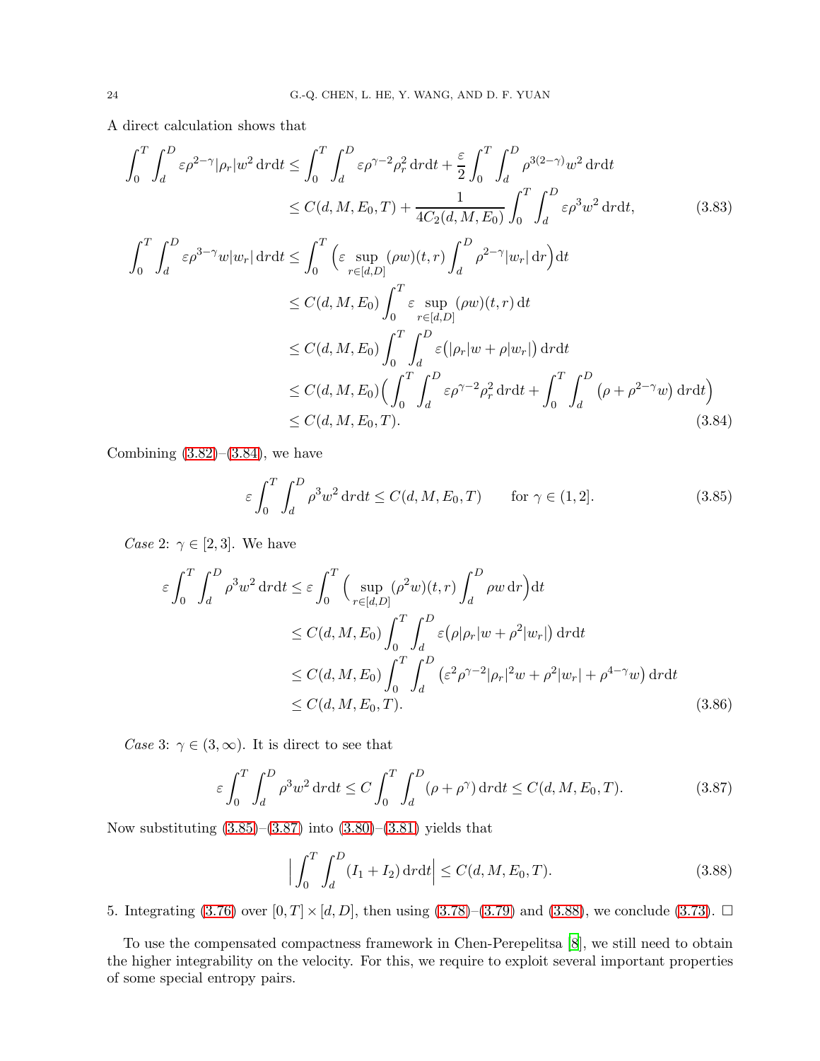A direct calculation shows that

$$
\begin{aligned}
\int_0^T\int_d^D \varepsilon\rho^{2-\gamma}|\rho_r|w^2\,\mathrm{d}r\mathrm{d}t &\le \int_0^T\int_d^D \varepsilon\rho^{\gamma-2}\rho_r^2\,\mathrm{d}r\mathrm{d}t + \frac{\varepsilon}{2}\int_0^T\int_d^D \rho^{3(2-\gamma)}w^2\,\mathrm{d}r\mathrm{d}t\\
&\le C(d,M,E_0,T) + \frac{1}{4C_2(d,M,E_0)}\int_0^T\int_d^D \varepsilon\rho^3 w^2\,\mathrm{d}r\mathrm{d}t,
\end{aligned}
\tag{3.83}
$$

$$
\begin{aligned}
\int_0^T\int_d^D \varepsilon\rho^{3-\gamma}w|w_r|\,\mathrm{d}r\mathrm{d}t &\le \int_0^T \Big(\varepsilon \sup_{r\in[d,D]}(\rho w)(t,r)\int_d^D \rho^{2-\gamma}|w_r|\,\mathrm{d}r\Big)\mathrm{d}t\\
&\le C(d,M,E_0)\int_0^T \varepsilon \sup_{r\in[d,D]}(\rho w)(t,r)\,\mathrm{d}t\\
&\le C(d,M,E_0)\int_0^T\int_d^D \varepsilon\big(|\rho_r|w+\rho|w_r|\big)\,\mathrm{d}r\mathrm{d}t\\
&\le C(d,M,E_0)\Big(\int_0^T\int_d^D \varepsilon\rho^{\gamma-2}\rho_r^2\,\mathrm{d}r\mathrm{d}t + \int_0^T\int_d^D \big(\rho+\rho^{2-\gamma}w\big)\,\mathrm{d}r\mathrm{d}t\Big)\\
&\le C(d,M,E_0,T).
\end{aligned}
\tag{3.84}
$$

Combining (3.82)–(3.84), we have

$$
\varepsilon\int_0^T\int_d^D \rho^3 w^2\,\mathrm{d}r\mathrm{d}t \le C(d,M,E_0,T) \qquad \text{for } \gamma\in(1,2]. \tag{3.85}
$$

*Case* 2: $\gamma\in[2,3]$. We have

$$
\begin{aligned}
\varepsilon\int_0^T\int_d^D \rho^3 w^2\,\mathrm{d}r\mathrm{d}t &\le \varepsilon\int_0^T \Big(\sup_{r\in[d,D]}(\rho^2 w)(t,r)\int_d^D \rho w\,\mathrm{d}r\Big)\mathrm{d}t\\
&\le C(d,M,E_0)\int_0^T\int_d^D \varepsilon\big(\rho|\rho_r|w+\rho^2|w_r|\big)\,\mathrm{d}r\mathrm{d}t\\
&\le C(d,M,E_0)\int_0^T\int_d^D \big(\varepsilon^2\rho^{\gamma-2}|\rho_r|^2 w+\rho^2|w_r|+\rho^{4-\gamma}w\big)\,\mathrm{d}r\mathrm{d}t\\
&\le C(d,M,E_0,T).
\end{aligned}
\tag{3.86}
$$

*Case* 3: $\gamma\in(3,\infty)$. It is direct to see that

$$
\varepsilon\int_0^T\int_d^D \rho^3 w^2\,\mathrm{d}r\mathrm{d}t \le C\int_0^T\int_d^D (\rho+\rho^\gamma)\,\mathrm{d}r\mathrm{d}t \le C(d,M,E_0,T). \tag{3.87}
$$

Now substituting (3.85)–(3.87) into (3.80)–(3.81) yields that

$$
\Big|\int_0^T\int_d^D (I_1+I_2)\,\mathrm{d}r\mathrm{d}t\Big| \le C(d,M,E_0,T). \tag{3.88}
$$

5. Integrating (3.76) over $[0,T]\times[d,D]$, then using (3.78)–(3.79) and (3.88), we conclude (3.73). $\square$

To use the compensated compactness framework in Chen-Perepelitsa [8], we still need to obtain the higher integrability on the velocity. For this, we require to exploit several important properties of some special entropy pairs.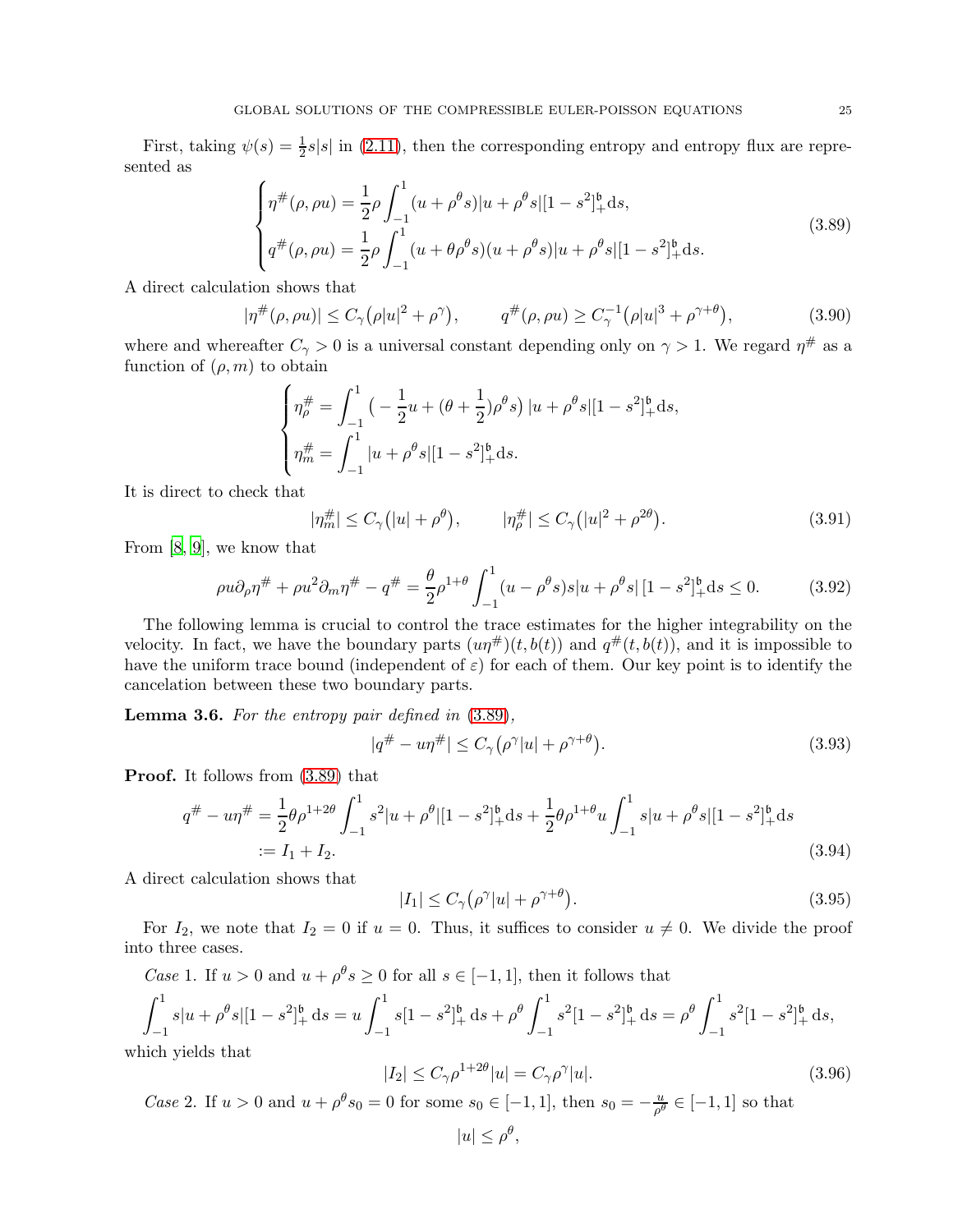First, taking $\psi(s) = \frac{1}{2}s|s|$ in (2.11), then the corresponding entropy and entropy flux are represented as

$$
\begin{cases}
\eta^{\#}(\rho, \rho u) = \dfrac{1}{2}\rho \displaystyle\int_{-1}^{1} (u + \rho^\theta s)|u + \rho^\theta s|[1 - s^2]_+^{\mathfrak{b}} \mathrm{d}s, \\[2mm]
q^{\#}(\rho, \rho u) = \dfrac{1}{2}\rho \displaystyle\int_{-1}^{1} (u + \theta\rho^\theta s)(u + \rho^\theta s)|u + \rho^\theta s|[1 - s^2]_+^{\mathfrak{b}} \mathrm{d}s.
\end{cases}
\tag{3.89}
$$

A direct calculation shows that

$$
|\eta^{\#}(\rho, \rho u)| \le C_\gamma\big(\rho|u|^2 + \rho^\gamma\big), \qquad q^{\#}(\rho, \rho u) \ge C_\gamma^{-1}\big(\rho|u|^3 + \rho^{\gamma+\theta}\big), \tag{3.90}
$$

where and whereafter $C_\gamma > 0$ is a universal constant depending only on $\gamma > 1$. We regard $\eta^{\#}$ as a function of $(\rho, m)$ to obtain

$$
\begin{cases}
\eta^{\#}_\rho = \displaystyle\int_{-1}^{1} \big( -\frac{1}{2}u + (\theta + \frac{1}{2})\rho^\theta s\big)\, |u + \rho^\theta s|[1 - s^2]_+^{\mathfrak{b}} \mathrm{d}s, \\[2mm]
\eta^{\#}_m = \displaystyle\int_{-1}^{1} |u + \rho^\theta s|[1 - s^2]_+^{\mathfrak{b}} \mathrm{d}s.
\end{cases}
$$

It is direct to check that

$$
|\eta^{\#}_m| \le C_\gamma\big(|u| + \rho^\theta\big), \qquad |\eta^{\#}_\rho| \le C_\gamma\big(|u|^2 + \rho^{2\theta}\big). \tag{3.91}
$$

From [8, 9], we know that

$$
\rho u \partial_\rho \eta^{\#} + \rho u^2 \partial_m \eta^{\#} - q^{\#} = \frac{\theta}{2}\rho^{1+\theta} \int_{-1}^{1} (u - \rho^\theta s) s |u + \rho^\theta s|\, [1 - s^2]_+^{\mathfrak{b}} \mathrm{d}s \le 0. \tag{3.92}
$$

The following lemma is crucial to control the trace estimates for the higher integrability on the velocity. In fact, we have the boundary parts $(u\eta^{\#})(t, b(t))$ and $q^{\#}(t, b(t))$, and it is impossible to have the uniform trace bound (independent of $\varepsilon$) for each of them. Our key point is to identify the cancelation between these two boundary parts.

**Lemma 3.6.** *For the entropy pair defined in* (3.89),

$$
|q^{\#} - u\eta^{\#}| \le C_\gamma\big(\rho^\gamma |u| + \rho^{\gamma+\theta}\big). \tag{3.93}
$$

**Proof.** It follows from (3.89) that

$$
\begin{aligned}
q^{\#} - u\eta^{\#} &= \frac{1}{2}\theta\rho^{1+2\theta} \int_{-1}^{1} s^2 |u + \rho^\theta| [1 - s^2]_+^{\mathfrak{b}} \mathrm{d}s + \frac{1}{2}\theta\rho^{1+\theta} u \int_{-1}^{1} s|u + \rho^\theta s| [1 - s^2]_+^{\mathfrak{b}} \mathrm{d}s \\
&:= I_1 + I_2.
\end{aligned}
\tag{3.94}
$$

A direct calculation shows that

$$
|I_1| \le C_\gamma\big(\rho^\gamma |u| + \rho^{\gamma+\theta}\big). \tag{3.95}
$$

For $I_2$, we note that $I_2 = 0$ if $u = 0$. Thus, it suffices to consider $u \neq 0$. We divide the proof into three cases.

*Case* 1. If $u > 0$ and $u + \rho^\theta s \ge 0$ for all $s \in [-1, 1]$, then it follows that

$$
\int_{-1}^{1} s|u + \rho^\theta s| [1 - s^2]_+^{\mathfrak{b}} \, \mathrm{d}s = u \int_{-1}^{1} s[1 - s^2]_+^{\mathfrak{b}} \, \mathrm{d}s + \rho^\theta \int_{-1}^{1} s^2 [1 - s^2]_+^{\mathfrak{b}} \, \mathrm{d}s = \rho^\theta \int_{-1}^{1} s^2 [1 - s^2]_+^{\mathfrak{b}} \, \mathrm{d}s,
$$

which yields that

$$
|I_2| \le C_\gamma \rho^{1+2\theta} |u| = C_\gamma \rho^\gamma |u|. \tag{3.96}
$$

*Case* 2. If $u > 0$ and $u + \rho^\theta s_0 = 0$ for some $s_0 \in [-1, 1]$, then $s_0 = -\frac{u}{\rho^\theta} \in [-1, 1]$ so that

$$
|u| \le \rho^\theta,
$$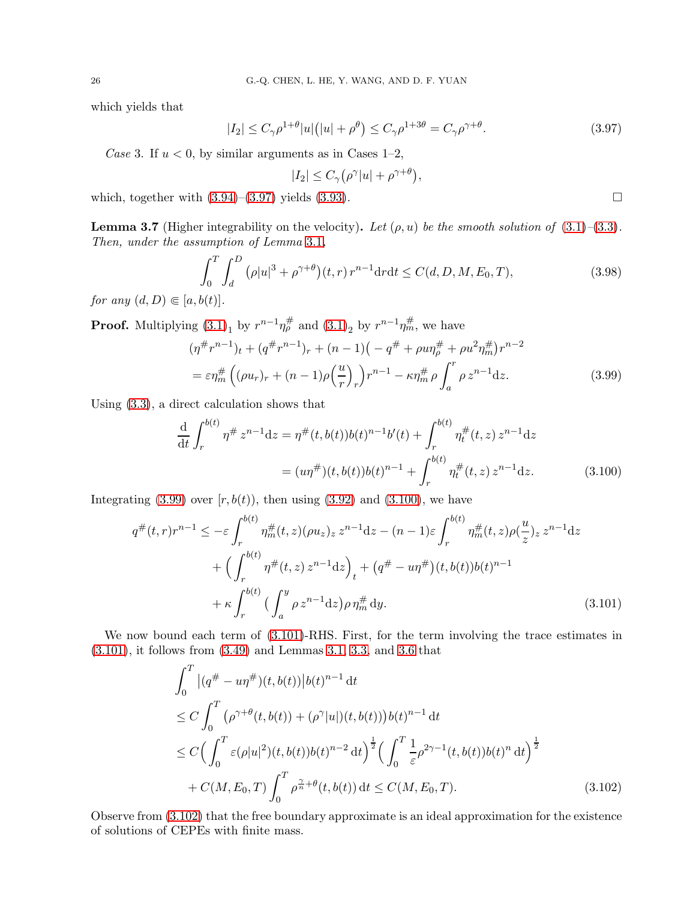which yields that

$$|I_2| \le C_\gamma \rho^{1+\theta}|u|\big(|u| + \rho^\theta\big) \le C_\gamma \rho^{1+3\theta} = C_\gamma \rho^{\gamma+\theta}. \tag{3.97}$$

*Case* 3. If $u < 0$, by similar arguments as in Cases 1–2,

$$|I_2| \le C_\gamma\big(\rho^\gamma |u| + \rho^{\gamma+\theta}\big),$$

which, together with (3.94)–(3.97) yields (3.93). ◻

**Lemma 3.7** (Higher integrability on the velocity)**.** *Let $(\rho, u)$ be the smooth solution of* (3.1)*–*(3.3)*. Then, under the assumption of Lemma* 3.1*,*

$$\int_0^T \int_d^D \big(\rho|u|^3 + \rho^{\gamma+\theta}\big)(t,r)\, r^{n-1} \mathrm{d}r\mathrm{d}t \le C(d, D, M, E_0, T), \tag{3.98}$$

*for any $(d, D) \Subset [a, b(t)]$.*

**Proof.** Multiplying $(3.1)_1$ by $r^{n-1}\eta^\#_\rho$ and $(3.1)_2$ by $r^{n-1}\eta^\#_m$, we have

$$\begin{aligned}
&(\eta^\# r^{n-1})_t + (q^\# r^{n-1})_r + (n-1)\big(-q^\# + \rho u \eta^\#_\rho + \rho u^2 \eta^\#_m\big) r^{n-2} \\
&= \varepsilon \eta^\#_m \Big((\rho u_r)_r + (n-1)\rho\Big(\frac{u}{r}\Big)_r\Big) r^{n-1} - \kappa \eta^\#_m \, \rho \int_a^r \rho\, z^{n-1} \mathrm{d}z.
\end{aligned} \tag{3.99}$$

Using (3.3), a direct calculation shows that

$$\begin{aligned}
\frac{\mathrm{d}}{\mathrm{d}t}\int_r^{b(t)} \eta^\#\, z^{n-1}\mathrm{d}z &= \eta^\#(t, b(t)) b(t)^{n-1} b'(t) + \int_r^{b(t)} \eta^\#_t(t,z)\, z^{n-1}\mathrm{d}z \\
&= (u\eta^\#)(t, b(t)) b(t)^{n-1} + \int_r^{b(t)} \eta^\#_t(t,z)\, z^{n-1}\mathrm{d}z.
\end{aligned} \tag{3.100}$$

Integrating (3.99) over $[r, b(t))$, then using (3.92) and (3.100), we have

$$\begin{aligned}
q^\#(t,r) r^{n-1} \le& -\varepsilon \int_r^{b(t)} \eta^\#_m(t,z)(\rho u_z)_z\, z^{n-1}\mathrm{d}z - (n-1)\varepsilon \int_r^{b(t)} \eta^\#_m(t,z)\rho(\frac{u}{z})_z\, z^{n-1}\mathrm{d}z \\
&+ \Big(\int_r^{b(t)} \eta^\#(t,z)\, z^{n-1}\mathrm{d}z\Big)_t + \big(q^\# - u\eta^\#\big)(t, b(t)) b(t)^{n-1} \\
&+ \kappa \int_r^{b(t)} \big(\int_a^y \rho\, z^{n-1}\mathrm{d}z\big) \rho\, \eta^\#_m \,\mathrm{d}y.
\end{aligned} \tag{3.101}$$

We now bound each term of (3.101)-RHS. First, for the term involving the trace estimates in (3.101), it follows from (3.49) and Lemmas 3.1, 3.3, and 3.6 that

$$\begin{aligned}
&\int_0^T \big|(q^\# - u\eta^\#)(t, b(t))\big| b(t)^{n-1}\,\mathrm{d}t \\
&\le C\int_0^T \big(\rho^{\gamma+\theta}(t, b(t)) + (\rho^\gamma |u|)(t, b(t))\big) b(t)^{n-1}\,\mathrm{d}t \\
&\le C\Big(\int_0^T \varepsilon(\rho|u|^2)(t, b(t)) b(t)^{n-2}\,\mathrm{d}t\Big)^{\frac12} \Big(\int_0^T \frac{1}{\varepsilon}\rho^{2\gamma-1}(t, b(t)) b(t)^n\,\mathrm{d}t\Big)^{\frac12} \\
&\quad + C(M, E_0, T)\int_0^T \rho^{\frac{\gamma}{n}+\theta}(t, b(t))\,\mathrm{d}t \le C(M, E_0, T).
\end{aligned} \tag{3.102}$$

Observe from (3.102) that the free boundary approximate is an ideal approximation for the existence of solutions of CEPEs with finite mass.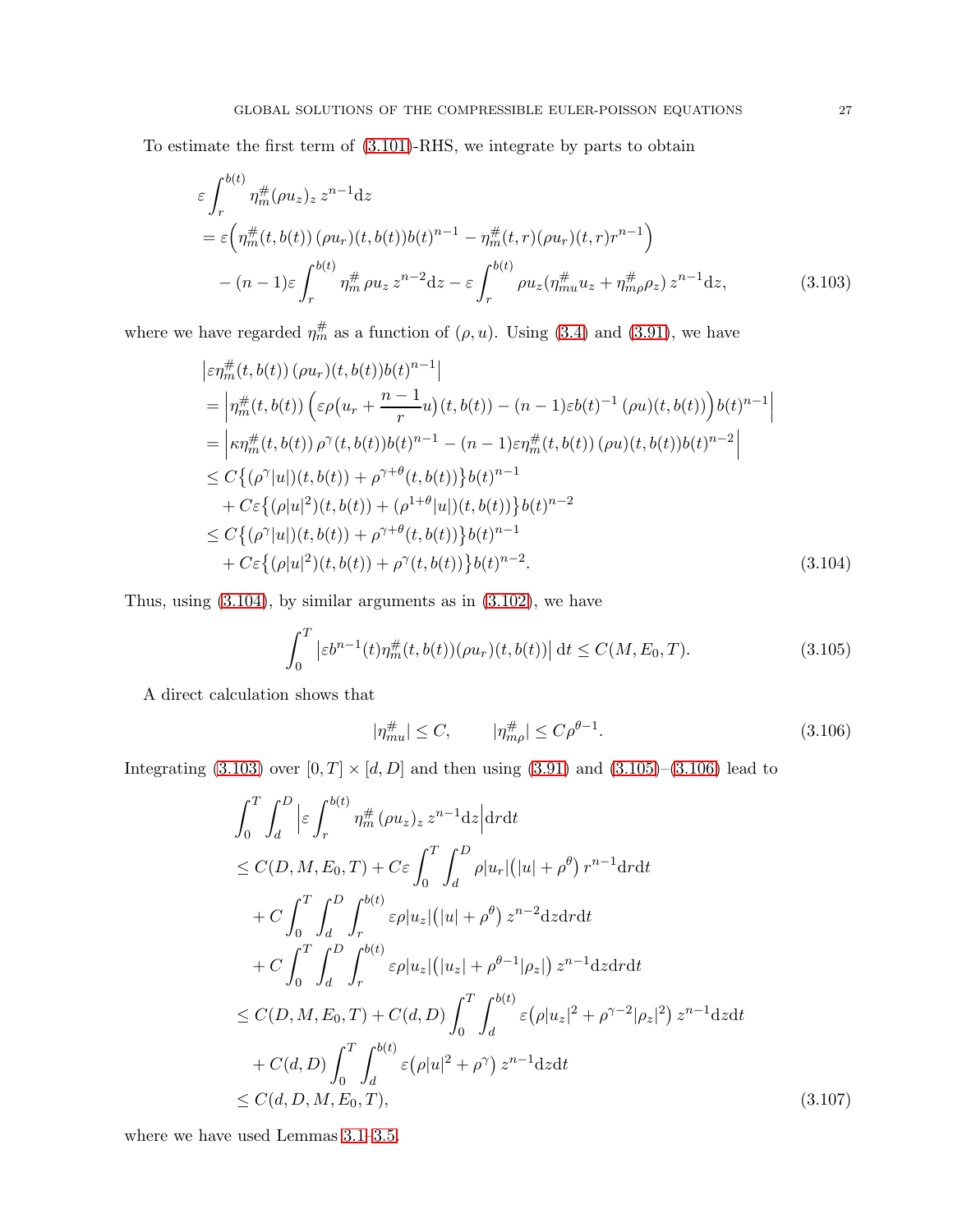To estimate the first term of (3.101)-RHS, we integrate by parts to obtain

$$
\begin{aligned}
&\varepsilon \int_r^{b(t)} \eta_m^{\#}(\rho u_z)_z \, z^{n-1} \mathrm{d}z \\
&= \varepsilon \Big( \eta_m^{\#}(t,b(t))\,(\rho u_r)(t,b(t)) b(t)^{n-1} - \eta_m^{\#}(t,r)(\rho u_r)(t,r) r^{n-1} \Big) \\
&\quad - (n-1)\varepsilon \int_r^{b(t)} \eta_m^{\#}\, \rho u_z \, z^{n-2} \mathrm{d}z - \varepsilon \int_r^{b(t)} \rho u_z (\eta_{mu}^{\#} u_z + \eta_{m\rho}^{\#} \rho_z)\, z^{n-1} \mathrm{d}z,
\end{aligned}
\tag{3.103}
$$

where we have regarded $\eta_m^{\#}$ as a function of $(\rho, u)$. Using (3.4) and (3.91), we have

$$
\begin{aligned}
&\big|\varepsilon \eta_m^{\#}(t,b(t))\,(\rho u_r)(t,b(t)) b(t)^{n-1}\big| \\
&= \Big| \eta_m^{\#}(t,b(t)) \Big( \varepsilon \rho \big(u_r + \frac{n-1}{r} u\big)(t,b(t)) - (n-1)\varepsilon b(t)^{-1}\,(\rho u)(t,b(t)) \Big) b(t)^{n-1} \Big| \\
&= \Big| \kappa \eta_m^{\#}(t,b(t))\, \rho^{\gamma}(t,b(t)) b(t)^{n-1} - (n-1)\varepsilon \eta_m^{\#}(t,b(t))\,(\rho u)(t,b(t)) b(t)^{n-2} \Big| \\
&\le C \big\{ (\rho^{\gamma}|u|)(t,b(t)) + \rho^{\gamma+\theta}(t,b(t)) \big\} b(t)^{n-1} \\
&\quad + C\varepsilon \big\{ (\rho|u|^2)(t,b(t)) + (\rho^{1+\theta}|u|)(t,b(t)) \big\} b(t)^{n-2} \\
&\le C \big\{ (\rho^{\gamma}|u|)(t,b(t)) + \rho^{\gamma+\theta}(t,b(t)) \big\} b(t)^{n-1} \\
&\quad + C\varepsilon \big\{ (\rho|u|^2)(t,b(t)) + \rho^{\gamma}(t,b(t)) \big\} b(t)^{n-2}.
\end{aligned}
\tag{3.104}
$$

Thus, using (3.104), by similar arguments as in (3.102), we have

$$
\int_0^T \big| \varepsilon b^{n-1}(t) \eta_m^{\#}(t,b(t))(\rho u_r)(t,b(t)) \big| \, \mathrm{d}t \le C(M, E_0, T). \tag{3.105}
$$

A direct calculation shows that

$$
|\eta_{mu}^{\#}| \le C, \qquad |\eta_{m\rho}^{\#}| \le C\rho^{\theta-1}. \tag{3.106}
$$

Integrating (3.103) over $[0,T]\times[d,D]$ and then using (3.91) and (3.105)–(3.106) lead to

$$
\begin{aligned}
&\int_0^T \int_d^D \Big| \varepsilon \int_r^{b(t)} \eta_m^{\#}\,(\rho u_z)_z \, z^{n-1} \mathrm{d}z \Big| \mathrm{d}r\mathrm{d}t \\
&\le C(D, M, E_0, T) + C\varepsilon \int_0^T \int_d^D \rho |u_r| \big(|u| + \rho^{\theta}\big)\, r^{n-1} \mathrm{d}r\mathrm{d}t \\
&\quad + C \int_0^T \int_d^D \int_r^{b(t)} \varepsilon \rho |u_z| \big(|u| + \rho^{\theta}\big)\, z^{n-2} \mathrm{d}z\mathrm{d}r\mathrm{d}t \\
&\quad + C \int_0^T \int_d^D \int_r^{b(t)} \varepsilon \rho |u_z| \big(|u_z| + \rho^{\theta-1}|\rho_z|\big)\, z^{n-1} \mathrm{d}z\mathrm{d}r\mathrm{d}t \\
&\le C(D, M, E_0, T) + C(d, D) \int_0^T \int_d^{b(t)} \varepsilon \big(\rho |u_z|^2 + \rho^{\gamma-2}|\rho_z|^2\big)\, z^{n-1} \mathrm{d}z\mathrm{d}t \\
&\quad + C(d, D) \int_0^T \int_d^{b(t)} \varepsilon \big(\rho |u|^2 + \rho^{\gamma}\big)\, z^{n-1} \mathrm{d}z\mathrm{d}t \\
&\le C(d, D, M, E_0, T),
\end{aligned}
\tag{3.107}
$$

where we have used Lemmas 3.1–3.5.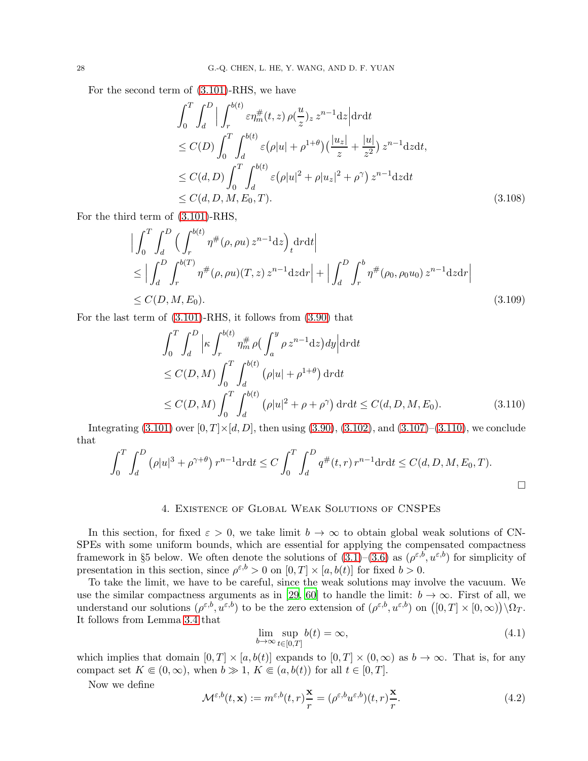For the second term of (3.101)-RHS, we have

$$
\begin{aligned}
&\int_0^T\int_d^D\Big|\int_r^{b(t)}\varepsilon\eta_m^\#(t,z)\,\rho(\frac{u}{z})_z\,z^{n-1}\mathrm{d}z\Big|\mathrm{d}r\mathrm{d}t\\
&\le C(D)\int_0^T\int_d^{b(t)}\varepsilon\big(\rho|u|+\rho^{1+\theta}\big)\big(\frac{|u_z|}{z}+\frac{|u|}{z^2}\big)\,z^{n-1}\mathrm{d}z\mathrm{d}t,\\
&\le C(d,D)\int_0^T\int_d^{b(t)}\varepsilon\big(\rho|u|^2+\rho|u_z|^2+\rho^\gamma\big)\,z^{n-1}\mathrm{d}z\mathrm{d}t\\
&\le C(d,D,M,E_0,T).
\end{aligned}\tag{3.108}
$$

For the third term of (3.101)-RHS,

$$
\begin{aligned}
&\Big|\int_0^T\int_d^D\Big(\int_r^{b(t)}\eta^\#(\rho,\rho u)\,z^{n-1}\mathrm{d}z\Big)_t\mathrm{d}r\mathrm{d}t\Big|\\
&\le\Big|\int_d^D\int_r^{b(T)}\eta^\#(\rho,\rho u)(T,z)\,z^{n-1}\mathrm{d}z\mathrm{d}r\Big|+\Big|\int_d^D\int_r^{b}\eta^\#(\rho_0,\rho_0u_0)\,z^{n-1}\mathrm{d}z\mathrm{d}r\Big|\\
&\le C(D,M,E_0).
\end{aligned}\tag{3.109}
$$

For the last term of (3.101)-RHS, it follows from (3.90) that

$$
\begin{aligned}
&\int_0^T\int_d^D\Big|\kappa\int_r^{b(t)}\eta_m^\#\,\rho\big(\int_a^y\rho\,z^{n-1}\mathrm{d}z\big)dy\Big|\mathrm{d}r\mathrm{d}t\\
&\le C(D,M)\int_0^T\int_d^{b(t)}\big(\rho|u|+\rho^{1+\theta}\big)\,\mathrm{d}r\mathrm{d}t\\
&\le C(D,M)\int_0^T\int_d^{b(t)}\big(\rho|u|^2+\rho+\rho^\gamma\big)\,\mathrm{d}r\mathrm{d}t\le C(d,D,M,E_0).
\end{aligned}\tag{3.110}
$$

Integrating (3.101) over $[0,T]\times[d,D]$, then using (3.90), (3.102), and (3.107)–(3.110), we conclude that

$$
\int_0^T\int_d^D\big(\rho|u|^3+\rho^{\gamma+\theta}\big)\,r^{n-1}\mathrm{d}r\mathrm{d}t\le C\int_0^T\int_d^D q^\#(t,r)\,r^{n-1}\mathrm{d}r\mathrm{d}t\le C(d,D,M,E_0,T).
$$

$\square$

## 4. Existence of Global Weak Solutions of CNSPEs

In this section, for fixed $\varepsilon>0$, we take limit $b\to\infty$ to obtain global weak solutions of CNSPEs with some uniform bounds, which are essential for applying the compensated compactness framework in §5 below. We often denote the solutions of (3.1)–(3.6) as $(\rho^{\varepsilon,b},u^{\varepsilon,b})$ for simplicity of presentation in this section, since $\rho^{\varepsilon,b}>0$ on $[0,T]\times[a,b(t)]$ for fixed $b>0$.

To take the limit, we have to be careful, since the weak solutions may involve the vacuum. We use the similar compactness arguments as in [29, 60] to handle the limit: $b\to\infty$. First of all, we understand our solutions $(\rho^{\varepsilon,b},u^{\varepsilon,b})$ to be the zero extension of $(\rho^{\varepsilon,b},u^{\varepsilon,b})$ on $\big([0,T]\times[0,\infty)\big)\backslash\Omega_T$. It follows from Lemma 3.4 that

$$
\lim_{b\to\infty}\sup_{t\in[0,T]}b(t)=\infty,\tag{4.1}
$$

which implies that domain $[0,T]\times[a,b(t)]$ expands to $[0,T]\times(0,\infty)$ as $b\to\infty$. That is, for any compact set $K\Subset(0,\infty)$, when $b\gg1$, $K\Subset(a,b(t))$ for all $t\in[0,T]$.

Now we define

$$
\mathcal{M}^{\varepsilon,b}(t,\mathbf{x}):=m^{\varepsilon,b}(t,r)\frac{\mathbf{x}}{r}=(\rho^{\varepsilon,b}u^{\varepsilon,b})(t,r)\frac{\mathbf{x}}{r}.\tag{4.2}
$$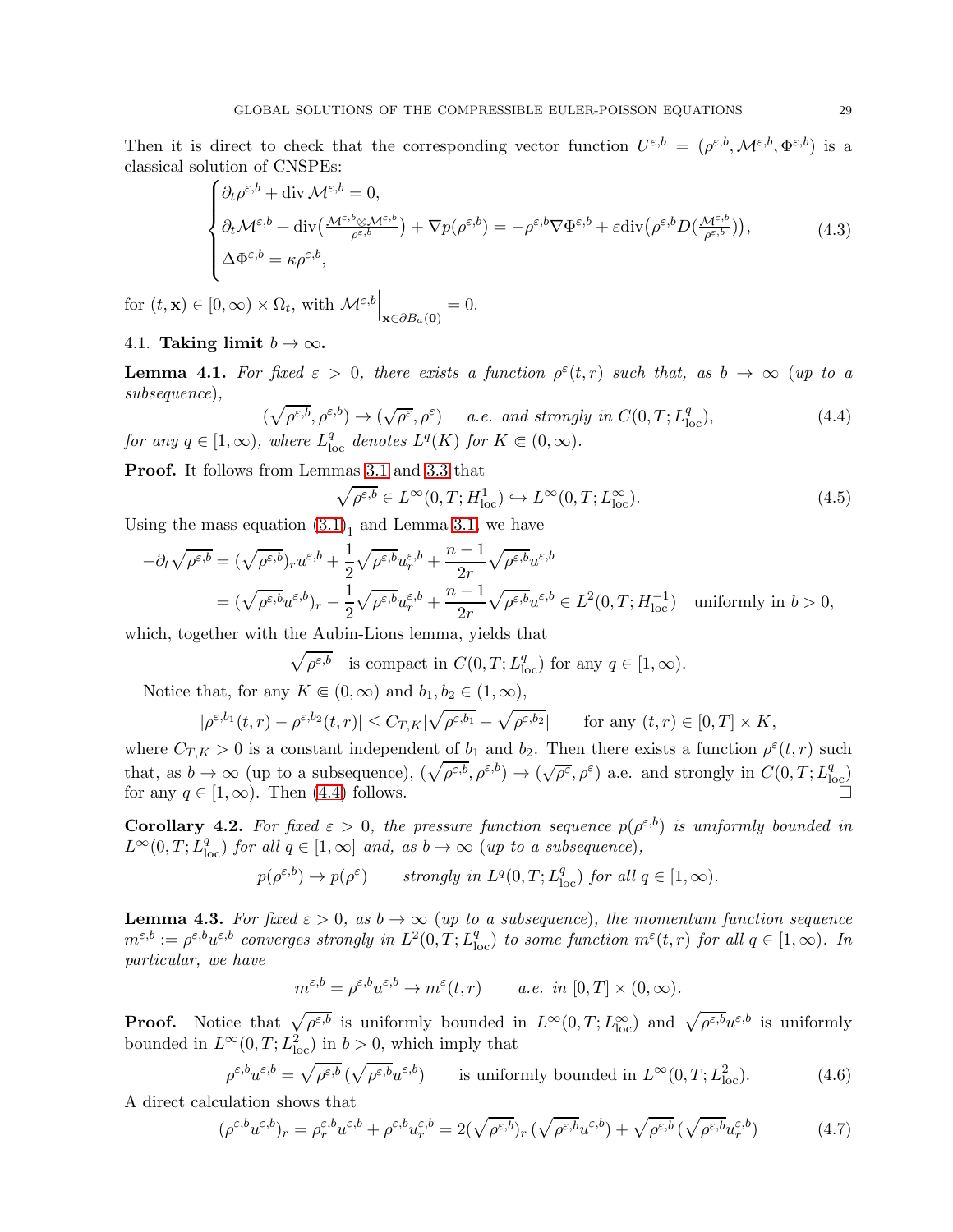Then it is direct to check that the corresponding vector function $U^{\varepsilon,b} = (\rho^{\varepsilon,b}, \mathcal{M}^{\varepsilon,b}, \Phi^{\varepsilon,b})$ is a classical solution of CNSPEs:

$$
\begin{cases}
\partial_t \rho^{\varepsilon,b} + \operatorname{div} \mathcal{M}^{\varepsilon,b} = 0, \\
\partial_t \mathcal{M}^{\varepsilon,b} + \operatorname{div}\big(\frac{\mathcal{M}^{\varepsilon,b} \otimes \mathcal{M}^{\varepsilon,b}}{\rho^{\varepsilon,b}}\big) + \nabla p(\rho^{\varepsilon,b}) = -\rho^{\varepsilon,b} \nabla \Phi^{\varepsilon,b} + \varepsilon \operatorname{div}\big(\rho^{\varepsilon,b} D(\frac{\mathcal{M}^{\varepsilon,b}}{\rho^{\varepsilon,b}})\big), \\
\Delta \Phi^{\varepsilon,b} = \kappa \rho^{\varepsilon,b},
\end{cases}
\tag{4.3}
$$

for $(t, \mathbf{x}) \in [0, \infty) \times \Omega_t$, with $\mathcal{M}^{\varepsilon,b}\Big|_{\mathbf{x} \in \partial B_a(\mathbf{0})} = 0$.

### 4.1. Taking limit $b \to \infty$.

**Lemma 4.1.** *For fixed $\varepsilon > 0$, there exists a function $\rho^\varepsilon(t, r)$ such that, as $b \to \infty$ (up to a subsequence),*

$$
(\sqrt{\rho^{\varepsilon,b}}, \rho^{\varepsilon,b}) \to (\sqrt{\rho^\varepsilon}, \rho^\varepsilon) \qquad \text{a.e. and strongly in } C(0, T; L^q_{\rm loc}),
\tag{4.4}
$$

*for any $q \in [1, \infty)$, where $L^q_{\rm loc}$ denotes $L^q(K)$ for $K \Subset (0, \infty)$.*

**Proof.** It follows from Lemmas 3.1 and 3.3 that

$$
\sqrt{\rho^{\varepsilon,b}} \in L^\infty(0, T; H^1_{\rm loc}) \hookrightarrow L^\infty(0, T; L^\infty_{\rm loc}).
\tag{4.5}
$$

Using the mass equation $(3.1)_1$ and Lemma 3.1, we have

$$
\begin{aligned}
-\partial_t \sqrt{\rho^{\varepsilon,b}} &= (\sqrt{\rho^{\varepsilon,b}})_r u^{\varepsilon,b} + \frac{1}{2} \sqrt{\rho^{\varepsilon,b}} u^{\varepsilon,b}_r + \frac{n-1}{2r} \sqrt{\rho^{\varepsilon,b}} u^{\varepsilon,b} \\
&= (\sqrt{\rho^{\varepsilon,b}} u^{\varepsilon,b})_r - \frac{1}{2} \sqrt{\rho^{\varepsilon,b}} u^{\varepsilon,b}_r + \frac{n-1}{2r} \sqrt{\rho^{\varepsilon,b}} u^{\varepsilon,b} \in L^2(0, T; H^{-1}_{\rm loc}) \quad \text{uniformly in } b > 0,
\end{aligned}
$$

which, together with the Aubin-Lions lemma, yields that

$$
\sqrt{\rho^{\varepsilon,b}} \quad \text{is compact in } C(0, T; L^q_{\rm loc}) \text{ for any } q \in [1, \infty).
$$

Notice that, for any $K \Subset (0, \infty)$ and $b_1, b_2 \in (1, \infty)$,

$$
|\rho^{\varepsilon,b_1}(t, r) - \rho^{\varepsilon,b_2}(t, r)| \le C_{T,K} |\sqrt{\rho^{\varepsilon,b_1}} - \sqrt{\rho^{\varepsilon,b_2}}| \qquad \text{for any } (t, r) \in [0, T] \times K,
$$

where $C_{T,K} > 0$ is a constant independent of $b_1$ and $b_2$. Then there exists a function $\rho^\varepsilon(t, r)$ such that, as $b \to \infty$ (up to a subsequence), $(\sqrt{\rho^{\varepsilon,b}}, \rho^{\varepsilon,b}) \to (\sqrt{\rho^\varepsilon}, \rho^\varepsilon)$ a.e. and strongly in $C(0, T; L^q_{\rm loc})$ for any $q \in [1, \infty)$. Then (4.4) follows. $\square$

**Corollary 4.2.** *For fixed $\varepsilon > 0$, the pressure function sequence $p(\rho^{\varepsilon,b})$ is uniformly bounded in $L^\infty(0, T; L^q_{\rm loc})$ for all $q \in [1, \infty]$ and, as $b \to \infty$ (up to a subsequence),*

$$
p(\rho^{\varepsilon,b}) \to p(\rho^\varepsilon) \qquad \text{strongly in } L^q(0, T; L^q_{\rm loc}) \text{ for all } q \in [1, \infty).
$$

**Lemma 4.3.** *For fixed $\varepsilon > 0$, as $b \to \infty$ (up to a subsequence), the momentum function sequence $m^{\varepsilon,b} := \rho^{\varepsilon,b} u^{\varepsilon,b}$ converges strongly in $L^2(0, T; L^q_{\rm loc})$ to some function $m^\varepsilon(t, r)$ for all $q \in [1, \infty)$. In particular, we have*

$$
m^{\varepsilon,b} = \rho^{\varepsilon,b} u^{\varepsilon,b} \to m^\varepsilon(t, r) \qquad \text{a.e. in } [0, T] \times (0, \infty).
$$

**Proof.** Notice that $\sqrt{\rho^{\varepsilon,b}}$ is uniformly bounded in $L^\infty(0, T; L^\infty_{\rm loc})$ and $\sqrt{\rho^{\varepsilon,b}} u^{\varepsilon,b}$ is uniformly bounded in $L^\infty(0, T; L^2_{\rm loc})$ in $b > 0$, which imply that

$$
\rho^{\varepsilon,b} u^{\varepsilon,b} = \sqrt{\rho^{\varepsilon,b}} \, (\sqrt{\rho^{\varepsilon,b}} u^{\varepsilon,b}) \qquad \text{is uniformly bounded in } L^\infty(0, T; L^2_{\rm loc}).
\tag{4.6}
$$

A direct calculation shows that

$$
(\rho^{\varepsilon,b} u^{\varepsilon,b})_r = \rho^{\varepsilon,b}_r u^{\varepsilon,b} + \rho^{\varepsilon,b} u^{\varepsilon,b}_r = 2(\sqrt{\rho^{\varepsilon,b}})_r \, (\sqrt{\rho^{\varepsilon,b}} u^{\varepsilon,b}) + \sqrt{\rho^{\varepsilon,b}} \, (\sqrt{\rho^{\varepsilon,b}} u^{\varepsilon,b}_r)
\tag{4.7}
$$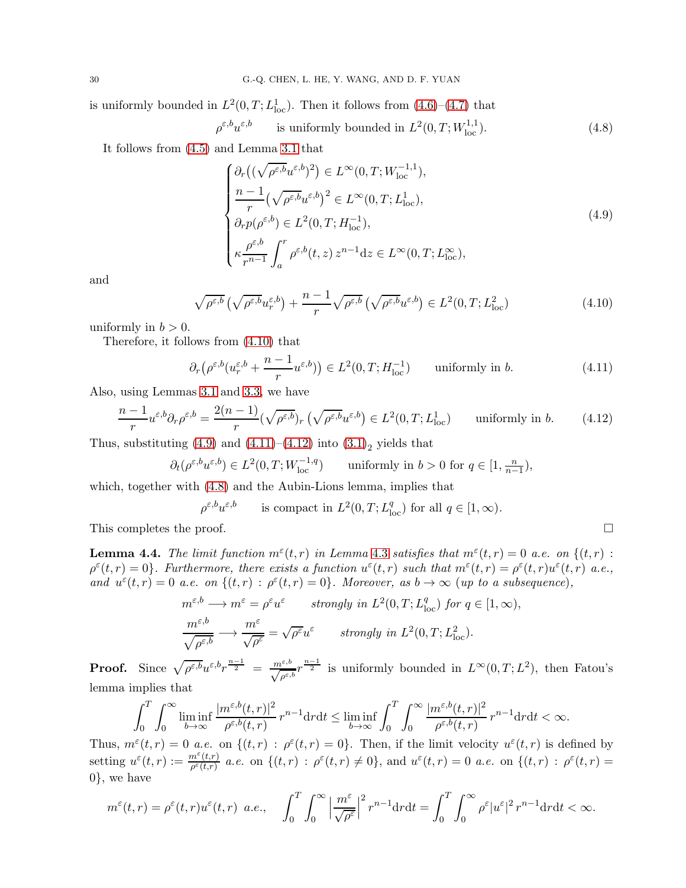is uniformly bounded in $L^2(0,T;L^1_{\rm loc})$. Then it follows from (4.6)–(4.7) that

$$\rho^{\varepsilon,b}u^{\varepsilon,b} \qquad \text{is uniformly bounded in } L^2(0,T;W^{1,1}_{\rm loc}). \tag{4.8}$$

It follows from (4.5) and Lemma 3.1 that

$$\begin{cases} \partial_r\big((\sqrt{\rho^{\varepsilon,b}}u^{\varepsilon,b})^2\big) \in L^\infty(0,T;W^{-1,1}_{\rm loc}),\\ \dfrac{n-1}{r}\big(\sqrt{\rho^{\varepsilon,b}}u^{\varepsilon,b}\big)^2 \in L^\infty(0,T;L^1_{\rm loc}),\\ \partial_r p(\rho^{\varepsilon,b}) \in L^2(0,T;H^{-1}_{\rm loc}),\\ \kappa\dfrac{\rho^{\varepsilon,b}}{r^{n-1}}\displaystyle\int_a^r \rho^{\varepsilon,b}(t,z)\,z^{n-1}{\rm d}z \in L^\infty(0,T;L^\infty_{\rm loc}), \end{cases} \tag{4.9}$$

and

$$\sqrt{\rho^{\varepsilon,b}}\,\big(\sqrt{\rho^{\varepsilon,b}}u^{\varepsilon,b}_r\big) + \frac{n-1}{r}\sqrt{\rho^{\varepsilon,b}}\,\big(\sqrt{\rho^{\varepsilon,b}}u^{\varepsilon,b}\big) \in L^2(0,T;L^2_{\rm loc}) \tag{4.10}$$

uniformly in $b>0$.

Therefore, it follows from (4.10) that

$$\partial_r\big(\rho^{\varepsilon,b}(u^{\varepsilon,b}_r + \frac{n-1}{r}u^{\varepsilon,b})\big) \in L^2(0,T;H^{-1}_{\rm loc}) \qquad \text{uniformly in } b. \tag{4.11}$$

Also, using Lemmas 3.1 and 3.3, we have

$$\frac{n-1}{r}u^{\varepsilon,b}\partial_r\rho^{\varepsilon,b} = \frac{2(n-1)}{r}(\sqrt{\rho^{\varepsilon,b}})_r\,\big(\sqrt{\rho^{\varepsilon,b}}u^{\varepsilon,b}\big) \in L^2(0,T;L^1_{\rm loc}) \qquad \text{uniformly in } b. \tag{4.12}$$

Thus, substituting (4.9) and (4.11)–(4.12) into $(3.1)_2$ yields that

$$\partial_t(\rho^{\varepsilon,b}u^{\varepsilon,b}) \in L^2(0,T;W^{-1,q}_{\rm loc}) \qquad \text{uniformly in } b>0 \text{ for } q\in[1,\tfrac{n}{n-1}),$$

which, together with (4.8) and the Aubin-Lions lemma, implies that

$$\rho^{\varepsilon,b}u^{\varepsilon,b} \qquad \text{is compact in } L^2(0,T;L^q_{\rm loc}) \text{ for all } q\in[1,\infty).$$

This completes the proof. □

**Lemma 4.4.** *The limit function $m^\varepsilon(t,r)$ in Lemma 4.3 satisfies that $m^\varepsilon(t,r)=0$ a.e. on $\{(t,r):\rho^\varepsilon(t,r)=0\}$. Furthermore, there exists a function $u^\varepsilon(t,r)$ such that $m^\varepsilon(t,r)=\rho^\varepsilon(t,r)u^\varepsilon(t,r)$ a.e., and $u^\varepsilon(t,r)=0$ a.e. on $\{(t,r):\rho^\varepsilon(t,r)=0\}$. Moreover, as $b\to\infty$ (up to a subsequence),*

$$m^{\varepsilon,b}\longrightarrow m^\varepsilon=\rho^\varepsilon u^\varepsilon \qquad \textit{strongly in } L^2(0,T;L^q_{\rm loc}) \textit{ for } q\in[1,\infty),$$

$$\frac{m^{\varepsilon,b}}{\sqrt{\rho^{\varepsilon,b}}}\longrightarrow\frac{m^\varepsilon}{\sqrt{\rho^\varepsilon}}=\sqrt{\rho^\varepsilon}u^\varepsilon \qquad \textit{strongly in } L^2(0,T;L^2_{\rm loc}).$$

**Proof.** Since $\sqrt{\rho^{\varepsilon,b}}u^{\varepsilon,b}r^{\frac{n-1}{2}} = \frac{m^{\varepsilon,b}}{\sqrt{\rho^{\varepsilon,b}}}r^{\frac{n-1}{2}}$ is uniformly bounded in $L^\infty(0,T;L^2)$, then Fatou's lemma implies that

$$\int_0^T\!\!\int_0^\infty \liminf_{b\to\infty}\frac{|m^{\varepsilon,b}(t,r)|^2}{\rho^{\varepsilon,b}(t,r)}\,r^{n-1}{\rm d}r{\rm d}t \le \liminf_{b\to\infty}\int_0^T\!\!\int_0^\infty \frac{|m^{\varepsilon,b}(t,r)|^2}{\rho^{\varepsilon,b}(t,r)}\,r^{n-1}{\rm d}r{\rm d}t<\infty.$$

Thus, $m^\varepsilon(t,r)=0$ *a.e.* on $\{(t,r):\rho^\varepsilon(t,r)=0\}$. Then, if the limit velocity $u^\varepsilon(t,r)$ is defined by setting $u^\varepsilon(t,r):=\frac{m^\varepsilon(t,r)}{\rho^\varepsilon(t,r)}$ *a.e.* on $\{(t,r):\rho^\varepsilon(t,r)\neq0\}$, and $u^\varepsilon(t,r)=0$ *a.e.* on $\{(t,r):\rho^\varepsilon(t,r)=0\}$, we have

$$m^\varepsilon(t,r)=\rho^\varepsilon(t,r)u^\varepsilon(t,r)\ \textit{a.e.},\qquad \int_0^T\!\!\int_0^\infty\Big|\frac{m^\varepsilon}{\sqrt{\rho^\varepsilon}}\Big|^2 r^{n-1}{\rm d}r{\rm d}t=\int_0^T\!\!\int_0^\infty \rho^\varepsilon|u^\varepsilon|^2\,r^{n-1}{\rm d}r{\rm d}t<\infty.$$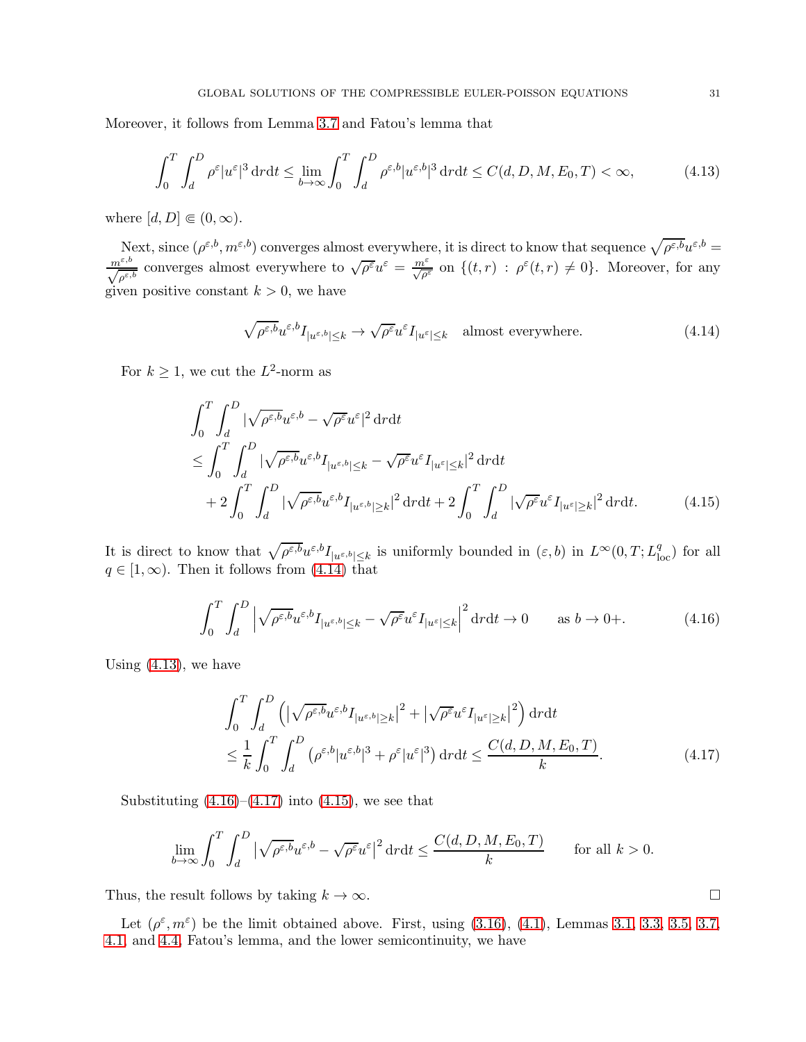Moreover, it follows from Lemma 3.7 and Fatou's lemma that

$$\int_0^T \int_d^D \rho^\varepsilon |u^\varepsilon|^3 \,\mathrm{d}r\mathrm{d}t \le \lim_{b\to\infty} \int_0^T \int_d^D \rho^{\varepsilon,b}|u^{\varepsilon,b}|^3 \,\mathrm{d}r\mathrm{d}t \le C(d,D,M,E_0,T) < \infty, \tag{4.13}$$

where $[d,D] \Subset (0,\infty)$.

Next, since $(\rho^{\varepsilon,b}, m^{\varepsilon,b})$ converges almost everywhere, it is direct to know that sequence $\sqrt{\rho^{\varepsilon,b}}u^{\varepsilon,b} = \frac{m^{\varepsilon,b}}{\sqrt{\rho^{\varepsilon,b}}}$ converges almost everywhere to $\sqrt{\rho^\varepsilon}u^\varepsilon = \frac{m^\varepsilon}{\sqrt{\rho^\varepsilon}}$ on $\{(t,r) : \rho^\varepsilon(t,r) \neq 0\}$. Moreover, for any given positive constant $k > 0$, we have

$$\sqrt{\rho^{\varepsilon,b}}u^{\varepsilon,b} I_{|u^{\varepsilon,b}|\le k} \to \sqrt{\rho^\varepsilon}u^\varepsilon I_{|u^\varepsilon|\le k} \quad \text{almost everywhere.} \tag{4.14}$$

For $k \ge 1$, we cut the $L^2$-norm as

$$\begin{aligned}
&\int_0^T \int_d^D |\sqrt{\rho^{\varepsilon,b}}u^{\varepsilon,b} - \sqrt{\rho^\varepsilon}u^\varepsilon|^2 \,\mathrm{d}r\mathrm{d}t \\
&\le \int_0^T \int_d^D |\sqrt{\rho^{\varepsilon,b}}u^{\varepsilon,b} I_{|u^{\varepsilon,b}|\le k} - \sqrt{\rho^\varepsilon}u^\varepsilon I_{|u^\varepsilon|\le k}|^2 \,\mathrm{d}r\mathrm{d}t \\
&\quad + 2\int_0^T \int_d^D |\sqrt{\rho^{\varepsilon,b}}u^{\varepsilon,b} I_{|u^{\varepsilon,b}|\ge k}|^2 \,\mathrm{d}r\mathrm{d}t + 2\int_0^T \int_d^D |\sqrt{\rho^\varepsilon}u^\varepsilon I_{|u^\varepsilon|\ge k}|^2 \,\mathrm{d}r\mathrm{d}t.
\end{aligned} \tag{4.15}$$

It is direct to know that $\sqrt{\rho^{\varepsilon,b}}u^{\varepsilon,b} I_{|u^{\varepsilon,b}|\le k}$ is uniformly bounded in $(\varepsilon, b)$ in $L^\infty(0,T;L^q_{\mathrm{loc}})$ for all $q \in [1,\infty)$. Then it follows from (4.14) that

$$\int_0^T \int_d^D \Big|\sqrt{\rho^{\varepsilon,b}}u^{\varepsilon,b} I_{|u^{\varepsilon,b}|\le k} - \sqrt{\rho^\varepsilon}u^\varepsilon I_{|u^\varepsilon|\le k}\Big|^2 \,\mathrm{d}r\mathrm{d}t \to 0 \qquad \text{as } b \to 0+. \tag{4.16}$$

Using (4.13), we have

$$\begin{aligned}
&\int_0^T \int_d^D \Big(\big|\sqrt{\rho^{\varepsilon,b}}u^{\varepsilon,b} I_{|u^{\varepsilon,b}|\ge k}\big|^2 + \big|\sqrt{\rho^\varepsilon}u^\varepsilon I_{|u^\varepsilon|\ge k}\big|^2\Big) \,\mathrm{d}r\mathrm{d}t \\
&\le \frac{1}{k}\int_0^T \int_d^D \big(\rho^{\varepsilon,b}|u^{\varepsilon,b}|^3 + \rho^\varepsilon|u^\varepsilon|^3\big) \,\mathrm{d}r\mathrm{d}t \le \frac{C(d,D,M,E_0,T)}{k}.
\end{aligned} \tag{4.17}$$

Substituting (4.16)–(4.17) into (4.15), we see that

$$\lim_{b\to\infty} \int_0^T \int_d^D \big|\sqrt{\rho^{\varepsilon,b}}u^{\varepsilon,b} - \sqrt{\rho^\varepsilon}u^\varepsilon\big|^2 \,\mathrm{d}r\mathrm{d}t \le \frac{C(d,D,M,E_0,T)}{k} \qquad \text{for all } k > 0.$$

Thus, the result follows by taking $k \to \infty$. □

Let $(\rho^\varepsilon, m^\varepsilon)$ be the limit obtained above. First, using (3.16), (4.1), Lemmas 3.1, 3.3, 3.5, 3.7, 4.1, and 4.4, Fatou's lemma, and the lower semicontinuity, we have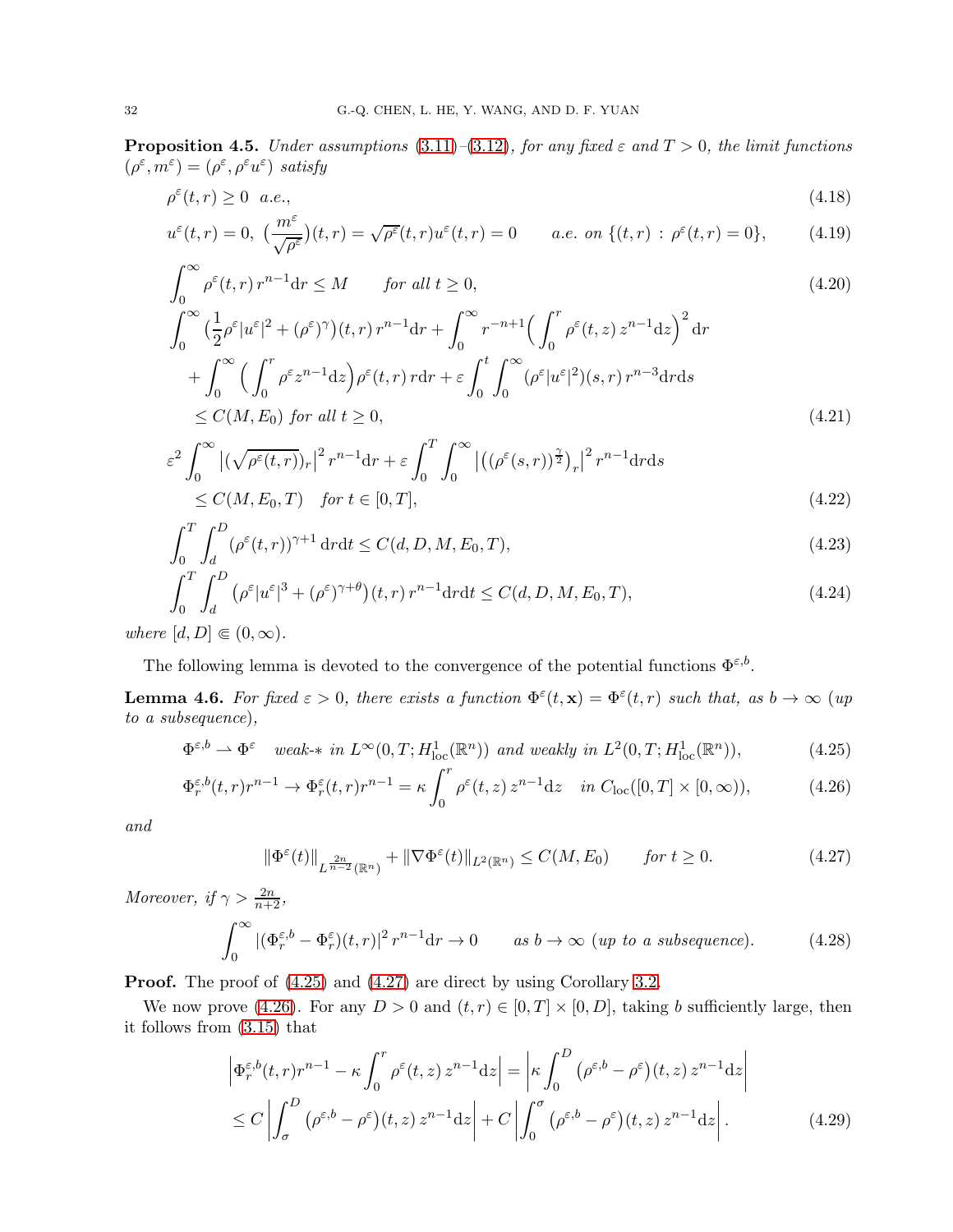**Proposition 4.5.** *Under assumptions* (3.11)–(3.12)*, for any fixed* $\varepsilon$ *and* $T > 0$*, the limit functions* $(\rho^\varepsilon, m^\varepsilon) = (\rho^\varepsilon, \rho^\varepsilon u^\varepsilon)$ *satisfy*

$$\rho^\varepsilon(t,r) \geq 0 \quad a.e., \tag{4.18}$$

$$u^\varepsilon(t,r) = 0, \ \big(\frac{m^\varepsilon}{\sqrt{\rho^\varepsilon}}\big)(t,r) = \sqrt{\rho^\varepsilon}(t,r)u^\varepsilon(t,r) = 0 \qquad a.e. \text{ on } \{(t,r)\,:\,\rho^\varepsilon(t,r)=0\}, \tag{4.19}$$

$$\int_0^\infty \rho^\varepsilon(t,r)\, r^{n-1}\mathrm{d}r \leq M \qquad \text{for all } t \geq 0, \tag{4.20}$$

$$\begin{aligned}
&\int_0^\infty \big(\frac{1}{2}\rho^\varepsilon|u^\varepsilon|^2 + (\rho^\varepsilon)^\gamma\big)(t,r)\, r^{n-1}\mathrm{d}r + \int_0^\infty r^{-n+1}\Big(\int_0^r \rho^\varepsilon(t,z)\, z^{n-1}\mathrm{d}z\Big)^2\mathrm{d}r \\
&\quad + \int_0^\infty \Big(\int_0^r \rho^\varepsilon z^{n-1}\mathrm{d}z\Big)\rho^\varepsilon(t,r)\, r\mathrm{d}r + \varepsilon\int_0^t\int_0^\infty (\rho^\varepsilon|u^\varepsilon|^2)(s,r)\, r^{n-3}\mathrm{d}r\mathrm{d}s \\
&\quad \leq C(M,E_0) \text{ for all } t \geq 0,
\end{aligned} \tag{4.21}$$

$$\begin{aligned}
&\varepsilon^2\int_0^\infty \big|(\sqrt{\rho^\varepsilon(t,r)})_r\big|^2 r^{n-1}\mathrm{d}r + \varepsilon\int_0^T\int_0^\infty \big|\big((\rho^\varepsilon(s,r))^{\frac{\gamma}{2}}\big)_r\big|^2 r^{n-1}\mathrm{d}r\mathrm{d}s \\
&\quad \leq C(M,E_0,T) \quad \text{for } t \in [0,T],
\end{aligned} \tag{4.22}$$

$$\int_0^T\int_d^D (\rho^\varepsilon(t,r))^{\gamma+1}\,\mathrm{d}r\mathrm{d}t \leq C(d,D,M,E_0,T), \tag{4.23}$$

$$\int_0^T\int_d^D \big(\rho^\varepsilon|u^\varepsilon|^3 + (\rho^\varepsilon)^{\gamma+\theta}\big)(t,r)\, r^{n-1}\mathrm{d}r\mathrm{d}t \leq C(d,D,M,E_0,T), \tag{4.24}$$

*where* $[d,D] \Subset (0,\infty)$.

The following lemma is devoted to the convergence of the potential functions $\Phi^{\varepsilon,b}$.

**Lemma 4.6.** *For fixed* $\varepsilon > 0$*, there exists a function* $\Phi^\varepsilon(t,\mathbf{x}) = \Phi^\varepsilon(t,r)$ *such that, as* $b \to \infty$ *(up to a subsequence),*

$$\Phi^{\varepsilon,b} \rightharpoonup \Phi^\varepsilon \quad \text{weak-}* \text{ in } L^\infty(0,T;H^1_{\rm loc}(\mathbb{R}^n)) \text{ and weakly in } L^2(0,T;H^1_{\rm loc}(\mathbb{R}^n)), \tag{4.25}$$

$$\Phi^{\varepsilon,b}_r(t,r)r^{n-1} \to \Phi^\varepsilon_r(t,r)r^{n-1} = \kappa\int_0^r \rho^\varepsilon(t,z)\, z^{n-1}\mathrm{d}z \quad \text{in } C_{\rm loc}([0,T]\times[0,\infty)), \tag{4.26}$$

*and*

$$\|\Phi^\varepsilon(t)\|_{L^{\frac{2n}{n-2}}(\mathbb{R}^n)} + \|\nabla\Phi^\varepsilon(t)\|_{L^2(\mathbb{R}^n)} \leq C(M,E_0) \qquad \text{for } t \geq 0. \tag{4.27}$$

*Moreover, if* $\gamma > \frac{2n}{n+2}$*,*

$$\int_0^\infty |(\Phi^{\varepsilon,b}_r - \Phi^\varepsilon_r)(t,r)|^2\, r^{n-1}\mathrm{d}r \to 0 \qquad \text{as } b \to \infty \text{ (up to a subsequence)}. \tag{4.28}$$

**Proof.** The proof of (4.25) and (4.27) are direct by using Corollary 3.2.

We now prove (4.26). For any $D > 0$ and $(t,r) \in [0,T]\times[0,D]$, taking $b$ sufficiently large, then it follows from (3.15) that

$$\begin{aligned}
&\Big|\Phi^{\varepsilon,b}_r(t,r)r^{n-1} - \kappa\int_0^r \rho^\varepsilon(t,z)\, z^{n-1}\mathrm{d}z\Big| = \Big|\kappa\int_0^D \big(\rho^{\varepsilon,b} - \rho^\varepsilon\big)(t,z)\, z^{n-1}\mathrm{d}z\Big| \\
&\quad \leq C\Big|\int_\sigma^D \big(\rho^{\varepsilon,b} - \rho^\varepsilon\big)(t,z)\, z^{n-1}\mathrm{d}z\Big| + C\Big|\int_0^\sigma \big(\rho^{\varepsilon,b} - \rho^\varepsilon\big)(t,z)\, z^{n-1}\mathrm{d}z\Big|.
\end{aligned} \tag{4.29}$$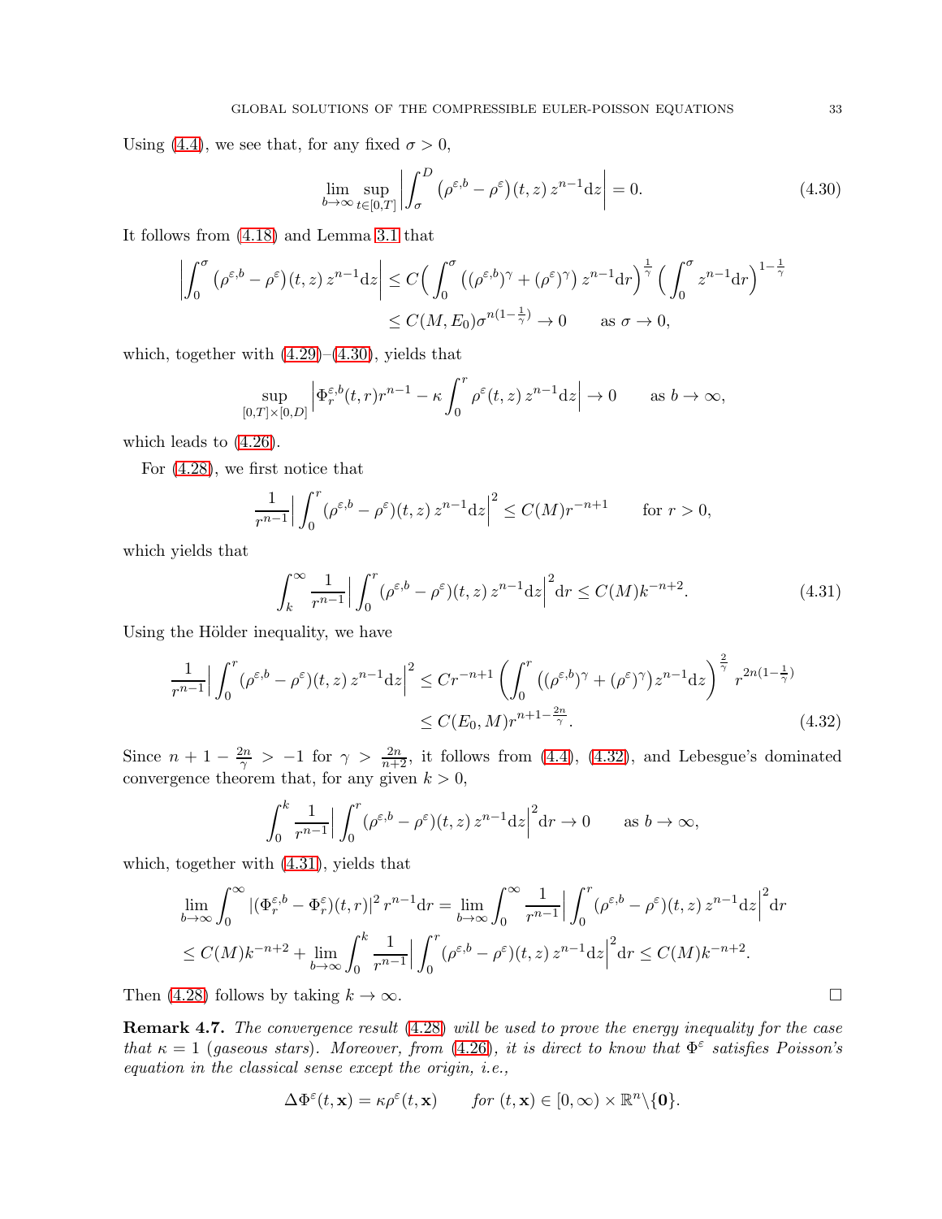Using (4.4), we see that, for any fixed $\sigma > 0$,

$$\lim_{b\to\infty} \sup_{t\in[0,T]} \Big| \int_\sigma^D \big(\rho^{\varepsilon,b} - \rho^\varepsilon\big)(t,z)\, z^{n-1} \mathrm{d}z \Big| = 0. \tag{4.30}$$

It follows from (4.18) and Lemma 3.1 that

$$\begin{aligned}
\Big| \int_0^\sigma \big(\rho^{\varepsilon,b} - \rho^\varepsilon\big)(t,z)\, z^{n-1} \mathrm{d}z \Big| &\le C \Big( \int_0^\sigma \big((\rho^{\varepsilon,b})^\gamma + (\rho^\varepsilon)^\gamma\big)\, z^{n-1} \mathrm{d}r \Big)^{\frac{1}{\gamma}} \Big( \int_0^\sigma z^{n-1} \mathrm{d}r \Big)^{1-\frac{1}{\gamma}} \\
&\le C(M, E_0) \sigma^{n(1-\frac{1}{\gamma})} \to 0 \qquad \text{as } \sigma \to 0,
\end{aligned}$$

which, together with (4.29)–(4.30), yields that

$$\sup_{[0,T]\times[0,D]} \Big| \Phi_r^{\varepsilon,b}(t,r) r^{n-1} - \kappa \int_0^r \rho^\varepsilon(t,z)\, z^{n-1} \mathrm{d}z \Big| \to 0 \qquad \text{as } b \to \infty,$$

which leads to (4.26).

For (4.28), we first notice that

$$\frac{1}{r^{n-1}} \Big| \int_0^r (\rho^{\varepsilon,b} - \rho^\varepsilon)(t,z)\, z^{n-1} \mathrm{d}z \Big|^2 \le C(M) r^{-n+1} \qquad \text{for } r > 0,$$

which yields that

$$\int_k^\infty \frac{1}{r^{n-1}} \Big| \int_0^r (\rho^{\varepsilon,b} - \rho^\varepsilon)(t,z)\, z^{n-1} \mathrm{d}z \Big|^2 \mathrm{d}r \le C(M) k^{-n+2}. \tag{4.31}$$

Using the Hölder inequality, we have

$$\begin{aligned}
\frac{1}{r^{n-1}} \Big| \int_0^r (\rho^{\varepsilon,b} - \rho^\varepsilon)(t,z)\, z^{n-1} \mathrm{d}z \Big|^2 &\le C r^{-n+1} \left( \int_0^r \big((\rho^{\varepsilon,b})^\gamma + (\rho^\varepsilon)^\gamma\big) z^{n-1} \mathrm{d}z \right)^{\frac{2}{\gamma}} r^{2n(1-\frac{1}{\gamma})} \\
&\le C(E_0, M) r^{n+1-\frac{2n}{\gamma}}.
\end{aligned} \tag{4.32}$$

Since $n + 1 - \frac{2n}{\gamma} > -1$ for $\gamma > \frac{2n}{n+2}$, it follows from (4.4), (4.32), and Lebesgue's dominated convergence theorem that, for any given $k > 0$,

$$\int_0^k \frac{1}{r^{n-1}} \Big| \int_0^r (\rho^{\varepsilon,b} - \rho^\varepsilon)(t,z)\, z^{n-1} \mathrm{d}z \Big|^2 \mathrm{d}r \to 0 \qquad \text{as } b \to \infty,$$

which, together with (4.31), yields that

$$\begin{aligned}
&\lim_{b\to\infty} \int_0^\infty |(\Phi_r^{\varepsilon,b} - \Phi_r^\varepsilon)(t,r)|^2\, r^{n-1} \mathrm{d}r = \lim_{b\to\infty} \int_0^\infty \frac{1}{r^{n-1}} \Big| \int_0^r (\rho^{\varepsilon,b} - \rho^\varepsilon)(t,z)\, z^{n-1} \mathrm{d}z \Big|^2 \mathrm{d}r \\
&\le C(M) k^{-n+2} + \lim_{b\to\infty} \int_0^k \frac{1}{r^{n-1}} \Big| \int_0^r (\rho^{\varepsilon,b} - \rho^\varepsilon)(t,z)\, z^{n-1} \mathrm{d}z \Big|^2 \mathrm{d}r \le C(M) k^{-n+2}.
\end{aligned}$$

Then (4.28) follows by taking $k \to \infty$. $\square$

**Remark 4.7.** *The convergence result* (4.28) *will be used to prove the energy inequality for the case that* $\kappa = 1$ *(gaseous stars). Moreover, from* (4.26)*, it is direct to know that* $\Phi^\varepsilon$ *satisfies Poisson's equation in the classical sense except the origin, i.e.,*

$$\Delta \Phi^\varepsilon(t, \mathbf{x}) = \kappa \rho^\varepsilon(t, \mathbf{x}) \qquad \text{for } (t, \mathbf{x}) \in [0, \infty) \times \mathbb{R}^n \backslash \{\mathbf{0}\}.$$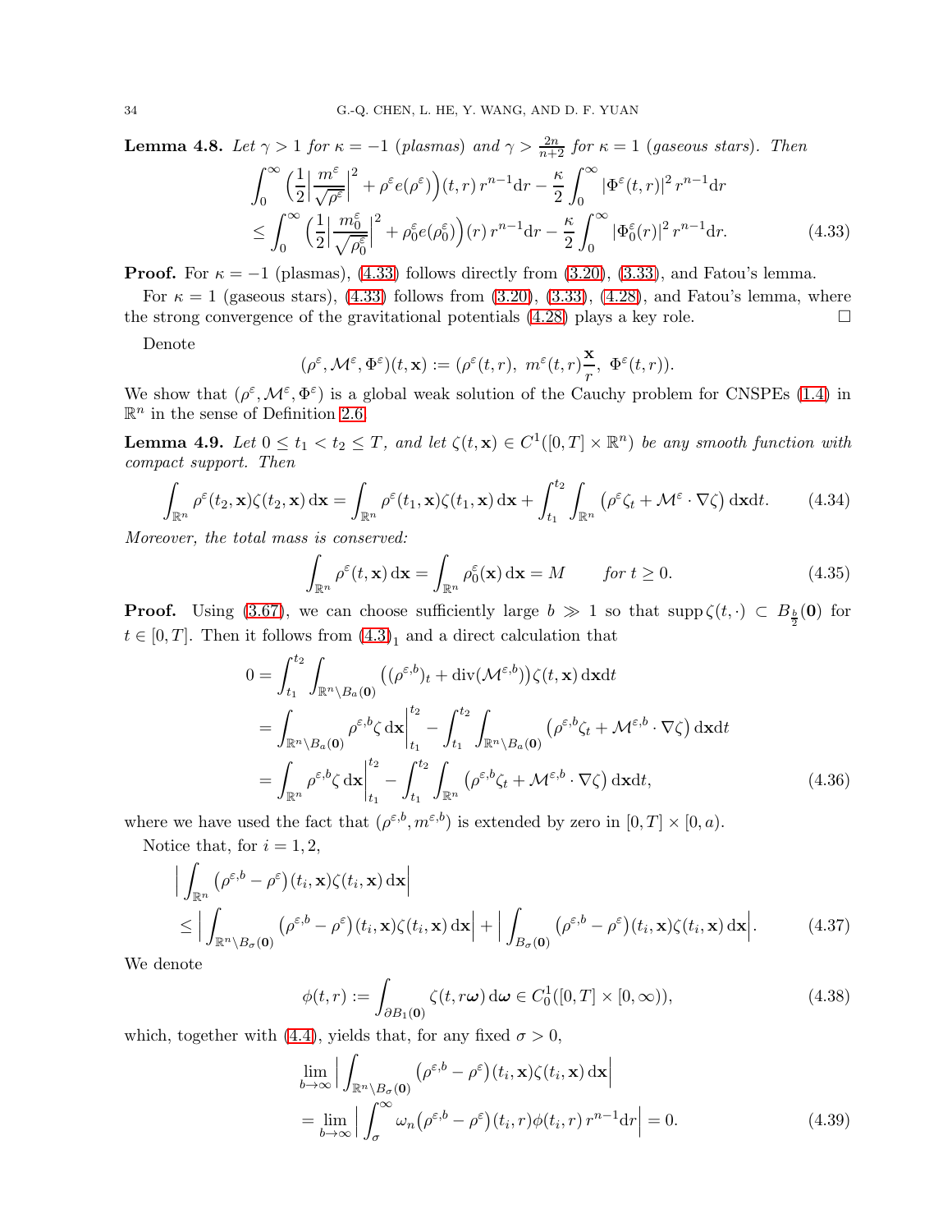**Lemma 4.8.** *Let $\gamma > 1$ for $\kappa = -1$ (plasmas) and $\gamma > \frac{2n}{n+2}$ for $\kappa = 1$ (gaseous stars). Then*

$$
\begin{aligned}
&\int_0^\infty \Big(\frac{1}{2}\Big|\frac{m^\varepsilon}{\sqrt{\rho^\varepsilon}}\Big|^2 + \rho^\varepsilon e(\rho^\varepsilon)\Big)(t,r)\, r^{n-1}\mathrm{d}r - \frac{\kappa}{2}\int_0^\infty |\Phi^\varepsilon(t,r)|^2\, r^{n-1}\mathrm{d}r \\
&\le \int_0^\infty \Big(\frac{1}{2}\Big|\frac{m_0^\varepsilon}{\sqrt{\rho_0^\varepsilon}}\Big|^2 + \rho_0^\varepsilon e(\rho_0^\varepsilon)\Big)(r)\, r^{n-1}\mathrm{d}r - \frac{\kappa}{2}\int_0^\infty |\Phi_0^\varepsilon(r)|^2\, r^{n-1}\mathrm{d}r. \qquad (4.33)
\end{aligned}
$$

**Proof.** For $\kappa = -1$ (plasmas), (4.33) follows directly from (3.20), (3.33), and Fatou's lemma.

For $\kappa = 1$ (gaseous stars), (4.33) follows from (3.20), (3.33), (4.28), and Fatou's lemma, where the strong convergence of the gravitational potentials (4.28) plays a key role. $\square$

Denote

$$
(\rho^\varepsilon, \mathcal{M}^\varepsilon, \Phi^\varepsilon)(t,\mathbf{x}) := (\rho^\varepsilon(t,r),\ m^\varepsilon(t,r)\frac{\mathbf{x}}{r},\ \Phi^\varepsilon(t,r)).
$$

We show that $(\rho^\varepsilon, \mathcal{M}^\varepsilon, \Phi^\varepsilon)$ is a global weak solution of the Cauchy problem for CNSPEs (1.4) in $\mathbb{R}^n$ in the sense of Definition 2.6.

**Lemma 4.9.** *Let $0 \le t_1 < t_2 \le T$, and let $\zeta(t,\mathbf{x}) \in C^1([0,T]\times\mathbb{R}^n)$ be any smooth function with compact support. Then*

$$
\int_{\mathbb{R}^n} \rho^\varepsilon(t_2,\mathbf{x})\zeta(t_2,\mathbf{x})\,\mathrm{d}\mathbf{x} = \int_{\mathbb{R}^n} \rho^\varepsilon(t_1,\mathbf{x})\zeta(t_1,\mathbf{x})\,\mathrm{d}\mathbf{x} + \int_{t_1}^{t_2}\int_{\mathbb{R}^n} \big(\rho^\varepsilon\zeta_t + \mathcal{M}^\varepsilon\cdot\nabla\zeta\big)\,\mathrm{d}\mathbf{x}\mathrm{d}t. \qquad (4.34)
$$

*Moreover, the total mass is conserved:*

$$
\int_{\mathbb{R}^n} \rho^\varepsilon(t,\mathbf{x})\,\mathrm{d}\mathbf{x} = \int_{\mathbb{R}^n} \rho_0^\varepsilon(\mathbf{x})\,\mathrm{d}\mathbf{x} = M \qquad \text{for } t \ge 0. \qquad (4.35)
$$

**Proof.** Using (3.67), we can choose sufficiently large $b \gg 1$ so that $\operatorname{supp}\zeta(t,\cdot) \subset B_{\frac{b}{2}}(\mathbf{0})$ for $t \in [0,T]$. Then it follows from $(4.3)_1$ and a direct calculation that

$$
\begin{aligned}
0 &= \int_{t_1}^{t_2}\int_{\mathbb{R}^n\backslash B_a(\mathbf{0})} \big((\rho^{\varepsilon,b})_t + \mathrm{div}(\mathcal{M}^{\varepsilon,b})\big)\zeta(t,\mathbf{x})\,\mathrm{d}\mathbf{x}\mathrm{d}t \\
&= \int_{\mathbb{R}^n\backslash B_a(\mathbf{0})} \rho^{\varepsilon,b}\zeta\,\mathrm{d}\mathbf{x}\Big|_{t_1}^{t_2} - \int_{t_1}^{t_2}\int_{\mathbb{R}^n\backslash B_a(\mathbf{0})} \big(\rho^{\varepsilon,b}\zeta_t + \mathcal{M}^{\varepsilon,b}\cdot\nabla\zeta\big)\,\mathrm{d}\mathbf{x}\mathrm{d}t \\
&= \int_{\mathbb{R}^n} \rho^{\varepsilon,b}\zeta\,\mathrm{d}\mathbf{x}\Big|_{t_1}^{t_2} - \int_{t_1}^{t_2}\int_{\mathbb{R}^n} \big(\rho^{\varepsilon,b}\zeta_t + \mathcal{M}^{\varepsilon,b}\cdot\nabla\zeta\big)\,\mathrm{d}\mathbf{x}\mathrm{d}t, \qquad (4.36)
\end{aligned}
$$

where we have used the fact that $(\rho^{\varepsilon,b}, m^{\varepsilon,b})$ is extended by zero in $[0,T]\times[0,a)$.

Notice that, for $i = 1, 2$,

$$
\begin{aligned}
&\Big|\int_{\mathbb{R}^n} \big(\rho^{\varepsilon,b} - \rho^\varepsilon\big)(t_i,\mathbf{x})\zeta(t_i,\mathbf{x})\,\mathrm{d}\mathbf{x}\Big| \\
&\le \Big|\int_{\mathbb{R}^n\backslash B_\sigma(\mathbf{0})} \big(\rho^{\varepsilon,b} - \rho^\varepsilon\big)(t_i,\mathbf{x})\zeta(t_i,\mathbf{x})\,\mathrm{d}\mathbf{x}\Big| + \Big|\int_{B_\sigma(\mathbf{0})} \big(\rho^{\varepsilon,b} - \rho^\varepsilon\big)(t_i,\mathbf{x})\zeta(t_i,\mathbf{x})\,\mathrm{d}\mathbf{x}\Big|. \qquad (4.37)
\end{aligned}
$$

We denote

$$
\phi(t,r) := \int_{\partial B_1(\mathbf{0})} \zeta(t, r\boldsymbol{\omega})\,\mathrm{d}\boldsymbol{\omega} \in C_0^1([0,T]\times[0,\infty)), \qquad (4.38)
$$

which, together with (4.4), yields that, for any fixed $\sigma > 0$,

$$
\begin{aligned}
&\lim_{b\to\infty}\Big|\int_{\mathbb{R}^n\backslash B_\sigma(\mathbf{0})} \big(\rho^{\varepsilon,b} - \rho^\varepsilon\big)(t_i,\mathbf{x})\zeta(t_i,\mathbf{x})\,\mathrm{d}\mathbf{x}\Big| \\
&= \lim_{b\to\infty}\Big|\int_\sigma^\infty \omega_n\big(\rho^{\varepsilon,b} - \rho^\varepsilon\big)(t_i,r)\phi(t_i,r)\, r^{n-1}\mathrm{d}r\Big| = 0. \qquad (4.39)
\end{aligned}
$$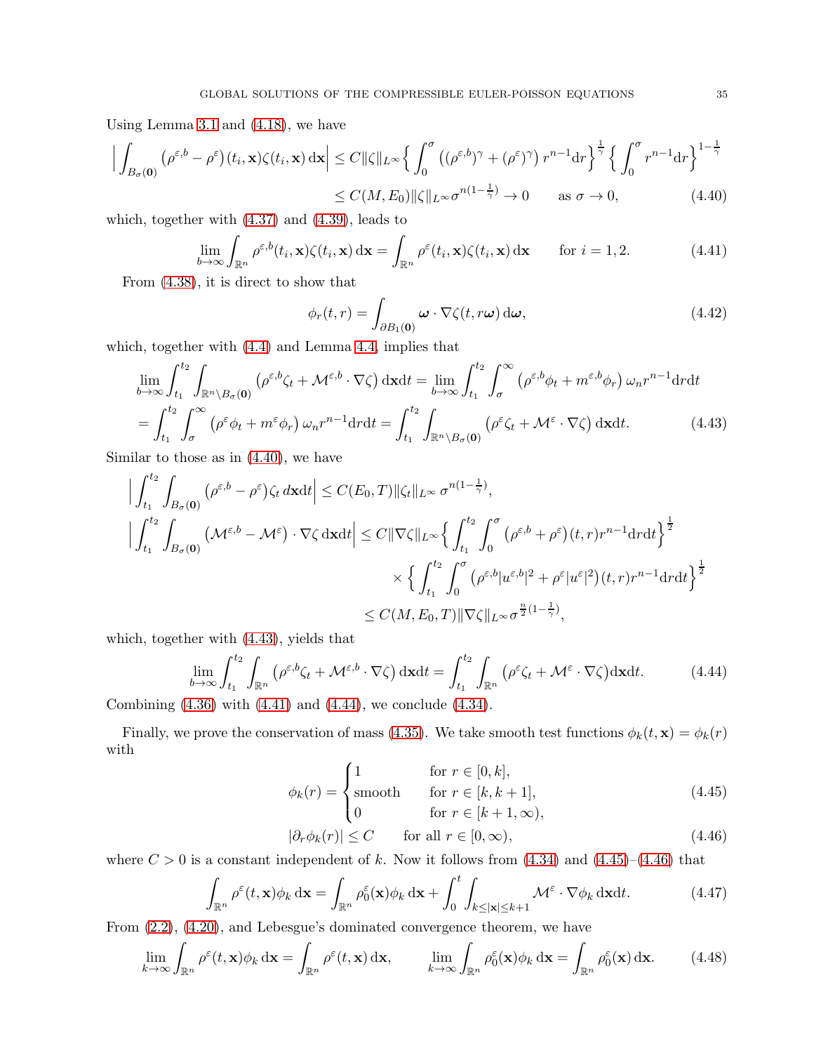Using Lemma 3.1 and (4.18), we have

$$\Big|\int_{B_\sigma(\mathbf{0})}\big(\rho^{\varepsilon,b}-\rho^{\varepsilon}\big)(t_i,\mathbf{x})\zeta(t_i,\mathbf{x})\,\mathrm{d}\mathbf{x}\Big| \le C\|\zeta\|_{L^\infty}\Big\{\int_0^\sigma\big((\rho^{\varepsilon,b})^\gamma+(\rho^{\varepsilon})^\gamma\big)\,r^{n-1}\mathrm{d}r\Big\}^{\frac{1}{\gamma}}\Big\{\int_0^\sigma r^{n-1}\mathrm{d}r\Big\}^{1-\frac{1}{\gamma}}$$
$$\le C(M,E_0)\|\zeta\|_{L^\infty}\sigma^{n(1-\frac{1}{\gamma})}\to 0 \qquad \text{as } \sigma\to 0, \tag{4.40}$$

which, together with (4.37) and (4.39), leads to

$$\lim_{b\to\infty}\int_{\mathbb{R}^n}\rho^{\varepsilon,b}(t_i,\mathbf{x})\zeta(t_i,\mathbf{x})\,\mathrm{d}\mathbf{x}=\int_{\mathbb{R}^n}\rho^{\varepsilon}(t_i,\mathbf{x})\zeta(t_i,\mathbf{x})\,\mathrm{d}\mathbf{x} \qquad \text{for } i=1,2. \tag{4.41}$$

From (4.38), it is direct to show that

$$\phi_r(t,r)=\int_{\partial B_1(\mathbf{0})}\boldsymbol{\omega}\cdot\nabla\zeta(t,r\boldsymbol{\omega})\,\mathrm{d}\boldsymbol{\omega}, \tag{4.42}$$

which, together with (4.4) and Lemma 4.4, implies that

$$\lim_{b\to\infty}\int_{t_1}^{t_2}\int_{\mathbb{R}^n\backslash B_\sigma(\mathbf{0})}\big(\rho^{\varepsilon,b}\zeta_t+\mathcal{M}^{\varepsilon,b}\cdot\nabla\zeta\big)\,\mathrm{d}\mathbf{x}\mathrm{d}t=\lim_{b\to\infty}\int_{t_1}^{t_2}\int_\sigma^\infty\big(\rho^{\varepsilon,b}\phi_t+m^{\varepsilon,b}\phi_r\big)\,\omega_n r^{n-1}\mathrm{d}r\mathrm{d}t$$
$$=\int_{t_1}^{t_2}\int_\sigma^\infty\big(\rho^{\varepsilon}\phi_t+m^{\varepsilon}\phi_r\big)\,\omega_n r^{n-1}\mathrm{d}r\mathrm{d}t=\int_{t_1}^{t_2}\int_{\mathbb{R}^n\backslash B_\sigma(\mathbf{0})}\big(\rho^{\varepsilon}\zeta_t+\mathcal{M}^{\varepsilon}\cdot\nabla\zeta\big)\,\mathrm{d}\mathbf{x}\mathrm{d}t. \tag{4.43}$$

Similar to those as in (4.40), we have

$$\Big|\int_{t_1}^{t_2}\int_{B_\sigma(\mathbf{0})}\big(\rho^{\varepsilon,b}-\rho^{\varepsilon}\big)\zeta_t\,d\mathbf{x}\mathrm{d}t\Big|\le C(E_0,T)\|\zeta_t\|_{L^\infty}\,\sigma^{n(1-\frac{1}{\gamma})},$$
$$\Big|\int_{t_1}^{t_2}\int_{B_\sigma(\mathbf{0})}\big(\mathcal{M}^{\varepsilon,b}-\mathcal{M}^{\varepsilon}\big)\cdot\nabla\zeta\,\mathrm{d}\mathbf{x}\mathrm{d}t\Big|\le C\|\nabla\zeta\|_{L^\infty}\Big\{\int_{t_1}^{t_2}\int_0^\sigma\big(\rho^{\varepsilon,b}+\rho^{\varepsilon}\big)(t,r)r^{n-1}\mathrm{d}r\mathrm{d}t\Big\}^{\frac{1}{2}}$$
$$\times\Big\{\int_{t_1}^{t_2}\int_0^\sigma\big(\rho^{\varepsilon,b}|u^{\varepsilon,b}|^2+\rho^{\varepsilon}|u^{\varepsilon}|^2\big)(t,r)r^{n-1}\mathrm{d}r\mathrm{d}t\Big\}^{\frac{1}{2}}$$
$$\le C(M,E_0,T)\|\nabla\zeta\|_{L^\infty}\sigma^{\frac{n}{2}(1-\frac{1}{\gamma})},$$

which, together with (4.43), yields that

$$\lim_{b\to\infty}\int_{t_1}^{t_2}\int_{\mathbb{R}^n}\big(\rho^{\varepsilon,b}\zeta_t+\mathcal{M}^{\varepsilon,b}\cdot\nabla\zeta\big)\,\mathrm{d}\mathbf{x}\mathrm{d}t=\int_{t_1}^{t_2}\int_{\mathbb{R}^n}\big(\rho^{\varepsilon}\zeta_t+\mathcal{M}^{\varepsilon}\cdot\nabla\zeta\big)\mathrm{d}\mathbf{x}\mathrm{d}t. \tag{4.44}$$

Combining (4.36) with (4.41) and (4.44), we conclude (4.34).

Finally, we prove the conservation of mass (4.35). We take smooth test functions $\phi_k(t,\mathbf{x})=\phi_k(r)$ with

$$\phi_k(r)=\begin{cases}1 & \text{for } r\in[0,k],\\ \text{smooth} & \text{for } r\in[k,k+1],\\ 0 & \text{for } r\in[k+1,\infty),\end{cases} \tag{4.45}$$
$$|\partial_r\phi_k(r)|\le C \qquad \text{for all } r\in[0,\infty), \tag{4.46}$$

where $C>0$ is a constant independent of $k$. Now it follows from (4.34) and (4.45)–(4.46) that

$$\int_{\mathbb{R}^n}\rho^{\varepsilon}(t,\mathbf{x})\phi_k\,\mathrm{d}\mathbf{x}=\int_{\mathbb{R}^n}\rho_0^{\varepsilon}(\mathbf{x})\phi_k\,\mathrm{d}\mathbf{x}+\int_0^t\int_{k\le|\mathbf{x}|\le k+1}\mathcal{M}^{\varepsilon}\cdot\nabla\phi_k\,\mathrm{d}\mathbf{x}\mathrm{d}t. \tag{4.47}$$

From (2.2), (4.20), and Lebesgue's dominated convergence theorem, we have

$$\lim_{k\to\infty}\int_{\mathbb{R}^n}\rho^{\varepsilon}(t,\mathbf{x})\phi_k\,\mathrm{d}\mathbf{x}=\int_{\mathbb{R}^n}\rho^{\varepsilon}(t,\mathbf{x})\,\mathrm{d}\mathbf{x}, \qquad \lim_{k\to\infty}\int_{\mathbb{R}^n}\rho_0^{\varepsilon}(\mathbf{x})\phi_k\,\mathrm{d}\mathbf{x}=\int_{\mathbb{R}^n}\rho_0^{\varepsilon}(\mathbf{x})\,\mathrm{d}\mathbf{x}. \tag{4.48}$$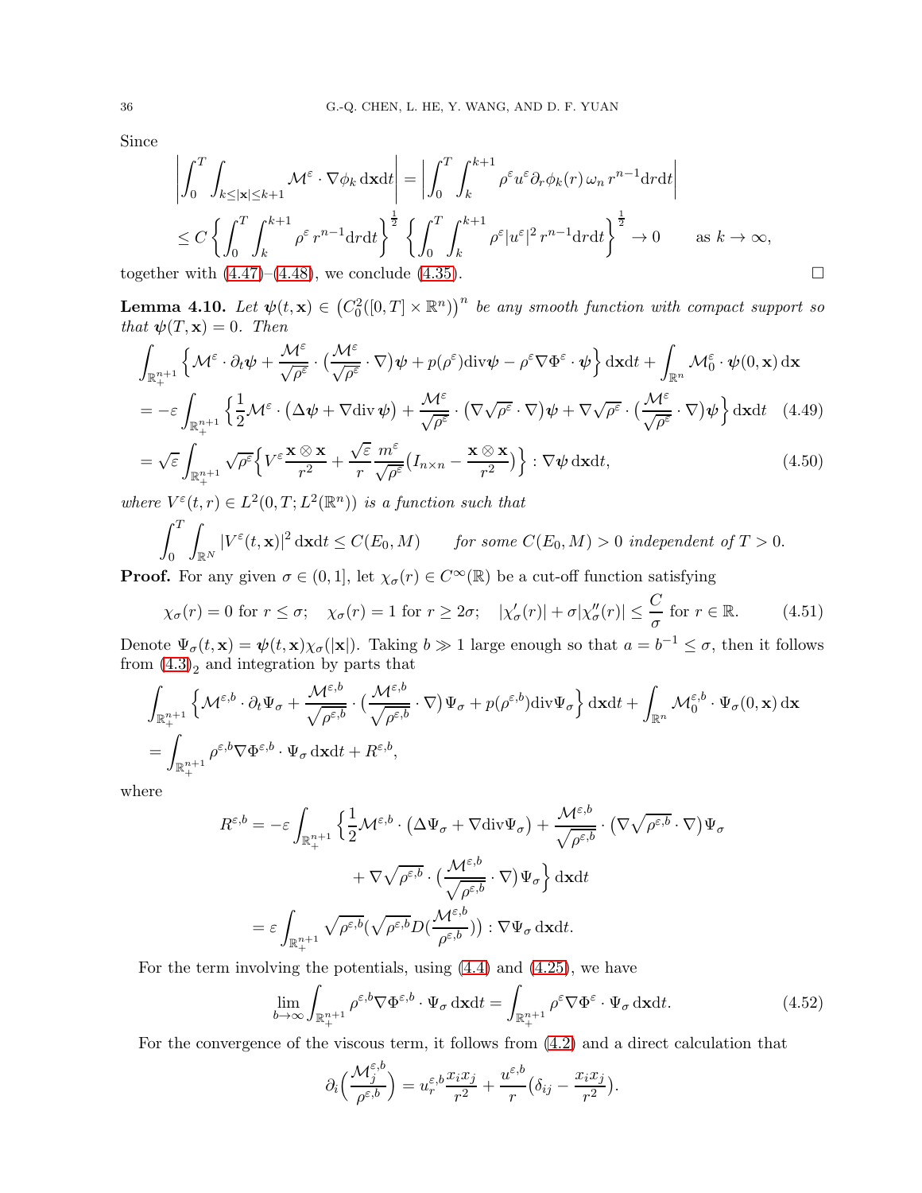Since

$$
\begin{aligned}
&\left|\int_0^T\int_{k\le|\mathbf{x}|\le k+1}\mathcal{M}^\varepsilon\cdot\nabla\phi_k\,\mathrm{d}\mathbf{x}\mathrm{d}t\right| = \left|\int_0^T\int_k^{k+1}\rho^\varepsilon u^\varepsilon\partial_r\phi_k(r)\,\omega_n\,r^{n-1}\mathrm{d}r\mathrm{d}t\right|\\
&\le C\left\{\int_0^T\int_k^{k+1}\rho^\varepsilon\,r^{n-1}\mathrm{d}r\mathrm{d}t\right\}^{\frac12}\left\{\int_0^T\int_k^{k+1}\rho^\varepsilon|u^\varepsilon|^2\,r^{n-1}\mathrm{d}r\mathrm{d}t\right\}^{\frac12}\to 0 \qquad \text{as } k\to\infty,
\end{aligned}
$$

together with (4.47)–(4.48), we conclude (4.35). ∎

**Lemma 4.10.** *Let $\boldsymbol{\psi}(t,\mathbf{x})\in\big(C_0^2([0,T]\times\mathbb{R}^n)\big)^n$ be any smooth function with compact support so that $\boldsymbol{\psi}(T,\mathbf{x})=0$. Then*

$$
\begin{aligned}
&\int_{\mathbb{R}^{n+1}_+}\Big\{\mathcal{M}^\varepsilon\cdot\partial_t\boldsymbol{\psi}+\frac{\mathcal{M}^\varepsilon}{\sqrt{\rho^\varepsilon}}\cdot\big(\frac{\mathcal{M}^\varepsilon}{\sqrt{\rho^\varepsilon}}\cdot\nabla\big)\boldsymbol{\psi}+p(\rho^\varepsilon)\mathrm{div}\boldsymbol{\psi}-\rho^\varepsilon\nabla\Phi^\varepsilon\cdot\boldsymbol{\psi}\Big\}\,\mathrm{d}\mathbf{x}\mathrm{d}t+\int_{\mathbb{R}^n}\mathcal{M}_0^\varepsilon\cdot\boldsymbol{\psi}(0,\mathbf{x})\,\mathrm{d}\mathbf{x}\\
&=-\varepsilon\int_{\mathbb{R}^{n+1}_+}\Big\{\frac12\mathcal{M}^\varepsilon\cdot\big(\Delta\boldsymbol{\psi}+\nabla\mathrm{div}\,\boldsymbol{\psi}\big)+\frac{\mathcal{M}^\varepsilon}{\sqrt{\rho^\varepsilon}}\cdot\big(\nabla\sqrt{\rho^\varepsilon}\cdot\nabla\big)\boldsymbol{\psi}+\nabla\sqrt{\rho^\varepsilon}\cdot\big(\frac{\mathcal{M}^\varepsilon}{\sqrt{\rho^\varepsilon}}\cdot\nabla\big)\boldsymbol{\psi}\Big\}\,\mathrm{d}\mathbf{x}\mathrm{d}t \quad (4.49)\\
&=\sqrt{\varepsilon}\int_{\mathbb{R}^{n+1}_+}\sqrt{\rho^\varepsilon}\Big\{V^\varepsilon\frac{\mathbf{x}\otimes\mathbf{x}}{r^2}+\frac{\sqrt{\varepsilon}}{r}\frac{m^\varepsilon}{\sqrt{\rho^\varepsilon}}\big(I_{n\times n}-\frac{\mathbf{x}\otimes\mathbf{x}}{r^2}\big)\Big\}:\nabla\boldsymbol{\psi}\,\mathrm{d}\mathbf{x}\mathrm{d}t, \quad (4.50)
\end{aligned}
$$

*where $V^\varepsilon(t,r)\in L^2(0,T;L^2(\mathbb{R}^n))$ is a function such that*

$$
\int_0^T\int_{\mathbb{R}^N}|V^\varepsilon(t,\mathbf{x})|^2\,\mathrm{d}\mathbf{x}\mathrm{d}t\le C(E_0,M)\qquad \textit{for some } C(E_0,M)>0 \textit{ independent of } T>0.
$$

**Proof.** For any given $\sigma\in(0,1]$, let $\chi_\sigma(r)\in C^\infty(\mathbb{R})$ be a cut-off function satisfying

$$
\chi_\sigma(r)=0 \text{ for } r\le\sigma;\quad \chi_\sigma(r)=1 \text{ for } r\ge2\sigma;\quad |\chi_\sigma'(r)|+\sigma|\chi_\sigma''(r)|\le\frac{C}{\sigma} \text{ for } r\in\mathbb{R}. \qquad (4.51)
$$

Denote $\Psi_\sigma(t,\mathbf{x})=\boldsymbol{\psi}(t,\mathbf{x})\chi_\sigma(|\mathbf{x}|)$. Taking $b\gg1$ large enough so that $a=b^{-1}\le\sigma$, then it follows from $(4.3)_2$ and integration by parts that

$$
\begin{aligned}
&\int_{\mathbb{R}^{n+1}_+}\Big\{\mathcal{M}^{\varepsilon,b}\cdot\partial_t\Psi_\sigma+\frac{\mathcal{M}^{\varepsilon,b}}{\sqrt{\rho^{\varepsilon,b}}}\cdot\big(\frac{\mathcal{M}^{\varepsilon,b}}{\sqrt{\rho^{\varepsilon,b}}}\cdot\nabla\big)\Psi_\sigma+p(\rho^{\varepsilon,b})\mathrm{div}\Psi_\sigma\Big\}\,\mathrm{d}\mathbf{x}\mathrm{d}t+\int_{\mathbb{R}^n}\mathcal{M}_0^{\varepsilon,b}\cdot\Psi_\sigma(0,\mathbf{x})\,\mathrm{d}\mathbf{x}\\
&=\int_{\mathbb{R}^{n+1}_+}\rho^{\varepsilon,b}\nabla\Phi^{\varepsilon,b}\cdot\Psi_\sigma\,\mathrm{d}\mathbf{x}\mathrm{d}t+R^{\varepsilon,b},
\end{aligned}
$$

where

$$
\begin{aligned}
R^{\varepsilon,b}&=-\varepsilon\int_{\mathbb{R}^{n+1}_+}\Big\{\frac12\mathcal{M}^{\varepsilon,b}\cdot\big(\Delta\Psi_\sigma+\nabla\mathrm{div}\Psi_\sigma\big)+\frac{\mathcal{M}^{\varepsilon,b}}{\sqrt{\rho^{\varepsilon,b}}}\cdot\big(\nabla\sqrt{\rho^{\varepsilon,b}}\cdot\nabla\big)\Psi_\sigma\\
&\qquad\qquad+\nabla\sqrt{\rho^{\varepsilon,b}}\cdot\big(\frac{\mathcal{M}^{\varepsilon,b}}{\sqrt{\rho^{\varepsilon,b}}}\cdot\nabla\big)\Psi_\sigma\Big\}\,\mathrm{d}\mathbf{x}\mathrm{d}t\\
&=\varepsilon\int_{\mathbb{R}^{n+1}_+}\sqrt{\rho^{\varepsilon,b}}\big(\sqrt{\rho^{\varepsilon,b}}D(\frac{\mathcal{M}^{\varepsilon,b}}{\rho^{\varepsilon,b}})\big):\nabla\Psi_\sigma\,\mathrm{d}\mathbf{x}\mathrm{d}t.
\end{aligned}
$$

For the term involving the potentials, using (4.4) and (4.25), we have

$$
\lim_{b\to\infty}\int_{\mathbb{R}^{n+1}_+}\rho^{\varepsilon,b}\nabla\Phi^{\varepsilon,b}\cdot\Psi_\sigma\,\mathrm{d}\mathbf{x}\mathrm{d}t=\int_{\mathbb{R}^{n+1}_+}\rho^\varepsilon\nabla\Phi^\varepsilon\cdot\Psi_\sigma\,\mathrm{d}\mathbf{x}\mathrm{d}t. \qquad (4.52)
$$

For the convergence of the viscous term, it follows from (4.2) and a direct calculation that

$$
\partial_i\Big(\frac{\mathcal{M}_j^{\varepsilon,b}}{\rho^{\varepsilon,b}}\Big)=u_r^{\varepsilon,b}\frac{x_ix_j}{r^2}+\frac{u^{\varepsilon,b}}{r}\big(\delta_{ij}-\frac{x_ix_j}{r^2}\big).
$$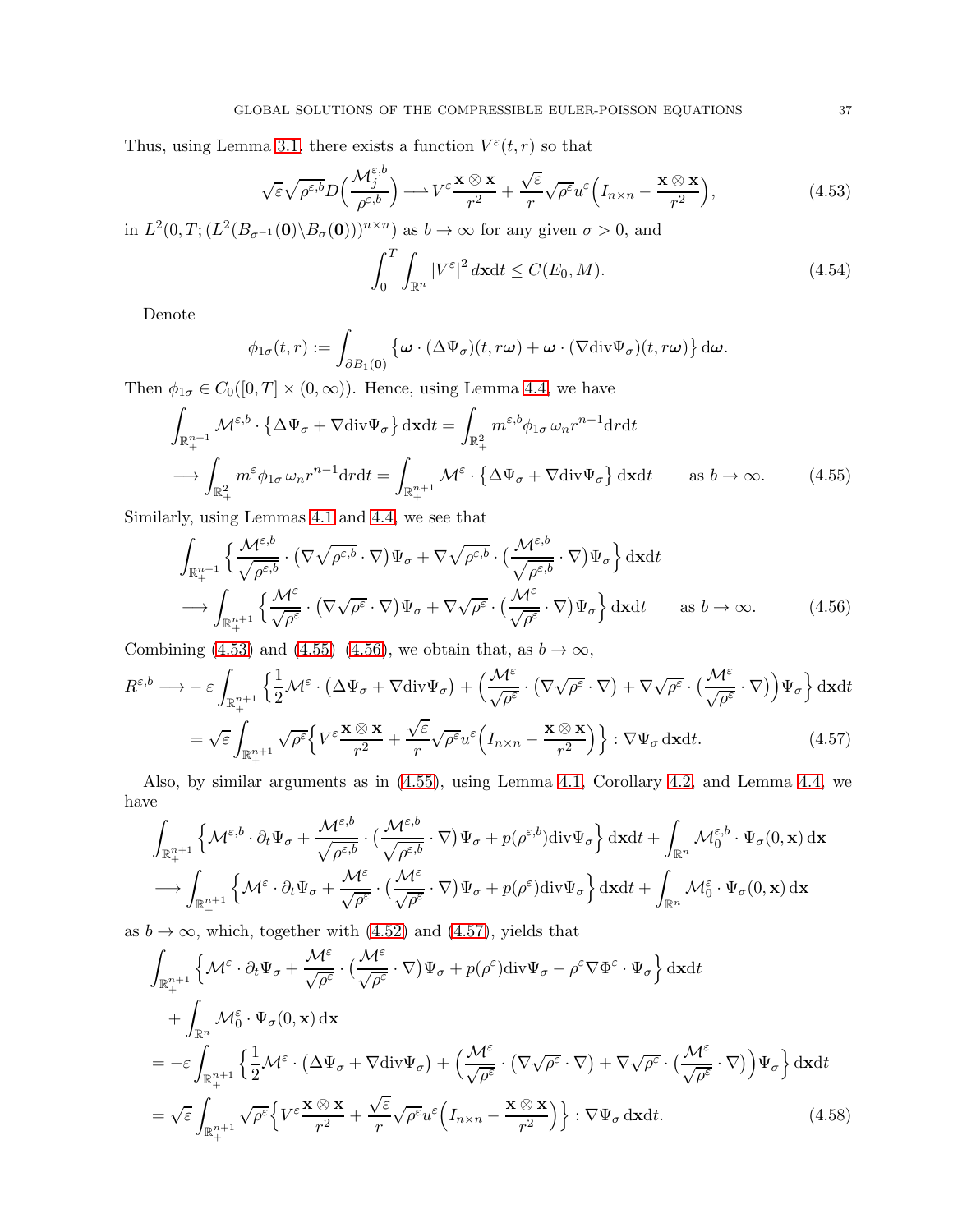Thus, using Lemma 3.1, there exists a function $V^\varepsilon(t,r)$ so that

$$\sqrt{\varepsilon}\sqrt{\rho^{\varepsilon,b}}D\Big(\frac{\mathcal{M}_j^{\varepsilon,b}}{\rho^{\varepsilon,b}}\Big) \longrightarrow V^\varepsilon \frac{\mathbf{x}\otimes\mathbf{x}}{r^2} + \frac{\sqrt{\varepsilon}}{r}\sqrt{\rho^\varepsilon}u^\varepsilon\Big(I_{n\times n} - \frac{\mathbf{x}\otimes\mathbf{x}}{r^2}\Big), \tag{4.53}$$

in $L^2(0,T;(L^2(B_{\sigma^{-1}}(\mathbf{0})\backslash B_\sigma(\mathbf{0})))^{n\times n})$ as $b\to\infty$ for any given $\sigma>0$, and

$$\int_0^T\int_{\mathbb{R}^n}|V^\varepsilon|^2\,d\mathbf{x}\mathrm{d}t \le C(E_0,M). \tag{4.54}$$

Denote

$$\phi_{1\sigma}(t,r) := \int_{\partial B_1(\mathbf{0})}\big\{\boldsymbol{\omega}\cdot(\Delta\Psi_\sigma)(t,r\boldsymbol{\omega}) + \boldsymbol{\omega}\cdot(\nabla\mathrm{div}\Psi_\sigma)(t,r\boldsymbol{\omega})\big\}\,\mathrm{d}\boldsymbol{\omega}.$$

Then $\phi_{1\sigma}\in C_0([0,T]\times(0,\infty))$. Hence, using Lemma 4.4, we have

$$\begin{aligned}
&\int_{\mathbb{R}^{n+1}_+}\mathcal{M}^{\varepsilon,b}\cdot\big\{\Delta\Psi_\sigma + \nabla\mathrm{div}\Psi_\sigma\big\}\,\mathrm{d}\mathbf{x}\mathrm{d}t = \int_{\mathbb{R}^2_+} m^{\varepsilon,b}\phi_{1\sigma}\,\omega_n r^{n-1}\mathrm{d}r\mathrm{d}t\\
&\longrightarrow \int_{\mathbb{R}^2_+} m^{\varepsilon}\phi_{1\sigma}\,\omega_n r^{n-1}\mathrm{d}r\mathrm{d}t = \int_{\mathbb{R}^{n+1}_+}\mathcal{M}^{\varepsilon}\cdot\big\{\Delta\Psi_\sigma + \nabla\mathrm{div}\Psi_\sigma\big\}\,\mathrm{d}\mathbf{x}\mathrm{d}t \qquad \text{as } b\to\infty.
\end{aligned} \tag{4.55}$$

Similarly, using Lemmas 4.1 and 4.4, we see that

$$\begin{aligned}
&\int_{\mathbb{R}^{n+1}_+}\Big\{\frac{\mathcal{M}^{\varepsilon,b}}{\sqrt{\rho^{\varepsilon,b}}}\cdot\big(\nabla\sqrt{\rho^{\varepsilon,b}}\cdot\nabla\big)\Psi_\sigma + \nabla\sqrt{\rho^{\varepsilon,b}}\cdot\big(\frac{\mathcal{M}^{\varepsilon,b}}{\sqrt{\rho^{\varepsilon,b}}}\cdot\nabla\big)\Psi_\sigma\Big\}\,\mathrm{d}\mathbf{x}\mathrm{d}t\\
&\longrightarrow \int_{\mathbb{R}^{n+1}_+}\Big\{\frac{\mathcal{M}^{\varepsilon}}{\sqrt{\rho^{\varepsilon}}}\cdot\big(\nabla\sqrt{\rho^{\varepsilon}}\cdot\nabla\big)\Psi_\sigma + \nabla\sqrt{\rho^{\varepsilon}}\cdot\big(\frac{\mathcal{M}^{\varepsilon}}{\sqrt{\rho^{\varepsilon}}}\cdot\nabla\big)\Psi_\sigma\Big\}\,\mathrm{d}\mathbf{x}\mathrm{d}t \qquad \text{as } b\to\infty.
\end{aligned} \tag{4.56}$$

Combining (4.53) and (4.55)–(4.56), we obtain that, as $b\to\infty$,

$$\begin{aligned}
R^{\varepsilon,b}\longrightarrow &-\varepsilon\int_{\mathbb{R}^{n+1}_+}\Big\{\frac{1}{2}\mathcal{M}^\varepsilon\cdot\big(\Delta\Psi_\sigma+\nabla\mathrm{div}\Psi_\sigma\big) + \Big(\frac{\mathcal{M}^{\varepsilon}}{\sqrt{\rho^{\varepsilon}}}\cdot\big(\nabla\sqrt{\rho^{\varepsilon}}\cdot\nabla\big) + \nabla\sqrt{\rho^{\varepsilon}}\cdot\big(\frac{\mathcal{M}^{\varepsilon}}{\sqrt{\rho^{\varepsilon}}}\cdot\nabla\big)\Big)\Psi_\sigma\Big\}\,\mathrm{d}\mathbf{x}\mathrm{d}t\\
&= \sqrt{\varepsilon}\int_{\mathbb{R}^{n+1}_+}\sqrt{\rho^\varepsilon}\Big\{V^\varepsilon\frac{\mathbf{x}\otimes\mathbf{x}}{r^2} + \frac{\sqrt{\varepsilon}}{r}\sqrt{\rho^\varepsilon}u^\varepsilon\Big(I_{n\times n}-\frac{\mathbf{x}\otimes\mathbf{x}}{r^2}\Big)\Big\}:\nabla\Psi_\sigma\,\mathrm{d}\mathbf{x}\mathrm{d}t.
\end{aligned} \tag{4.57}$$

Also, by similar arguments as in (4.55), using Lemma 4.1, Corollary 4.2, and Lemma 4.4, we have

$$\begin{aligned}
&\int_{\mathbb{R}^{n+1}_+}\Big\{\mathcal{M}^{\varepsilon,b}\cdot\partial_t\Psi_\sigma + \frac{\mathcal{M}^{\varepsilon,b}}{\sqrt{\rho^{\varepsilon,b}}}\cdot\big(\frac{\mathcal{M}^{\varepsilon,b}}{\sqrt{\rho^{\varepsilon,b}}}\cdot\nabla\big)\Psi_\sigma + p(\rho^{\varepsilon,b})\mathrm{div}\Psi_\sigma\Big\}\,\mathrm{d}\mathbf{x}\mathrm{d}t + \int_{\mathbb{R}^n}\mathcal{M}_0^{\varepsilon,b}\cdot\Psi_\sigma(0,\mathbf{x})\,\mathrm{d}\mathbf{x}\\
&\longrightarrow \int_{\mathbb{R}^{n+1}_+}\Big\{\mathcal{M}^{\varepsilon}\cdot\partial_t\Psi_\sigma + \frac{\mathcal{M}^{\varepsilon}}{\sqrt{\rho^{\varepsilon}}}\cdot\big(\frac{\mathcal{M}^{\varepsilon}}{\sqrt{\rho^{\varepsilon}}}\cdot\nabla\big)\Psi_\sigma + p(\rho^{\varepsilon})\mathrm{div}\Psi_\sigma\Big\}\,\mathrm{d}\mathbf{x}\mathrm{d}t + \int_{\mathbb{R}^n}\mathcal{M}_0^{\varepsilon}\cdot\Psi_\sigma(0,\mathbf{x})\,\mathrm{d}\mathbf{x}
\end{aligned}$$

as $b\to\infty$, which, together with (4.52) and (4.57), yields that

$$\begin{aligned}
&\int_{\mathbb{R}^{n+1}_+}\Big\{\mathcal{M}^{\varepsilon}\cdot\partial_t\Psi_\sigma + \frac{\mathcal{M}^{\varepsilon}}{\sqrt{\rho^{\varepsilon}}}\cdot\big(\frac{\mathcal{M}^{\varepsilon}}{\sqrt{\rho^{\varepsilon}}}\cdot\nabla\big)\Psi_\sigma + p(\rho^{\varepsilon})\mathrm{div}\Psi_\sigma - \rho^\varepsilon\nabla\Phi^\varepsilon\cdot\Psi_\sigma\Big\}\,\mathrm{d}\mathbf{x}\mathrm{d}t\\
&\quad + \int_{\mathbb{R}^n}\mathcal{M}_0^{\varepsilon}\cdot\Psi_\sigma(0,\mathbf{x})\,\mathrm{d}\mathbf{x}\\
&= -\varepsilon\int_{\mathbb{R}^{n+1}_+}\Big\{\frac{1}{2}\mathcal{M}^\varepsilon\cdot\big(\Delta\Psi_\sigma+\nabla\mathrm{div}\Psi_\sigma\big) + \Big(\frac{\mathcal{M}^{\varepsilon}}{\sqrt{\rho^{\varepsilon}}}\cdot\big(\nabla\sqrt{\rho^{\varepsilon}}\cdot\nabla\big) + \nabla\sqrt{\rho^{\varepsilon}}\cdot\big(\frac{\mathcal{M}^{\varepsilon}}{\sqrt{\rho^{\varepsilon}}}\cdot\nabla\big)\Big)\Psi_\sigma\Big\}\,\mathrm{d}\mathbf{x}\mathrm{d}t\\
&= \sqrt{\varepsilon}\int_{\mathbb{R}^{n+1}_+}\sqrt{\rho^\varepsilon}\Big\{V^\varepsilon\frac{\mathbf{x}\otimes\mathbf{x}}{r^2} + \frac{\sqrt{\varepsilon}}{r}\sqrt{\rho^\varepsilon}u^\varepsilon\Big(I_{n\times n}-\frac{\mathbf{x}\otimes\mathbf{x}}{r^2}\Big)\Big\}:\nabla\Psi_\sigma\,\mathrm{d}\mathbf{x}\mathrm{d}t.
\end{aligned} \tag{4.58}$$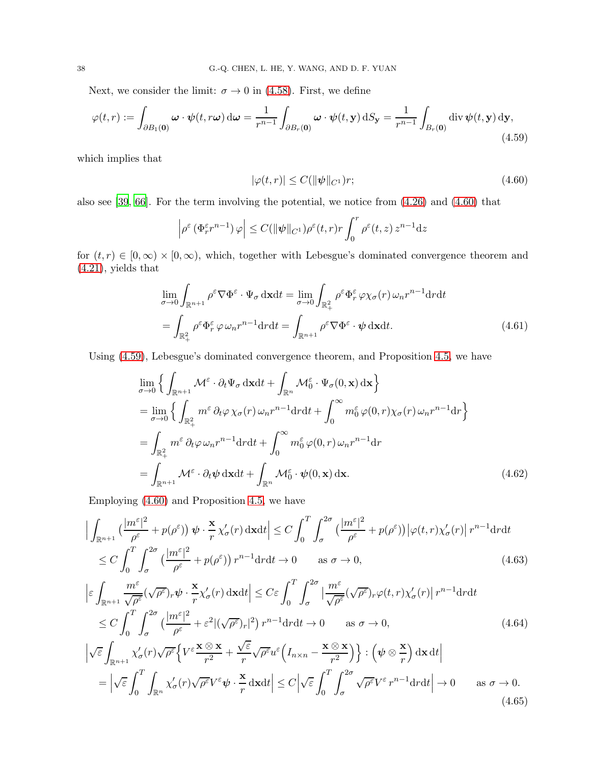Next, we consider the limit: $\sigma \to 0$ in (4.58). First, we define

$$\varphi(t,r) := \int_{\partial B_1(\mathbf{0})} \boldsymbol{\omega} \cdot \boldsymbol{\psi}(t, r\boldsymbol{\omega})\, \mathrm{d}\boldsymbol{\omega} = \frac{1}{r^{n-1}} \int_{\partial B_r(\mathbf{0})} \boldsymbol{\omega} \cdot \boldsymbol{\psi}(t, \mathbf{y})\, \mathrm{d}S_{\mathbf{y}} = \frac{1}{r^{n-1}} \int_{B_r(\mathbf{0})} \operatorname{div} \boldsymbol{\psi}(t, \mathbf{y})\, \mathrm{d}\mathbf{y}, \tag{4.59}$$

which implies that

$$|\varphi(t,r)| \le C(\|\boldsymbol{\psi}\|_{C^1}) r; \tag{4.60}$$

also see [39, 66]. For the term involving the potential, we notice from (4.26) and (4.60) that

$$\Big| \rho^\varepsilon \left( \Phi_r^\varepsilon r^{n-1} \right) \varphi \Big| \le C(\|\boldsymbol{\psi}\|_{C^1}) \rho^\varepsilon(t,r) r \int_0^r \rho^\varepsilon(t,z)\, z^{n-1} \mathrm{d}z$$

for $(t,r) \in [0,\infty) \times [0,\infty)$, which, together with Lebesgue's dominated convergence theorem and (4.21), yields that

$$\begin{aligned}
&\lim_{\sigma \to 0} \int_{\mathbb{R}^{n+1}} \rho^\varepsilon \nabla \Phi^\varepsilon \cdot \Psi_\sigma \, \mathrm{d}\mathbf{x}\mathrm{d}t = \lim_{\sigma \to 0} \int_{\mathbb{R}^2_+} \rho^\varepsilon \Phi_r^\varepsilon \, \varphi \chi_\sigma(r)\, \omega_n r^{n-1} \mathrm{d}r\mathrm{d}t \\
&= \int_{\mathbb{R}^2_+} \rho^\varepsilon \Phi_r^\varepsilon \, \varphi \, \omega_n r^{n-1} \mathrm{d}r\mathrm{d}t = \int_{\mathbb{R}^{n+1}} \rho^\varepsilon \nabla \Phi^\varepsilon \cdot \boldsymbol{\psi} \, \mathrm{d}\mathbf{x}\mathrm{d}t.
\end{aligned} \tag{4.61}$$

Using (4.59), Lebesgue's dominated convergence theorem, and Proposition 4.5, we have

$$\begin{aligned}
&\lim_{\sigma \to 0} \Big\{ \int_{\mathbb{R}^{n+1}} \mathcal{M}^\varepsilon \cdot \partial_t \Psi_\sigma \, \mathrm{d}\mathbf{x}\mathrm{d}t + \int_{\mathbb{R}^n} \mathcal{M}_0^\varepsilon \cdot \Psi_\sigma(0,\mathbf{x})\, \mathrm{d}\mathbf{x} \Big\} \\
&= \lim_{\sigma \to 0} \Big\{ \int_{\mathbb{R}^2_+} m^\varepsilon \, \partial_t \varphi \, \chi_\sigma(r)\, \omega_n r^{n-1} \mathrm{d}r\mathrm{d}t + \int_0^\infty m_0^\varepsilon \, \varphi(0,r) \chi_\sigma(r)\, \omega_n r^{n-1} \mathrm{d}r \Big\} \\
&= \int_{\mathbb{R}^2_+} m^\varepsilon \, \partial_t \varphi \, \omega_n r^{n-1} \mathrm{d}r\mathrm{d}t + \int_0^\infty m_0^\varepsilon \, \varphi(0,r)\, \omega_n r^{n-1} \mathrm{d}r \\
&= \int_{\mathbb{R}^{n+1}} \mathcal{M}^\varepsilon \cdot \partial_t \boldsymbol{\psi} \, \mathrm{d}\mathbf{x}\mathrm{d}t + \int_{\mathbb{R}^n} \mathcal{M}_0^\varepsilon \cdot \boldsymbol{\psi}(0,\mathbf{x})\, \mathrm{d}\mathbf{x}.
\end{aligned} \tag{4.62}$$

Employing (4.60) and Proposition 4.5, we have

$$\begin{aligned}
&\Big| \int_{\mathbb{R}^{n+1}} \big( \frac{|m^\varepsilon|^2}{\rho^\varepsilon} + p(\rho^\varepsilon) \big)\, \boldsymbol{\psi} \cdot \frac{\mathbf{x}}{r}\, \chi_\sigma'(r)\, \mathrm{d}\mathbf{x}\mathrm{d}t \Big| \le C \int_0^T \int_\sigma^{2\sigma} \big( \frac{|m^\varepsilon|^2}{\rho^\varepsilon} + p(\rho^\varepsilon) \big) \big| \varphi(t,r) \chi_\sigma'(r) \big|\, r^{n-1} \mathrm{d}r\mathrm{d}t \\
&\le C \int_0^T \int_\sigma^{2\sigma} \big( \frac{|m^\varepsilon|^2}{\rho^\varepsilon} + p(\rho^\varepsilon) \big)\, r^{n-1} \mathrm{d}r\mathrm{d}t \to 0 \qquad \text{as } \sigma \to 0,
\end{aligned} \tag{4.63}$$

$$\begin{aligned}
&\Big| \varepsilon \int_{\mathbb{R}^{n+1}} \frac{m^\varepsilon}{\sqrt{\rho^\varepsilon}} (\sqrt{\rho^\varepsilon})_r \boldsymbol{\psi} \cdot \frac{\mathbf{x}}{r} \chi_\sigma'(r)\, \mathrm{d}\mathbf{x}\mathrm{d}t \Big| \le C\varepsilon \int_0^T \int_\sigma^{2\sigma} \big| \frac{m^\varepsilon}{\sqrt{\rho^\varepsilon}} (\sqrt{\rho^\varepsilon})_r \varphi(t,r) \chi_\sigma'(r) \big|\, r^{n-1} \mathrm{d}r\mathrm{d}t \\
&\le C \int_0^T \int_\sigma^{2\sigma} \big( \frac{|m^\varepsilon|^2}{\rho^\varepsilon} + \varepsilon^2 |(\sqrt{\rho^\varepsilon})_r|^2 \big)\, r^{n-1} \mathrm{d}r\mathrm{d}t \to 0 \qquad \text{as } \sigma \to 0,
\end{aligned} \tag{4.64}$$

$$\begin{aligned}
&\Big| \sqrt{\varepsilon} \int_{\mathbb{R}^{n+1}} \chi_\sigma'(r) \sqrt{\rho^\varepsilon} \Big\{ V^\varepsilon \frac{\mathbf{x} \otimes \mathbf{x}}{r^2} + \frac{\sqrt{\varepsilon}}{r} \sqrt{\rho^\varepsilon} u^\varepsilon \Big( I_{n\times n} - \frac{\mathbf{x} \otimes \mathbf{x}}{r^2} \Big) \Big\} : \Big( \boldsymbol{\psi} \otimes \frac{\mathbf{x}}{r} \Big)\, \mathrm{d}\mathbf{x}\, \mathrm{d}t \Big| \\
&= \Big| \sqrt{\varepsilon} \int_0^T \int_{\mathbb{R}^n} \chi_\sigma'(r) \sqrt{\rho^\varepsilon} V^\varepsilon \boldsymbol{\psi} \cdot \frac{\mathbf{x}}{r}\, \mathrm{d}\mathbf{x}\mathrm{d}t \Big| \le C \Big| \sqrt{\varepsilon} \int_0^T \int_\sigma^{2\sigma} \sqrt{\rho^\varepsilon} V^\varepsilon \, r^{n-1} \mathrm{d}r\mathrm{d}t \Big| \to 0 \qquad \text{as } \sigma \to 0.
\end{aligned} \tag{4.65}$$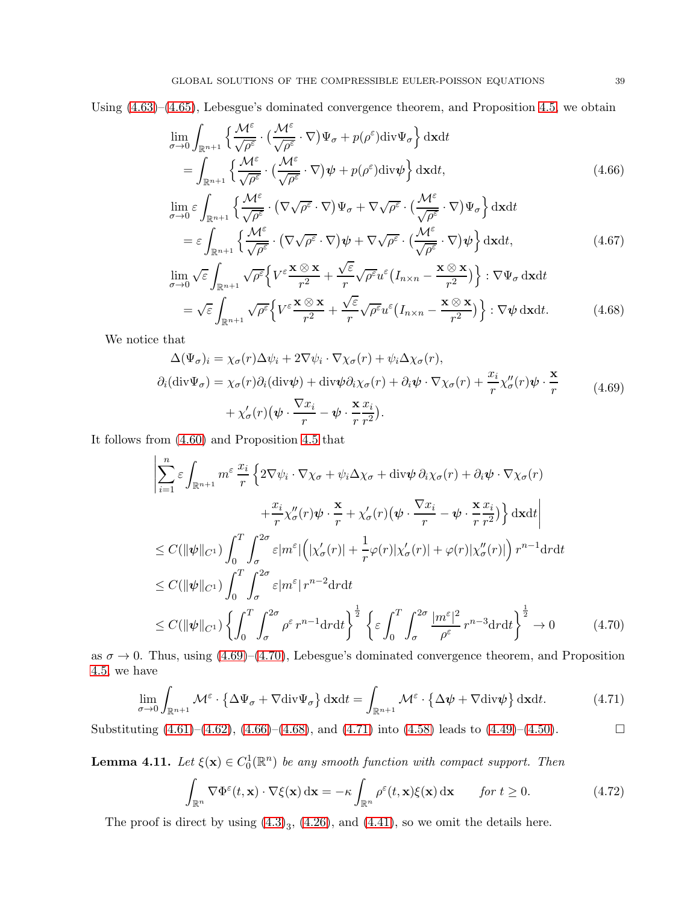Using (4.63)–(4.65), Lebesgue's dominated convergence theorem, and Proposition 4.5, we obtain

$$
\begin{aligned}
&\lim_{\sigma\to 0}\int_{\mathbb{R}^{n+1}}\Big\{\frac{\mathcal{M}^\varepsilon}{\sqrt{\rho^\varepsilon}}\cdot\big(\frac{\mathcal{M}^\varepsilon}{\sqrt{\rho^\varepsilon}}\cdot\nabla\big)\Psi_\sigma+p(\rho^\varepsilon)\mathrm{div}\Psi_\sigma\Big\}\,\mathrm{d}\mathbf{x}\mathrm{d}t\\
&\quad=\int_{\mathbb{R}^{n+1}}\Big\{\frac{\mathcal{M}^\varepsilon}{\sqrt{\rho^\varepsilon}}\cdot\big(\frac{\mathcal{M}^\varepsilon}{\sqrt{\rho^\varepsilon}}\cdot\nabla\big)\boldsymbol{\psi}+p(\rho^\varepsilon)\mathrm{div}\boldsymbol{\psi}\Big\}\,\mathrm{d}\mathbf{x}\mathrm{d}t,
\end{aligned}
\tag{4.66}
$$

$$
\begin{aligned}
&\lim_{\sigma\to 0}\varepsilon\int_{\mathbb{R}^{n+1}}\Big\{\frac{\mathcal{M}^\varepsilon}{\sqrt{\rho^\varepsilon}}\cdot\big(\nabla\sqrt{\rho^\varepsilon}\cdot\nabla\big)\Psi_\sigma+\nabla\sqrt{\rho^\varepsilon}\cdot\big(\frac{\mathcal{M}^\varepsilon}{\sqrt{\rho^\varepsilon}}\cdot\nabla\big)\Psi_\sigma\Big\}\,\mathrm{d}\mathbf{x}\mathrm{d}t\\
&\quad=\varepsilon\int_{\mathbb{R}^{n+1}}\Big\{\frac{\mathcal{M}^\varepsilon}{\sqrt{\rho^\varepsilon}}\cdot\big(\nabla\sqrt{\rho^\varepsilon}\cdot\nabla\big)\boldsymbol{\psi}+\nabla\sqrt{\rho^\varepsilon}\cdot\big(\frac{\mathcal{M}^\varepsilon}{\sqrt{\rho^\varepsilon}}\cdot\nabla\big)\boldsymbol{\psi}\Big\}\,\mathrm{d}\mathbf{x}\mathrm{d}t,
\end{aligned}
\tag{4.67}
$$

$$
\begin{aligned}
&\lim_{\sigma\to 0}\sqrt{\varepsilon}\int_{\mathbb{R}^{n+1}}\sqrt{\rho^\varepsilon}\Big\{V^\varepsilon\frac{\mathbf{x}\otimes\mathbf{x}}{r^2}+\frac{\sqrt{\varepsilon}}{r}\sqrt{\rho^\varepsilon}u^\varepsilon\big(I_{n\times n}-\frac{\mathbf{x}\otimes\mathbf{x}}{r^2}\big)\Big\}:\nabla\Psi_\sigma\,\mathrm{d}\mathbf{x}\mathrm{d}t\\
&\quad=\sqrt{\varepsilon}\int_{\mathbb{R}^{n+1}}\sqrt{\rho^\varepsilon}\Big\{V^\varepsilon\frac{\mathbf{x}\otimes\mathbf{x}}{r^2}+\frac{\sqrt{\varepsilon}}{r}\sqrt{\rho^\varepsilon}u^\varepsilon\big(I_{n\times n}-\frac{\mathbf{x}\otimes\mathbf{x}}{r^2}\big)\Big\}:\nabla\boldsymbol{\psi}\,\mathrm{d}\mathbf{x}\mathrm{d}t.
\end{aligned}
\tag{4.68}
$$

We notice that

$$
\begin{aligned}
&\Delta(\Psi_\sigma)_i=\chi_\sigma(r)\Delta\psi_i+2\nabla\psi_i\cdot\nabla\chi_\sigma(r)+\psi_i\Delta\chi_\sigma(r),\\
&\partial_i(\mathrm{div}\Psi_\sigma)=\chi_\sigma(r)\partial_i(\mathrm{div}\boldsymbol{\psi})+\mathrm{div}\boldsymbol{\psi}\partial_i\chi_\sigma(r)+\partial_i\boldsymbol{\psi}\cdot\nabla\chi_\sigma(r)+\frac{x_i}{r}\chi_\sigma''(r)\boldsymbol{\psi}\cdot\frac{\mathbf{x}}{r}\\
&\qquad\qquad+\chi_\sigma'(r)\big(\boldsymbol{\psi}\cdot\frac{\nabla x_i}{r}-\boldsymbol{\psi}\cdot\frac{\mathbf{x}}{r}\frac{x_i}{r^2}\big).
\end{aligned}
\tag{4.69}
$$

It follows from (4.60) and Proposition 4.5 that

$$
\begin{aligned}
&\Big|\sum_{i=1}^n\varepsilon\int_{\mathbb{R}^{n+1}}m^\varepsilon\,\frac{x_i}{r}\Big\{2\nabla\psi_i\cdot\nabla\chi_\sigma+\psi_i\Delta\chi_\sigma+\mathrm{div}\boldsymbol{\psi}\,\partial_i\chi_\sigma(r)+\partial_i\boldsymbol{\psi}\cdot\nabla\chi_\sigma(r)\\
&\qquad\qquad+\frac{x_i}{r}\chi_\sigma''(r)\boldsymbol{\psi}\cdot\frac{\mathbf{x}}{r}+\chi_\sigma'(r)\big(\boldsymbol{\psi}\cdot\frac{\nabla x_i}{r}-\boldsymbol{\psi}\cdot\frac{\mathbf{x}}{r}\frac{x_i}{r^2}\big)\Big\}\,\mathrm{d}\mathbf{x}\mathrm{d}t\Big|\\
&\le C(\|\boldsymbol{\psi}\|_{C^1})\int_0^T\int_\sigma^{2\sigma}\varepsilon|m^\varepsilon|\Big(|\chi_\sigma'(r)|+\frac{1}{r}\varphi(r)|\chi_\sigma'(r)|+\varphi(r)|\chi_\sigma''(r)|\Big)\,r^{n-1}\mathrm{d}r\mathrm{d}t\\
&\le C(\|\boldsymbol{\psi}\|_{C^1})\int_0^T\int_\sigma^{2\sigma}\varepsilon|m^\varepsilon|\,r^{n-2}\mathrm{d}r\mathrm{d}t\\
&\le C(\|\boldsymbol{\psi}\|_{C^1})\Big\{\int_0^T\int_\sigma^{2\sigma}\rho^\varepsilon\,r^{n-1}\mathrm{d}r\mathrm{d}t\Big\}^{\frac12}\Big\{\varepsilon\int_0^T\int_\sigma^{2\sigma}\frac{|m^\varepsilon|^2}{\rho^\varepsilon}\,r^{n-3}\mathrm{d}r\mathrm{d}t\Big\}^{\frac12}\to 0
\end{aligned}
\tag{4.70}
$$

as $\sigma\to 0$. Thus, using (4.69)–(4.70), Lebesgue's dominated convergence theorem, and Proposition 4.5, we have

$$
\lim_{\sigma\to 0}\int_{\mathbb{R}^{n+1}}\mathcal{M}^\varepsilon\cdot\big\{\Delta\Psi_\sigma+\nabla\mathrm{div}\Psi_\sigma\big\}\,\mathrm{d}\mathbf{x}\mathrm{d}t=\int_{\mathbb{R}^{n+1}}\mathcal{M}^\varepsilon\cdot\big\{\Delta\boldsymbol{\psi}+\nabla\mathrm{div}\boldsymbol{\psi}\big\}\,\mathrm{d}\mathbf{x}\mathrm{d}t.
\tag{4.71}
$$

Substituting (4.61)–(4.62), (4.66)–(4.68), and (4.71) into (4.58) leads to (4.49)–(4.50). $\square$

**Lemma 4.11.** *Let $\xi(\mathbf{x})\in C_0^1(\mathbb{R}^n)$ be any smooth function with compact support. Then*

$$
\int_{\mathbb{R}^n}\nabla\Phi^\varepsilon(t,\mathbf{x})\cdot\nabla\xi(\mathbf{x})\,\mathrm{d}\mathbf{x}=-\kappa\int_{\mathbb{R}^n}\rho^\varepsilon(t,\mathbf{x})\xi(\mathbf{x})\,\mathrm{d}\mathbf{x}\qquad\textit{for } t\ge 0.
\tag{4.72}
$$

The proof is direct by using $(4.3)_3$, (4.26), and (4.41), so we omit the details here.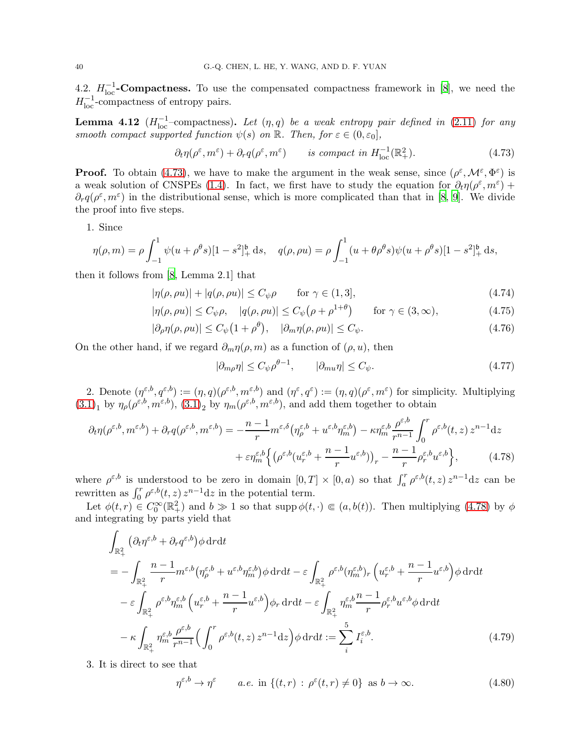4.2. $H^{-1}_{\rm loc}$**-Compactness.** To use the compensated compactness framework in [8], we need the $H^{-1}_{\rm loc}$-compactness of entropy pairs.

**Lemma 4.12** ($H^{-1}_{\rm loc}$–compactness)**.** *Let $(\eta, q)$ be a weak entropy pair defined in (2.11) for any smooth compact supported function $\psi(s)$ on $\mathbb{R}$. Then, for $\varepsilon \in (0, \varepsilon_0]$,*

$$\partial_t \eta(\rho^\varepsilon, m^\varepsilon) + \partial_r q(\rho^\varepsilon, m^\varepsilon) \qquad \text{is compact in } H^{-1}_{\rm loc}(\mathbb{R}^2_+). \tag{4.73}$$

**Proof.** To obtain (4.73), we have to make the argument in the weak sense, since $(\rho^\varepsilon, \mathcal{M}^\varepsilon, \Phi^\varepsilon)$ is a weak solution of CNSPEs (1.4). In fact, we first have to study the equation for $\partial_t \eta(\rho^\varepsilon, m^\varepsilon) + \partial_r q(\rho^\varepsilon, m^\varepsilon)$ in the distributional sense, which is more complicated than that in [8, 9]. We divide the proof into five steps.

1. Since

$$\eta(\rho, m) = \rho \int_{-1}^{1} \psi(u + \rho^\theta s)[1 - s^2]_+^{\mathfrak{b}}\, \mathrm{d}s, \quad q(\rho, \rho u) = \rho \int_{-1}^{1} (u + \theta \rho^\theta s)\psi(u + \rho^\theta s)[1 - s^2]_+^{\mathfrak{b}}\, \mathrm{d}s,$$

then it follows from [8, Lemma 2.1] that

$$|\eta(\rho, \rho u)| + |q(\rho, \rho u)| \le C_\psi \rho \qquad \text{for } \gamma \in (1, 3], \tag{4.74}$$

$$|\eta(\rho, \rho u)| \le C_\psi \rho, \quad |q(\rho, \rho u)| \le C_\psi\big(\rho + \rho^{1+\theta}\big) \qquad \text{for } \gamma \in (3, \infty), \tag{4.75}$$

$$|\partial_\rho \eta(\rho, \rho u)| \le C_\psi\big(1 + \rho^\theta\big), \quad |\partial_m \eta(\rho, \rho u)| \le C_\psi. \tag{4.76}$$

On the other hand, if we regard $\partial_m \eta(\rho, m)$ as a function of $(\rho, u)$, then

$$|\partial_{m\rho} \eta| \le C_\psi \rho^{\theta - 1}, \qquad |\partial_{mu} \eta| \le C_\psi. \tag{4.77}$$

2. Denote $(\eta^{\varepsilon,b}, q^{\varepsilon,b}) := (\eta, q)(\rho^{\varepsilon,b}, m^{\varepsilon,b})$ and $(\eta^\varepsilon, q^\varepsilon) := (\eta, q)(\rho^\varepsilon, m^\varepsilon)$ for simplicity. Multiplying $(3.1)_1$ by $\eta_\rho(\rho^{\varepsilon,b}, m^{\varepsilon,b})$, $(3.1)_2$ by $\eta_m(\rho^{\varepsilon,b}, m^{\varepsilon,b})$, and add them together to obtain

$$\begin{aligned}
\partial_t \eta(\rho^{\varepsilon,b}, m^{\varepsilon,b}) + \partial_r q(\rho^{\varepsilon,b}, m^{\varepsilon,b}) = &-\frac{n-1}{r} m^{\varepsilon,\delta}\big(\eta_\rho^{\varepsilon,b} + u^{\varepsilon,b}\eta_m^{\varepsilon,b}\big) - \kappa \eta_m^{\varepsilon,b} \frac{\rho^{\varepsilon,b}}{r^{n-1}} \int_0^r \rho^{\varepsilon,b}(t, z)\, z^{n-1} \mathrm{d}z \\
&+ \varepsilon \eta_m^{\varepsilon,b}\Big\{\big(\rho^{\varepsilon,b}(u_r^{\varepsilon,b} + \frac{n-1}{r} u^{\varepsilon,b})\big)_r - \frac{n-1}{r}\rho_r^{\varepsilon,b} u^{\varepsilon,b}\Big\},
\end{aligned} \tag{4.78}$$

where $\rho^{\varepsilon,b}$ is understood to be zero in domain $[0, T] \times [0, a)$ so that $\int_a^r \rho^{\varepsilon,b}(t, z)\, z^{n-1} \mathrm{d}z$ can be rewritten as $\int_0^r \rho^{\varepsilon,b}(t, z)\, z^{n-1} \mathrm{d}z$ in the potential term.

Let $\phi(t, r) \in C_0^\infty(\mathbb{R}^2_+)$ and $b \gg 1$ so that $\operatorname{supp} \phi(t, \cdot) \Subset (a, b(t))$. Then multiplying (4.78) by $\phi$ and integrating by parts yield that

$$\begin{aligned}
&\int_{\mathbb{R}^2_+} \big(\partial_t \eta^{\varepsilon,b} + \partial_r q^{\varepsilon,b}\big)\phi\, \mathrm{d}r \mathrm{d}t \\
&= -\int_{\mathbb{R}^2_+} \frac{n-1}{r} m^{\varepsilon,b}\big(\eta_\rho^{\varepsilon,b} + u^{\varepsilon,b}\eta_m^{\varepsilon,b}\big)\phi\, \mathrm{d}r \mathrm{d}t - \varepsilon \int_{\mathbb{R}^2_+} \rho^{\varepsilon,b}(\eta_m^{\varepsilon,b})_r \Big(u_r^{\varepsilon,b} + \frac{n-1}{r} u^{\varepsilon,b}\Big)\phi\, \mathrm{d}r \mathrm{d}t \\
&\quad - \varepsilon \int_{\mathbb{R}^2_+} \rho^{\varepsilon,b}\eta_m^{\varepsilon,b} \Big(u_r^{\varepsilon,b} + \frac{n-1}{r} u^{\varepsilon,b}\Big)\phi_r\, \mathrm{d}r \mathrm{d}t - \varepsilon \int_{\mathbb{R}^2_+} \eta_m^{\varepsilon,b} \frac{n-1}{r} \rho_r^{\varepsilon,b} u^{\varepsilon,b}\phi\, \mathrm{d}r \mathrm{d}t \\
&\quad - \kappa \int_{\mathbb{R}^2_+} \eta_m^{\varepsilon,b} \frac{\rho^{\varepsilon,b}}{r^{n-1}} \Big(\int_0^r \rho^{\varepsilon,b}(t, z)\, z^{n-1} \mathrm{d}z\Big)\phi\, \mathrm{d}r \mathrm{d}t := \sum_i^5 I_i^{\varepsilon,b}.
\end{aligned} \tag{4.79}$$

3. It is direct to see that

$$\eta^{\varepsilon,b} \to \eta^\varepsilon \qquad a.e. \text{ in } \{(t, r) : \rho^\varepsilon(t, r) \ne 0\} \text{ as } b \to \infty. \tag{4.80}$$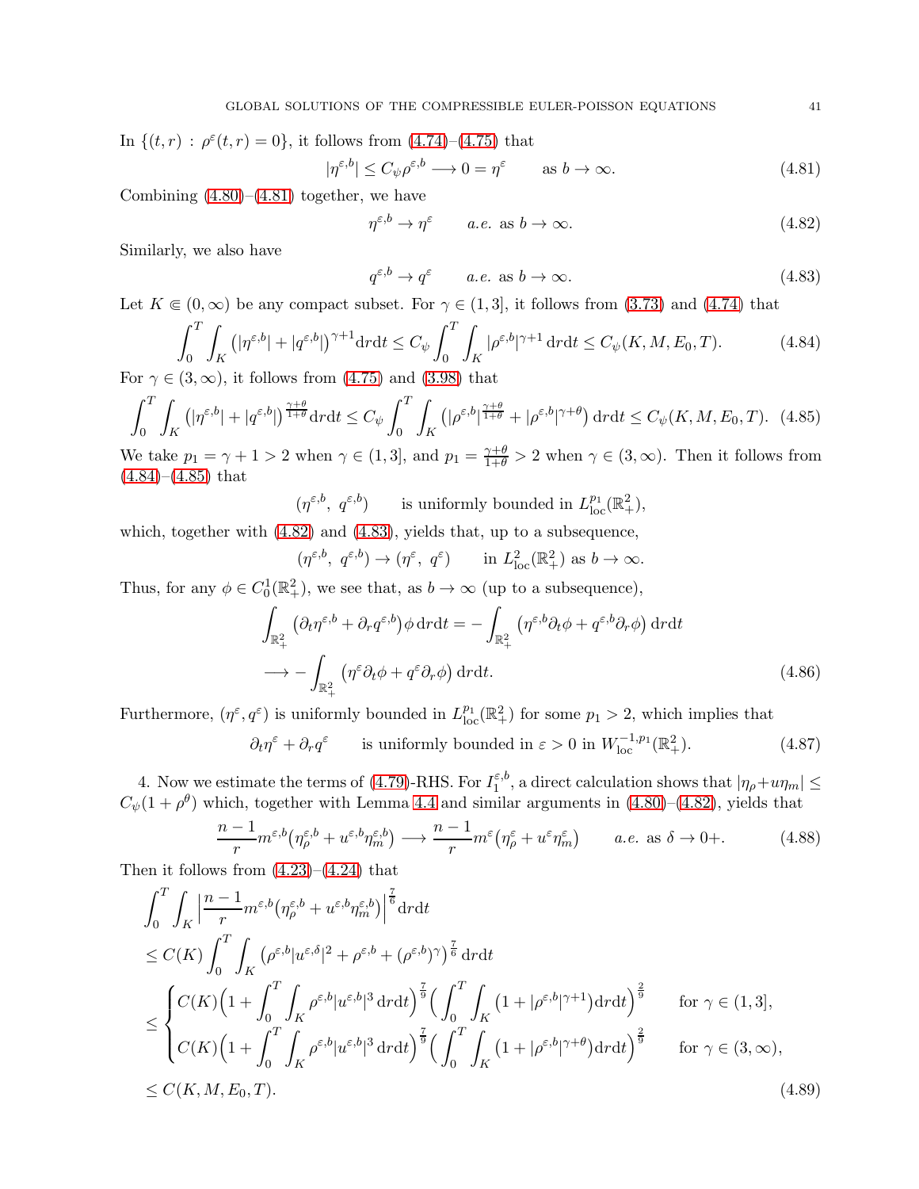In $\{(t,r) : \rho^\varepsilon(t,r) = 0\}$, it follows from (4.74)–(4.75) that

$$|\eta^{\varepsilon,b}| \le C_\psi \rho^{\varepsilon,b} \longrightarrow 0 = \eta^\varepsilon \qquad \text{as } b \to \infty. \tag{4.81}$$

Combining (4.80)–(4.81) together, we have

$$\eta^{\varepsilon,b} \to \eta^\varepsilon \qquad a.e. \text{ as } b \to \infty. \tag{4.82}$$

Similarly, we also have

$$q^{\varepsilon,b} \to q^\varepsilon \qquad a.e. \text{ as } b \to \infty. \tag{4.83}$$

Let $K \Subset (0,\infty)$ be any compact subset. For $\gamma \in (1,3]$, it follows from (3.73) and (4.74) that

$$\int_0^T \int_K \big(|\eta^{\varepsilon,b}| + |q^{\varepsilon,b}|\big)^{\gamma+1} \mathrm{d}r\mathrm{d}t \le C_\psi \int_0^T \int_K |\rho^{\varepsilon,b}|^{\gamma+1}\, \mathrm{d}r\mathrm{d}t \le C_\psi(K,M,E_0,T). \tag{4.84}$$

For $\gamma \in (3,\infty)$, it follows from (4.75) and (3.98) that

$$\int_0^T \int_K \big(|\eta^{\varepsilon,b}| + |q^{\varepsilon,b}|\big)^{\frac{\gamma+\theta}{1+\theta}} \mathrm{d}r\mathrm{d}t \le C_\psi \int_0^T \int_K \big(|\rho^{\varepsilon,b}|^{\frac{\gamma+\theta}{1+\theta}} + |\rho^{\varepsilon,b}|^{\gamma+\theta}\big)\, \mathrm{d}r\mathrm{d}t \le C_\psi(K,M,E_0,T). \tag{4.85}$$

We take $p_1 = \gamma+1 > 2$ when $\gamma \in (1,3]$, and $p_1 = \frac{\gamma+\theta}{1+\theta} > 2$ when $\gamma \in (3,\infty)$. Then it follows from (4.84)–(4.85) that

$$(\eta^{\varepsilon,b},\ q^{\varepsilon,b}) \qquad \text{is uniformly bounded in } L^{p_1}_{\mathrm{loc}}(\mathbb{R}^2_+),$$

which, together with (4.82) and (4.83), yields that, up to a subsequence,

$$(\eta^{\varepsilon,b},\ q^{\varepsilon,b}) \to (\eta^\varepsilon,\ q^\varepsilon) \qquad \text{in } L^2_{\mathrm{loc}}(\mathbb{R}^2_+) \text{ as } b \to \infty.$$

Thus, for any $\phi \in C^1_0(\mathbb{R}^2_+)$, we see that, as $b \to \infty$ (up to a subsequence),

$$\begin{aligned}
&\int_{\mathbb{R}^2_+} \big(\partial_t \eta^{\varepsilon,b} + \partial_r q^{\varepsilon,b}\big)\phi\, \mathrm{d}r\mathrm{d}t = -\int_{\mathbb{R}^2_+} \big(\eta^{\varepsilon,b}\partial_t\phi + q^{\varepsilon,b}\partial_r\phi\big)\, \mathrm{d}r\mathrm{d}t \\
&\longrightarrow -\int_{\mathbb{R}^2_+} \big(\eta^{\varepsilon}\partial_t\phi + q^{\varepsilon}\partial_r\phi\big)\, \mathrm{d}r\mathrm{d}t.
\end{aligned} \tag{4.86}$$

Furthermore, $(\eta^\varepsilon, q^\varepsilon)$ is uniformly bounded in $L^{p_1}_{\mathrm{loc}}(\mathbb{R}^2_+)$ for some $p_1 > 2$, which implies that

$$\partial_t \eta^\varepsilon + \partial_r q^\varepsilon \qquad \text{is uniformly bounded in } \varepsilon > 0 \text{ in } W^{-1,p_1}_{\mathrm{loc}}(\mathbb{R}^2_+). \tag{4.87}$$

4. Now we estimate the terms of (4.79)-RHS. For $I_1^{\varepsilon,b}$, a direct calculation shows that $|\eta_\rho + u\eta_m| \le C_\psi(1+\rho^\theta)$ which, together with Lemma 4.4 and similar arguments in (4.80)–(4.82), yields that

$$\frac{n-1}{r} m^{\varepsilon,b}\big(\eta^{\varepsilon,b}_\rho + u^{\varepsilon,b}\eta^{\varepsilon,b}_m\big) \longrightarrow \frac{n-1}{r} m^{\varepsilon}\big(\eta^{\varepsilon}_\rho + u^{\varepsilon}\eta^{\varepsilon}_m\big) \qquad a.e. \text{ as } \delta \to 0+. \tag{4.88}$$

Then it follows from (4.23)–(4.24) that

$$\begin{aligned}
&\int_0^T \int_K \Big|\frac{n-1}{r} m^{\varepsilon,b}\big(\eta^{\varepsilon,b}_\rho + u^{\varepsilon,b}\eta^{\varepsilon,b}_m\big)\Big|^{\frac{7}{6}} \mathrm{d}r\mathrm{d}t \\
&\le C(K) \int_0^T \int_K \big(\rho^{\varepsilon,b}|u^{\varepsilon,\delta}|^2 + \rho^{\varepsilon,b} + (\rho^{\varepsilon,b})^\gamma\big)^{\frac{7}{6}}\, \mathrm{d}r\mathrm{d}t \\
&\le \begin{cases}
C(K)\Big(1 + \displaystyle\int_0^T \int_K \rho^{\varepsilon,b}|u^{\varepsilon,b}|^3\, \mathrm{d}r\mathrm{d}t\Big)^{\frac{7}{9}} \Big(\displaystyle\int_0^T \int_K \big(1 + |\rho^{\varepsilon,b}|^{\gamma+1}\big)\mathrm{d}r\mathrm{d}t\Big)^{\frac{2}{9}} & \text{for } \gamma \in (1,3], \\
C(K)\Big(1 + \displaystyle\int_0^T \int_K \rho^{\varepsilon,b}|u^{\varepsilon,b}|^3\, \mathrm{d}r\mathrm{d}t\Big)^{\frac{7}{9}} \Big(\displaystyle\int_0^T \int_K \big(1 + |\rho^{\varepsilon,b}|^{\gamma+\theta}\big)\mathrm{d}r\mathrm{d}t\Big)^{\frac{2}{9}} & \text{for } \gamma \in (3,\infty),
\end{cases} \\
&\le C(K,M,E_0,T).
\end{aligned} \tag{4.89}$$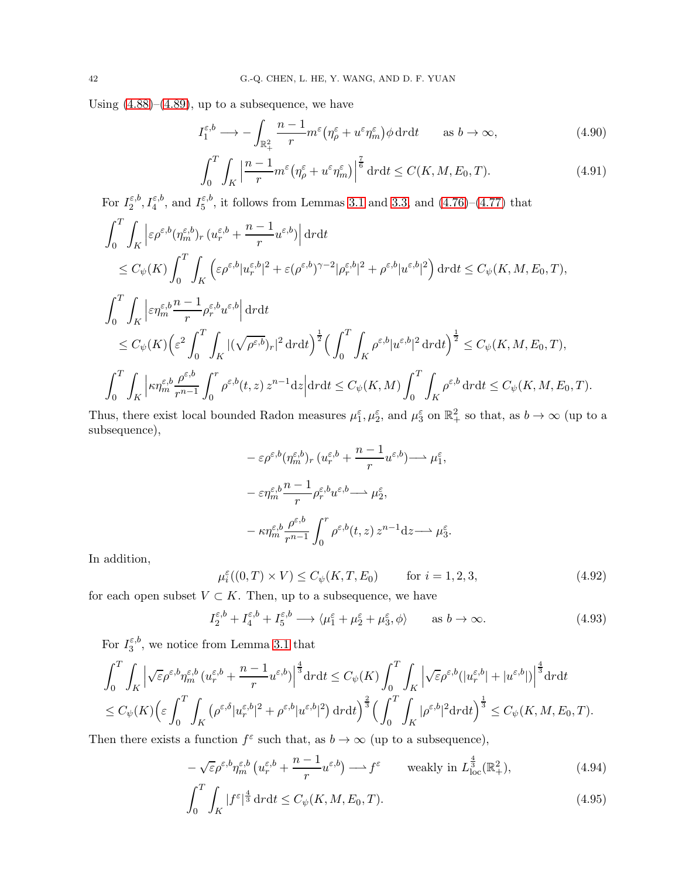Using (4.88)–(4.89), up to a subsequence, we have

$$I_1^{\varepsilon,b} \longrightarrow -\int_{\mathbb{R}^2_+} \frac{n-1}{r} m^\varepsilon\big(\eta^\varepsilon_\rho + u^\varepsilon \eta^\varepsilon_m\big)\phi \,\mathrm{d}r\mathrm{d}t \qquad \text{as } b\to\infty, \tag{4.90}$$

$$\int_0^T\int_K \Big|\frac{n-1}{r} m^\varepsilon\big(\eta^\varepsilon_\rho + u^\varepsilon \eta^\varepsilon_m\big)\Big|^{\frac{7}{6}}\,\mathrm{d}r\mathrm{d}t \le C(K,M,E_0,T). \tag{4.91}$$

For $I_2^{\varepsilon,b}, I_4^{\varepsilon,b}$, and $I_5^{\varepsilon,b}$, it follows from Lemmas 3.1 and 3.3, and (4.76)–(4.77) that

$$\begin{aligned}
&\int_0^T\int_K \Big|\varepsilon\rho^{\varepsilon,b}(\eta^{\varepsilon,b}_m)_r\,(u^{\varepsilon,b}_r + \frac{n-1}{r}u^{\varepsilon,b})\Big|\,\mathrm{d}r\mathrm{d}t\\
&\quad\le C_\psi(K)\int_0^T\int_K \Big(\varepsilon\rho^{\varepsilon,b}|u^{\varepsilon,b}_r|^2 + \varepsilon(\rho^{\varepsilon,b})^{\gamma-2}|\rho^{\varepsilon,b}_r|^2 + \rho^{\varepsilon,b}|u^{\varepsilon,b}|^2\Big)\,\mathrm{d}r\mathrm{d}t \le C_\psi(K,M,E_0,T),
\end{aligned}$$

$$\begin{aligned}
&\int_0^T\int_K \Big|\varepsilon\eta^{\varepsilon,b}_m \frac{n-1}{r}\rho^{\varepsilon,b}_r u^{\varepsilon,b}\Big|\,\mathrm{d}r\mathrm{d}t\\
&\quad\le C_\psi(K)\Big(\varepsilon^2\int_0^T\int_K |(\sqrt{\rho^{\varepsilon,b}})_r|^2\,\mathrm{d}r\mathrm{d}t\Big)^{\frac12}\Big(\int_0^T\int_K \rho^{\varepsilon,b}|u^{\varepsilon,b}|^2\,\mathrm{d}r\mathrm{d}t\Big)^{\frac12} \le C_\psi(K,M,E_0,T),
\end{aligned}$$

$$\int_0^T\int_K \Big|\kappa\eta^{\varepsilon,b}_m \frac{\rho^{\varepsilon,b}}{r^{n-1}}\int_0^r \rho^{\varepsilon,b}(t,z)\,z^{n-1}\mathrm{d}z\Big|\mathrm{d}r\mathrm{d}t \le C_\psi(K,M)\int_0^T\int_K \rho^{\varepsilon,b}\,\mathrm{d}r\mathrm{d}t \le C_\psi(K,M,E_0,T).$$

Thus, there exist local bounded Radon measures $\mu_1^\varepsilon, \mu_2^\varepsilon$, and $\mu_3^\varepsilon$ on $\mathbb{R}^2_+$ so that, as $b\to\infty$ (up to a subsequence),

$$\begin{aligned}
&-\varepsilon\rho^{\varepsilon,b}(\eta^{\varepsilon,b}_m)_r\,(u^{\varepsilon,b}_r + \frac{n-1}{r}u^{\varepsilon,b}) \rightharpoonup \mu_1^\varepsilon,\\
&-\varepsilon\eta^{\varepsilon,b}_m\frac{n-1}{r}\rho^{\varepsilon,b}_r u^{\varepsilon,b} \rightharpoonup \mu_2^\varepsilon,\\
&-\kappa\eta^{\varepsilon,b}_m\frac{\rho^{\varepsilon,b}}{r^{n-1}}\int_0^r \rho^{\varepsilon,b}(t,z)\,z^{n-1}\mathrm{d}z \rightharpoonup \mu_3^\varepsilon.
\end{aligned}$$

In addition,

$$\mu_i^\varepsilon((0,T)\times V) \le C_\psi(K,T,E_0) \qquad \text{for } i=1,2,3, \tag{4.92}$$

for each open subset $V\subset K$. Then, up to a subsequence, we have

$$I_2^{\varepsilon,b} + I_4^{\varepsilon,b} + I_5^{\varepsilon,b} \longrightarrow \langle \mu_1^\varepsilon + \mu_2^\varepsilon + \mu_3^\varepsilon, \phi\rangle \qquad \text{as } b\to\infty. \tag{4.93}$$

For $I_3^{\varepsilon,b}$, we notice from Lemma 3.1 that

$$\begin{aligned}
&\int_0^T\int_K \Big|\sqrt{\varepsilon}\rho^{\varepsilon,b}\eta^{\varepsilon,b}_m\,(u^{\varepsilon,b}_r + \frac{n-1}{r}u^{\varepsilon,b})\Big|^{\frac43}\mathrm{d}r\mathrm{d}t \le C_\psi(K)\int_0^T\int_K \Big|\sqrt{\varepsilon}\rho^{\varepsilon,b}(|u^{\varepsilon,b}_r| + |u^{\varepsilon,b}|)\Big|^{\frac43}\mathrm{d}r\mathrm{d}t\\
&\le C_\psi(K)\Big(\varepsilon\int_0^T\int_K \big(\rho^{\varepsilon,\delta}|u^{\varepsilon,b}_r|^2 + \rho^{\varepsilon,b}|u^{\varepsilon,b}|^2\big)\,\mathrm{d}r\mathrm{d}t\Big)^{\frac23}\Big(\int_0^T\int_K |\rho^{\varepsilon,b}|^2\mathrm{d}r\mathrm{d}t\Big)^{\frac13} \le C_\psi(K,M,E_0,T).
\end{aligned}$$

Then there exists a function $f^\varepsilon$ such that, as $b\to\infty$ (up to a subsequence),

$$-\sqrt{\varepsilon}\rho^{\varepsilon,b}\eta^{\varepsilon,b}_m\,\big(u^{\varepsilon,b}_r + \frac{n-1}{r}u^{\varepsilon,b}\big) \longrightarrow f^\varepsilon \qquad \text{weakly in } L^{\frac43}_{\mathrm{loc}}(\mathbb{R}^2_+), \tag{4.94}$$

$$\int_0^T\int_K |f^\varepsilon|^{\frac43}\,\mathrm{d}r\mathrm{d}t \le C_\psi(K,M,E_0,T). \tag{4.95}$$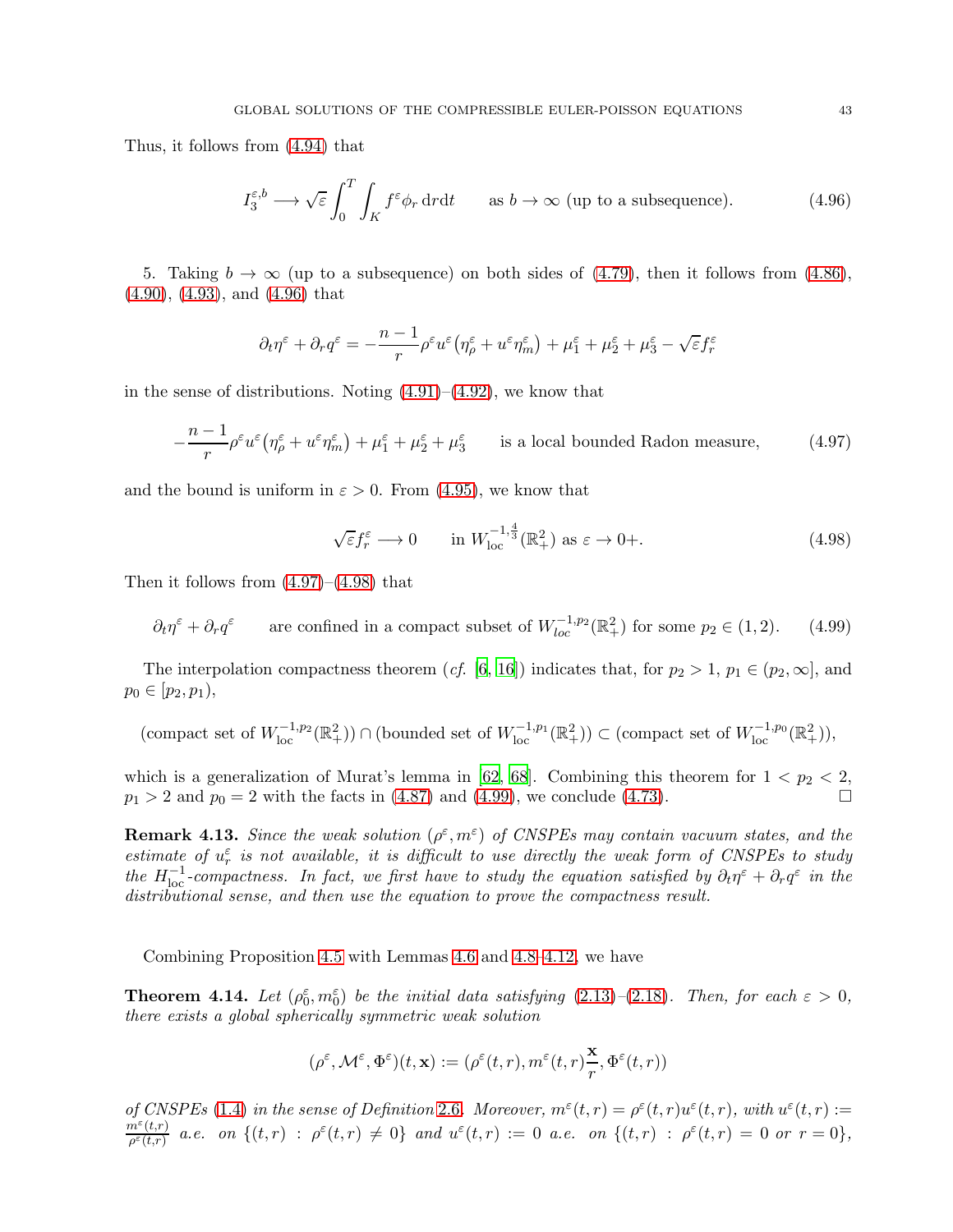Thus, it follows from (4.94) that

$$I_3^{\varepsilon,b} \longrightarrow \sqrt{\varepsilon}\int_0^T\int_K f^{\varepsilon}\phi_r\,\mathrm{d}r\mathrm{d}t \qquad \text{as } b\to\infty \text{ (up to a subsequence).} \tag{4.96}$$

5. Taking $b\to\infty$ (up to a subsequence) on both sides of (4.79), then it follows from (4.86), (4.90), (4.93), and (4.96) that

$$\partial_t\eta^{\varepsilon}+\partial_r q^{\varepsilon} = -\frac{n-1}{r}\rho^{\varepsilon}u^{\varepsilon}\big(\eta^{\varepsilon}_{\rho}+u^{\varepsilon}\eta^{\varepsilon}_m\big)+\mu^{\varepsilon}_1+\mu^{\varepsilon}_2+\mu^{\varepsilon}_3-\sqrt{\varepsilon}f^{\varepsilon}_r$$

in the sense of distributions. Noting (4.91)–(4.92), we know that

$$-\frac{n-1}{r}\rho^{\varepsilon}u^{\varepsilon}\big(\eta^{\varepsilon}_{\rho}+u^{\varepsilon}\eta^{\varepsilon}_m\big)+\mu^{\varepsilon}_1+\mu^{\varepsilon}_2+\mu^{\varepsilon}_3 \qquad \text{is a local bounded Radon measure,} \tag{4.97}$$

and the bound is uniform in $\varepsilon>0$. From (4.95), we know that

$$\sqrt{\varepsilon}f^{\varepsilon}_r \longrightarrow 0 \qquad \text{in } W^{-1,\frac{4}{3}}_{\mathrm{loc}}(\mathbb{R}^2_+) \text{ as } \varepsilon\to 0+. \tag{4.98}$$

Then it follows from (4.97)–(4.98) that

$$\partial_t\eta^{\varepsilon}+\partial_r q^{\varepsilon} \qquad \text{are confined in a compact subset of } W^{-1,p_2}_{loc}(\mathbb{R}^2_+) \text{ for some } p_2\in(1,2). \tag{4.99}$$

The interpolation compactness theorem (*cf.* [6, 16]) indicates that, for $p_2>1$, $p_1\in(p_2,\infty]$, and $p_0\in[p_2,p_1)$,

$$(\text{compact set of } W^{-1,p_2}_{\mathrm{loc}}(\mathbb{R}^2_+))\cap(\text{bounded set of } W^{-1,p_1}_{\mathrm{loc}}(\mathbb{R}^2_+))\subset(\text{compact set of } W^{-1,p_0}_{\mathrm{loc}}(\mathbb{R}^2_+)),$$

which is a generalization of Murat's lemma in [62, 68]. Combining this theorem for $1<p_2<2$, $p_1>2$ and $p_0=2$ with the facts in (4.87) and (4.99), we conclude (4.73). □

**Remark 4.13.** *Since the weak solution $(\rho^{\varepsilon},m^{\varepsilon})$ of CNSPEs may contain vacuum states, and the estimate of $u^{\varepsilon}_r$ is not available, it is difficult to use directly the weak form of CNSPEs to study the $H^{-1}_{\mathrm{loc}}$-compactness. In fact, we first have to study the equation satisfied by $\partial_t\eta^{\varepsilon}+\partial_r q^{\varepsilon}$ in the distributional sense, and then use the equation to prove the compactness result.*

Combining Proposition 4.5 with Lemmas 4.6 and 4.8–4.12, we have

**Theorem 4.14.** *Let $(\rho^{\varepsilon}_0,m^{\varepsilon}_0)$ be the initial data satisfying (2.13)–(2.18). Then, for each $\varepsilon>0$, there exists a global spherically symmetric weak solution*

$$(\rho^{\varepsilon},\mathcal{M}^{\varepsilon},\Phi^{\varepsilon})(t,\mathbf{x}) := (\rho^{\varepsilon}(t,r),m^{\varepsilon}(t,r)\frac{\mathbf{x}}{r},\Phi^{\varepsilon}(t,r))$$

*of CNSPEs (1.4) in the sense of Definition 2.6. Moreover, $m^{\varepsilon}(t,r)=\rho^{\varepsilon}(t,r)u^{\varepsilon}(t,r)$, with $u^{\varepsilon}(t,r):=\frac{m^{\varepsilon}(t,r)}{\rho^{\varepsilon}(t,r)}$ a.e. on $\{(t,r)\,:\,\rho^{\varepsilon}(t,r)\neq 0\}$ and $u^{\varepsilon}(t,r):=0$ a.e. on $\{(t,r)\,:\,\rho^{\varepsilon}(t,r)=0 \text{ or } r=0\}$,*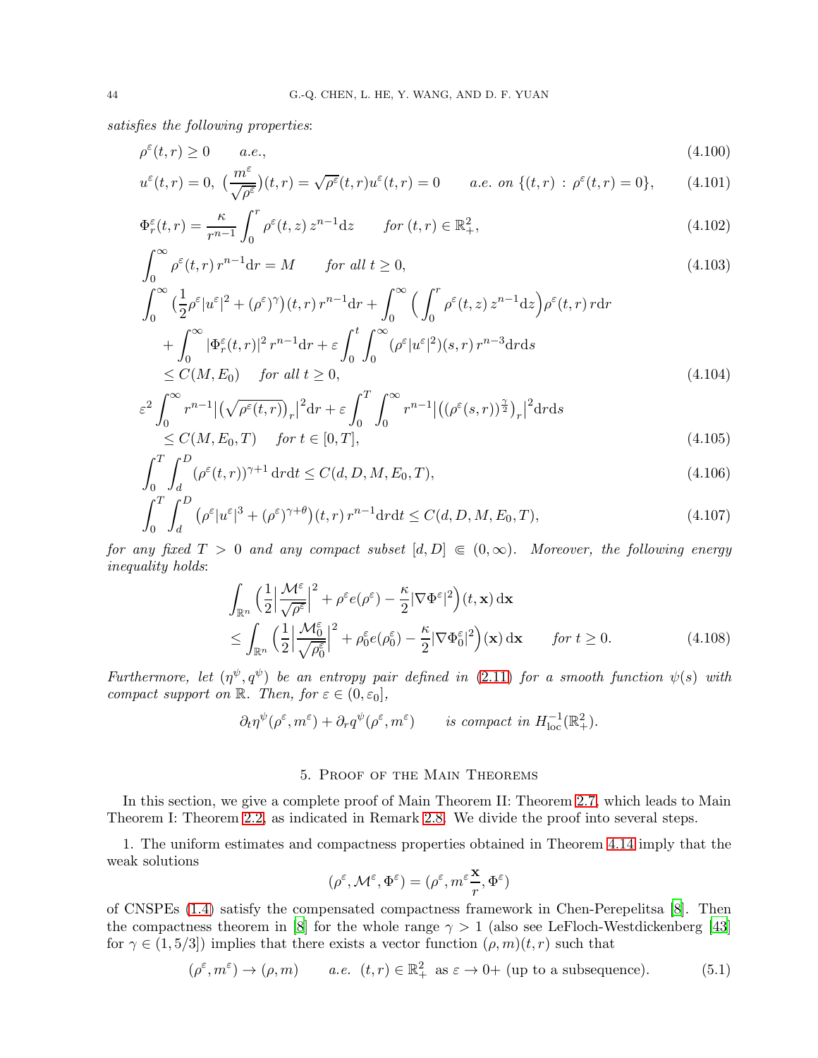*satisfies the following properties*:

$$\rho^\varepsilon(t,r) \geq 0 \qquad a.e., \tag{4.100}$$

$$u^\varepsilon(t,r) = 0,\ \big(\frac{m^\varepsilon}{\sqrt{\rho^\varepsilon}}\big)(t,r) = \sqrt{\rho^\varepsilon}(t,r)u^\varepsilon(t,r) = 0 \qquad a.e.\ on\ \{(t,r)\,:\,\rho^\varepsilon(t,r)=0\}, \tag{4.101}$$

$$\Phi^\varepsilon_r(t,r) = \frac{\kappa}{r^{n-1}}\int_0^r \rho^\varepsilon(t,z)\,z^{n-1}\mathrm{d}z \qquad for\ (t,r)\in\mathbb{R}^2_+, \tag{4.102}$$

$$\int_0^\infty \rho^\varepsilon(t,r)\,r^{n-1}\mathrm{d}r = M \qquad for\ all\ t\geq 0, \tag{4.103}$$

$$\begin{aligned}
&\int_0^\infty \big(\frac{1}{2}\rho^\varepsilon|u^\varepsilon|^2 + (\rho^\varepsilon)^\gamma\big)(t,r)\,r^{n-1}\mathrm{d}r + \int_0^\infty \Big(\int_0^r \rho^\varepsilon(t,z)\,z^{n-1}\mathrm{d}z\Big)\rho^\varepsilon(t,r)\,r\mathrm{d}r\\
&\quad + \int_0^\infty |\Phi^\varepsilon_r(t,r)|^2\,r^{n-1}\mathrm{d}r + \varepsilon\int_0^t\int_0^\infty (\rho^\varepsilon|u^\varepsilon|^2)(s,r)\,r^{n-3}\mathrm{d}r\mathrm{d}s\\
&\quad \leq C(M,E_0) \quad\ for\ all\ t\geq 0,
\end{aligned} \tag{4.104}$$

$$\begin{aligned}
&\varepsilon^2\int_0^\infty r^{n-1}\big|\big(\sqrt{\rho^\varepsilon(t,r)}\big)_r\big|^2\mathrm{d}r + \varepsilon\int_0^T\int_0^\infty r^{n-1}\big|\big((\rho^\varepsilon(s,r))^{\frac{\gamma}{2}}\big)_r\big|^2\mathrm{d}r\mathrm{d}s\\
&\quad \leq C(M,E_0,T) \quad\ for\ t\in[0,T],
\end{aligned} \tag{4.105}$$

$$\int_0^T\int_d^D (\rho^\varepsilon(t,r))^{\gamma+1}\,\mathrm{d}r\mathrm{d}t \leq C(d,D,M,E_0,T), \tag{4.106}$$

$$\int_0^T\int_d^D \big(\rho^\varepsilon|u^\varepsilon|^3 + (\rho^\varepsilon)^{\gamma+\theta}\big)(t,r)\,r^{n-1}\mathrm{d}r\mathrm{d}t \leq C(d,D,M,E_0,T), \tag{4.107}$$

*for any fixed* $T>0$ *and any compact subset* $[d,D]\Subset(0,\infty)$*. Moreover, the following energy inequality holds*:

$$\begin{aligned}
&\int_{\mathbb{R}^n}\Big(\frac{1}{2}\Big|\frac{\mathcal{M}^\varepsilon}{\sqrt{\rho^\varepsilon}}\Big|^2 + \rho^\varepsilon e(\rho^\varepsilon) - \frac{\kappa}{2}|\nabla\Phi^\varepsilon|^2\Big)(t,\mathbf{x})\,\mathrm{d}\mathbf{x}\\
&\leq \int_{\mathbb{R}^n}\Big(\frac{1}{2}\Big|\frac{\mathcal{M}^\varepsilon_0}{\sqrt{\rho^\varepsilon_0}}\Big|^2 + \rho^\varepsilon_0 e(\rho^\varepsilon_0) - \frac{\kappa}{2}|\nabla\Phi^\varepsilon_0|^2\Big)(\mathbf{x})\,\mathrm{d}\mathbf{x} \qquad for\ t\geq 0.
\end{aligned} \tag{4.108}$$

*Furthermore, let* $(\eta^\psi, q^\psi)$ *be an entropy pair defined in* (2.11) *for a smooth function* $\psi(s)$ *with compact support on* $\mathbb{R}$*. Then, for* $\varepsilon\in(0,\varepsilon_0]$,

$$\partial_t\eta^\psi(\rho^\varepsilon, m^\varepsilon) + \partial_r q^\psi(\rho^\varepsilon, m^\varepsilon) \qquad is\ compact\ in\ H^{-1}_{\mathrm{loc}}(\mathbb{R}^2_+).$$

## 5. Proof of the Main Theorems

In this section, we give a complete proof of Main Theorem II: Theorem 2.7, which leads to Main Theorem I: Theorem 2.2, as indicated in Remark 2.8. We divide the proof into several steps.

1. The uniform estimates and compactness properties obtained in Theorem 4.14 imply that the weak solutions

$$(\rho^\varepsilon, \mathcal{M}^\varepsilon, \Phi^\varepsilon) = (\rho^\varepsilon, m^\varepsilon\frac{\mathbf{x}}{r}, \Phi^\varepsilon)$$

of CNSPEs (1.4) satisfy the compensated compactness framework in Chen-Perepelitsa [8]. Then the compactness theorem in [8] for the whole range $\gamma>1$ (also see LeFloch-Westdickenberg [43] for $\gamma\in(1,5/3]$) implies that there exists a vector function $(\rho,m)(t,r)$ such that

$$(\rho^\varepsilon, m^\varepsilon) \to (\rho, m) \qquad a.e.\ \ (t,r)\in\mathbb{R}^2_+\ \text{ as } \varepsilon\to 0+ \text{ (up to a subsequence)}. \tag{5.1}$$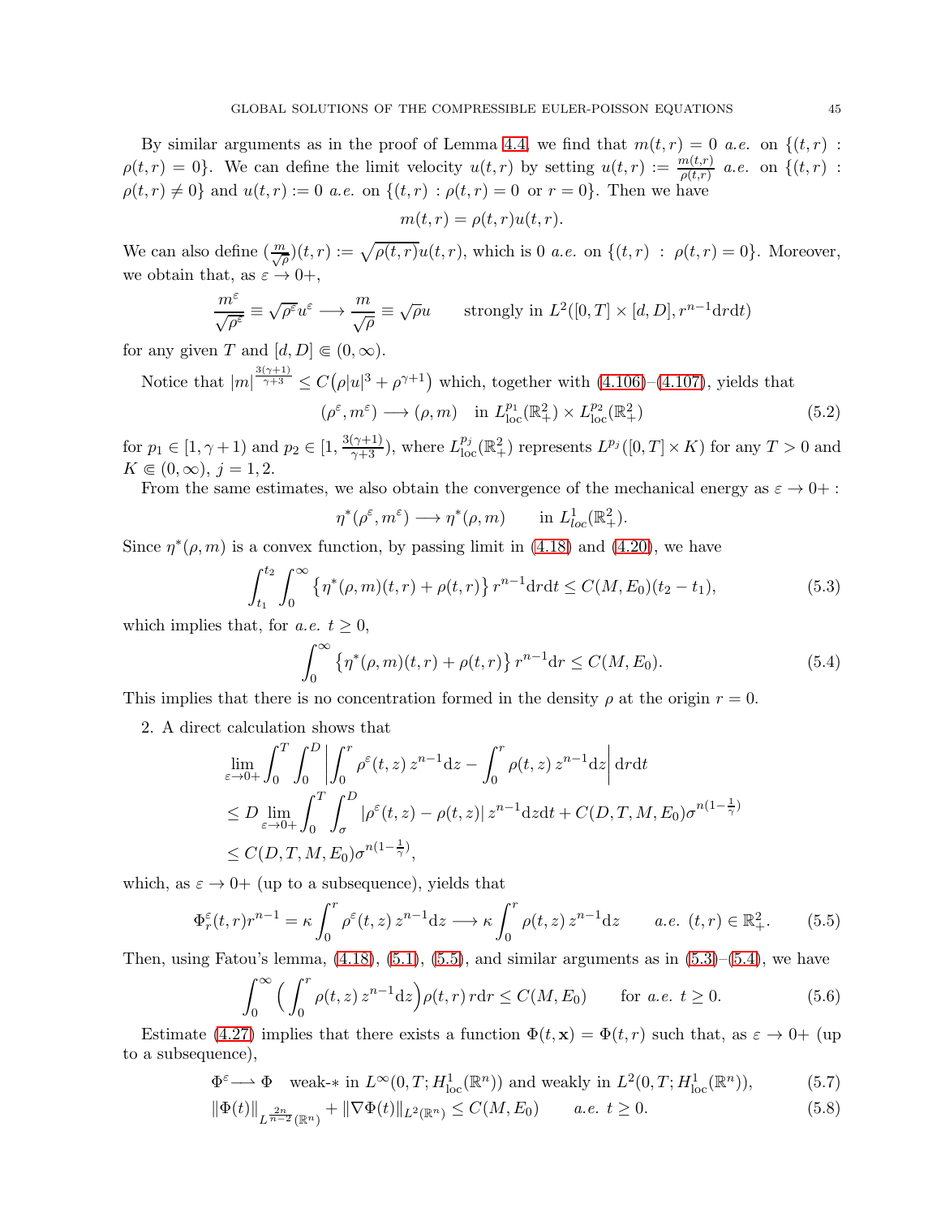By similar arguments as in the proof of Lemma 4.4, we find that $m(t,r)=0$ *a.e.* on $\{(t,r) : \rho(t,r)=0\}$. We can define the limit velocity $u(t,r)$ by setting $u(t,r) := \frac{m(t,r)}{\rho(t,r)}$ *a.e.* on $\{(t,r) : \rho(t,r)\neq 0\}$ and $u(t,r):=0$ *a.e.* on $\{(t,r) : \rho(t,r)=0 \text{ or } r=0\}$. Then we have

$$m(t,r)=\rho(t,r)u(t,r).$$

We can also define $(\frac{m}{\sqrt{\rho}})(t,r) := \sqrt{\rho(t,r)}u(t,r)$, which is 0 *a.e.* on $\{(t,r) : \rho(t,r)=0\}$. Moreover, we obtain that, as $\varepsilon \to 0+$,

$$\frac{m^\varepsilon}{\sqrt{\rho^\varepsilon}} \equiv \sqrt{\rho^\varepsilon}u^\varepsilon \longrightarrow \frac{m}{\sqrt{\rho}} \equiv \sqrt{\rho}u \qquad \text{strongly in } L^2([0,T]\times[d,D], r^{n-1}\mathrm{d}r\mathrm{d}t)$$

for any given $T$ and $[d,D]\Subset(0,\infty)$.

Notice that $|m|^{\frac{3(\gamma+1)}{\gamma+3}} \le C\big(\rho|u|^3+\rho^{\gamma+1}\big)$ which, together with (4.106)–(4.107), yields that

$$(\rho^\varepsilon, m^\varepsilon) \longrightarrow (\rho, m) \quad \text{in } L^{p_1}_{\mathrm{loc}}(\mathbb{R}^2_+)\times L^{p_2}_{\mathrm{loc}}(\mathbb{R}^2_+) \tag{5.2}$$

for $p_1\in[1,\gamma+1)$ and $p_2\in[1,\frac{3(\gamma+1)}{\gamma+3})$, where $L^{p_j}_{\mathrm{loc}}(\mathbb{R}^2_+)$ represents $L^{p_j}([0,T]\times K)$ for any $T>0$ and $K\Subset(0,\infty)$, $j=1,2$.

From the same estimates, we also obtain the convergence of the mechanical energy as $\varepsilon\to 0+$ :

$$\eta^*(\rho^\varepsilon,m^\varepsilon)\longrightarrow \eta^*(\rho,m) \qquad \text{in } L^1_{loc}(\mathbb{R}^2_+).$$

Since $\eta^*(\rho,m)$ is a convex function, by passing limit in (4.18) and (4.20), we have

$$\int_{t_1}^{t_2}\int_0^\infty \big\{\eta^*(\rho,m)(t,r)+\rho(t,r)\big\}\, r^{n-1}\mathrm{d}r\mathrm{d}t \le C(M,E_0)(t_2-t_1), \tag{5.3}$$

which implies that, for *a.e.* $t\ge 0$,

$$\int_0^\infty \big\{\eta^*(\rho,m)(t,r)+\rho(t,r)\big\}\, r^{n-1}\mathrm{d}r \le C(M,E_0). \tag{5.4}$$

This implies that there is no concentration formed in the density $\rho$ at the origin $r=0$.

2. A direct calculation shows that

$$\begin{aligned}
&\lim_{\varepsilon\to0+}\int_0^T\int_0^D\Big|\int_0^r \rho^\varepsilon(t,z)\,z^{n-1}\mathrm{d}z-\int_0^r\rho(t,z)\,z^{n-1}\mathrm{d}z\Big|\,\mathrm{d}r\mathrm{d}t\\
&\le D\lim_{\varepsilon\to0+}\int_0^T\int_\sigma^D|\rho^\varepsilon(t,z)-\rho(t,z)|\,z^{n-1}\mathrm{d}z\mathrm{d}t + C(D,T,M,E_0)\sigma^{n(1-\frac{1}{\gamma})}\\
&\le C(D,T,M,E_0)\sigma^{n(1-\frac{1}{\gamma})},
\end{aligned}$$

which, as $\varepsilon\to0+$ (up to a subsequence), yields that

$$\Phi^\varepsilon_r(t,r)r^{n-1}=\kappa\int_0^r\rho^\varepsilon(t,z)\,z^{n-1}\mathrm{d}z \longrightarrow \kappa\int_0^r\rho(t,z)\,z^{n-1}\mathrm{d}z \qquad a.e.\ (t,r)\in\mathbb{R}^2_+. \tag{5.5}$$

Then, using Fatou's lemma, (4.18), (5.1), (5.5), and similar arguments as in (5.3)–(5.4), we have

$$\int_0^\infty\Big(\int_0^r\rho(t,z)\,z^{n-1}\mathrm{d}z\Big)\rho(t,r)\,r\mathrm{d}r\le C(M,E_0) \qquad \text{for } a.e.\ t\ge0. \tag{5.6}$$

Estimate (4.27) implies that there exists a function $\Phi(t,\mathbf{x})=\Phi(t,r)$ such that, as $\varepsilon\to0+$ (up to a subsequence),

$$\Phi^\varepsilon \rightharpoonup \Phi \quad \text{weak-}* \text{ in } L^\infty(0,T;H^1_{\mathrm{loc}}(\mathbb{R}^n)) \text{ and weakly in } L^2(0,T;H^1_{\mathrm{loc}}(\mathbb{R}^n)), \tag{5.7}$$

$$\|\Phi(t)\|_{L^{\frac{2n}{n-2}}(\mathbb{R}^n)}+\|\nabla\Phi(t)\|_{L^2(\mathbb{R}^n)}\le C(M,E_0) \qquad a.e.\ t\ge0. \tag{5.8}$$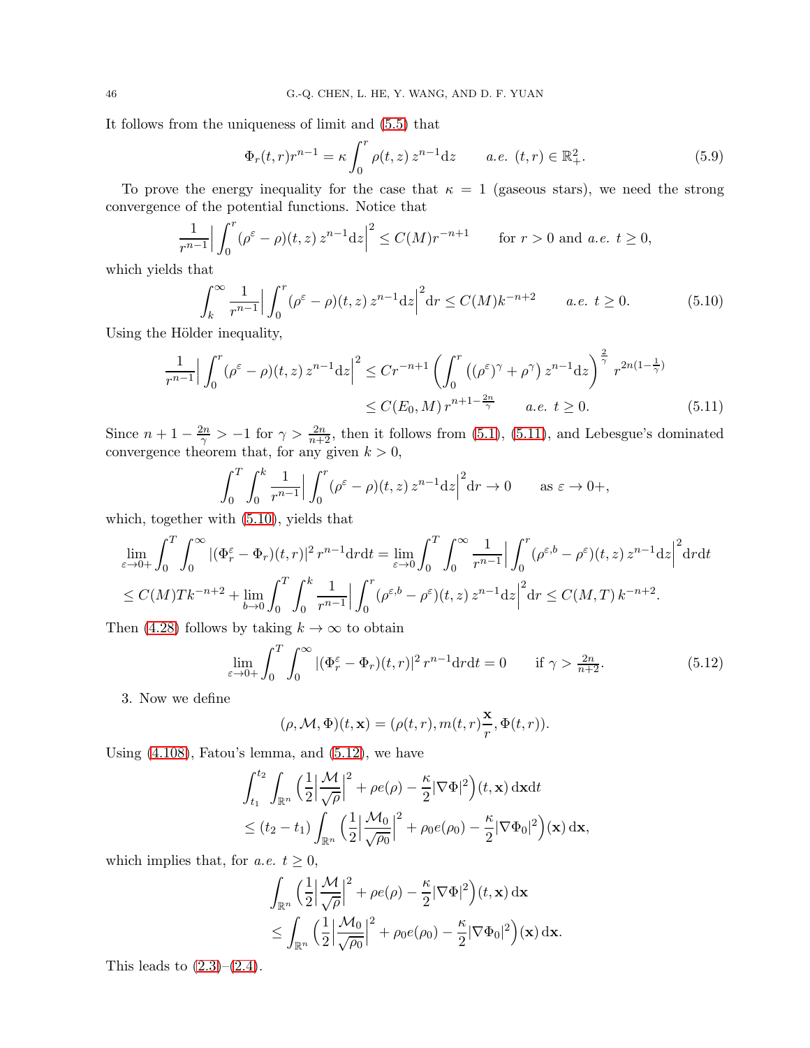It follows from the uniqueness of limit and (5.5) that

$$
\Phi_r(t,r)r^{n-1} = \kappa \int_0^r \rho(t,z)\, z^{n-1}\mathrm{d}z \qquad a.e.\ (t,r) \in \mathbb{R}^2_+. \tag{5.9}
$$

To prove the energy inequality for the case that $\kappa = 1$ (gaseous stars), we need the strong convergence of the potential functions. Notice that

$$
\frac{1}{r^{n-1}}\Big| \int_0^r (\rho^\varepsilon - \rho)(t,z)\, z^{n-1}\mathrm{d}z\Big|^2 \le C(M) r^{-n+1} \qquad \text{for } r>0 \text{ and } a.e.\ t \ge 0,
$$

which yields that

$$
\int_k^\infty \frac{1}{r^{n-1}}\Big| \int_0^r (\rho^\varepsilon - \rho)(t,z)\, z^{n-1}\mathrm{d}z\Big|^2 \mathrm{d}r \le C(M) k^{-n+2} \qquad a.e.\ t \ge 0. \tag{5.10}
$$

Using the Hölder inequality,

$$
\begin{aligned}
\frac{1}{r^{n-1}}\Big| \int_0^r (\rho^\varepsilon - \rho)(t,z)\, z^{n-1}\mathrm{d}z\Big|^2 &\le C r^{-n+1} \left( \int_0^r \big((\rho^\varepsilon)^\gamma + \rho^\gamma\big)\, z^{n-1}\mathrm{d}z \right)^{\frac{2}{\gamma}} r^{2n(1-\frac{1}{\gamma})} \\
&\le C(E_0, M)\, r^{n+1-\frac{2n}{\gamma}} \qquad a.e.\ t \ge 0.
\end{aligned} \tag{5.11}
$$

Since $n+1-\frac{2n}{\gamma} > -1$ for $\gamma > \frac{2n}{n+2}$, then it follows from (5.1), (5.11), and Lebesgue's dominated convergence theorem that, for any given $k>0$,

$$
\int_0^T \int_0^k \frac{1}{r^{n-1}}\Big| \int_0^r (\rho^\varepsilon - \rho)(t,z)\, z^{n-1}\mathrm{d}z\Big|^2 \mathrm{d}r \to 0 \qquad \text{as } \varepsilon \to 0+,
$$

which, together with (5.10), yields that

$$
\begin{aligned}
&\lim_{\varepsilon\to 0+} \int_0^T \int_0^\infty |(\Phi_r^\varepsilon - \Phi_r)(t,r)|^2\, r^{n-1}\mathrm{d}r\mathrm{d}t = \lim_{\varepsilon\to 0} \int_0^T \int_0^\infty \frac{1}{r^{n-1}}\Big| \int_0^r (\rho^{\varepsilon,b} - \rho^\varepsilon)(t,z)\, z^{n-1}\mathrm{d}z\Big|^2 \mathrm{d}r\mathrm{d}t \\
&\le C(M) T k^{-n+2} + \lim_{b\to 0} \int_0^T \int_0^k \frac{1}{r^{n-1}}\Big| \int_0^r (\rho^{\varepsilon,b} - \rho^\varepsilon)(t,z)\, z^{n-1}\mathrm{d}z\Big|^2 \mathrm{d}r \le C(M,T)\, k^{-n+2}.
\end{aligned}
$$

Then (4.28) follows by taking $k \to \infty$ to obtain

$$
\lim_{\varepsilon\to 0+} \int_0^T \int_0^\infty |(\Phi_r^\varepsilon - \Phi_r)(t,r)|^2\, r^{n-1}\mathrm{d}r\mathrm{d}t = 0 \qquad \text{if } \gamma > \tfrac{2n}{n+2}. \tag{5.12}
$$

3. Now we define

$$
(\rho, \mathcal{M}, \Phi)(t,\mathbf{x}) = (\rho(t,r), m(t,r)\frac{\mathbf{x}}{r}, \Phi(t,r)).
$$

Using (4.108), Fatou's lemma, and (5.12), we have

$$
\begin{aligned}
&\int_{t_1}^{t_2} \int_{\mathbb{R}^n} \Big( \frac{1}{2}\Big|\frac{\mathcal{M}}{\sqrt{\rho}}\Big|^2 + \rho e(\rho) - \frac{\kappa}{2}|\nabla\Phi|^2 \Big)(t,\mathbf{x})\, \mathrm{d}\mathbf{x}\mathrm{d}t \\
&\le (t_2 - t_1) \int_{\mathbb{R}^n} \Big( \frac{1}{2}\Big|\frac{\mathcal{M}_0}{\sqrt{\rho_0}}\Big|^2 + \rho_0 e(\rho_0) - \frac{\kappa}{2}|\nabla\Phi_0|^2 \Big)(\mathbf{x})\, \mathrm{d}\mathbf{x},
\end{aligned}
$$

which implies that, for $a.e.\ t \ge 0$,

$$
\begin{aligned}
&\int_{\mathbb{R}^n} \Big( \frac{1}{2}\Big|\frac{\mathcal{M}}{\sqrt{\rho}}\Big|^2 + \rho e(\rho) - \frac{\kappa}{2}|\nabla\Phi|^2 \Big)(t,\mathbf{x})\, \mathrm{d}\mathbf{x} \\
&\le \int_{\mathbb{R}^n} \Big( \frac{1}{2}\Big|\frac{\mathcal{M}_0}{\sqrt{\rho_0}}\Big|^2 + \rho_0 e(\rho_0) - \frac{\kappa}{2}|\nabla\Phi_0|^2 \Big)(\mathbf{x})\, \mathrm{d}\mathbf{x}.
\end{aligned}
$$

This leads to (2.3)–(2.4).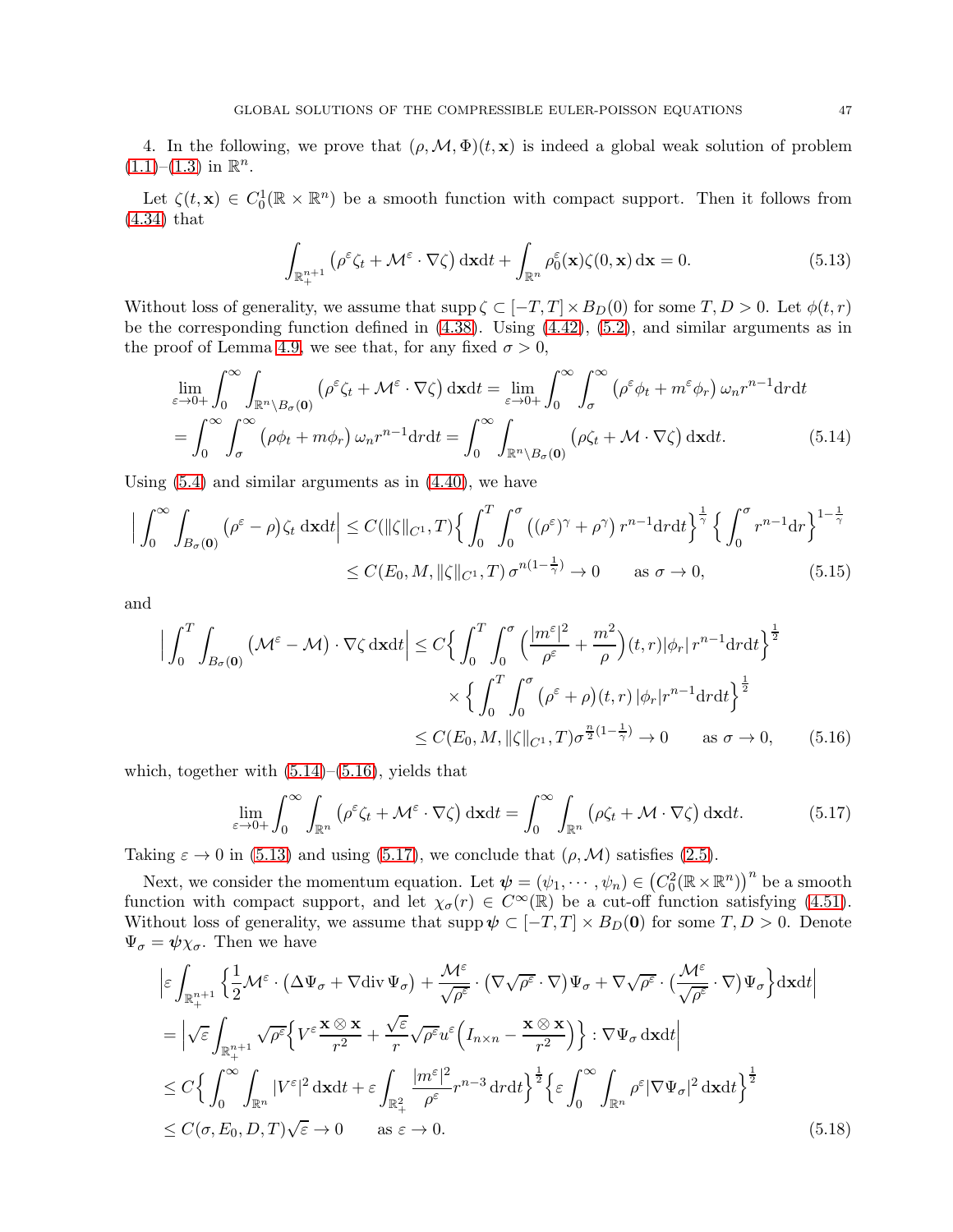4. In the following, we prove that $(\rho, \mathcal{M}, \Phi)(t, \mathbf{x})$ is indeed a global weak solution of problem (1.1)–(1.3) in $\mathbb{R}^n$.

Let $\zeta(t, \mathbf{x}) \in C_0^1(\mathbb{R} \times \mathbb{R}^n)$ be a smooth function with compact support. Then it follows from (4.34) that

$$\int_{\mathbb{R}_+^{n+1}} \left(\rho^\varepsilon \zeta_t + \mathcal{M}^\varepsilon \cdot \nabla \zeta\right) \mathrm{d}\mathbf{x}\mathrm{d}t + \int_{\mathbb{R}^n} \rho_0^\varepsilon(\mathbf{x}) \zeta(0, \mathbf{x})\, \mathrm{d}\mathbf{x} = 0. \tag{5.13}$$

Without loss of generality, we assume that $\operatorname{supp} \zeta \subset [-T, T] \times B_D(0)$ for some $T, D > 0$. Let $\phi(t, r)$ be the corresponding function defined in (4.38). Using (4.42), (5.2), and similar arguments as in the proof of Lemma 4.9, we see that, for any fixed $\sigma > 0$,

$$\begin{aligned}
&\lim_{\varepsilon \to 0+} \int_0^\infty \int_{\mathbb{R}^n \setminus B_\sigma(\mathbf{0})} \left(\rho^\varepsilon \zeta_t + \mathcal{M}^\varepsilon \cdot \nabla \zeta\right) \mathrm{d}\mathbf{x}\mathrm{d}t = \lim_{\varepsilon \to 0+} \int_0^\infty \int_\sigma^\infty \left(\rho^\varepsilon \phi_t + m^\varepsilon \phi_r\right) \omega_n r^{n-1} \mathrm{d}r\mathrm{d}t \\
&= \int_0^\infty \int_\sigma^\infty \left(\rho \phi_t + m \phi_r\right) \omega_n r^{n-1} \mathrm{d}r\mathrm{d}t = \int_0^\infty \int_{\mathbb{R}^n \setminus B_\sigma(\mathbf{0})} \left(\rho \zeta_t + \mathcal{M} \cdot \nabla \zeta\right) \mathrm{d}\mathbf{x}\mathrm{d}t.
\end{aligned} \tag{5.14}$$

Using (5.4) and similar arguments as in (4.40), we have

$$\begin{aligned}
\Big| \int_0^\infty \int_{B_\sigma(\mathbf{0})} \left(\rho^\varepsilon - \rho\right) \zeta_t \, \mathrm{d}\mathbf{x}\mathrm{d}t \Big| &\le C(\|\zeta\|_{C^1}, T) \Big\{ \int_0^T \int_0^\sigma \left((\rho^\varepsilon)^\gamma + \rho^\gamma\right) r^{n-1} \mathrm{d}r\mathrm{d}t \Big\}^{\frac{1}{\gamma}} \Big\{ \int_0^\sigma r^{n-1} \mathrm{d}r \Big\}^{1 - \frac{1}{\gamma}} \\
&\le C(E_0, M, \|\zeta\|_{C^1}, T)\, \sigma^{n(1 - \frac{1}{\gamma})} \to 0 \qquad \text{as } \sigma \to 0,
\end{aligned} \tag{5.15}$$

and

$$\begin{aligned}
\Big| \int_0^T \int_{B_\sigma(\mathbf{0})} \left(\mathcal{M}^\varepsilon - \mathcal{M}\right) \cdot \nabla \zeta \, \mathrm{d}\mathbf{x}\mathrm{d}t \Big| &\le C \Big\{ \int_0^T \int_0^\sigma \Big( \frac{|m^\varepsilon|^2}{\rho^\varepsilon} + \frac{m^2}{\rho} \Big)(t, r) |\phi_r|\, r^{n-1} \mathrm{d}r\mathrm{d}t \Big\}^{\frac{1}{2}} \\
&\quad \times \Big\{ \int_0^T \int_0^\sigma \left(\rho^\varepsilon + \rho\right)(t, r)\, |\phi_r| r^{n-1} \mathrm{d}r\mathrm{d}t \Big\}^{\frac{1}{2}} \\
&\le C(E_0, M, \|\zeta\|_{C^1}, T) \sigma^{\frac{n}{2}(1 - \frac{1}{\gamma})} \to 0 \qquad \text{as } \sigma \to 0,
\end{aligned} \tag{5.16}$$

which, together with (5.14)–(5.16), yields that

$$\lim_{\varepsilon \to 0+} \int_0^\infty \int_{\mathbb{R}^n} \left(\rho^\varepsilon \zeta_t + \mathcal{M}^\varepsilon \cdot \nabla \zeta\right) \mathrm{d}\mathbf{x}\mathrm{d}t = \int_0^\infty \int_{\mathbb{R}^n} \left(\rho \zeta_t + \mathcal{M} \cdot \nabla \zeta\right) \mathrm{d}\mathbf{x}\mathrm{d}t. \tag{5.17}$$

Taking $\varepsilon \to 0$ in (5.13) and using (5.17), we conclude that $(\rho, \mathcal{M})$ satisfies (2.5).

Next, we consider the momentum equation. Let $\boldsymbol{\psi} = (\psi_1, \cdots, \psi_n) \in \left(C_0^2(\mathbb{R} \times \mathbb{R}^n)\right)^n$ be a smooth function with compact support, and let $\chi_\sigma(r) \in C^\infty(\mathbb{R})$ be a cut-off function satisfying (4.51). Without loss of generality, we assume that $\operatorname{supp} \boldsymbol{\psi} \subset [-T, T] \times B_D(\mathbf{0})$ for some $T, D > 0$. Denote $\Psi_\sigma = \boldsymbol{\psi} \chi_\sigma$. Then we have

$$\begin{aligned}
&\Big| \varepsilon \int_{\mathbb{R}_+^{n+1}} \Big\{ \frac{1}{2} \mathcal{M}^\varepsilon \cdot \left(\Delta \Psi_\sigma + \nabla \operatorname{div} \Psi_\sigma\right) + \frac{\mathcal{M}^\varepsilon}{\sqrt{\rho^\varepsilon}} \cdot \left(\nabla \sqrt{\rho^\varepsilon} \cdot \nabla\right) \Psi_\sigma + \nabla \sqrt{\rho^\varepsilon} \cdot \big( \frac{\mathcal{M}^\varepsilon}{\sqrt{\rho^\varepsilon}} \cdot \nabla \big) \Psi_\sigma \Big\} \mathrm{d}\mathbf{x}\mathrm{d}t \Big| \\
&= \Big| \sqrt{\varepsilon} \int_{\mathbb{R}_+^{n+1}} \sqrt{\rho^\varepsilon} \Big\{ V^\varepsilon \frac{\mathbf{x} \otimes \mathbf{x}}{r^2} + \frac{\sqrt{\varepsilon}}{r} \sqrt{\rho^\varepsilon} u^\varepsilon \Big( I_{n \times n} - \frac{\mathbf{x} \otimes \mathbf{x}}{r^2} \Big) \Big\} : \nabla \Psi_\sigma \, \mathrm{d}\mathbf{x}\mathrm{d}t \Big| \\
&\le C \Big\{ \int_0^\infty \int_{\mathbb{R}^n} |V^\varepsilon|^2 \, \mathrm{d}\mathbf{x}\mathrm{d}t + \varepsilon \int_{\mathbb{R}_+^2} \frac{|m^\varepsilon|^2}{\rho^\varepsilon} r^{n-3} \, \mathrm{d}r\mathrm{d}t \Big\}^{\frac{1}{2}} \Big\{ \varepsilon \int_0^\infty \int_{\mathbb{R}^n} \rho^\varepsilon |\nabla \Psi_\sigma|^2 \, \mathrm{d}\mathbf{x}\mathrm{d}t \Big\}^{\frac{1}{2}} \\
&\le C(\sigma, E_0, D, T) \sqrt{\varepsilon} \to 0 \qquad \text{as } \varepsilon \to 0.
\end{aligned} \tag{5.18}$$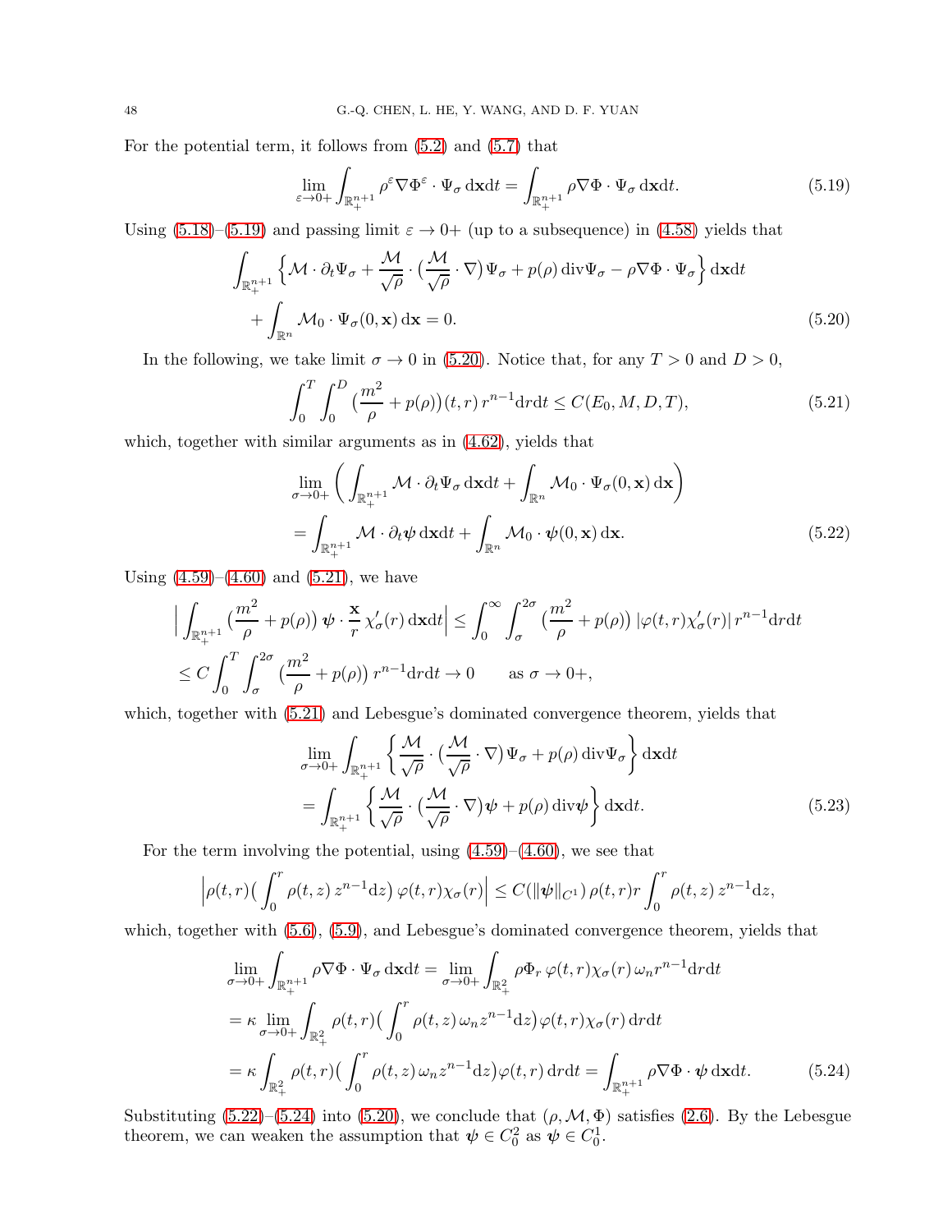For the potential term, it follows from (5.2) and (5.7) that

$$\lim_{\varepsilon\to 0+}\int_{\mathbb{R}^{n+1}_+}\rho^\varepsilon\nabla\Phi^\varepsilon\cdot\Psi_\sigma\,\mathrm{d}\mathbf{x}\mathrm{d}t=\int_{\mathbb{R}^{n+1}_+}\rho\nabla\Phi\cdot\Psi_\sigma\,\mathrm{d}\mathbf{x}\mathrm{d}t. \tag{5.19}$$

Using (5.18)–(5.19) and passing limit $\varepsilon\to 0+$ (up to a subsequence) in (4.58) yields that

$$\begin{aligned}\int_{\mathbb{R}^{n+1}_+}\Big\{\mathcal{M}\cdot\partial_t\Psi_\sigma+\frac{\mathcal{M}}{\sqrt{\rho}}\cdot\big(\frac{\mathcal{M}}{\sqrt{\rho}}\cdot\nabla\big)\Psi_\sigma+p(\rho)\,\mathrm{div}\Psi_\sigma-\rho\nabla\Phi\cdot\Psi_\sigma\Big\}\,\mathrm{d}\mathbf{x}\mathrm{d}t&\\
+\int_{\mathbb{R}^n}\mathcal{M}_0\cdot\Psi_\sigma(0,\mathbf{x})\,\mathrm{d}\mathbf{x}=0.&\end{aligned}\tag{5.20}$$

In the following, we take limit $\sigma\to 0$ in (5.20). Notice that, for any $T>0$ and $D>0$,

$$\int_0^T\int_0^D\big(\frac{m^2}{\rho}+p(\rho)\big)(t,r)\,r^{n-1}\mathrm{d}r\mathrm{d}t\le C(E_0,M,D,T), \tag{5.21}$$

which, together with similar arguments as in (4.62), yields that

$$\begin{aligned}&\lim_{\sigma\to 0+}\Big(\int_{\mathbb{R}^{n+1}_+}\mathcal{M}\cdot\partial_t\Psi_\sigma\,\mathrm{d}\mathbf{x}\mathrm{d}t+\int_{\mathbb{R}^n}\mathcal{M}_0\cdot\Psi_\sigma(0,\mathbf{x})\,\mathrm{d}\mathbf{x}\Big)\\
&=\int_{\mathbb{R}^{n+1}_+}\mathcal{M}\cdot\partial_t\boldsymbol{\psi}\,\mathrm{d}\mathbf{x}\mathrm{d}t+\int_{\mathbb{R}^n}\mathcal{M}_0\cdot\boldsymbol{\psi}(0,\mathbf{x})\,\mathrm{d}\mathbf{x}.\end{aligned}\tag{5.22}$$

Using (4.59)–(4.60) and (5.21), we have

$$\begin{aligned}\Big|\int_{\mathbb{R}^{n+1}_+}\big(\frac{m^2}{\rho}+p(\rho)\big)\,\boldsymbol{\psi}\cdot\frac{\mathbf{x}}{r}\,\chi_\sigma'(r)\,\mathrm{d}\mathbf{x}\mathrm{d}t\Big|&\le\int_0^\infty\int_\sigma^{2\sigma}\big(\frac{m^2}{\rho}+p(\rho)\big)\,|\varphi(t,r)\chi_\sigma'(r)|\,r^{n-1}\mathrm{d}r\mathrm{d}t\\
\le C\int_0^T\int_\sigma^{2\sigma}\big(\frac{m^2}{\rho}+p(\rho)\big)\,r^{n-1}\mathrm{d}r\mathrm{d}t\to 0\qquad&\text{as }\sigma\to 0+,\end{aligned}$$

which, together with (5.21) and Lebesgue's dominated convergence theorem, yields that

$$\begin{aligned}&\lim_{\sigma\to 0+}\int_{\mathbb{R}^{n+1}_+}\Big\{\frac{\mathcal{M}}{\sqrt{\rho}}\cdot\big(\frac{\mathcal{M}}{\sqrt{\rho}}\cdot\nabla\big)\Psi_\sigma+p(\rho)\,\mathrm{div}\Psi_\sigma\Big\}\,\mathrm{d}\mathbf{x}\mathrm{d}t\\
&=\int_{\mathbb{R}^{n+1}_+}\Big\{\frac{\mathcal{M}}{\sqrt{\rho}}\cdot\big(\frac{\mathcal{M}}{\sqrt{\rho}}\cdot\nabla\big)\boldsymbol{\psi}+p(\rho)\,\mathrm{div}\boldsymbol{\psi}\Big\}\,\mathrm{d}\mathbf{x}\mathrm{d}t.\end{aligned}\tag{5.23}$$

For the term involving the potential, using (4.59)–(4.60), we see that

$$\Big|\rho(t,r)\big(\int_0^r\rho(t,z)\,z^{n-1}\mathrm{d}z\big)\,\varphi(t,r)\chi_\sigma(r)\Big|\le C(\|\boldsymbol{\psi}\|_{C^1})\,\rho(t,r)r\int_0^r\rho(t,z)\,z^{n-1}\mathrm{d}z,$$

which, together with (5.6), (5.9), and Lebesgue's dominated convergence theorem, yields that

$$\begin{aligned}&\lim_{\sigma\to 0+}\int_{\mathbb{R}^{n+1}_+}\rho\nabla\Phi\cdot\Psi_\sigma\,\mathrm{d}\mathbf{x}\mathrm{d}t=\lim_{\sigma\to 0+}\int_{\mathbb{R}^2_+}\rho\Phi_r\,\varphi(t,r)\chi_\sigma(r)\,\omega_n r^{n-1}\mathrm{d}r\mathrm{d}t\\
&=\kappa\lim_{\sigma\to 0+}\int_{\mathbb{R}^2_+}\rho(t,r)\big(\int_0^r\rho(t,z)\,\omega_n z^{n-1}\mathrm{d}z\big)\varphi(t,r)\chi_\sigma(r)\,\mathrm{d}r\mathrm{d}t\\
&=\kappa\int_{\mathbb{R}^2_+}\rho(t,r)\big(\int_0^r\rho(t,z)\,\omega_n z^{n-1}\mathrm{d}z\big)\varphi(t,r)\,\mathrm{d}r\mathrm{d}t=\int_{\mathbb{R}^{n+1}_+}\rho\nabla\Phi\cdot\boldsymbol{\psi}\,\mathrm{d}\mathbf{x}\mathrm{d}t.\end{aligned}\tag{5.24}$$

Substituting (5.22)–(5.24) into (5.20), we conclude that $(\rho,\mathcal{M},\Phi)$ satisfies (2.6). By the Lebesgue theorem, we can weaken the assumption that $\boldsymbol{\psi}\in C_0^2$ as $\boldsymbol{\psi}\in C_0^1$.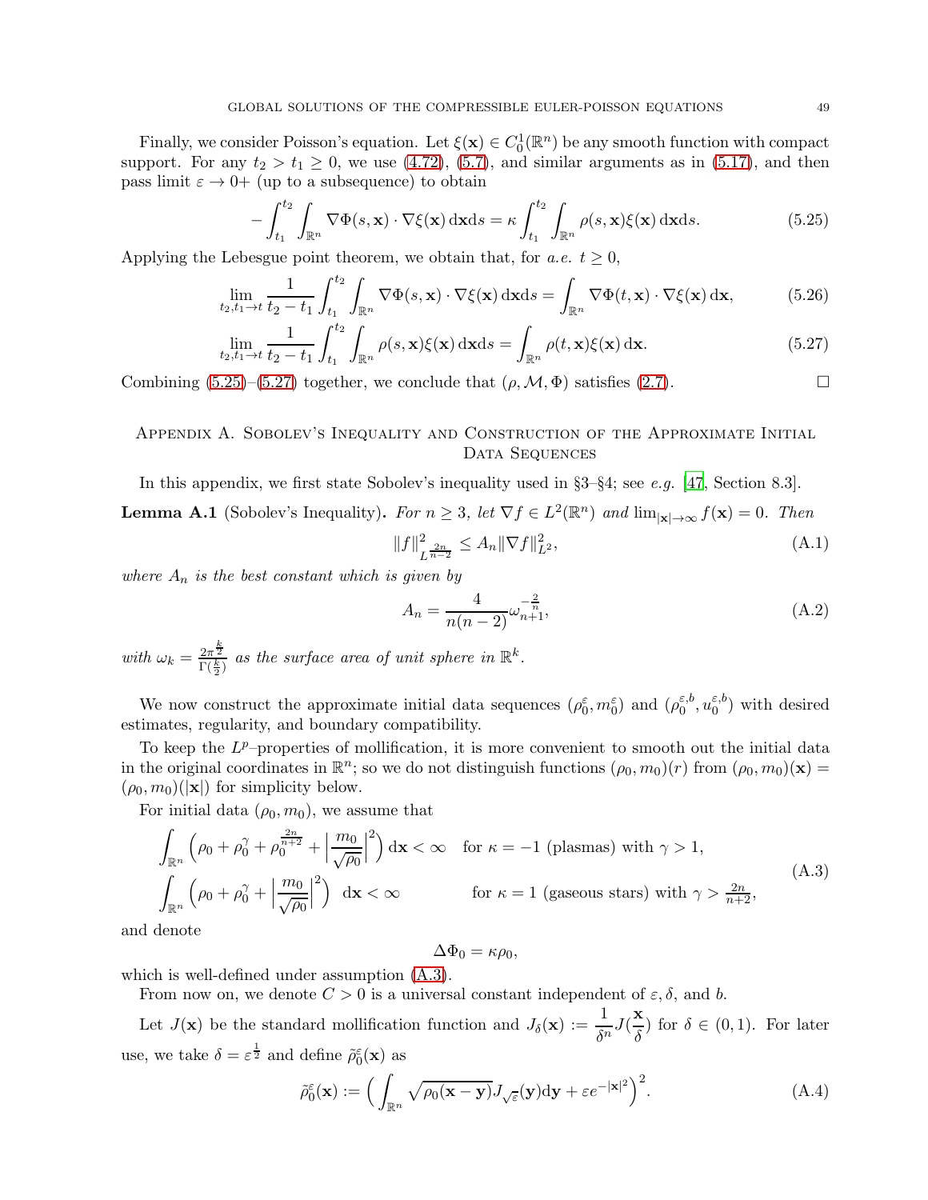Finally, we consider Poisson's equation. Let $\xi(\mathbf{x}) \in C_0^1(\mathbb{R}^n)$ be any smooth function with compact support. For any $t_2 > t_1 \geq 0$, we use (4.72), (5.7), and similar arguments as in (5.17), and then pass limit $\varepsilon \to 0+$ (up to a subsequence) to obtain

$$
-\int_{t_1}^{t_2}\int_{\mathbb{R}^n} \nabla\Phi(s,\mathbf{x})\cdot\nabla\xi(\mathbf{x})\,\mathrm{d}\mathbf{x}\mathrm{d}s = \kappa\int_{t_1}^{t_2}\int_{\mathbb{R}^n}\rho(s,\mathbf{x})\xi(\mathbf{x})\,\mathrm{d}\mathbf{x}\mathrm{d}s. \tag{5.25}
$$

Applying the Lebesgue point theorem, we obtain that, for *a.e.* $t \geq 0$,

$$
\lim_{t_2,t_1\to t}\frac{1}{t_2-t_1}\int_{t_1}^{t_2}\int_{\mathbb{R}^n}\nabla\Phi(s,\mathbf{x})\cdot\nabla\xi(\mathbf{x})\,\mathrm{d}\mathbf{x}\mathrm{d}s = \int_{\mathbb{R}^n}\nabla\Phi(t,\mathbf{x})\cdot\nabla\xi(\mathbf{x})\,\mathrm{d}\mathbf{x}, \tag{5.26}
$$

$$
\lim_{t_2,t_1\to t}\frac{1}{t_2-t_1}\int_{t_1}^{t_2}\int_{\mathbb{R}^n}\rho(s,\mathbf{x})\xi(\mathbf{x})\,\mathrm{d}\mathbf{x}\mathrm{d}s = \int_{\mathbb{R}^n}\rho(t,\mathbf{x})\xi(\mathbf{x})\,\mathrm{d}\mathbf{x}. \tag{5.27}
$$

Combining (5.25)–(5.27) together, we conclude that $(\rho,\mathcal{M},\Phi)$ satisfies (2.7). $\square$

## Appendix A. Sobolev's Inequality and Construction of the Approximate Initial Data Sequences

In this appendix, we first state Sobolev's inequality used in §3–§4; see *e.g.* [47, Section 8.3].

**Lemma A.1** (Sobolev's Inequality)**.** *For $n \geq 3$, let $\nabla f \in L^2(\mathbb{R}^n)$ and $\lim_{|\mathbf{x}|\to\infty} f(\mathbf{x}) = 0$. Then*

$$
\|f\|^2_{L^{\frac{2n}{n-2}}} \leq A_n\|\nabla f\|^2_{L^2}, \tag{A.1}
$$

*where $A_n$ is the best constant which is given by*

$$
A_n = \frac{4}{n(n-2)}\omega_{n+1}^{-\frac{2}{n}}, \tag{A.2}
$$

*with $\omega_k = \frac{2\pi^{\frac{k}{2}}}{\Gamma(\frac{k}{2})}$ as the surface area of unit sphere in $\mathbb{R}^k$.*

We now construct the approximate initial data sequences $(\rho_0^\varepsilon, m_0^\varepsilon)$ and $(\rho_0^{\varepsilon,b}, u_0^{\varepsilon,b})$ with desired estimates, regularity, and boundary compatibility.

To keep the $L^p$–properties of mollification, it is more convenient to smooth out the initial data in the original coordinates in $\mathbb{R}^n$; so we do not distinguish functions $(\rho_0,m_0)(r)$ from $(\rho_0,m_0)(\mathbf{x}) = (\rho_0,m_0)(|\mathbf{x}|)$ for simplicity below.

For initial data $(\rho_0, m_0)$, we assume that

$$
\begin{aligned}
&\int_{\mathbb{R}^n}\Big(\rho_0+\rho_0^\gamma+\rho_0^{\frac{2n}{n+2}}+\Big|\frac{m_0}{\sqrt{\rho_0}}\Big|^2\Big)\,\mathrm{d}\mathbf{x}<\infty \quad \text{for } \kappa=-1 \text{ (plasmas) with } \gamma>1,\\
&\int_{\mathbb{R}^n}\Big(\rho_0+\rho_0^\gamma+\Big|\frac{m_0}{\sqrt{\rho_0}}\Big|^2\Big)\;\,\mathrm{d}\mathbf{x}<\infty \qquad\qquad \text{for } \kappa=1 \text{ (gaseous stars) with } \gamma>\tfrac{2n}{n+2},
\end{aligned} \tag{A.3}
$$

and denote

$$
\Delta\Phi_0 = \kappa\rho_0,
$$

which is well-defined under assumption (A.3).

From now on, we denote $C>0$ is a universal constant independent of $\varepsilon,\delta$, and $b$.

Let $J(\mathbf{x})$ be the standard mollification function and $J_\delta(\mathbf{x}) := \dfrac{1}{\delta^n}J(\dfrac{\mathbf{x}}{\delta})$ for $\delta\in(0,1)$. For later use, we take $\delta = \varepsilon^{\frac12}$ and define $\tilde{\rho}_0^\varepsilon(\mathbf{x})$ as

$$
\tilde{\rho}_0^\varepsilon(\mathbf{x}) := \Big(\int_{\mathbb{R}^n}\sqrt{\rho_0(\mathbf{x}-\mathbf{y})}J_{\sqrt{\varepsilon}}(\mathbf{y})\mathrm{d}\mathbf{y}+\varepsilon e^{-|\mathbf{x}|^2}\Big)^2. \tag{A.4}
$$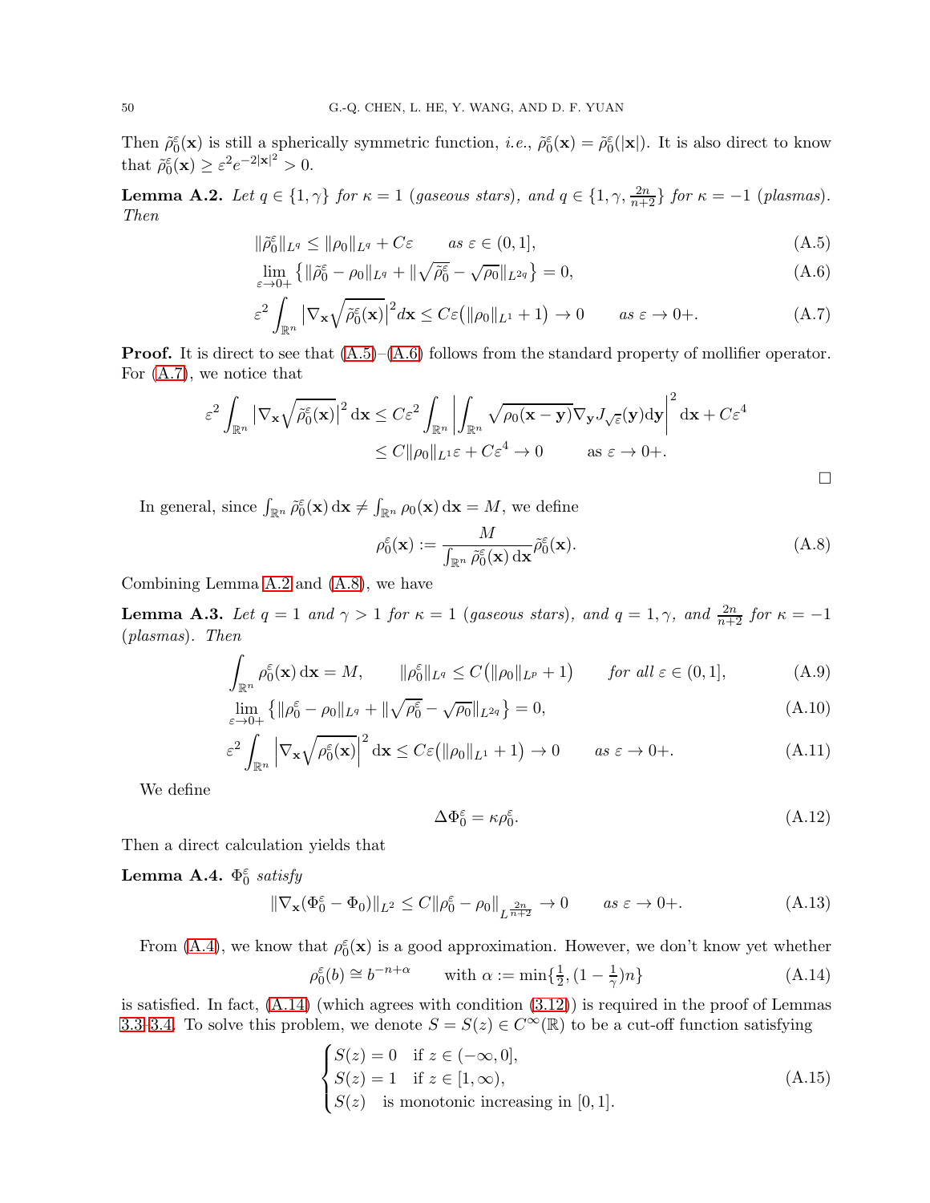Then $\tilde{\rho}_0^\varepsilon(\mathbf{x})$ is still a spherically symmetric function, *i.e.*, $\tilde{\rho}_0^\varepsilon(\mathbf{x}) = \tilde{\rho}_0^\varepsilon(|\mathbf{x}|)$. It is also direct to know that $\tilde{\rho}_0^\varepsilon(\mathbf{x}) \geq \varepsilon^2 e^{-2|\mathbf{x}|^2} > 0$.

**Lemma A.2.** *Let $q \in \{1, \gamma\}$ for $\kappa = 1$ (gaseous stars), and $q \in \{1, \gamma, \frac{2n}{n+2}\}$ for $\kappa = -1$ (plasmas). Then*

$$\|\tilde{\rho}_0^\varepsilon\|_{L^q} \leq \|\rho_0\|_{L^q} + C\varepsilon \qquad \text{as } \varepsilon \in (0,1], \tag{A.5}$$

$$\lim_{\varepsilon \to 0+} \left\{ \|\tilde{\rho}_0^\varepsilon - \rho_0\|_{L^q} + \|\sqrt{\tilde{\rho}_0^\varepsilon} - \sqrt{\rho_0}\|_{L^{2q}} \right\} = 0, \tag{A.6}$$

$$\varepsilon^2 \int_{\mathbb{R}^n} \left|\nabla_{\mathbf{x}} \sqrt{\tilde{\rho}_0^\varepsilon(\mathbf{x})}\right|^2 d\mathbf{x} \leq C\varepsilon\big(\|\rho_0\|_{L^1} + 1\big) \to 0 \qquad \text{as } \varepsilon \to 0+. \tag{A.7}$$

**Proof.** It is direct to see that (A.5)–(A.6) follows from the standard property of mollifier operator. For (A.7), we notice that

$$\begin{aligned}
\varepsilon^2 \int_{\mathbb{R}^n} \left|\nabla_{\mathbf{x}} \sqrt{\tilde{\rho}_0^\varepsilon(\mathbf{x})}\right|^2 \mathrm{d}\mathbf{x} &\leq C\varepsilon^2 \int_{\mathbb{R}^n} \left| \int_{\mathbb{R}^n} \sqrt{\rho_0(\mathbf{x}-\mathbf{y})} \nabla_{\mathbf{y}} J_{\sqrt{\varepsilon}}(\mathbf{y}) \mathrm{d}\mathbf{y} \right|^2 \mathrm{d}\mathbf{x} + C\varepsilon^4 \\
&\leq C\|\rho_0\|_{L^1}\varepsilon + C\varepsilon^4 \to 0 \qquad \text{as } \varepsilon \to 0+.
\end{aligned}$$

□

In general, since $\int_{\mathbb{R}^n} \tilde{\rho}_0^\varepsilon(\mathbf{x})\,\mathrm{d}\mathbf{x} \neq \int_{\mathbb{R}^n} \rho_0(\mathbf{x})\,\mathrm{d}\mathbf{x} = M$, we define

$$\rho_0^\varepsilon(\mathbf{x}) := \frac{M}{\int_{\mathbb{R}^n} \tilde{\rho}_0^\varepsilon(\mathbf{x})\,\mathrm{d}\mathbf{x}} \tilde{\rho}_0^\varepsilon(\mathbf{x}). \tag{A.8}$$

Combining Lemma A.2 and (A.8), we have

**Lemma A.3.** *Let $q = 1$ and $\gamma > 1$ for $\kappa = 1$ (gaseous stars), and $q = 1, \gamma,$ and $\frac{2n}{n+2}$ for $\kappa = -1$ (plasmas). Then*

$$\int_{\mathbb{R}^n} \rho_0^\varepsilon(\mathbf{x})\,\mathrm{d}\mathbf{x} = M, \qquad \|\rho_0^\varepsilon\|_{L^q} \leq C\big(\|\rho_0\|_{L^p} + 1\big) \qquad \text{for all } \varepsilon \in (0,1], \tag{A.9}$$

$$\lim_{\varepsilon \to 0+} \left\{ \|\rho_0^\varepsilon - \rho_0\|_{L^q} + \|\sqrt{\rho_0^\varepsilon} - \sqrt{\rho_0}\|_{L^{2q}} \right\} = 0, \tag{A.10}$$

$$\varepsilon^2 \int_{\mathbb{R}^n} \left|\nabla_{\mathbf{x}} \sqrt{\rho_0^\varepsilon(\mathbf{x})}\right|^2 \mathrm{d}\mathbf{x} \leq C\varepsilon\big(\|\rho_0\|_{L^1} + 1\big) \to 0 \qquad \text{as } \varepsilon \to 0+. \tag{A.11}$$

We define

$$\Delta \Phi_0^\varepsilon = \kappa \rho_0^\varepsilon. \tag{A.12}$$

Then a direct calculation yields that

**Lemma A.4.** *$\Phi_0^\varepsilon$ satisfy*

$$\|\nabla_{\mathbf{x}}(\Phi_0^\varepsilon - \Phi_0)\|_{L^2} \leq C\|\rho_0^\varepsilon - \rho_0\|_{L^{\frac{2n}{n+2}}} \to 0 \qquad \text{as } \varepsilon \to 0+. \tag{A.13}$$

From (A.4), we know that $\rho_0^\varepsilon(\mathbf{x})$ is a good approximation. However, we don't know yet whether

$$\rho_0^\varepsilon(b) \cong b^{-n+\alpha} \qquad \text{with } \alpha := \min\{\tfrac{1}{2}, (1-\tfrac{1}{\gamma})n\} \tag{A.14}$$

is satisfied. In fact, (A.14) (which agrees with condition (3.12)) is required in the proof of Lemmas 3.3–3.4. To solve this problem, we denote $S = S(z) \in C^\infty(\mathbb{R})$ to be a cut-off function satisfying

$$\begin{cases}
S(z) = 0 & \text{if } z \in (-\infty, 0], \\
S(z) = 1 & \text{if } z \in [1, \infty), \\
S(z) & \text{is monotonic increasing in } [0,1].
\end{cases} \tag{A.15}$$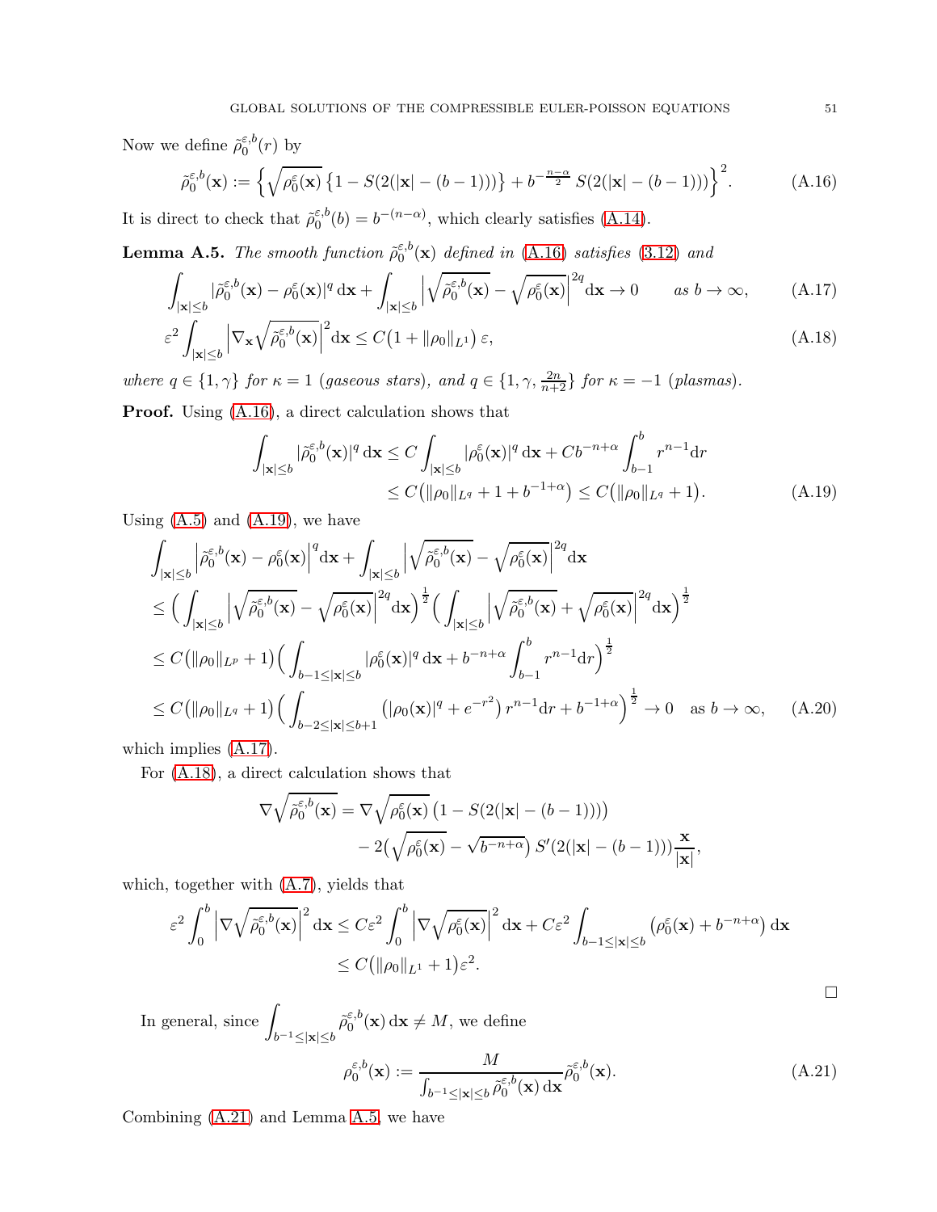Now we define $\tilde{\rho}_0^{\varepsilon,b}(r)$ by

$$\tilde{\rho}_0^{\varepsilon,b}(\mathbf{x}) := \Big\{\sqrt{\rho_0^\varepsilon(\mathbf{x})}\,\big\{1 - S(2(|\mathbf{x}| - (b-1)))\big\} + b^{-\frac{n-\alpha}{2}}\, S(2(|\mathbf{x}| - (b-1)))\Big\}^2. \tag{A.16}$$

It is direct to check that $\tilde{\rho}_0^{\varepsilon,b}(b) = b^{-(n-\alpha)}$, which clearly satisfies (A.14).

**Lemma A.5.** *The smooth function $\tilde{\rho}_0^{\varepsilon,b}(\mathbf{x})$ defined in (A.16) satisfies (3.12) and*

$$\int_{|\mathbf{x}|\le b} |\tilde{\rho}_0^{\varepsilon,b}(\mathbf{x}) - \rho_0^\varepsilon(\mathbf{x})|^q\,\mathrm{d}\mathbf{x} + \int_{|\mathbf{x}|\le b} \Big|\sqrt{\tilde{\rho}_0^{\varepsilon,b}(\mathbf{x})} - \sqrt{\rho_0^\varepsilon(\mathbf{x})}\Big|^{2q}\mathrm{d}\mathbf{x} \to 0 \qquad \text{as } b\to\infty, \tag{A.17}$$

$$\varepsilon^2 \int_{|\mathbf{x}|\le b} \Big|\nabla_{\mathbf{x}}\sqrt{\tilde{\rho}_0^{\varepsilon,b}(\mathbf{x})}\Big|^2\mathrm{d}\mathbf{x} \le C\big(1 + \|\rho_0\|_{L^1}\big)\,\varepsilon, \tag{A.18}$$

*where $q \in \{1,\gamma\}$ for $\kappa = 1$ (gaseous stars), and $q \in \{1, \gamma, \frac{2n}{n+2}\}$ for $\kappa = -1$ (plasmas).*

**Proof.** Using (A.16), a direct calculation shows that

$$\begin{aligned}
\int_{|\mathbf{x}|\le b} |\tilde{\rho}_0^{\varepsilon,b}(\mathbf{x})|^q\,\mathrm{d}\mathbf{x} &\le C\int_{|\mathbf{x}|\le b} |\rho_0^\varepsilon(\mathbf{x})|^q\,\mathrm{d}\mathbf{x} + Cb^{-n+\alpha}\int_{b-1}^b r^{n-1}\mathrm{d}r \\
&\le C\big(\|\rho_0\|_{L^q} + 1 + b^{-1+\alpha}\big) \le C\big(\|\rho_0\|_{L^q} + 1\big).
\end{aligned} \tag{A.19}$$

Using (A.5) and (A.19), we have

$$\begin{aligned}
&\int_{|\mathbf{x}|\le b} \Big|\tilde{\rho}_0^{\varepsilon,b}(\mathbf{x}) - \rho_0^\varepsilon(\mathbf{x})\Big|^q\mathrm{d}\mathbf{x} + \int_{|\mathbf{x}|\le b} \Big|\sqrt{\tilde{\rho}_0^{\varepsilon,b}(\mathbf{x})} - \sqrt{\rho_0^\varepsilon(\mathbf{x})}\Big|^{2q}\mathrm{d}\mathbf{x} \\
&\le \Big(\int_{|\mathbf{x}|\le b} \Big|\sqrt{\tilde{\rho}_0^{\varepsilon,b}(\mathbf{x})} - \sqrt{\rho_0^\varepsilon(\mathbf{x})}\Big|^{2q}\mathrm{d}\mathbf{x}\Big)^{\frac12}\Big(\int_{|\mathbf{x}|\le b} \Big|\sqrt{\tilde{\rho}_0^{\varepsilon,b}(\mathbf{x})} + \sqrt{\rho_0^\varepsilon(\mathbf{x})}\Big|^{2q}\mathrm{d}\mathbf{x}\Big)^{\frac12} \\
&\le C\big(\|\rho_0\|_{L^p} + 1\big)\Big(\int_{b-1\le|\mathbf{x}|\le b} |\rho_0^\varepsilon(\mathbf{x})|^q\,\mathrm{d}\mathbf{x} + b^{-n+\alpha}\int_{b-1}^b r^{n-1}\mathrm{d}r\Big)^{\frac12} \\
&\le C\big(\|\rho_0\|_{L^q} + 1\big)\Big(\int_{b-2\le|\mathbf{x}|\le b+1} \big(|\rho_0(\mathbf{x})|^q + e^{-r^2}\big)\,r^{n-1}\mathrm{d}r + b^{-1+\alpha}\Big)^{\frac12} \to 0 \quad \text{as } b\to\infty,
\end{aligned} \tag{A.20}$$

which implies (A.17).

For (A.18), a direct calculation shows that

$$\begin{aligned}
\nabla\sqrt{\tilde{\rho}_0^{\varepsilon,b}(\mathbf{x})} &= \nabla\sqrt{\rho_0^\varepsilon(\mathbf{x})}\,\big(1 - S(2(|\mathbf{x}| - (b-1)))\big) \\
&\quad - 2\big(\sqrt{\rho_0^\varepsilon(\mathbf{x})} - \sqrt{b^{-n+\alpha}}\big)\,S'(2(|\mathbf{x}| - (b-1)))\frac{\mathbf{x}}{|\mathbf{x}|},
\end{aligned}$$

which, together with (A.7), yields that

$$\begin{aligned}
\varepsilon^2\int_0^b \Big|\nabla\sqrt{\tilde{\rho}_0^{\varepsilon,b}(\mathbf{x})}\Big|^2\,\mathrm{d}\mathbf{x} &\le C\varepsilon^2\int_0^b \Big|\nabla\sqrt{\rho_0^\varepsilon(\mathbf{x})}\Big|^2\,\mathrm{d}\mathbf{x} + C\varepsilon^2\int_{b-1\le|\mathbf{x}|\le b} \big(\rho_0^\varepsilon(\mathbf{x}) + b^{-n+\alpha}\big)\,\mathrm{d}\mathbf{x} \\
&\le C\big(\|\rho_0\|_{L^1} + 1\big)\varepsilon^2.
\end{aligned}$$

$\square$

In general, since $\int_{b^{-1}\le|\mathbf{x}|\le b} \tilde{\rho}_0^{\varepsilon,b}(\mathbf{x})\,\mathrm{d}\mathbf{x} \ne M$, we define

$$\rho_0^{\varepsilon,b}(\mathbf{x}) := \frac{M}{\int_{b^{-1}\le|\mathbf{x}|\le b}\tilde{\rho}_0^{\varepsilon,b}(\mathbf{x})\,\mathrm{d}\mathbf{x}}\tilde{\rho}_0^{\varepsilon,b}(\mathbf{x}). \tag{A.21}$$

Combining (A.21) and Lemma A.5, we have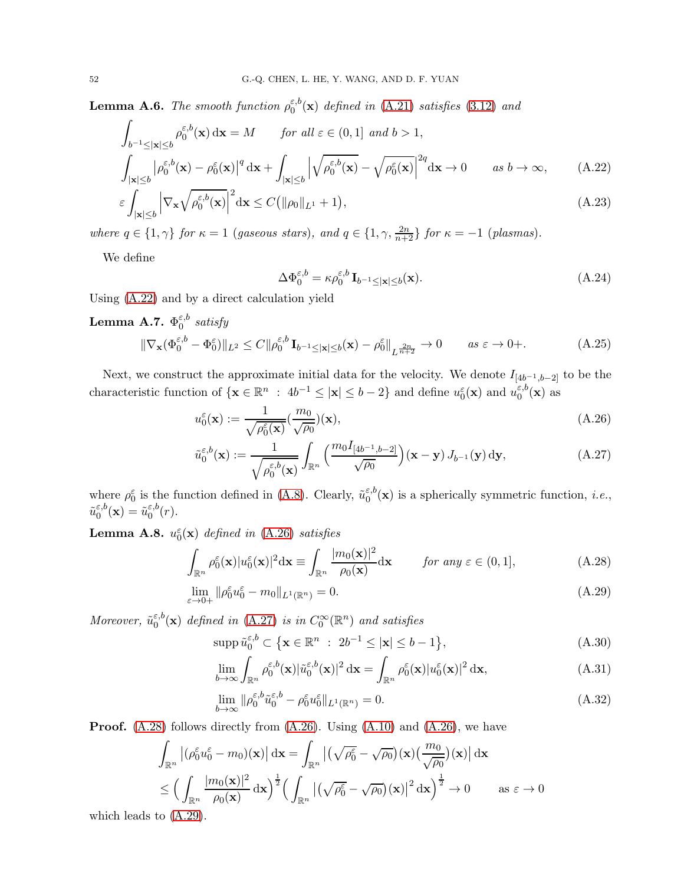**Lemma A.6.** *The smooth function $\rho_0^{\varepsilon,b}(\mathbf{x})$ defined in (A.21) satisfies (3.12) and*

$$
\begin{aligned}
&\int_{b^{-1}\le|\mathbf{x}|\le b} \rho_0^{\varepsilon,b}(\mathbf{x})\,\mathrm{d}\mathbf{x} = M \qquad \text{for all } \varepsilon\in(0,1] \text{ and } b>1,\\
&\int_{|\mathbf{x}|\le b} \big|\rho_0^{\varepsilon,b}(\mathbf{x}) - \rho_0^{\varepsilon}(\mathbf{x})\big|^q \,\mathrm{d}\mathbf{x} + \int_{|\mathbf{x}|\le b} \Big|\sqrt{\rho_0^{\varepsilon,b}(\mathbf{x})} - \sqrt{\rho_0^{\varepsilon}(\mathbf{x})}\Big|^{2q} \mathrm{d}\mathbf{x} \to 0 \qquad \text{as } b\to\infty, \qquad (A.22)\\
&\varepsilon\int_{|\mathbf{x}|\le b} \Big|\nabla_{\mathbf{x}}\sqrt{\rho_0^{\varepsilon,b}(\mathbf{x})}\Big|^2 \mathrm{d}\mathbf{x} \le C\big(\|\rho_0\|_{L^1}+1\big), \qquad (A.23)
\end{aligned}
$$

*where $q\in\{1,\gamma\}$ for $\kappa=1$ (gaseous stars), and $q\in\{1,\gamma,\frac{2n}{n+2}\}$ for $\kappa=-1$ (plasmas).*

We define

$$
\Delta\Phi_0^{\varepsilon,b} = \kappa\rho_0^{\varepsilon,b}\,\mathbf{I}_{b^{-1}\le|\mathbf{x}|\le b}(\mathbf{x}). \tag{A.24}
$$

Using (A.22) and by a direct calculation yield

**Lemma A.7.** *$\Phi_0^{\varepsilon,b}$ satisfy*

$$
\|\nabla_{\mathbf{x}}(\Phi_0^{\varepsilon,b} - \Phi_0^{\varepsilon})\|_{L^2} \le C\|\rho_0^{\varepsilon,b}\,\mathbf{I}_{b^{-1}\le|\mathbf{x}|\le b}(\mathbf{x}) - \rho_0^{\varepsilon}\|_{L^{\frac{2n}{n+2}}} \to 0 \qquad \text{as } \varepsilon\to 0+. \tag{A.25}
$$

Next, we construct the approximate initial data for the velocity. We denote $I_{[4b^{-1},b-2]}$ to be the characteristic function of $\{\mathbf{x}\in\mathbb{R}^n \,:\, 4b^{-1}\le|\mathbf{x}|\le b-2\}$ and define $u_0^{\varepsilon}(\mathbf{x})$ and $u_0^{\varepsilon,b}(\mathbf{x})$ as

$$
u_0^{\varepsilon}(\mathbf{x}) := \frac{1}{\sqrt{\rho_0^{\varepsilon}(\mathbf{x})}}\big(\frac{m_0}{\sqrt{\rho_0}}\big)(\mathbf{x}), \tag{A.26}
$$

$$
\tilde{u}_0^{\varepsilon,b}(\mathbf{x}) := \frac{1}{\sqrt{\rho_0^{\varepsilon,b}(\mathbf{x})}}\int_{\mathbb{R}^n}\Big(\frac{m_0 I_{[4b^{-1},b-2]}}{\sqrt{\rho_0}}\Big)(\mathbf{x}-\mathbf{y})\,J_{b^{-1}}(\mathbf{y})\,\mathrm{d}\mathbf{y}, \tag{A.27}
$$

where $\rho_0^{\varepsilon}$ is the function defined in (A.8). Clearly, $\tilde{u}_0^{\varepsilon,b}(\mathbf{x})$ is a spherically symmetric function, *i.e.*, $\tilde{u}_0^{\varepsilon,b}(\mathbf{x}) = \tilde{u}_0^{\varepsilon,b}(r)$.

**Lemma A.8.** *$u_0^{\varepsilon}(\mathbf{x})$ defined in (A.26) satisfies*

$$
\int_{\mathbb{R}^n}\rho_0^{\varepsilon}(\mathbf{x})|u_0^{\varepsilon}(\mathbf{x})|^2\mathrm{d}\mathbf{x} \equiv \int_{\mathbb{R}^n}\frac{|m_0(\mathbf{x})|^2}{\rho_0(\mathbf{x})}\mathrm{d}\mathbf{x} \qquad \text{for any } \varepsilon\in(0,1], \tag{A.28}
$$

$$
\lim_{\varepsilon\to 0+}\|\rho_0^{\varepsilon}u_0^{\varepsilon} - m_0\|_{L^1(\mathbb{R}^n)} = 0. \tag{A.29}
$$

*Moreover, $\tilde{u}_0^{\varepsilon,b}(\mathbf{x})$ defined in (A.27) is in $C_0^{\infty}(\mathbb{R}^n)$ and satisfies*

$$
\operatorname{supp}\tilde{u}_0^{\varepsilon,b} \subset \big\{\mathbf{x}\in\mathbb{R}^n \,:\, 2b^{-1}\le|\mathbf{x}|\le b-1\big\}, \tag{A.30}
$$

$$
\lim_{b\to\infty}\int_{\mathbb{R}^n}\rho_0^{\varepsilon,b}(\mathbf{x})|\tilde{u}_0^{\varepsilon,b}(\mathbf{x})|^2\,\mathrm{d}\mathbf{x} = \int_{\mathbb{R}^n}\rho_0^{\varepsilon}(\mathbf{x})|u_0^{\varepsilon}(\mathbf{x})|^2\,\mathrm{d}\mathbf{x}, \tag{A.31}
$$

$$
\lim_{b\to\infty}\|\rho_0^{\varepsilon,b}\tilde{u}_0^{\varepsilon,b} - \rho_0^{\varepsilon}u_0^{\varepsilon}\|_{L^1(\mathbb{R}^n)} = 0. \tag{A.32}
$$

**Proof.** (A.28) follows directly from (A.26). Using (A.10) and (A.26), we have

$$
\begin{aligned}
\int_{\mathbb{R}^n}\big|(\rho_0^{\varepsilon}u_0^{\varepsilon} - m_0)(\mathbf{x})\big|\,\mathrm{d}\mathbf{x} &= \int_{\mathbb{R}^n}\big|\big(\sqrt{\rho_0^{\varepsilon}} - \sqrt{\rho_0}\big)(\mathbf{x})\big(\frac{m_0}{\sqrt{\rho_0}}\big)(\mathbf{x})\big|\,\mathrm{d}\mathbf{x}\\
&\le \Big(\int_{\mathbb{R}^n}\frac{|m_0(\mathbf{x})|^2}{\rho_0(\mathbf{x})}\,\mathrm{d}\mathbf{x}\Big)^{\frac12}\Big(\int_{\mathbb{R}^n}\big|\big(\sqrt{\rho_0^{\varepsilon}} - \sqrt{\rho_0}\big)(\mathbf{x})\big|^2\,\mathrm{d}\mathbf{x}\Big)^{\frac12} \to 0 \qquad \text{as } \varepsilon\to 0
\end{aligned}
$$

which leads to (A.29).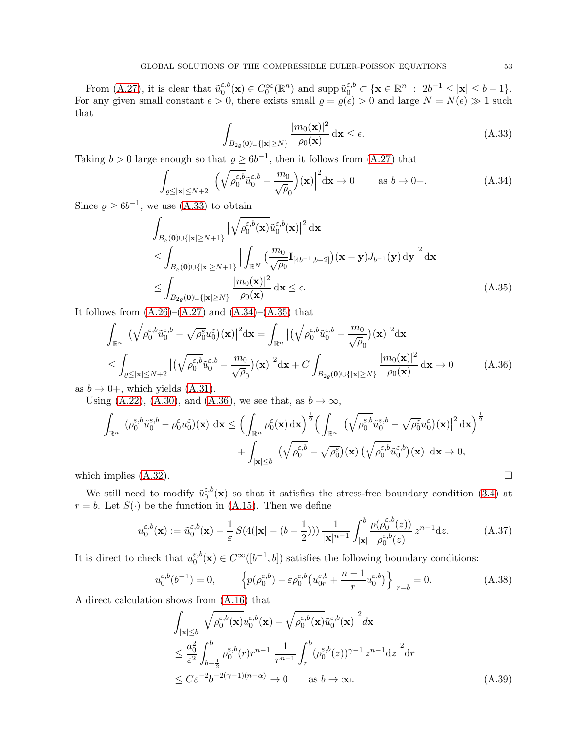From (A.27), it is clear that $\tilde{u}_0^{\varepsilon,b}(\mathbf{x}) \in C_0^\infty(\mathbb{R}^n)$ and $\operatorname{supp} \tilde{u}_0^{\varepsilon,b} \subset \{\mathbf{x} \in \mathbb{R}^n \ : \ 2b^{-1} \le |\mathbf{x}| \le b-1\}$. For any given small constant $\epsilon > 0$, there exists small $\varrho = \varrho(\epsilon) > 0$ and large $N = N(\epsilon) \gg 1$ such that

$$\int_{B_{2\varrho}(\mathbf{0})\cup\{|\mathbf{x}|\ge N\}} \frac{|m_0(\mathbf{x})|^2}{\rho_0(\mathbf{x})}\,\mathrm{d}\mathbf{x} \le \epsilon. \tag{A.33}$$

Taking $b > 0$ large enough so that $\varrho \ge 6b^{-1}$, then it follows from (A.27) that

$$\int_{\varrho\le|\mathbf{x}|\le N+2} \Big|\Big(\sqrt{\rho_0^{\varepsilon,b}}\tilde{u}_0^{\varepsilon,b} - \frac{m_0}{\sqrt{\rho_0}}\Big)(\mathbf{x})\Big|^2 \mathrm{d}\mathbf{x} \to 0 \qquad \text{as } b \to 0+. \tag{A.34}$$

Since $\varrho \ge 6b^{-1}$, we use (A.33) to obtain

$$\begin{aligned}
&\int_{B_\varrho(\mathbf{0})\cup\{|\mathbf{x}|\ge N+1\}} \big|\sqrt{\rho_0^{\varepsilon,b}(\mathbf{x})}\tilde{u}_0^{\varepsilon,b}(\mathbf{x})\big|^2\,\mathrm{d}\mathbf{x}\\
&\le \int_{B_\varrho(\mathbf{0})\cup\{|\mathbf{x}|\ge N+1\}} \Big|\int_{\mathbb{R}^N} \big(\frac{m_0}{\sqrt{\rho_0}}\mathbf{I}_{[4b^{-1},b-2]}\big)(\mathbf{x}-\mathbf{y}) J_{b^{-1}}(\mathbf{y})\,\mathrm{d}\mathbf{y}\Big|^2\,\mathrm{d}\mathbf{x}\\
&\le \int_{B_{2\varrho}(\mathbf{0})\cup\{|\mathbf{x}|\ge N\}} \frac{|m_0(\mathbf{x})|^2}{\rho_0(\mathbf{x})}\,\mathrm{d}\mathbf{x} \le \epsilon.
\end{aligned} \tag{A.35}$$

It follows from (A.26)–(A.27) and (A.34)–(A.35) that

$$\begin{aligned}
&\int_{\mathbb{R}^n} \big|\big(\sqrt{\rho_0^{\varepsilon,b}}\tilde{u}_0^{\varepsilon,b} - \sqrt{\rho_0^{\varepsilon}}u_0^{\varepsilon}\big)(\mathbf{x})\big|^2\mathrm{d}\mathbf{x} = \int_{\mathbb{R}^n} \big|\big(\sqrt{\rho_0^{\varepsilon,b}}\tilde{u}_0^{\varepsilon,b} - \frac{m_0}{\sqrt{\rho_0}}\big)(\mathbf{x})\big|^2\mathrm{d}\mathbf{x}\\
&\le \int_{\varrho\le|\mathbf{x}|\le N+2} \big|\big(\sqrt{\rho_0^{\varepsilon,b}}\tilde{u}_0^{\varepsilon,b} - \frac{m_0}{\sqrt{\rho_0}}\big)(\mathbf{x})\big|^2\mathrm{d}\mathbf{x} + C\int_{B_{2\varrho}(\mathbf{0})\cup\{|\mathbf{x}|\ge N\}} \frac{|m_0(\mathbf{x})|^2}{\rho_0(\mathbf{x})}\,\mathrm{d}\mathbf{x} \to 0
\end{aligned} \tag{A.36}$$

as $b \to 0+$, which yields (A.31).

Using (A.22), (A.30), and (A.36), we see that, as $b \to \infty$,

$$\begin{aligned}
\int_{\mathbb{R}^n} \big|(\rho_0^{\varepsilon,b}\tilde{u}_0^{\varepsilon,b} - \rho_0^{\varepsilon}u_0^{\varepsilon})(\mathbf{x})\big|\mathrm{d}\mathbf{x} &\le \Big(\int_{\mathbb{R}^n} \rho_0^{\varepsilon}(\mathbf{x})\,\mathrm{d}\mathbf{x}\Big)^{\frac12}\Big(\int_{\mathbb{R}^n} \big|\big(\sqrt{\rho_0^{\varepsilon,b}}\tilde{u}_0^{\varepsilon,b} - \sqrt{\rho_0^{\varepsilon}}u_0^{\varepsilon}\big)(\mathbf{x})\big|^2\,\mathrm{d}\mathbf{x}\Big)^{\frac12}\\
&\quad + \int_{|\mathbf{x}|\le b} \Big|\big(\sqrt{\rho_0^{\varepsilon,b}} - \sqrt{\rho_0^{\varepsilon}}\big)(\mathbf{x})\,\big(\sqrt{\rho_0^{\varepsilon,b}}\tilde{u}_0^{\varepsilon,b}\big)(\mathbf{x})\Big|\,\mathrm{d}\mathbf{x} \to 0,
\end{aligned}$$

which implies (A.32). $\square$

We still need to modify $\tilde{u}_0^{\varepsilon,b}(\mathbf{x})$ so that it satisfies the stress-free boundary condition (3.4) at $r = b$. Let $S(\cdot)$ be the function in (A.15). Then we define

$$u_0^{\varepsilon,b}(\mathbf{x}) := \tilde{u}_0^{\varepsilon,b}(\mathbf{x}) - \frac{1}{\varepsilon}\,S(4(|\mathbf{x}| - (b-\tfrac12)))\,\frac{1}{|\mathbf{x}|^{n-1}}\int_{|\mathbf{x}|}^b \frac{p(\rho_0^{\varepsilon,b}(z))}{\rho_0^{\varepsilon,b}(z)}\,z^{n-1}\mathrm{d}z. \tag{A.37}$$

It is direct to check that $u_0^{\varepsilon,b}(\mathbf{x}) \in C^\infty([b^{-1}, b])$ satisfies the following boundary conditions:

$$u_0^{\varepsilon,b}(b^{-1}) = 0, \qquad \Big\{p(\rho_0^{\varepsilon,b}) - \varepsilon\rho_0^{\varepsilon,b}\big(u_{0r}^{\varepsilon,b} + \frac{n-1}{r}u_0^{\varepsilon,b}\big)\Big\}\Big|_{r=b} = 0. \tag{A.38}$$

A direct calculation shows from (A.16) that

$$\begin{aligned}
&\int_{|\mathbf{x}|\le b} \Big|\sqrt{\rho_0^{\varepsilon,b}(\mathbf{x})}u_0^{\varepsilon,b}(\mathbf{x}) - \sqrt{\rho_0^{\varepsilon,b}(\mathbf{x})}\tilde{u}_0^{\varepsilon,b}(\mathbf{x})\Big|^2 d\mathbf{x}\\
&\le \frac{a_0^2}{\varepsilon^2}\int_{b-\frac12}^b \rho_0^{\varepsilon,b}(r)r^{n-1}\Big|\frac{1}{r^{n-1}}\int_r^b (\rho_0^{\varepsilon,b}(z))^{\gamma-1}\,z^{n-1}\mathrm{d}z\Big|^2\mathrm{d}r\\
&\le C\varepsilon^{-2}b^{-2(\gamma-1)(n-\alpha)} \to 0 \qquad \text{as } b \to \infty.
\end{aligned} \tag{A.39}$$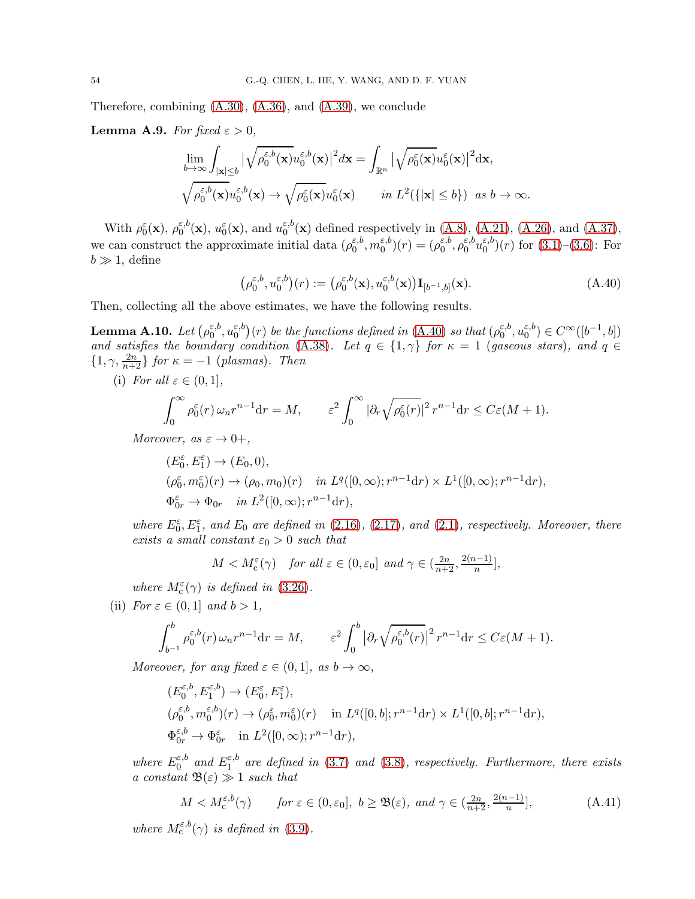Therefore, combining (A.30), (A.36), and (A.39), we conclude

**Lemma A.9.** *For fixed $\varepsilon > 0$,*

$$\lim_{b\to\infty}\int_{|\mathbf{x}|\le b}\big|\sqrt{\rho_0^{\varepsilon,b}(\mathbf{x})}u_0^{\varepsilon,b}(\mathbf{x})\big|^2 d\mathbf{x} = \int_{\mathbb{R}^n}\big|\sqrt{\rho_0^{\varepsilon}(\mathbf{x})}u_0^{\varepsilon}(\mathbf{x})\big|^2 \mathrm{d}\mathbf{x},$$

$$\sqrt{\rho_0^{\varepsilon,b}(\mathbf{x})}u_0^{\varepsilon,b}(\mathbf{x}) \to \sqrt{\rho_0^{\varepsilon}(\mathbf{x})}u_0^{\varepsilon}(\mathbf{x}) \qquad \textit{in } L^2(\{|\mathbf{x}|\le b\}) \ \textit{ as } b\to\infty.$$

With $\rho_0^\varepsilon(\mathbf{x})$, $\rho_0^{\varepsilon,b}(\mathbf{x})$, $u_0^\varepsilon(\mathbf{x})$, and $u_0^{\varepsilon,b}(\mathbf{x})$ defined respectively in (A.8), (A.21), (A.26), and (A.37), we can construct the approximate initial data $(\rho_0^{\varepsilon,b}, m_0^{\varepsilon,b})(r) = (\rho_0^{\varepsilon,b}, \rho_0^{\varepsilon,b}u_0^{\varepsilon,b})(r)$ for (3.1)–(3.6): For $b \gg 1$, define

$$\big(\rho_0^{\varepsilon,b}, u_0^{\varepsilon,b}\big)(r) := \big(\rho_0^{\varepsilon,b}(\mathbf{x}), u_0^{\varepsilon,b}(\mathbf{x})\big)\mathbf{I}_{[b^{-1},b]}(\mathbf{x}). \tag{A.40}$$

Then, collecting all the above estimates, we have the following results.

**Lemma A.10.** *Let $\big(\rho_0^{\varepsilon,b}, u_0^{\varepsilon,b}\big)(r)$ be the functions defined in (A.40) so that $(\rho_0^{\varepsilon,b}, u_0^{\varepsilon,b}) \in C^\infty([b^{-1}, b])$ and satisfies the boundary condition (A.38). Let $q \in \{1, \gamma\}$ for $\kappa = 1$ (gaseous stars), and $q \in \{1, \gamma, \frac{2n}{n+2}\}$ for $\kappa = -1$ (plasmas). Then*

(i) *For all $\varepsilon \in (0, 1]$,*

$$\int_0^\infty \rho_0^\varepsilon(r)\,\omega_n r^{n-1}\mathrm{d}r = M, \qquad \varepsilon^2\int_0^\infty |\partial_r\sqrt{\rho_0^\varepsilon(r)}|^2\, r^{n-1}\mathrm{d}r \le C\varepsilon(M+1).$$

*Moreover, as $\varepsilon \to 0+$,*

$$(E_0^\varepsilon, E_1^\varepsilon) \to (E_0, 0),$$
$$(\rho_0^\varepsilon, m_0^\varepsilon)(r) \to (\rho_0, m_0)(r) \quad \textit{in } L^q([0,\infty); r^{n-1}\mathrm{d}r) \times L^1([0,\infty); r^{n-1}\mathrm{d}r),$$
$$\Phi_{0r}^\varepsilon \to \Phi_{0r} \quad \textit{in } L^2([0,\infty); r^{n-1}\mathrm{d}r),$$

*where $E_0^\varepsilon, E_1^\varepsilon$, and $E_0$ are defined in (2.16), (2.17), and (2.1), respectively. Moreover, there exists a small constant $\varepsilon_0 > 0$ such that*

$$M < M_{\mathrm{c}}^\varepsilon(\gamma) \quad \textit{for all } \varepsilon \in (0, \varepsilon_0] \textit{ and } \gamma \in (\tfrac{2n}{n+2}, \tfrac{2(n-1)}{n}],$$

*where $M_{\mathrm{c}}^\varepsilon(\gamma)$ is defined in (3.26).*

(ii) *For $\varepsilon \in (0, 1]$ and $b > 1$,*

$$\int_{b^{-1}}^b \rho_0^{\varepsilon,b}(r)\,\omega_n r^{n-1}\mathrm{d}r = M, \qquad \varepsilon^2\int_0^b \big|\partial_r\sqrt{\rho_0^{\varepsilon,b}(r)}\big|^2\, r^{n-1}\mathrm{d}r \le C\varepsilon(M+1).$$

*Moreover, for any fixed $\varepsilon \in (0, 1]$, as $b \to \infty$,*

$$(E_0^{\varepsilon,b}, E_1^{\varepsilon,b}) \to (E_0^\varepsilon, E_1^\varepsilon),$$
$$(\rho_0^{\varepsilon,b}, m_0^{\varepsilon,b})(r) \to (\rho_0^\varepsilon, m_0^\varepsilon)(r) \quad \text{in } L^q([0,b]; r^{n-1}\mathrm{d}r) \times L^1([0,b]; r^{n-1}\mathrm{d}r),$$
$$\Phi_{0r}^{\varepsilon,b} \to \Phi_{0r}^\varepsilon \quad \text{in } L^2([0,\infty); r^{n-1}\mathrm{d}r),$$

*where $E_0^{\varepsilon,b}$ and $E_1^{\varepsilon,b}$ are defined in (3.7) and (3.8), respectively. Furthermore, there exists a constant $\mathfrak{B}(\varepsilon) \gg 1$ such that*

$$M < M_{\mathrm{c}}^{\varepsilon,b}(\gamma) \qquad \textit{for } \varepsilon \in (0, \varepsilon_0],\ b \ge \mathfrak{B}(\varepsilon),\ \textit{and } \gamma \in (\tfrac{2n}{n+2}, \tfrac{2(n-1)}{n}], \tag{A.41}$$

*where $M_{\mathrm{c}}^{\varepsilon,b}(\gamma)$ is defined in (3.9).*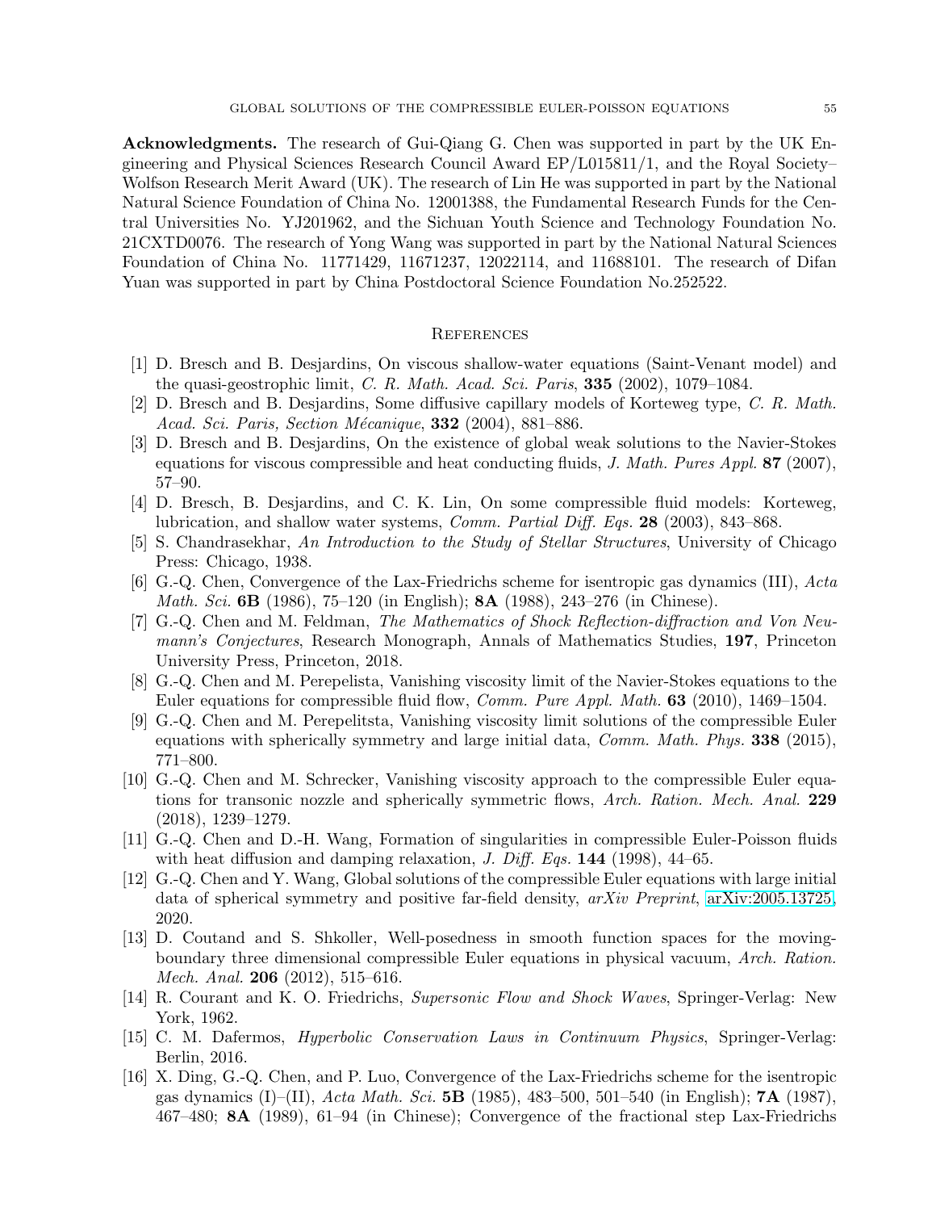**Acknowledgments.** The research of Gui-Qiang G. Chen was supported in part by the UK Engineering and Physical Sciences Research Council Award EP/L015811/1, and the Royal Society–Wolfson Research Merit Award (UK). The research of Lin He was supported in part by the National Natural Science Foundation of China No. 12001388, the Fundamental Research Funds for the Central Universities No. YJ201962, and the Sichuan Youth Science and Technology Foundation No. 21CXTD0076. The research of Yong Wang was supported in part by the National Natural Sciences Foundation of China No. 11771429, 11671237, 12022114, and 11688101. The research of Difan Yuan was supported in part by China Postdoctoral Science Foundation No.252522.

## References

[1] D. Bresch and B. Desjardins, On viscous shallow-water equations (Saint-Venant model) and the quasi-geostrophic limit, *C. R. Math. Acad. Sci. Paris*, **335** (2002), 1079–1084.

[2] D. Bresch and B. Desjardins, Some diffusive capillary models of Korteweg type, *C. R. Math. Acad. Sci. Paris, Section Mécanique*, **332** (2004), 881–886.

[3] D. Bresch and B. Desjardins, On the existence of global weak solutions to the Navier-Stokes equations for viscous compressible and heat conducting fluids, *J. Math. Pures Appl.* **87** (2007), 57–90.

[4] D. Bresch, B. Desjardins, and C. K. Lin, On some compressible fluid models: Korteweg, lubrication, and shallow water systems, *Comm. Partial Diff. Eqs.* **28** (2003), 843–868.

[5] S. Chandrasekhar, *An Introduction to the Study of Stellar Structures*, University of Chicago Press: Chicago, 1938.

[6] G.-Q. Chen, Convergence of the Lax-Friedrichs scheme for isentropic gas dynamics (III), *Acta Math. Sci.* **6B** (1986), 75–120 (in English); **8A** (1988), 243–276 (in Chinese).

[7] G.-Q. Chen and M. Feldman, *The Mathematics of Shock Reflection-diffraction and Von Neumann's Conjectures*, Research Monograph, Annals of Mathematics Studies, **197**, Princeton University Press, Princeton, 2018.

[8] G.-Q. Chen and M. Perepelista, Vanishing viscosity limit of the Navier-Stokes equations to the Euler equations for compressible fluid flow, *Comm. Pure Appl. Math.* **63** (2010), 1469–1504.

[9] G.-Q. Chen and M. Perepelitsta, Vanishing viscosity limit solutions of the compressible Euler equations with spherically symmetry and large initial data, *Comm. Math. Phys.* **338** (2015), 771–800.

[10] G.-Q. Chen and M. Schrecker, Vanishing viscosity approach to the compressible Euler equations for transonic nozzle and spherically symmetric flows, *Arch. Ration. Mech. Anal.* **229** (2018), 1239–1279.

[11] G.-Q. Chen and D.-H. Wang, Formation of singularities in compressible Euler-Poisson fluids with heat diffusion and damping relaxation, *J. Diff. Eqs.* **144** (1998), 44–65.

[12] G.-Q. Chen and Y. Wang, Global solutions of the compressible Euler equations with large initial data of spherical symmetry and positive far-field density, *arXiv Preprint*, arXiv:2005.13725, 2020.

[13] D. Coutand and S. Shkoller, Well-posedness in smooth function spaces for the moving-boundary three dimensional compressible Euler equations in physical vacuum, *Arch. Ration. Mech. Anal.* **206** (2012), 515–616.

[14] R. Courant and K. O. Friedrichs, *Supersonic Flow and Shock Waves*, Springer-Verlag: New York, 1962.

[15] C. M. Dafermos, *Hyperbolic Conservation Laws in Continuum Physics*, Springer-Verlag: Berlin, 2016.

[16] X. Ding, G.-Q. Chen, and P. Luo, Convergence of the Lax-Friedrichs scheme for the isentropic gas dynamics (I)–(II), *Acta Math. Sci.* **5B** (1985), 483–500, 501–540 (in English); **7A** (1987), 467–480; **8A** (1989), 61–94 (in Chinese); Convergence of the fractional step Lax-Friedrichs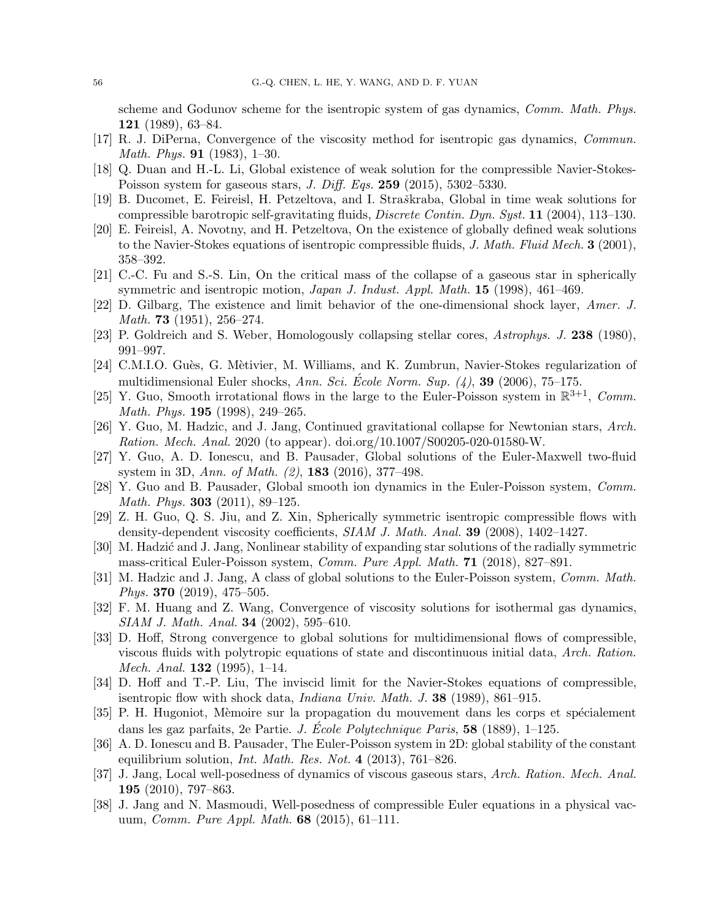scheme and Godunov scheme for the isentropic system of gas dynamics, *Comm. Math. Phys.* **121** (1989), 63–84.

[17] R. J. DiPerna, Convergence of the viscosity method for isentropic gas dynamics, *Commun. Math. Phys.* **91** (1983), 1–30.

[18] Q. Duan and H.-L. Li, Global existence of weak solution for the compressible Navier-Stokes-Poisson system for gaseous stars, *J. Diff. Eqs.* **259** (2015), 5302–5330.

[19] B. Ducomet, E. Feireisl, H. Petzeltova, and I. Straškraba, Global in time weak solutions for compressible barotropic self-gravitating fluids, *Discrete Contin. Dyn. Syst.* **11** (2004), 113–130.

[20] E. Feireisl, A. Novotny, and H. Petzeltova, On the existence of globally defined weak solutions to the Navier-Stokes equations of isentropic compressible fluids, *J. Math. Fluid Mech.* **3** (2001), 358–392.

[21] C.-C. Fu and S.-S. Lin, On the critical mass of the collapse of a gaseous star in spherically symmetric and isentropic motion, *Japan J. Indust. Appl. Math.* **15** (1998), 461–469.

[22] D. Gilbarg, The existence and limit behavior of the one-dimensional shock layer, *Amer. J. Math.* **73** (1951), 256–274.

[23] P. Goldreich and S. Weber, Homologously collapsing stellar cores, *Astrophys. J.* **238** (1980), 991–997.

[24] C.M.I.O. Guès, G. Mètivier, M. Williams, and K. Zumbrun, Navier-Stokes regularization of multidimensional Euler shocks, *Ann. Sci. École Norm. Sup. (4)*, **39** (2006), 75–175.

[25] Y. Guo, Smooth irrotational flows in the large to the Euler-Poisson system in $\mathbb{R}^{3+1}$, *Comm. Math. Phys.* **195** (1998), 249–265.

[26] Y. Guo, M. Hadzic, and J. Jang, Continued gravitational collapse for Newtonian stars, *Arch. Ration. Mech. Anal.* 2020 (to appear). doi.org/10.1007/S00205-020-01580-W.

[27] Y. Guo, A. D. Ionescu, and B. Pausader, Global solutions of the Euler-Maxwell two-fluid system in 3D, *Ann. of Math. (2)*, **183** (2016), 377–498.

[28] Y. Guo and B. Pausader, Global smooth ion dynamics in the Euler-Poisson system, *Comm. Math. Phys.* **303** (2011), 89–125.

[29] Z. H. Guo, Q. S. Jiu, and Z. Xin, Spherically symmetric isentropic compressible flows with density-dependent viscosity coefficients, *SIAM J. Math. Anal.* **39** (2008), 1402–1427.

[30] M. Hadzić and J. Jang, Nonlinear stability of expanding star solutions of the radially symmetric mass-critical Euler-Poisson system, *Comm. Pure Appl. Math.* **71** (2018), 827–891.

[31] M. Hadzic and J. Jang, A class of global solutions to the Euler-Poisson system, *Comm. Math. Phys.* **370** (2019), 475–505.

[32] F. M. Huang and Z. Wang, Convergence of viscosity solutions for isothermal gas dynamics, *SIAM J. Math. Anal.* **34** (2002), 595–610.

[33] D. Hoff, Strong convergence to global solutions for multidimensional flows of compressible, viscous fluids with polytropic equations of state and discontinuous initial data, *Arch. Ration. Mech. Anal.* **132** (1995), 1–14.

[34] D. Hoff and T.-P. Liu, The inviscid limit for the Navier-Stokes equations of compressible, isentropic flow with shock data, *Indiana Univ. Math. J.* **38** (1989), 861–915.

[35] P. H. Hugoniot, Mèmoire sur la propagation du mouvement dans les corps et spécialement dans les gaz parfaits, 2e Partie. *J. École Polytechnique Paris*, **58** (1889), 1–125.

[36] A. D. Ionescu and B. Pausader, The Euler-Poisson system in 2D: global stability of the constant equilibrium solution, *Int. Math. Res. Not.* **4** (2013), 761–826.

[37] J. Jang, Local well-posedness of dynamics of viscous gaseous stars, *Arch. Ration. Mech. Anal.* **195** (2010), 797–863.

[38] J. Jang and N. Masmoudi, Well-posedness of compressible Euler equations in a physical vacuum, *Comm. Pure Appl. Math.* **68** (2015), 61–111.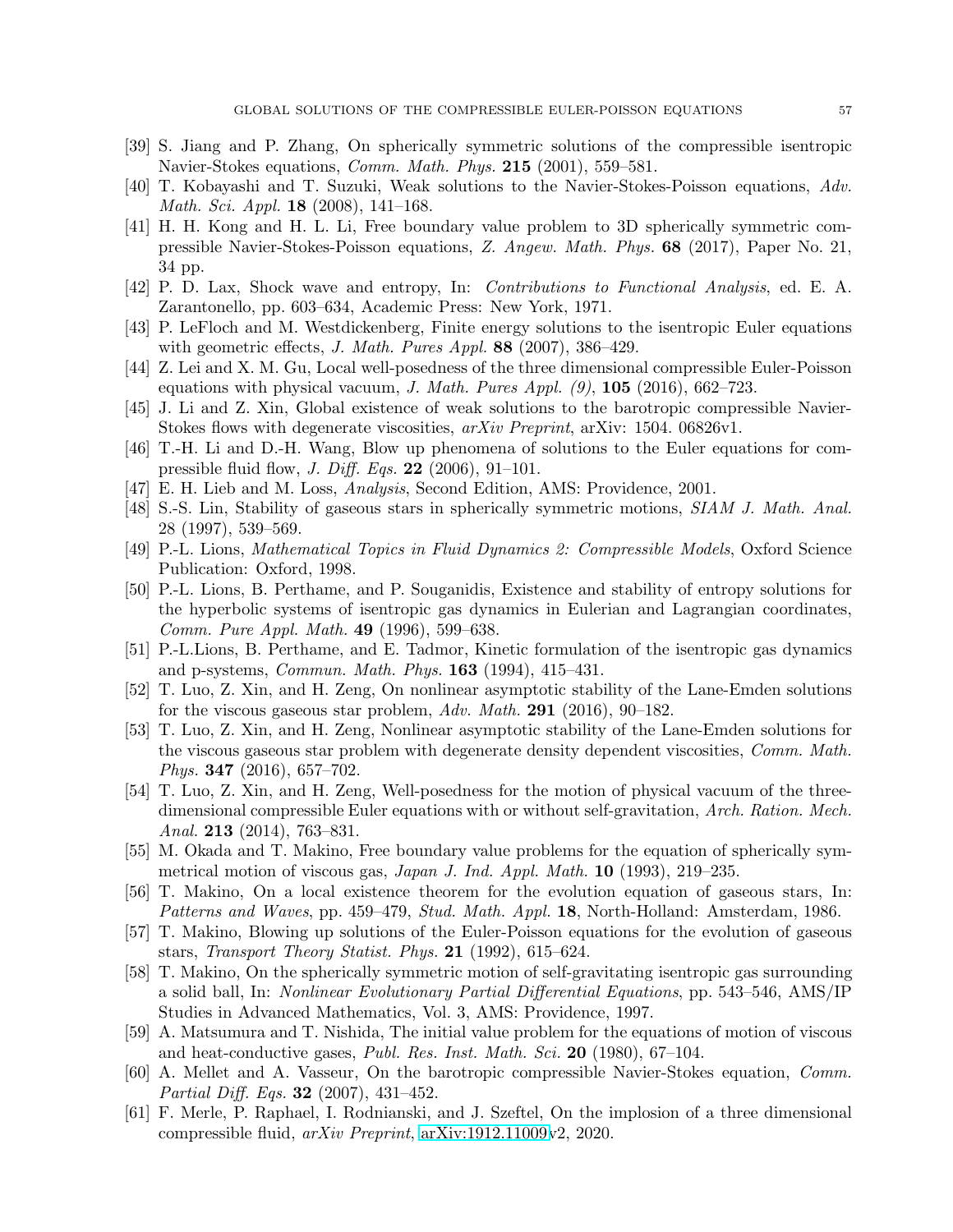[39] S. Jiang and P. Zhang, On spherically symmetric solutions of the compressible isentropic Navier-Stokes equations, *Comm. Math. Phys.* **215** (2001), 559–581.

[40] T. Kobayashi and T. Suzuki, Weak solutions to the Navier-Stokes-Poisson equations, *Adv. Math. Sci. Appl.* **18** (2008), 141–168.

[41] H. H. Kong and H. L. Li, Free boundary value problem to 3D spherically symmetric compressible Navier-Stokes-Poisson equations, *Z. Angew. Math. Phys.* **68** (2017), Paper No. 21, 34 pp.

[42] P. D. Lax, Shock wave and entropy, In: *Contributions to Functional Analysis*, ed. E. A. Zarantonello, pp. 603–634, Academic Press: New York, 1971.

[43] P. LeFloch and M. Westdickenberg, Finite energy solutions to the isentropic Euler equations with geometric effects, *J. Math. Pures Appl.* **88** (2007), 386–429.

[44] Z. Lei and X. M. Gu, Local well-posedness of the three dimensional compressible Euler-Poisson equations with physical vacuum, *J. Math. Pures Appl. (9)*, **105** (2016), 662–723.

[45] J. Li and Z. Xin, Global existence of weak solutions to the barotropic compressible Navier-Stokes flows with degenerate viscosities, *arXiv Preprint*, arXiv: 1504. 06826v1.

[46] T.-H. Li and D.-H. Wang, Blow up phenomena of solutions to the Euler equations for compressible fluid flow, *J. Diff. Eqs.* **22** (2006), 91–101.

[47] E. H. Lieb and M. Loss, *Analysis*, Second Edition, AMS: Providence, 2001.

[48] S.-S. Lin, Stability of gaseous stars in spherically symmetric motions, *SIAM J. Math. Anal.* 28 (1997), 539–569.

[49] P.-L. Lions, *Mathematical Topics in Fluid Dynamics 2: Compressible Models*, Oxford Science Publication: Oxford, 1998.

[50] P.-L. Lions, B. Perthame, and P. Souganidis, Existence and stability of entropy solutions for the hyperbolic systems of isentropic gas dynamics in Eulerian and Lagrangian coordinates, *Comm. Pure Appl. Math.* **49** (1996), 599–638.

[51] P.-L.Lions, B. Perthame, and E. Tadmor, Kinetic formulation of the isentropic gas dynamics and p-systems, *Commun. Math. Phys.* **163** (1994), 415–431.

[52] T. Luo, Z. Xin, and H. Zeng, On nonlinear asymptotic stability of the Lane-Emden solutions for the viscous gaseous star problem, *Adv. Math.* **291** (2016), 90–182.

[53] T. Luo, Z. Xin, and H. Zeng, Nonlinear asymptotic stability of the Lane-Emden solutions for the viscous gaseous star problem with degenerate density dependent viscosities, *Comm. Math. Phys.* **347** (2016), 657–702.

[54] T. Luo, Z. Xin, and H. Zeng, Well-posedness for the motion of physical vacuum of the three-dimensional compressible Euler equations with or without self-gravitation, *Arch. Ration. Mech. Anal.* **213** (2014), 763–831.

[55] M. Okada and T. Makino, Free boundary value problems for the equation of spherically symmetrical motion of viscous gas, *Japan J. Ind. Appl. Math.* **10** (1993), 219–235.

[56] T. Makino, On a local existence theorem for the evolution equation of gaseous stars, In: *Patterns and Waves*, pp. 459–479, *Stud. Math. Appl.* **18**, North-Holland: Amsterdam, 1986.

[57] T. Makino, Blowing up solutions of the Euler-Poisson equations for the evolution of gaseous stars, *Transport Theory Statist. Phys.* **21** (1992), 615–624.

[58] T. Makino, On the spherically symmetric motion of self-gravitating isentropic gas surrounding a solid ball, In: *Nonlinear Evolutionary Partial Differential Equations*, pp. 543–546, AMS/IP Studies in Advanced Mathematics, Vol. 3, AMS: Providence, 1997.

[59] A. Matsumura and T. Nishida, The initial value problem for the equations of motion of viscous and heat-conductive gases, *Publ. Res. Inst. Math. Sci.* **20** (1980), 67–104.

[60] A. Mellet and A. Vasseur, On the barotropic compressible Navier-Stokes equation, *Comm. Partial Diff. Eqs.* **32** (2007), 431–452.

[61] F. Merle, P. Raphael, I. Rodnianski, and J. Szeftel, On the implosion of a three dimensional compressible fluid, *arXiv Preprint*, arXiv:1912.11009v2, 2020.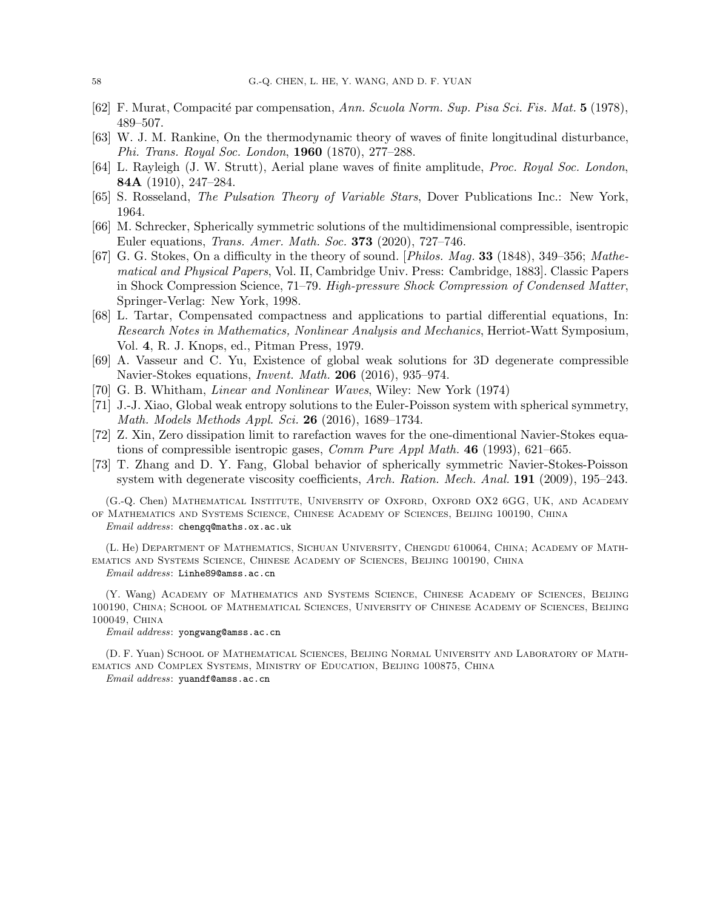[62] F. Murat, Compacité par compensation, *Ann. Scuola Norm. Sup. Pisa Sci. Fis. Mat.* **5** (1978), 489–507.

[63] W. J. M. Rankine, On the thermodynamic theory of waves of finite longitudinal disturbance, *Phi. Trans. Royal Soc. London*, **1960** (1870), 277–288.

[64] L. Rayleigh (J. W. Strutt), Aerial plane waves of finite amplitude, *Proc. Royal Soc. London*, **84A** (1910), 247–284.

[65] S. Rosseland, *The Pulsation Theory of Variable Stars*, Dover Publications Inc.: New York, 1964.

[66] M. Schrecker, Spherically symmetric solutions of the multidimensional compressible, isentropic Euler equations, *Trans. Amer. Math. Soc.* **373** (2020), 727–746.

[67] G. G. Stokes, On a difficulty in the theory of sound. [*Philos. Mag.* **33** (1848), 349–356; *Mathematical and Physical Papers*, Vol. II, Cambridge Univ. Press: Cambridge, 1883]. Classic Papers in Shock Compression Science, 71–79. *High-pressure Shock Compression of Condensed Matter*, Springer-Verlag: New York, 1998.

[68] L. Tartar, Compensated compactness and applications to partial differential equations, In: *Research Notes in Mathematics, Nonlinear Analysis and Mechanics*, Herriot-Watt Symposium, Vol. **4**, R. J. Knops, ed., Pitman Press, 1979.

[69] A. Vasseur and C. Yu, Existence of global weak solutions for 3D degenerate compressible Navier-Stokes equations, *Invent. Math.* **206** (2016), 935–974.

[70] G. B. Whitham, *Linear and Nonlinear Waves*, Wiley: New York (1974)

[71] J.-J. Xiao, Global weak entropy solutions to the Euler-Poisson system with spherical symmetry, *Math. Models Methods Appl. Sci.* **26** (2016), 1689–1734.

[72] Z. Xin, Zero dissipation limit to rarefaction waves for the one-dimentional Navier-Stokes equations of compressible isentropic gases, *Comm Pure Appl Math.* **46** (1993), 621–665.

[73] T. Zhang and D. Y. Fang, Global behavior of spherically symmetric Navier-Stokes-Poisson system with degenerate viscosity coefficients, *Arch. Ration. Mech. Anal.* **191** (2009), 195–243.

(G.-Q. Chen) Mathematical Institute, University of Oxford, Oxford OX2 6GG, UK, and Academy of Mathematics and Systems Science, Chinese Academy of Sciences, Beijing 100190, China
*Email address*: chengq@maths.ox.ac.uk

(L. He) Department of Mathematics, Sichuan University, Chengdu 610064, China; Academy of Mathematics and Systems Science, Chinese Academy of Sciences, Beijing 100190, China
*Email address*: Linhe89@amss.ac.cn

(Y. Wang) Academy of Mathematics and Systems Science, Chinese Academy of Sciences, Beijing 100190, China; School of Mathematical Sciences, University of Chinese Academy of Sciences, Beijing 100049, China
*Email address*: yongwang@amss.ac.cn

(D. F. Yuan) School of Mathematical Sciences, Beijing Normal University and Laboratory of Mathematics and Complex Systems, Ministry of Education, Beijing 100875, China
*Email address*: yuandf@amss.ac.cn